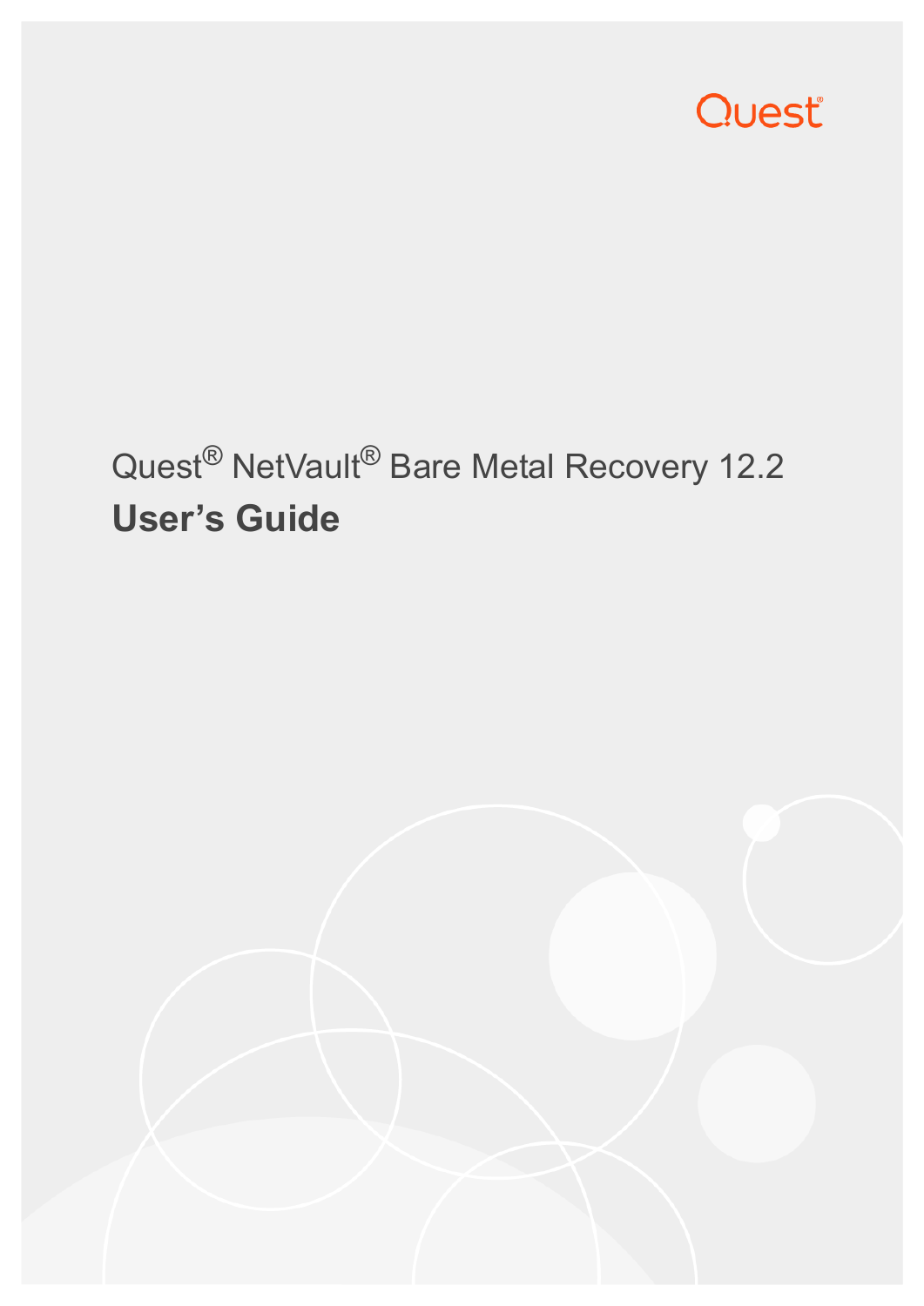Quest

# Quest® NetVault® Bare Metal Recovery 12.2

## User's Guide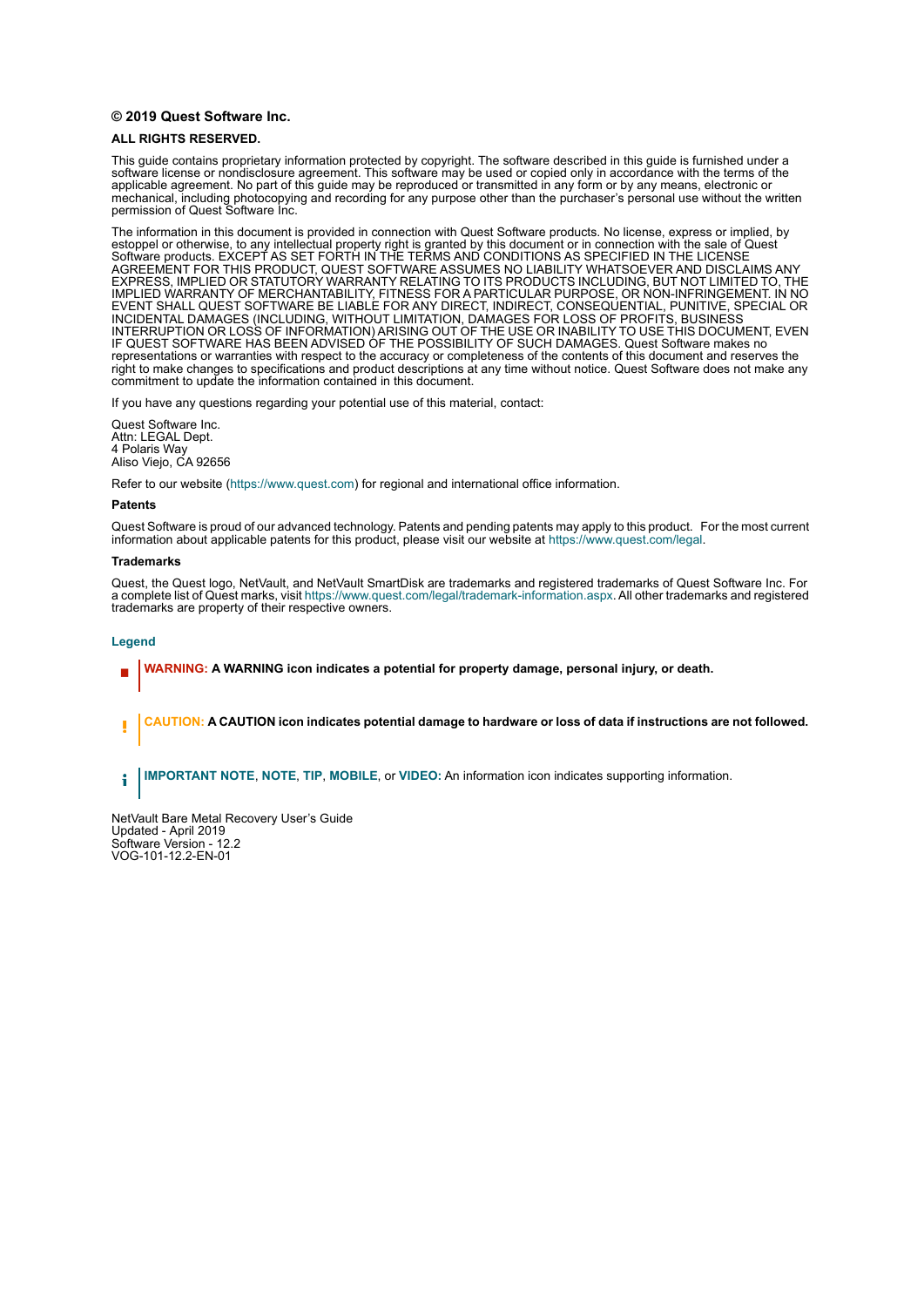**© 2019 Quest Software Inc.**

**ALL RIGHTS RESERVED.**

This guide contains proprietary information protected by copyright. The software described in this guide is furnished under a software license or nondisclosure agreement. This software may be used or copied only in accordance with the terms of the applicable agreement. No part of this guide may be reproduced or transmitted in any form or by any means, electronic or mechanical, including photocopying and recording for any purpose other than the purchaser's personal use without the written permission of Quest Software Inc.

The information in this document is provided in connection with Quest Software products. No license, express or implied, by estoppel or otherwise, to any intellectual property right is granted by this document or in connection with the sale of Quest Software products. EXCEPT AS SET FORTH IN THE TERMS AND CONDITIONS AS SPECIFIED IN THE LICENSE AGREEMENT FOR THIS PRODUCT, QUEST SOFTWARE ASSUMES NO LIABILITY WHATSOEVER AND DISCLAIMS ANY EXPRESS, IMPLIED OR STATUTORY WARRANTY RELATING TO ITS PRODUCTS INCLUDING, BUT NOT LIMITED TO, THE IMPLIED WARRANTY OF MERCHANTABILITY, FITNESS FOR A PARTICULAR PURPOSE, OR NON-INFRINGEMENT. IN NO EVENT SHALL QUEST SOFTWARE BE LIABLE FOR ANY DIRECT, INDIRECT, CONSEQUENTIAL, PUNITIVE, SPECIAL OR INCIDENTAL DAMAGES (INCLUDING, WITHOUT LIMITATION, DAMAGES FOR LOSS OF PROFITS, BUSINESS INTERRUPTION OR LOSS OF INFORMATION) ARISING OUT OF THE USE OR INABILITY TO USE THIS DOCUMENT, EVEN IF QUEST SOFTWARE HAS BEEN ADVISED OF THE POSSIBILITY OF SUCH DAMAGES. Quest Software makes no representations or warranties with respect to the accuracy or completeness of the contents of this document and reserves the right to make changes to specifications and product descriptions at any time without notice. Quest Software does not make any commitment to update the information contained in this document.

If you have any questions regarding your potential use of this material, contact:

Quest Software Inc.
Attn: LEGAL Dept.
4 Polaris Way
Aliso Viejo, CA 92656

Refer to our website (https://www.quest.com) for regional and international office information.

**Patents**

Quest Software is proud of our advanced technology. Patents and pending patents may apply to this product. For the most current information about applicable patents for this product, please visit our website at https://www.quest.com/legal.

**Trademarks**

Quest, the Quest logo, NetVault, and NetVault SmartDisk are trademarks and registered trademarks of Quest Software Inc. For a complete list of Quest marks, visit https://www.quest.com/legal/trademark-information.aspx. All other trademarks and registered trademarks are property of their respective owners.

**Legend**

**WARNING: A WARNING icon indicates a potential for property damage, personal injury, or death.**

**CAUTION: A CAUTION icon indicates potential damage to hardware or loss of data if instructions are not followed.**

**IMPORTANT NOTE**, **NOTE**, **TIP**, **MOBILE**, or **VIDEO:** An information icon indicates supporting information.

NetVault Bare Metal Recovery User's Guide
Updated - April 2019
Software Version - 12.2
VOG-101-12.2-EN-01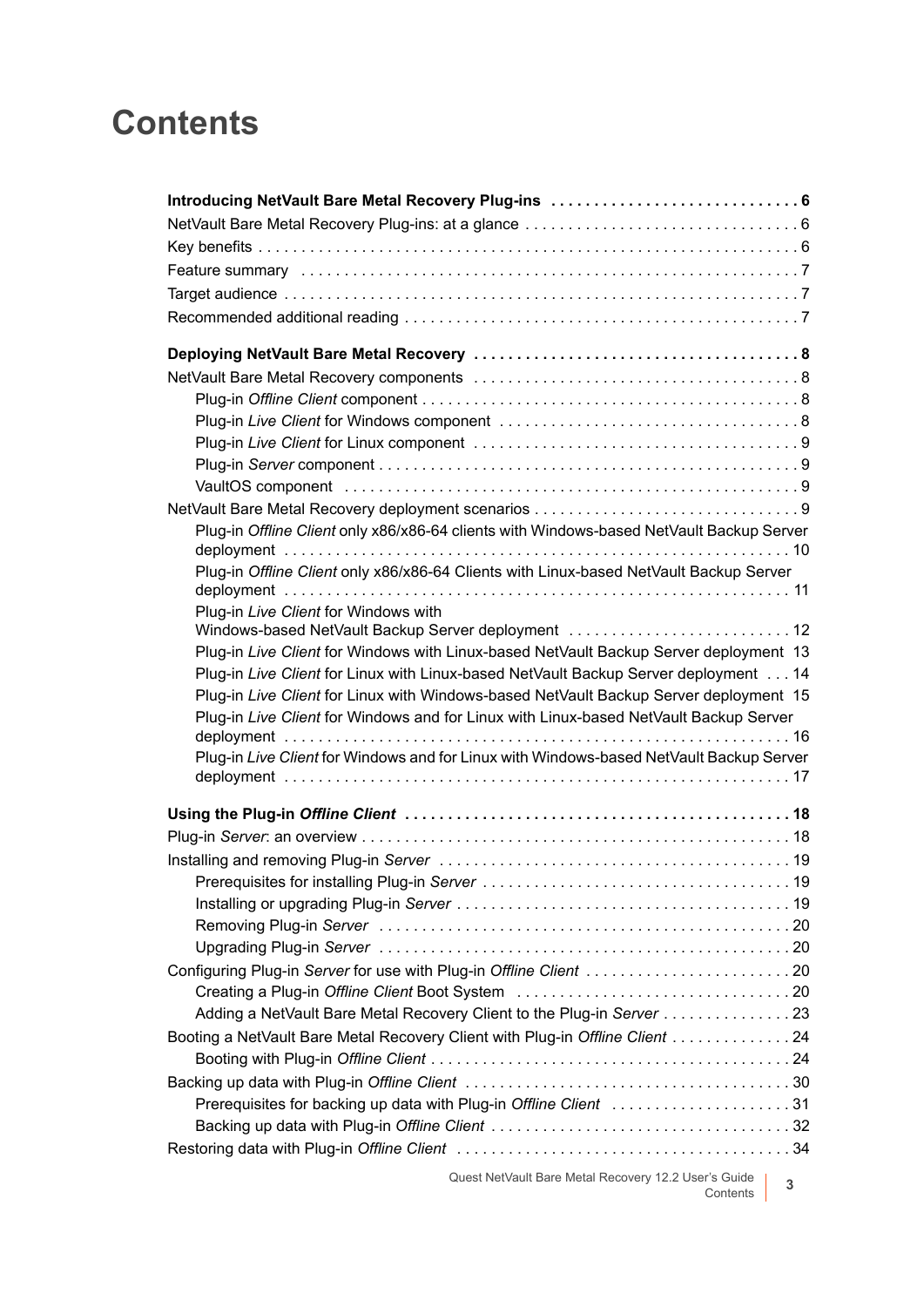# Contents

**Introducing NetVault Bare Metal Recovery Plug-ins . . . . . . . . . . . . . . . . . . . . . . . . . . . . 6**

NetVault Bare Metal Recovery Plug-ins: at a glance . . . . . . . . . . . . . . . . . . . . . . . . . . . . . . . 6

Key benefits . . . . . . . . . . . . . . . . . . . . . . . . . . . . . . . . . . . . . . . . . . . . . . . . . . . . . . . . . . . . . 6

Feature summary . . . . . . . . . . . . . . . . . . . . . . . . . . . . . . . . . . . . . . . . . . . . . . . . . . . . . . . . . 7

Target audience . . . . . . . . . . . . . . . . . . . . . . . . . . . . . . . . . . . . . . . . . . . . . . . . . . . . . . . . . . 7

Recommended additional reading . . . . . . . . . . . . . . . . . . . . . . . . . . . . . . . . . . . . . . . . . . . . . 7

**Deploying NetVault Bare Metal Recovery . . . . . . . . . . . . . . . . . . . . . . . . . . . . . . . . . . . . . 8**

NetVault Bare Metal Recovery components . . . . . . . . . . . . . . . . . . . . . . . . . . . . . . . . . . . . . 8

- Plug-in *Offline Client* component . . . . . . . . . . . . . . . . . . . . . . . . . . . . . . . . . . . . . . . . . . 8
- Plug-in *Live Client* for Windows component . . . . . . . . . . . . . . . . . . . . . . . . . . . . . . . . . . 8
- Plug-in *Live Client* for Linux component . . . . . . . . . . . . . . . . . . . . . . . . . . . . . . . . . . . . . 9
- Plug-in *Server* component . . . . . . . . . . . . . . . . . . . . . . . . . . . . . . . . . . . . . . . . . . . . . . . . 9
- VaultOS component . . . . . . . . . . . . . . . . . . . . . . . . . . . . . . . . . . . . . . . . . . . . . . . . . . . . 9

NetVault Bare Metal Recovery deployment scenarios . . . . . . . . . . . . . . . . . . . . . . . . . . . . . . 9

- Plug-in *Offline Client* only x86/x86-64 clients with Windows-based NetVault Backup Server deployment . . . . . . . . . . . . . . . . . . . . . . . . . . . . . . . . . . . . . . . . . . . . . . . . . . . . . . . . . 10
- Plug-in *Offline Client* only x86/x86-64 Clients with Linux-based NetVault Backup Server deployment . . . . . . . . . . . . . . . . . . . . . . . . . . . . . . . . . . . . . . . . . . . . . . . . . . . . . . . . . . 11
- Plug-in *Live Client* for Windows with Windows-based NetVault Backup Server deployment . . . . . . . . . . . . . . . . . . . . . . . . . . 12
- Plug-in *Live Client* for Windows with Linux-based NetVault Backup Server deployment 13
- Plug-in *Live Client* for Linux with Linux-based NetVault Backup Server deployment . . . 14
- Plug-in *Live Client* for Linux with Windows-based NetVault Backup Server deployment 15
- Plug-in *Live Client* for Windows and for Linux with Linux-based NetVault Backup Server deployment . . . . . . . . . . . . . . . . . . . . . . . . . . . . . . . . . . . . . . . . . . . . . . . . . . . . . . . . . . 16
- Plug-in *Live Client* for Windows and for Linux with Windows-based NetVault Backup Server deployment . . . . . . . . . . . . . . . . . . . . . . . . . . . . . . . . . . . . . . . . . . . . . . . . . . . . . . . . . . 17

**Using the Plug-in *Offline Client* . . . . . . . . . . . . . . . . . . . . . . . . . . . . . . . . . . . . . . . . . . . . . 18**

Plug-in *Server*: an overview . . . . . . . . . . . . . . . . . . . . . . . . . . . . . . . . . . . . . . . . . . . . . . . . . 18

Installing and removing Plug-in *Server* . . . . . . . . . . . . . . . . . . . . . . . . . . . . . . . . . . . . . . . . . 19

- Prerequisites for installing Plug-in *Server* . . . . . . . . . . . . . . . . . . . . . . . . . . . . . . . . . . . . 19
- Installing or upgrading Plug-in *Server* . . . . . . . . . . . . . . . . . . . . . . . . . . . . . . . . . . . . . . . 19
- Removing Plug-in *Server* . . . . . . . . . . . . . . . . . . . . . . . . . . . . . . . . . . . . . . . . . . . . . . . . 20
- Upgrading Plug-in *Server* . . . . . . . . . . . . . . . . . . . . . . . . . . . . . . . . . . . . . . . . . . . . . . . . 20

Configuring Plug-in *Server* for use with Plug-in *Offline Client* . . . . . . . . . . . . . . . . . . . . . . . . 20

- Creating a Plug-in *Offline Client* Boot System . . . . . . . . . . . . . . . . . . . . . . . . . . . . . . . . . 20
- Adding a NetVault Bare Metal Recovery Client to the Plug-in *Server* . . . . . . . . . . . . . . . 23

Booting a NetVault Bare Metal Recovery Client with Plug-in *Offline Client* . . . . . . . . . . . . . . 24

- Booting with Plug-in *Offline Client* . . . . . . . . . . . . . . . . . . . . . . . . . . . . . . . . . . . . . . . . . . 24

Backing up data with Plug-in *Offline Client* . . . . . . . . . . . . . . . . . . . . . . . . . . . . . . . . . . . . . . 30

- Prerequisites for backing up data with Plug-in *Offline Client* . . . . . . . . . . . . . . . . . . . . . 31
- Backing up data with Plug-in *Offline Client* . . . . . . . . . . . . . . . . . . . . . . . . . . . . . . . . . . . 32

Restoring data with Plug-in *Offline Client* . . . . . . . . . . . . . . . . . . . . . . . . . . . . . . . . . . . . . . . 34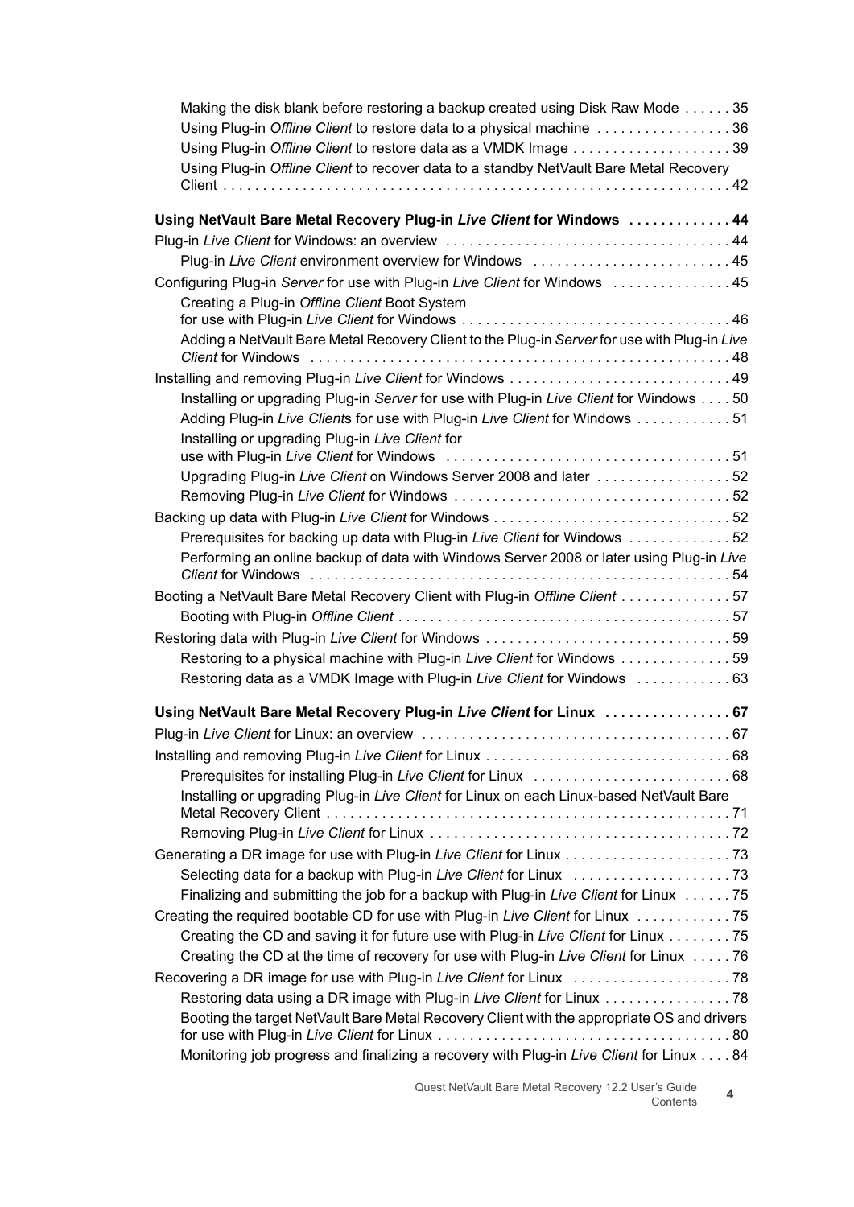Making the disk blank before restoring a backup created using Disk Raw Mode . . . . . . 35
Using Plug-in *Offline Client* to restore data to a physical machine . . . . . . . . . . . . . . . . . 36
Using Plug-in *Offline Client* to restore data as a VMDK Image . . . . . . . . . . . . . . . . . . . . 39
Using Plug-in *Offline Client* to recover data to a standby NetVault Bare Metal Recovery Client . . . . . . . . . . . . . . . . . . . . . . . . . . . . . . . . . . . . . . . . . . . . . . . . . . . . . . . . . . . . . . . . . 42

**Using NetVault Bare Metal Recovery Plug-in *Live Client* for Windows . . . . . . . . . . . . . 44**

Plug-in *Live Client* for Windows: an overview . . . . . . . . . . . . . . . . . . . . . . . . . . . . . . . . . . . . 44
Plug-in *Live Client* environment overview for Windows . . . . . . . . . . . . . . . . . . . . . . . . . 45
Configuring Plug-in *Server* for use with Plug-in *Live Client* for Windows . . . . . . . . . . . . . . . 45
Creating a Plug-in *Offline Client* Boot System for use with Plug-in *Live Client* for Windows . . . . . . . . . . . . . . . . . . . . . . . . . . . . . . . . . . 46
Adding a NetVault Bare Metal Recovery Client to the Plug-in *Server* for use with Plug-in *Live Client* for Windows . . . . . . . . . . . . . . . . . . . . . . . . . . . . . . . . . . . . . . . . . . . . . . . . . . . . . 48
Installing and removing Plug-in *Live Client* for Windows . . . . . . . . . . . . . . . . . . . . . . . . . . . . 49
Installing or upgrading Plug-in *Server* for use with Plug-in *Live Client* for Windows . . . . 50
Adding Plug-in *Live Client*s for use with Plug-in *Live Client* for Windows . . . . . . . . . . . . 51
Installing or upgrading Plug-in *Live Client* for use with Plug-in *Live Client* for Windows . . . . . . . . . . . . . . . . . . . . . . . . . . . . . . . . . . . . 51
Upgrading Plug-in *Live Client* on Windows Server 2008 and later . . . . . . . . . . . . . . . . . 52
Removing Plug-in *Live Client* for Windows . . . . . . . . . . . . . . . . . . . . . . . . . . . . . . . . . . . 52
Backing up data with Plug-in *Live Client* for Windows . . . . . . . . . . . . . . . . . . . . . . . . . . . . . . 52
Prerequisites for backing up data with Plug-in *Live Client* for Windows . . . . . . . . . . . . . 52
Performing an online backup of data with Windows Server 2008 or later using Plug-in *Live Client* for Windows . . . . . . . . . . . . . . . . . . . . . . . . . . . . . . . . . . . . . . . . . . . . . . . . . . . . . 54
Booting a NetVault Bare Metal Recovery Client with Plug-in *Offline Client* . . . . . . . . . . . . . . 57
Booting with Plug-in *Offline Client* . . . . . . . . . . . . . . . . . . . . . . . . . . . . . . . . . . . . . . . . . . 57
Restoring data with Plug-in *Live Client* for Windows . . . . . . . . . . . . . . . . . . . . . . . . . . . . . . . 59
Restoring to a physical machine with Plug-in *Live Client* for Windows . . . . . . . . . . . . . . 59
Restoring data as a VMDK Image with Plug-in *Live Client* for Windows . . . . . . . . . . . . 63

**Using NetVault Bare Metal Recovery Plug-in *Live Client* for Linux . . . . . . . . . . . . . . . . 67**

Plug-in *Live Client* for Linux: an overview . . . . . . . . . . . . . . . . . . . . . . . . . . . . . . . . . . . . . . . 67
Installing and removing Plug-in *Live Client* for Linux . . . . . . . . . . . . . . . . . . . . . . . . . . . . . . . 68
Prerequisites for installing Plug-in *Live Client* for Linux . . . . . . . . . . . . . . . . . . . . . . . . . 68
Installing or upgrading Plug-in *Live Client* for Linux on each Linux-based NetVault Bare Metal Recovery Client . . . . . . . . . . . . . . . . . . . . . . . . . . . . . . . . . . . . . . . . . . . . . . . . . . . 71
Removing Plug-in *Live Client* for Linux . . . . . . . . . . . . . . . . . . . . . . . . . . . . . . . . . . . . . . 72
Generating a DR image for use with Plug-in *Live Client* for Linux . . . . . . . . . . . . . . . . . . . . . 73
Selecting data for a backup with Plug-in *Live Client* for Linux . . . . . . . . . . . . . . . . . . . . 73
Finalizing and submitting the job for a backup with Plug-in *Live Client* for Linux . . . . . . 75
Creating the required bootable CD for use with Plug-in *Live Client* for Linux . . . . . . . . . . . . 75
Creating the CD and saving it for future use with Plug-in *Live Client* for Linux . . . . . . . . 75
Creating the CD at the time of recovery for use with Plug-in *Live Client* for Linux . . . . . 76
Recovering a DR image for use with Plug-in *Live Client* for Linux . . . . . . . . . . . . . . . . . . . . 78
Restoring data using a DR image with Plug-in *Live Client* for Linux . . . . . . . . . . . . . . . . 78
Booting the target NetVault Bare Metal Recovery Client with the appropriate OS and drivers for use with Plug-in *Live Client* for Linux . . . . . . . . . . . . . . . . . . . . . . . . . . . . . . . . . . . . . 80
Monitoring job progress and finalizing a recovery with Plug-in *Live Client* for Linux . . . . 84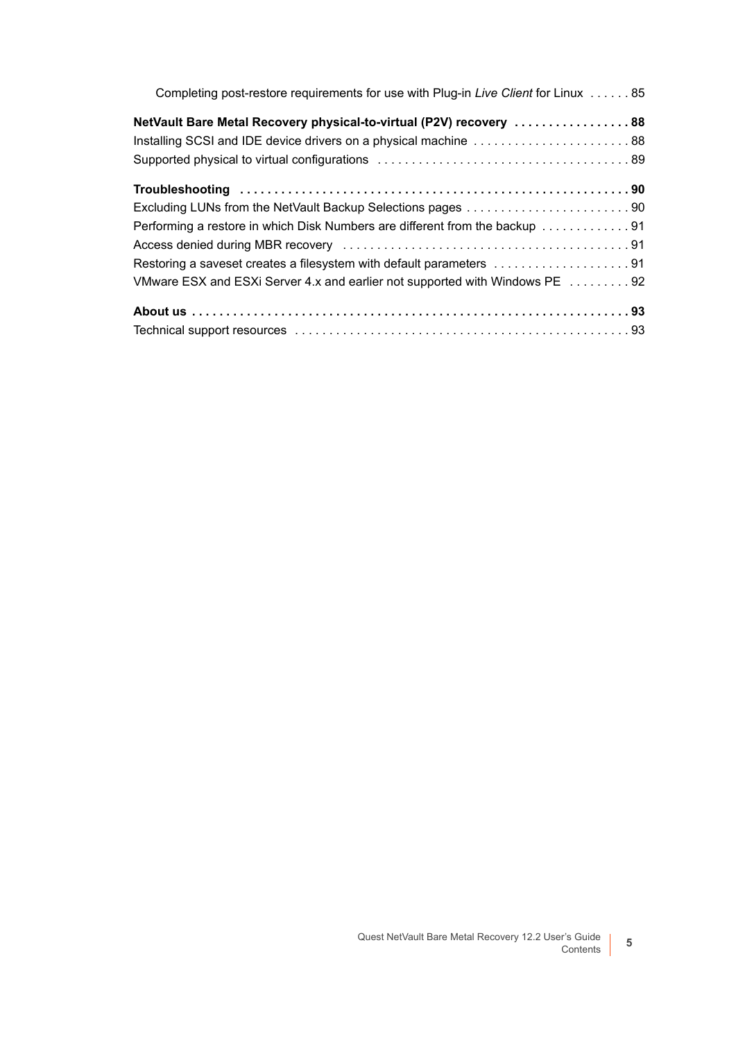Completing post-restore requirements for use with Plug-in *Live Client* for Linux . . . . . . 85

**NetVault Bare Metal Recovery physical-to-virtual (P2V) recovery . . . . . . . . . . . . . . . . . 88**

Installing SCSI and IDE device drivers on a physical machine . . . . . . . . . . . . . . . . . . . . . . . 88

Supported physical to virtual configurations . . . . . . . . . . . . . . . . . . . . . . . . . . . . . . . . . . . . 89

**Troubleshooting . . . . . . . . . . . . . . . . . . . . . . . . . . . . . . . . . . . . . . . . . . . . . . . . . . . . . . . 90**

Excluding LUNs from the NetVault Backup Selections pages . . . . . . . . . . . . . . . . . . . . . . . . 90

Performing a restore in which Disk Numbers are different from the backup . . . . . . . . . . . . . 91

Access denied during MBR recovery . . . . . . . . . . . . . . . . . . . . . . . . . . . . . . . . . . . . . . . . . 91

Restoring a saveset creates a filesystem with default parameters . . . . . . . . . . . . . . . . . . . . 91

VMware ESX and ESXi Server 4.x and earlier not supported with Windows PE . . . . . . . . . 92

**About us . . . . . . . . . . . . . . . . . . . . . . . . . . . . . . . . . . . . . . . . . . . . . . . . . . . . . . . . . . . . . . 93**

Technical support resources . . . . . . . . . . . . . . . . . . . . . . . . . . . . . . . . . . . . . . . . . . . . . . . . 93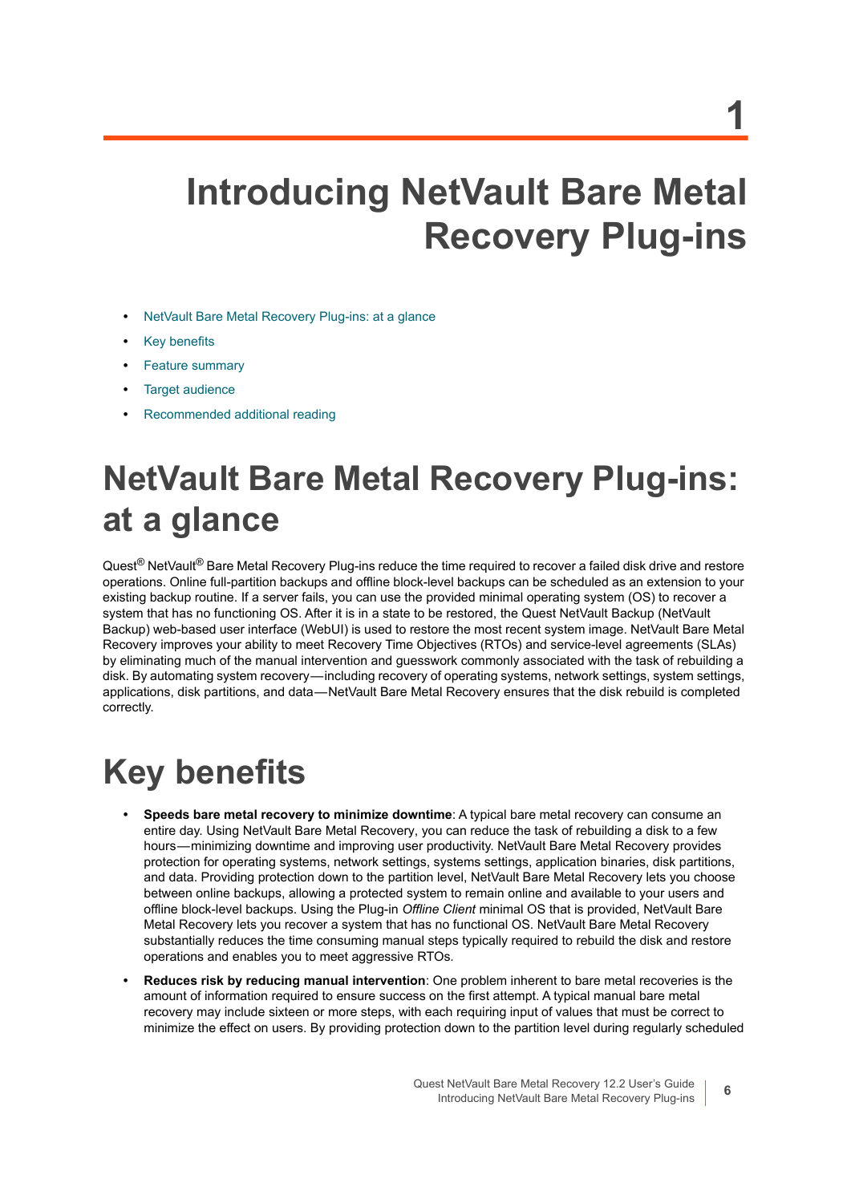# 1

# Introducing NetVault Bare Metal Recovery Plug-ins

- NetVault Bare Metal Recovery Plug-ins: at a glance
- Key benefits
- Feature summary
- Target audience
- Recommended additional reading

## NetVault Bare Metal Recovery Plug-ins: at a glance

Quest® NetVault® Bare Metal Recovery Plug-ins reduce the time required to recover a failed disk drive and restore operations. Online full-partition backups and offline block-level backups can be scheduled as an extension to your existing backup routine. If a server fails, you can use the provided minimal operating system (OS) to recover a system that has no functioning OS. After it is in a state to be restored, the Quest NetVault Backup (NetVault Backup) web-based user interface (WebUI) is used to restore the most recent system image. NetVault Bare Metal Recovery improves your ability to meet Recovery Time Objectives (RTOs) and service-level agreements (SLAs) by eliminating much of the manual intervention and guesswork commonly associated with the task of rebuilding a disk. By automating system recovery—including recovery of operating systems, network settings, system settings, applications, disk partitions, and data—NetVault Bare Metal Recovery ensures that the disk rebuild is completed correctly.

## Key benefits

- **Speeds bare metal recovery to minimize downtime**: A typical bare metal recovery can consume an entire day. Using NetVault Bare Metal Recovery, you can reduce the task of rebuilding a disk to a few hours—minimizing downtime and improving user productivity. NetVault Bare Metal Recovery provides protection for operating systems, network settings, systems settings, application binaries, disk partitions, and data. Providing protection down to the partition level, NetVault Bare Metal Recovery lets you choose between online backups, allowing a protected system to remain online and available to your users and offline block-level backups. Using the Plug-in *Offline Client* minimal OS that is provided, NetVault Bare Metal Recovery lets you recover a system that has no functional OS. NetVault Bare Metal Recovery substantially reduces the time consuming manual steps typically required to rebuild the disk and restore operations and enables you to meet aggressive RTOs.
- **Reduces risk by reducing manual intervention**: One problem inherent to bare metal recoveries is the amount of information required to ensure success on the first attempt. A typical manual bare metal recovery may include sixteen or more steps, with each requiring input of values that must be correct to minimize the effect on users. By providing protection down to the partition level during regularly scheduled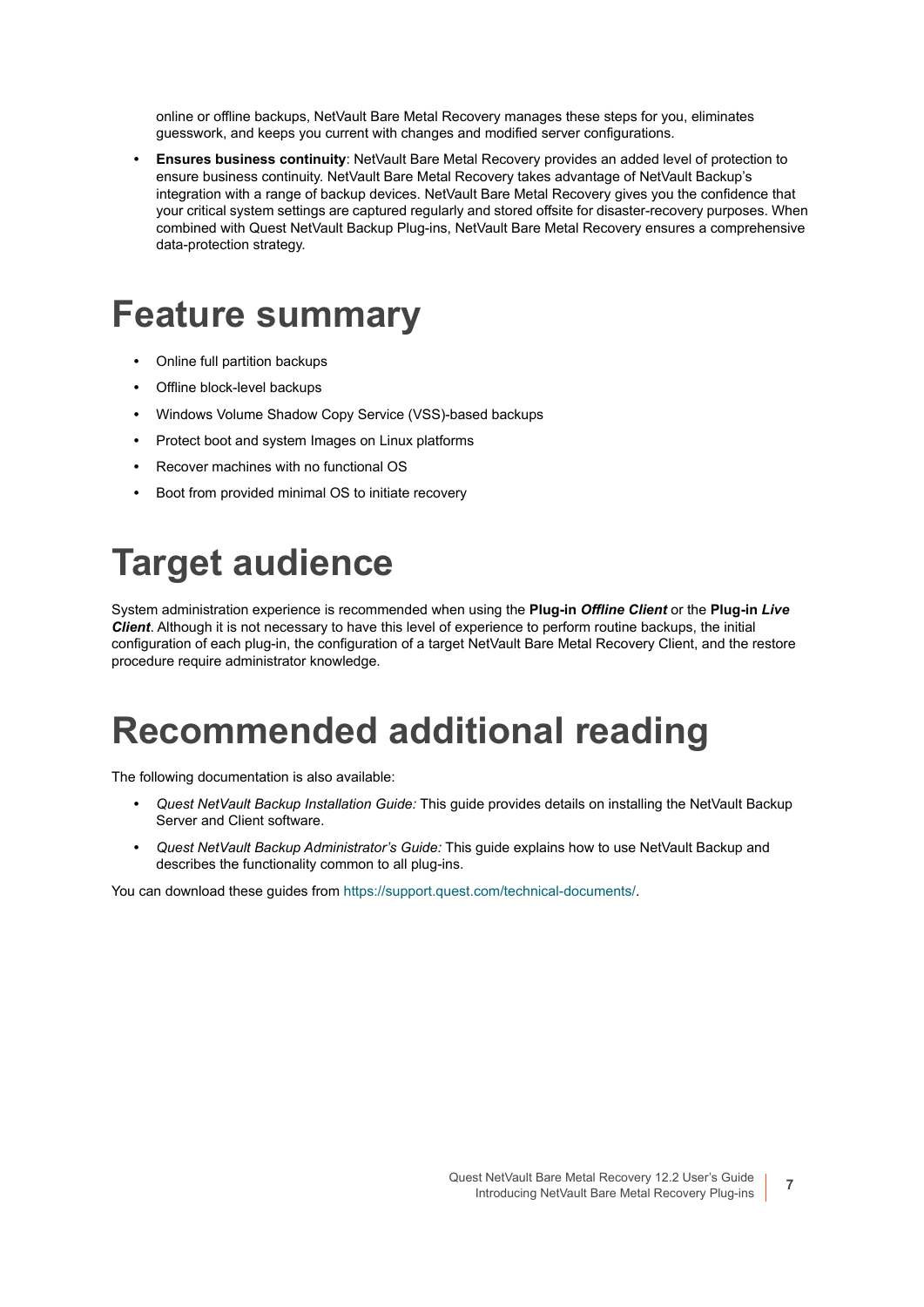online or offline backups, NetVault Bare Metal Recovery manages these steps for you, eliminates guesswork, and keeps you current with changes and modified server configurations.

- **Ensures business continuity**: NetVault Bare Metal Recovery provides an added level of protection to ensure business continuity. NetVault Bare Metal Recovery takes advantage of NetVault Backup's integration with a range of backup devices. NetVault Bare Metal Recovery gives you the confidence that your critical system settings are captured regularly and stored offsite for disaster-recovery purposes. When combined with Quest NetVault Backup Plug-ins, NetVault Bare Metal Recovery ensures a comprehensive data-protection strategy.

# Feature summary

- Online full partition backups
- Offline block-level backups
- Windows Volume Shadow Copy Service (VSS)-based backups
- Protect boot and system Images on Linux platforms
- Recover machines with no functional OS
- Boot from provided minimal OS to initiate recovery

# Target audience

System administration experience is recommended when using the **Plug-in *Offline Client*** or the **Plug-in *Live Client***. Although it is not necessary to have this level of experience to perform routine backups, the initial configuration of each plug-in, the configuration of a target NetVault Bare Metal Recovery Client, and the restore procedure require administrator knowledge.

# Recommended additional reading

The following documentation is also available:

- *Quest NetVault Backup Installation Guide:* This guide provides details on installing the NetVault Backup Server and Client software.
- *Quest NetVault Backup Administrator's Guide:* This guide explains how to use NetVault Backup and describes the functionality common to all plug-ins.

You can download these guides from https://support.quest.com/technical-documents/.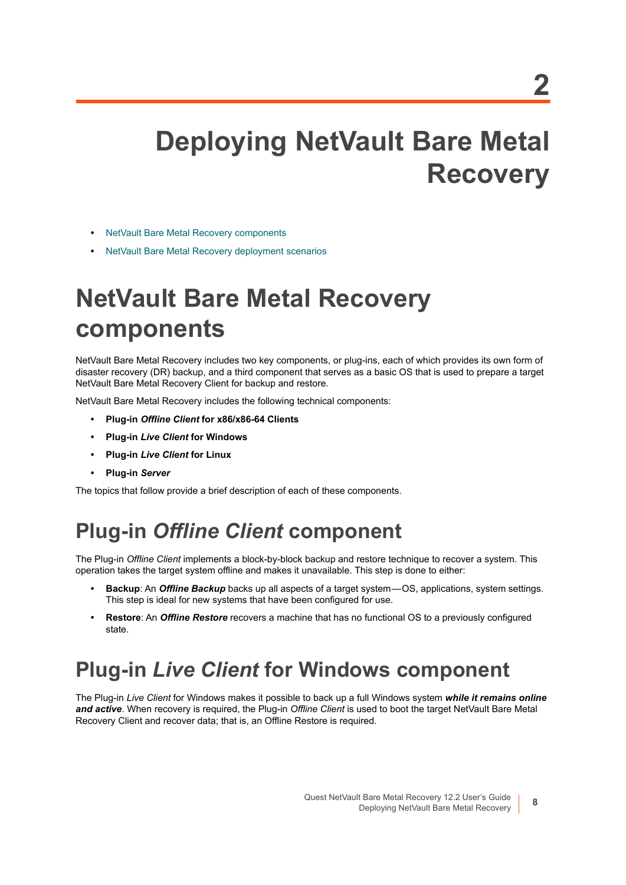# 2

# Deploying NetVault Bare Metal Recovery

- NetVault Bare Metal Recovery components
- NetVault Bare Metal Recovery deployment scenarios

## NetVault Bare Metal Recovery components

NetVault Bare Metal Recovery includes two key components, or plug-ins, each of which provides its own form of disaster recovery (DR) backup, and a third component that serves as a basic OS that is used to prepare a target NetVault Bare Metal Recovery Client for backup and restore.

NetVault Bare Metal Recovery includes the following technical components:

- **Plug-in *Offline Client* for x86/x86-64 Clients**
- **Plug-in *Live Client* for Windows**
- **Plug-in *Live Client* for Linux**
- **Plug-in *Server***

The topics that follow provide a brief description of each of these components.

### Plug-in *Offline Client* component

The Plug-in *Offline Client* implements a block-by-block backup and restore technique to recover a system. This operation takes the target system offline and makes it unavailable. This step is done to either:

- **Backup**: An ***Offline Backup*** backs up all aspects of a target system—OS, applications, system settings. This step is ideal for new systems that have been configured for use.
- **Restore**: An ***Offline Restore*** recovers a machine that has no functional OS to a previously configured state.

### Plug-in *Live Client* for Windows component

The Plug-in *Live Client* for Windows makes it possible to back up a full Windows system ***while it remains online and active***. When recovery is required, the Plug-in *Offline Client* is used to boot the target NetVault Bare Metal Recovery Client and recover data; that is, an Offline Restore is required.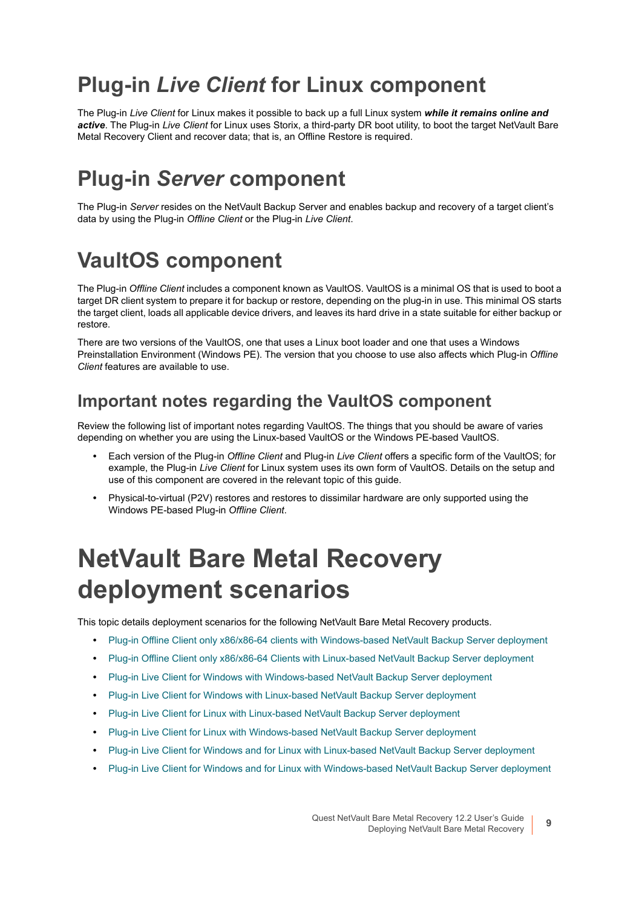# Plug-in *Live Client* for Linux component

The Plug-in *Live Client* for Linux makes it possible to back up a full Linux system ***while it remains online and active***. The Plug-in *Live Client* for Linux uses Storix, a third-party DR boot utility, to boot the target NetVault Bare Metal Recovery Client and recover data; that is, an Offline Restore is required.

# Plug-in *Server* component

The Plug-in *Server* resides on the NetVault Backup Server and enables backup and recovery of a target client's data by using the Plug-in *Offline Client* or the Plug-in *Live Client*.

# VaultOS component

The Plug-in *Offline Client* includes a component known as VaultOS. VaultOS is a minimal OS that is used to boot a target DR client system to prepare it for backup or restore, depending on the plug-in in use. This minimal OS starts the target client, loads all applicable device drivers, and leaves its hard drive in a state suitable for either backup or restore.

There are two versions of the VaultOS, one that uses a Linux boot loader and one that uses a Windows Preinstallation Environment (Windows PE). The version that you choose to use also affects which Plug-in *Offline Client* features are available to use.

## Important notes regarding the VaultOS component

Review the following list of important notes regarding VaultOS. The things that you should be aware of varies depending on whether you are using the Linux-based VaultOS or the Windows PE-based VaultOS.

- Each version of the Plug-in *Offline Client* and Plug-in *Live Client* offers a specific form of the VaultOS; for example, the Plug-in *Live Client* for Linux system uses its own form of VaultOS. Details on the setup and use of this component are covered in the relevant topic of this guide.
- Physical-to-virtual (P2V) restores and restores to dissimilar hardware are only supported using the Windows PE-based Plug-in *Offline Client*.

# NetVault Bare Metal Recovery deployment scenarios

This topic details deployment scenarios for the following NetVault Bare Metal Recovery products.

- Plug-in Offline Client only x86/x86-64 clients with Windows-based NetVault Backup Server deployment
- Plug-in Offline Client only x86/x86-64 Clients with Linux-based NetVault Backup Server deployment
- Plug-in Live Client for Windows with Windows-based NetVault Backup Server deployment
- Plug-in Live Client for Windows with Linux-based NetVault Backup Server deployment
- Plug-in Live Client for Linux with Linux-based NetVault Backup Server deployment
- Plug-in Live Client for Linux with Windows-based NetVault Backup Server deployment
- Plug-in Live Client for Windows and for Linux with Linux-based NetVault Backup Server deployment
- Plug-in Live Client for Windows and for Linux with Windows-based NetVault Backup Server deployment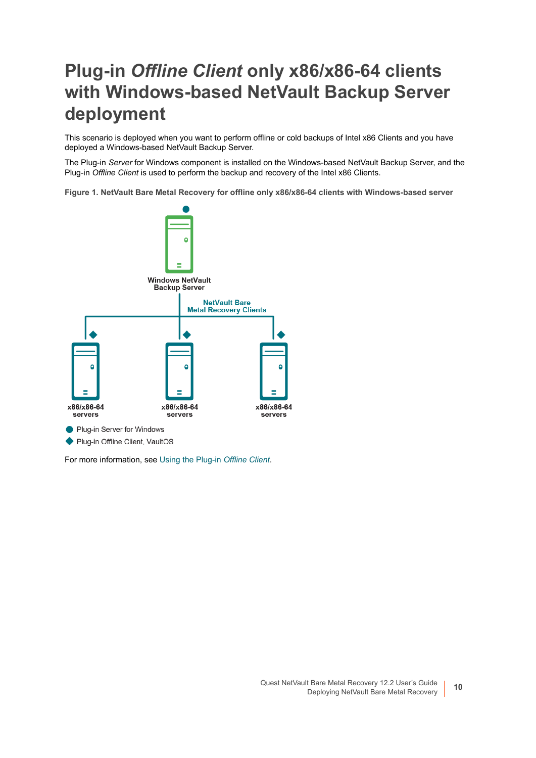# Plug-in *Offline Client* only x86/x86-64 clients with Windows-based NetVault Backup Server deployment

This scenario is deployed when you want to perform offline or cold backups of Intel x86 Clients and you have deployed a Windows-based NetVault Backup Server.

The Plug-in *Server* for Windows component is installed on the Windows-based NetVault Backup Server, and the Plug-in *Offline Client* is used to perform the backup and recovery of the Intel x86 Clients.

**Figure 1. NetVault Bare Metal Recovery for offline only x86/x86-64 clients with Windows-based server**

Windows NetVault Backup Server

NetVault Bare Metal Recovery Clients

x86/x86-64 servers

x86/x86-64 servers

x86/x86-64 servers

● Plug-in Server for Windows

◆ Plug-in Offline Client, VaultOS

For more information, see Using the Plug-in *Offline Client*.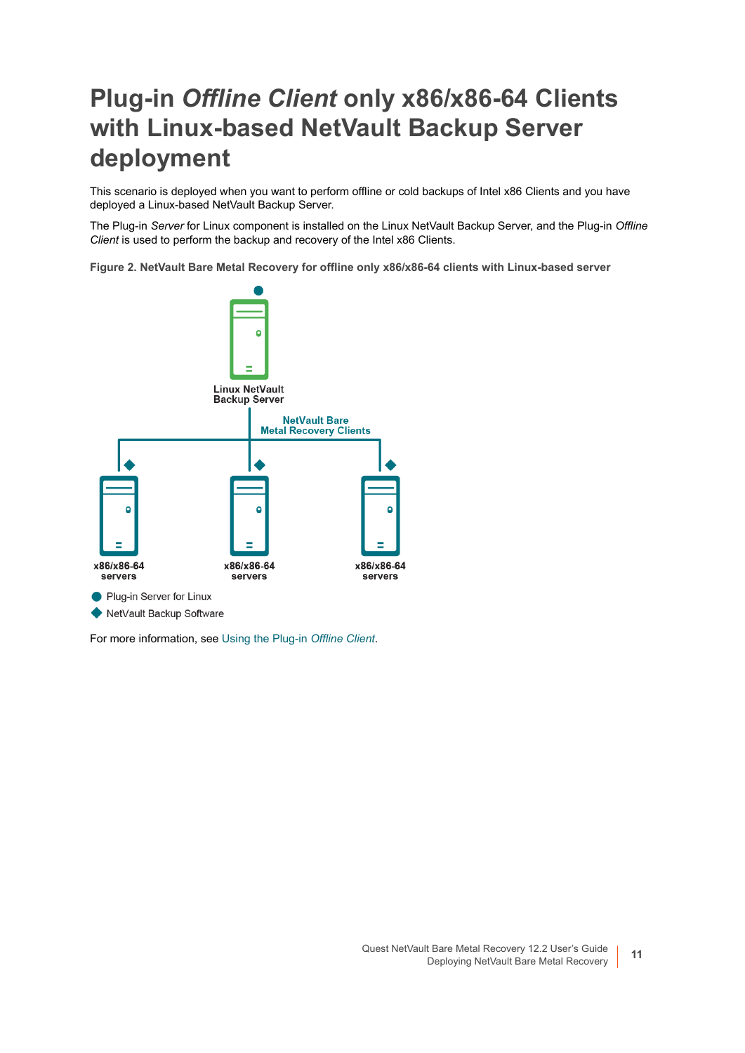# Plug-in *Offline Client* only x86/x86-64 Clients with Linux-based NetVault Backup Server deployment

This scenario is deployed when you want to perform offline or cold backups of Intel x86 Clients and you have deployed a Linux-based NetVault Backup Server.

The Plug-in *Server* for Linux component is installed on the Linux NetVault Backup Server, and the Plug-in *Offline Client* is used to perform the backup and recovery of the Intel x86 Clients.

**Figure 2. NetVault Bare Metal Recovery for offline only x86/x86-64 clients with Linux-based server**

Linux NetVault Backup Server

NetVault Bare Metal Recovery Clients

x86/x86-64 servers

x86/x86-64 servers

x86/x86-64 servers

- Plug-in Server for Linux
- NetVault Backup Software

For more information, see Using the Plug-in *Offline Client*.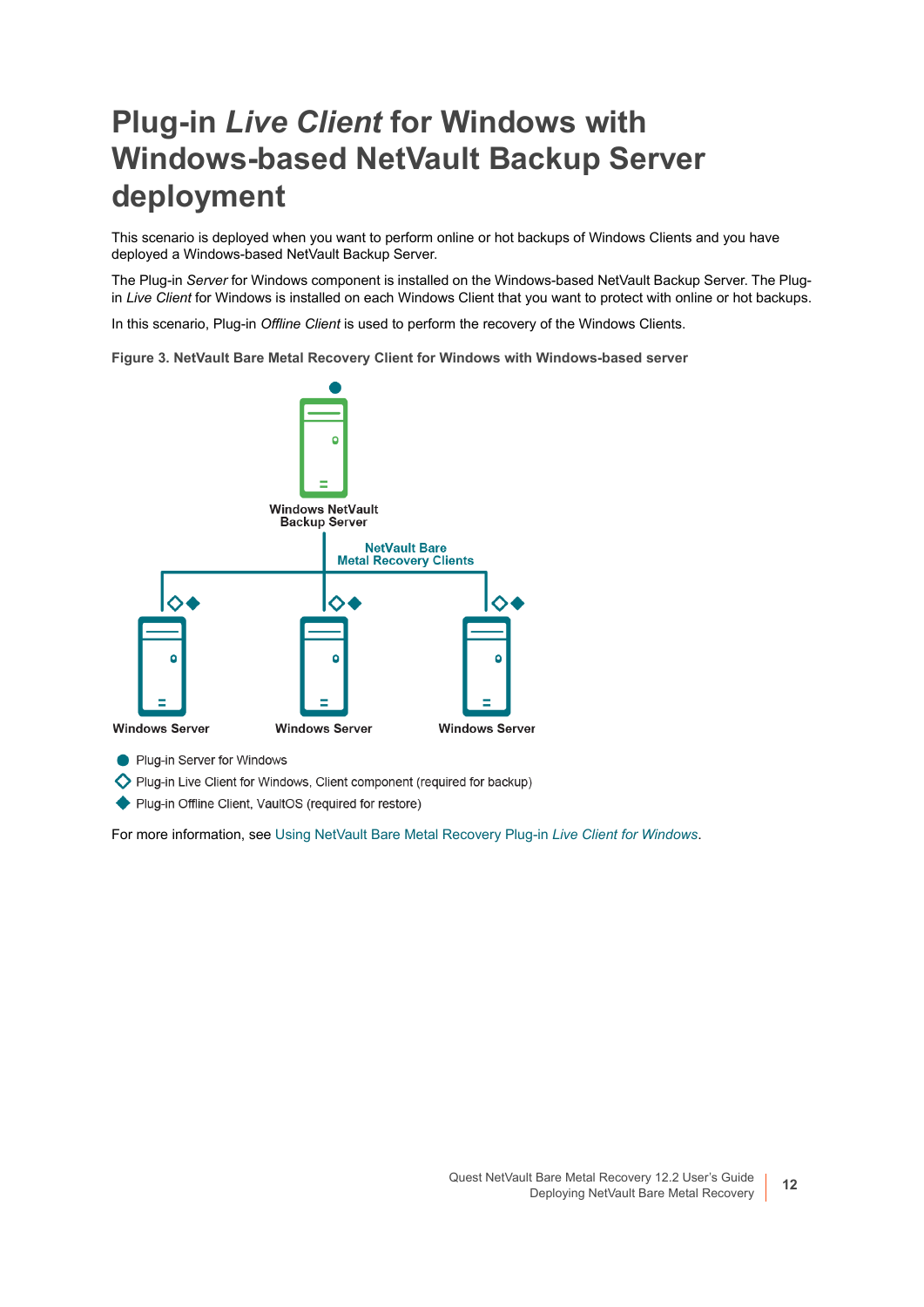# Plug-in *Live Client* for Windows with Windows-based NetVault Backup Server deployment

This scenario is deployed when you want to perform online or hot backups of Windows Clients and you have deployed a Windows-based NetVault Backup Server.

The Plug-in *Server* for Windows component is installed on the Windows-based NetVault Backup Server. The Plug-in *Live Client* for Windows is installed on each Windows Client that you want to protect with online or hot backups.

In this scenario, Plug-in *Offline Client* is used to perform the recovery of the Windows Clients.

**Figure 3. NetVault Bare Metal Recovery Client for Windows with Windows-based server**

Windows NetVault Backup Server

NetVault Bare Metal Recovery Clients

Windows Server

Windows Server

Windows Server

- Plug-in Server for Windows
- Plug-in Live Client for Windows, Client component (required for backup)
- Plug-in Offline Client, VaultOS (required for restore)

For more information, see Using NetVault Bare Metal Recovery Plug-in *Live Client for Windows*.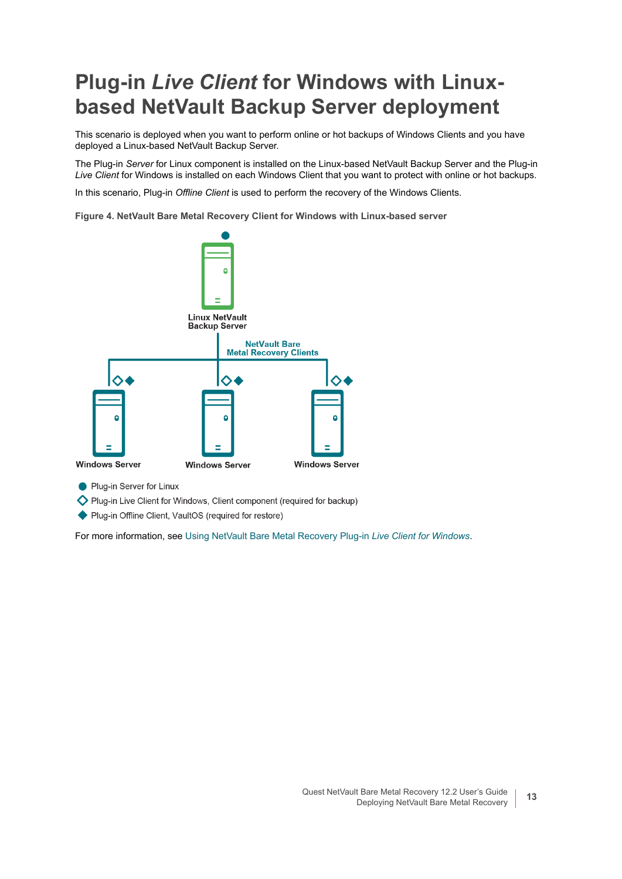# Plug-in *Live Client* for Windows with Linux-based NetVault Backup Server deployment

This scenario is deployed when you want to perform online or hot backups of Windows Clients and you have deployed a Linux-based NetVault Backup Server.

The Plug-in *Server* for Linux component is installed on the Linux-based NetVault Backup Server and the Plug-in *Live Client* for Windows is installed on each Windows Client that you want to protect with online or hot backups.

In this scenario, Plug-in *Offline Client* is used to perform the recovery of the Windows Clients.

**Figure 4. NetVault Bare Metal Recovery Client for Windows with Linux-based server**

Linux NetVault Backup Server

NetVault Bare Metal Recovery Clients

Windows Server

Windows Server

Windows Server

- ● Plug-in Server for Linux
- ◇ Plug-in Live Client for Windows, Client component (required for backup)
- ◆ Plug-in Offline Client, VaultOS (required for restore)

For more information, see Using NetVault Bare Metal Recovery Plug-in *Live Client for Windows*.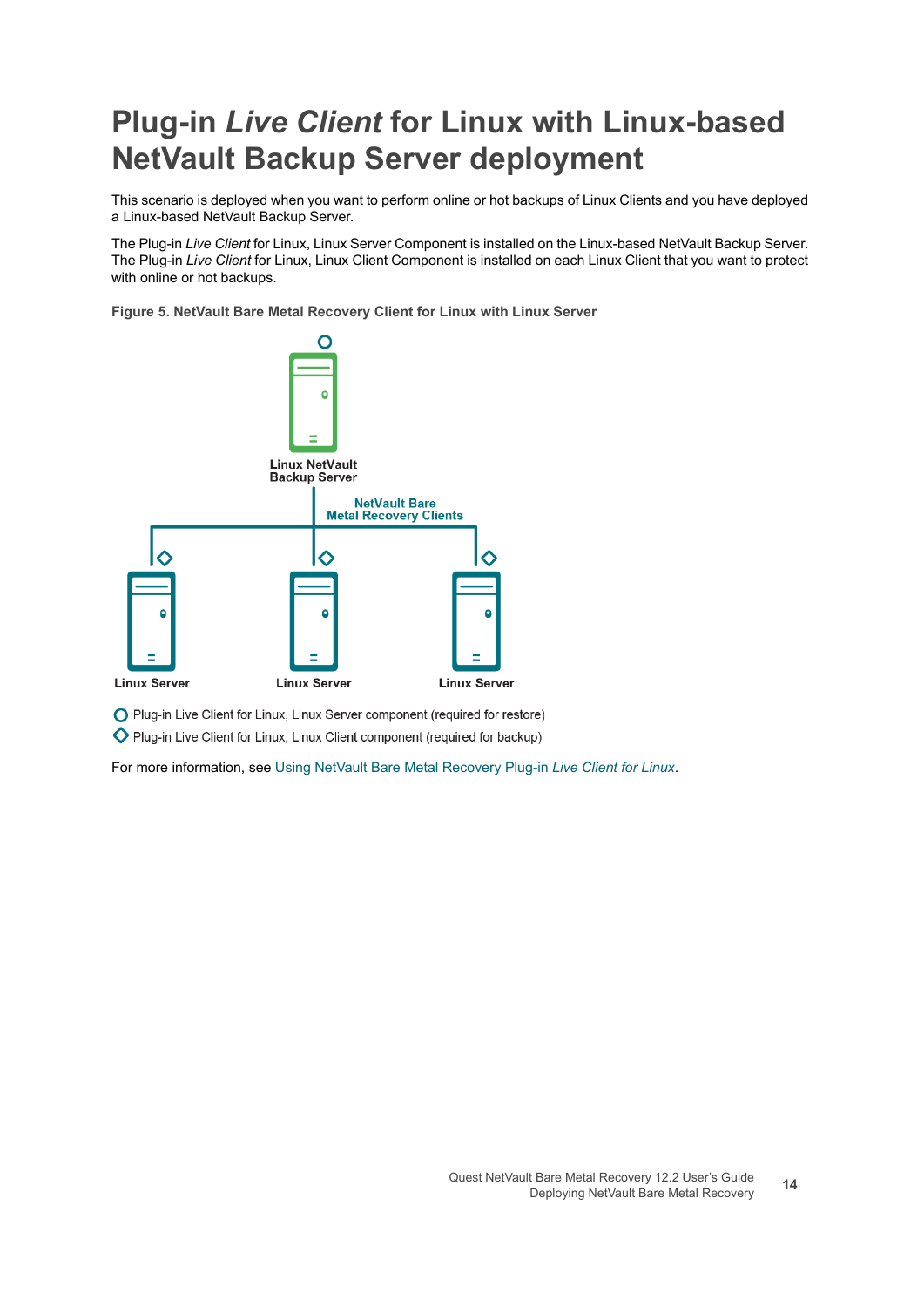# Plug-in *Live Client* for Linux with Linux-based NetVault Backup Server deployment

This scenario is deployed when you want to perform online or hot backups of Linux Clients and you have deployed a Linux-based NetVault Backup Server.

The Plug-in *Live Client* for Linux, Linux Server Component is installed on the Linux-based NetVault Backup Server. The Plug-in *Live Client* for Linux, Linux Client Component is installed on each Linux Client that you want to protect with online or hot backups.

**Figure 5. NetVault Bare Metal Recovery Client for Linux with Linux Server**

Linux NetVault Backup Server

NetVault Bare Metal Recovery Clients

Linux Server　Linux Server　Linux Server

○ Plug-in Live Client for Linux, Linux Server component (required for restore)

◇ Plug-in Live Client for Linux, Linux Client component (required for backup)

For more information, see Using NetVault Bare Metal Recovery Plug-in *Live Client for Linux*.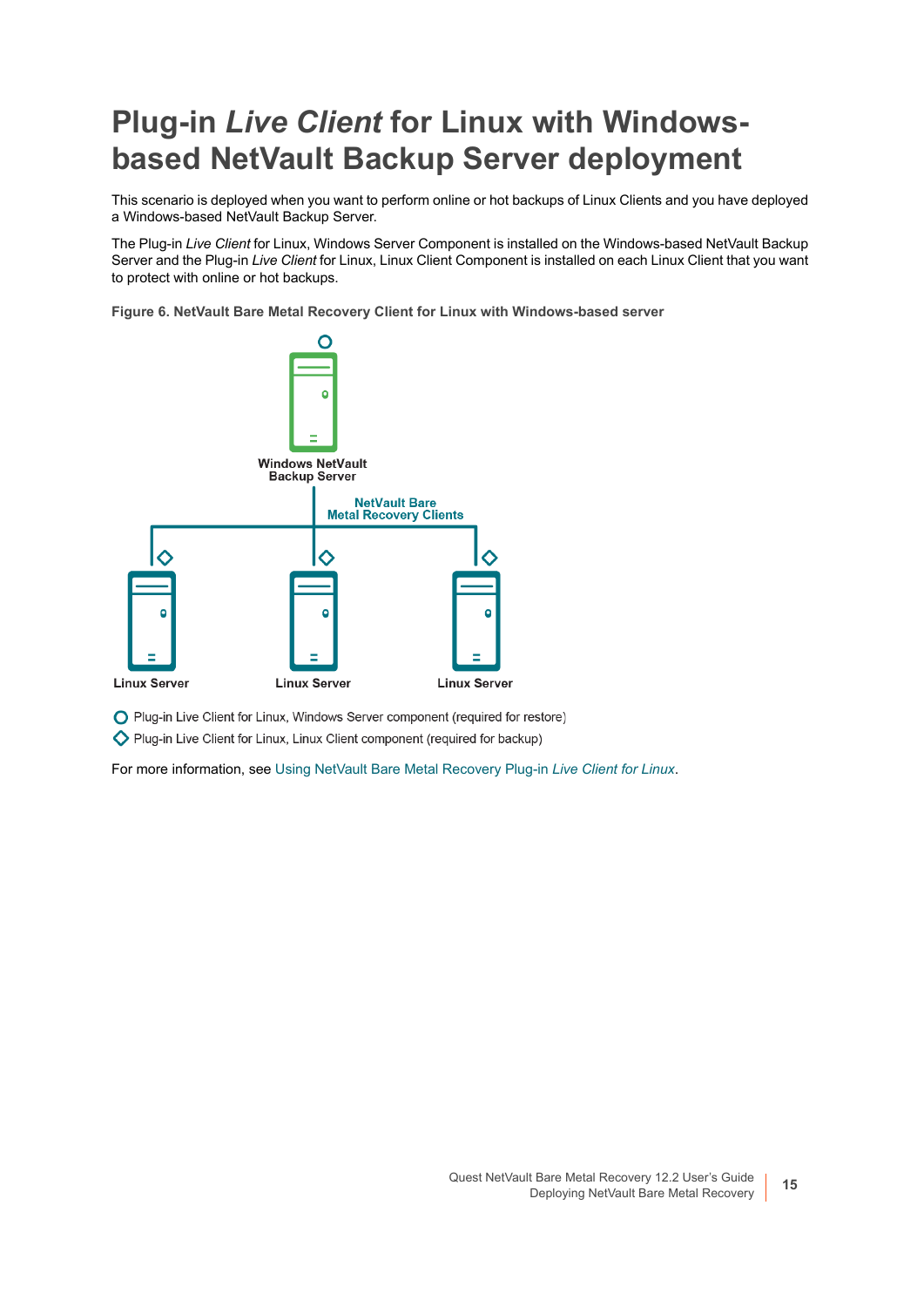# Plug-in *Live Client* for Linux with Windows-based NetVault Backup Server deployment

This scenario is deployed when you want to perform online or hot backups of Linux Clients and you have deployed a Windows-based NetVault Backup Server.

The Plug-in *Live Client* for Linux, Windows Server Component is installed on the Windows-based NetVault Backup Server and the Plug-in *Live Client* for Linux, Linux Client Component is installed on each Linux Client that you want to protect with online or hot backups.

**Figure 6. NetVault Bare Metal Recovery Client for Linux with Windows-based server**

Windows NetVault Backup Server

NetVault Bare Metal Recovery Clients

Linux Server

Linux Server

Linux Server

○ Plug-in Live Client for Linux, Windows Server component (required for restore)

◇ Plug-in Live Client for Linux, Linux Client component (required for backup)

For more information, see Using NetVault Bare Metal Recovery Plug-in *Live Client for Linux*.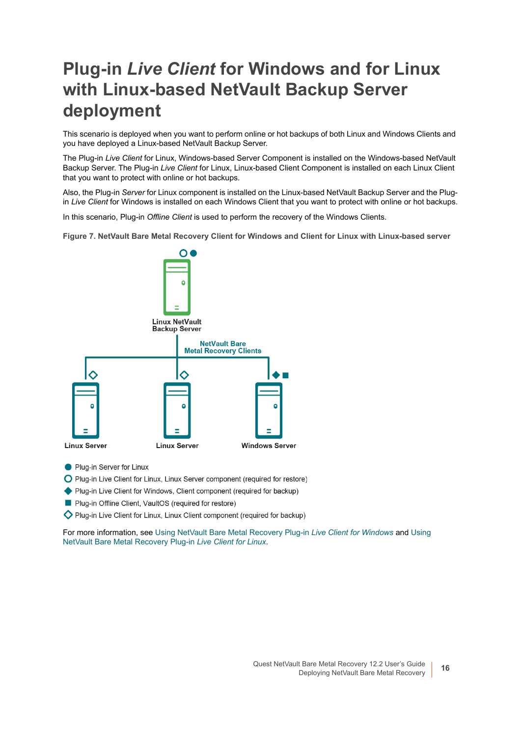# Plug-in *Live Client* for Windows and for Linux with Linux-based NetVault Backup Server deployment

This scenario is deployed when you want to perform online or hot backups of both Linux and Windows Clients and you have deployed a Linux-based NetVault Backup Server.

The Plug-in *Live Client* for Linux, Windows-based Server Component is installed on the Windows-based NetVault Backup Server. The Plug-in *Live Client* for Linux, Linux-based Client Component is installed on each Linux Client that you want to protect with online or hot backups.

Also, the Plug-in *Server* for Linux component is installed on the Linux-based NetVault Backup Server and the Plug-in *Live Client* for Windows is installed on each Windows Client that you want to protect with online or hot backups.

In this scenario, Plug-in *Offline Client* is used to perform the recovery of the Windows Clients.

**Figure 7. NetVault Bare Metal Recovery Client for Windows and Client for Linux with Linux-based server**

Linux NetVault Backup Server

NetVault Bare Metal Recovery Clients

Linux Server

Linux Server

Windows Server

- Plug-in Server for Linux
- Plug-in Live Client for Linux, Linux Server component (required for restore)
- Plug-in Live Client for Windows, Client component (required for backup)
- Plug-in Offline Client, VaultOS (required for restore)
- Plug-in Live Client for Linux, Linux Client component (required for backup)

For more information, see Using NetVault Bare Metal Recovery Plug-in *Live Client for Windows* and Using NetVault Bare Metal Recovery Plug-in *Live Client for Linux*.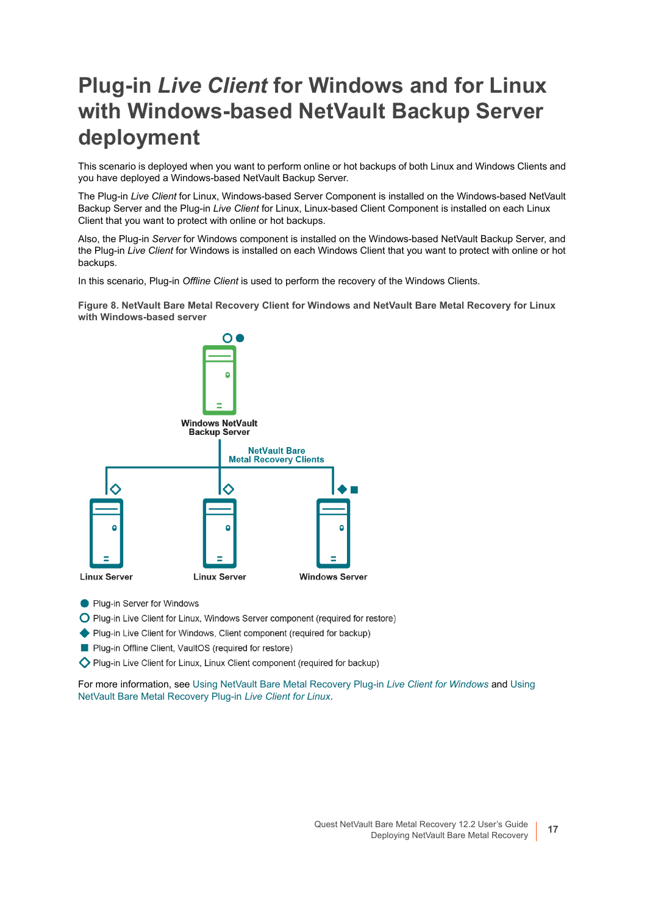# Plug-in *Live Client* for Windows and for Linux with Windows-based NetVault Backup Server deployment

This scenario is deployed when you want to perform online or hot backups of both Linux and Windows Clients and you have deployed a Windows-based NetVault Backup Server.

The Plug-in *Live Client* for Linux, Windows-based Server Component is installed on the Windows-based NetVault Backup Server and the Plug-in *Live Client* for Linux, Linux-based Client Component is installed on each Linux Client that you want to protect with online or hot backups.

Also, the Plug-in *Server* for Windows component is installed on the Windows-based NetVault Backup Server, and the Plug-in *Live Client* for Windows is installed on each Windows Client that you want to protect with online or hot backups.

In this scenario, Plug-in *Offline Client* is used to perform the recovery of the Windows Clients.

**Figure 8. NetVault Bare Metal Recovery Client for Windows and NetVault Bare Metal Recovery for Linux with Windows-based server**

Windows NetVault Backup Server

NetVault Bare Metal Recovery Clients

Linux Server

Linux Server

Windows Server

- ● Plug-in Server for Windows
- ○ Plug-in Live Client for Linux, Windows Server component (required for restore)
- ◆ Plug-in Live Client for Windows, Client component (required for backup)
- ■ Plug-in Offline Client, VaultOS (required for restore)
- ◇ Plug-in Live Client for Linux, Linux Client component (required for backup)

For more information, see Using NetVault Bare Metal Recovery Plug-in *Live Client for Windows* and Using NetVault Bare Metal Recovery Plug-in *Live Client for Linux*.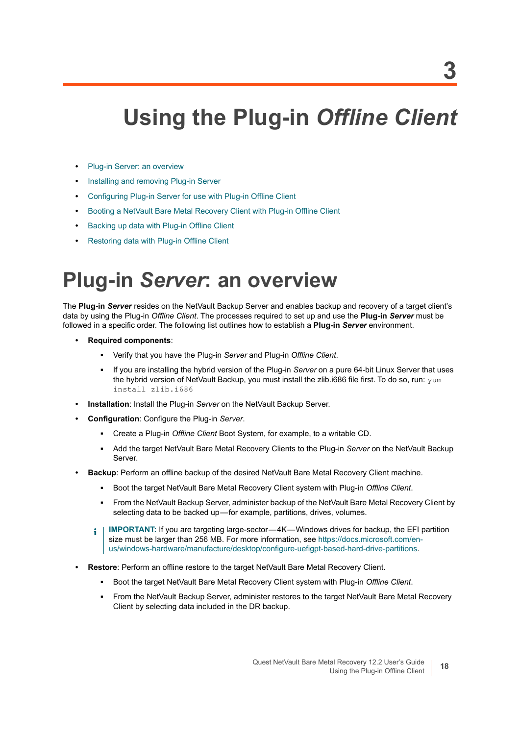# 3 Using the Plug-in *Offline Client*

- Plug-in Server: an overview
- Installing and removing Plug-in Server
- Configuring Plug-in Server for use with Plug-in Offline Client
- Booting a NetVault Bare Metal Recovery Client with Plug-in Offline Client
- Backing up data with Plug-in Offline Client
- Restoring data with Plug-in Offline Client

## Plug-in *Server*: an overview

The **Plug-in *Server*** resides on the NetVault Backup Server and enables backup and recovery of a target client's data by using the Plug-in *Offline Client*. The processes required to set up and use the **Plug-in *Server*** must be followed in a specific order. The following list outlines how to establish a **Plug-in *Server*** environment.

- **Required components**:
  - Verify that you have the Plug-in *Server* and Plug-in *Offline Client*.
  - If you are installing the hybrid version of the Plug-in *Server* on a pure 64-bit Linux Server that uses the hybrid version of NetVault Backup, you must install the zlib.i686 file first. To do so, run: `yum install zlib.i686`
- **Installation**: Install the Plug-in *Server* on the NetVault Backup Server.
- **Configuration**: Configure the Plug-in *Server*.
  - Create a Plug-in *Offline Client* Boot System, for example, to a writable CD.
  - Add the target NetVault Bare Metal Recovery Clients to the Plug-in *Server* on the NetVault Backup Server.
- **Backup**: Perform an offline backup of the desired NetVault Bare Metal Recovery Client machine.
  - Boot the target NetVault Bare Metal Recovery Client system with Plug-in *Offline Client*.
  - From the NetVault Backup Server, administer backup of the NetVault Bare Metal Recovery Client by selecting data to be backed up—for example, partitions, drives, volumes.

  **IMPORTANT:** If you are targeting large-sector—4K—Windows drives for backup, the EFI partition size must be larger than 256 MB. For more information, see https://docs.microsoft.com/en-us/windows-hardware/manufacture/desktop/configure-uefigpt-based-hard-drive-partitions.

- **Restore**: Perform an offline restore to the target NetVault Bare Metal Recovery Client.
  - Boot the target NetVault Bare Metal Recovery Client system with Plug-in *Offline Client*.
  - From the NetVault Backup Server, administer restores to the target NetVault Bare Metal Recovery Client by selecting data included in the DR backup.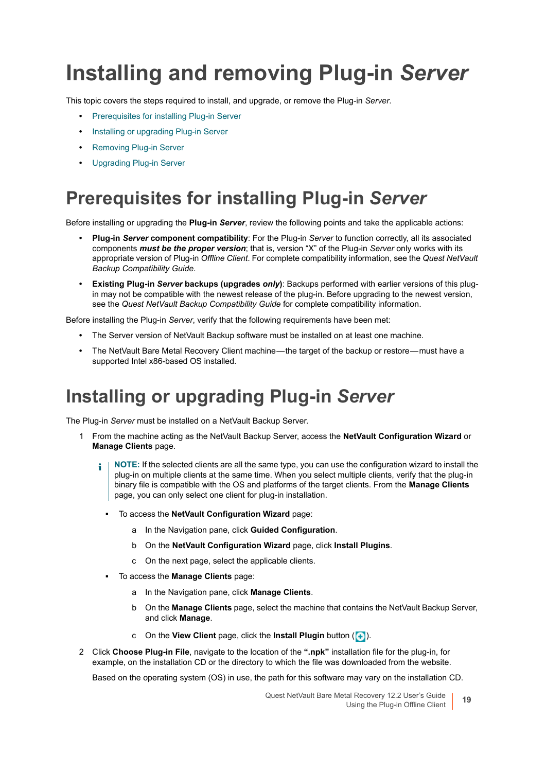# Installing and removing Plug-in *Server*

This topic covers the steps required to install, and upgrade, or remove the Plug-in *Server*.

- Prerequisites for installing Plug-in Server
- Installing or upgrading Plug-in Server
- Removing Plug-in Server
- Upgrading Plug-in Server

## Prerequisites for installing Plug-in *Server*

Before installing or upgrading the **Plug-in *Server***, review the following points and take the applicable actions:

- **Plug-in *Server* component compatibility**: For the Plug-in *Server* to function correctly, all its associated components ***must be the proper version***; that is, version "X" of the Plug-in *Server* only works with its appropriate version of Plug-in *Offline Client*. For complete compatibility information, see the *Quest NetVault Backup Compatibility Guide*.
- **Existing Plug-in *Server* backups (upgrades *only*)**: Backups performed with earlier versions of this plug-in may not be compatible with the newest release of the plug-in. Before upgrading to the newest version, see the *Quest NetVault Backup Compatibility Guide* for complete compatibility information.

Before installing the Plug-in *Server*, verify that the following requirements have been met:

- The Server version of NetVault Backup software must be installed on at least one machine.
- The NetVault Bare Metal Recovery Client machine—the target of the backup or restore—must have a supported Intel x86-based OS installed.

## Installing or upgrading Plug-in *Server*

The Plug-in *Server* must be installed on a NetVault Backup Server.

1. From the machine acting as the NetVault Backup Server, access the **NetVault Configuration Wizard** or **Manage Clients** page.

   > **NOTE:** If the selected clients are all the same type, you can use the configuration wizard to install the plug-in on multiple clients at the same time. When you select multiple clients, verify that the plug-in binary file is compatible with the OS and platforms of the target clients. From the **Manage Clients** page, you can only select one client for plug-in installation.

   - To access the **NetVault Configuration Wizard** page:
     a. In the Navigation pane, click **Guided Configuration**.
     b. On the **NetVault Configuration Wizard** page, click **Install Plugins**.
     c. On the next page, select the applicable clients.
   - To access the **Manage Clients** page:
     a. In the Navigation pane, click **Manage Clients**.
     b. On the **Manage Clients** page, select the machine that contains the NetVault Backup Server, and click **Manage**.
     c. On the **View Client** page, click the **Install Plugin** button ( ).

2. Click **Choose Plug-in File**, navigate to the location of the **".npk"** installation file for the plug-in, for example, on the installation CD or the directory to which the file was downloaded from the website.

   Based on the operating system (OS) in use, the path for this software may vary on the installation CD.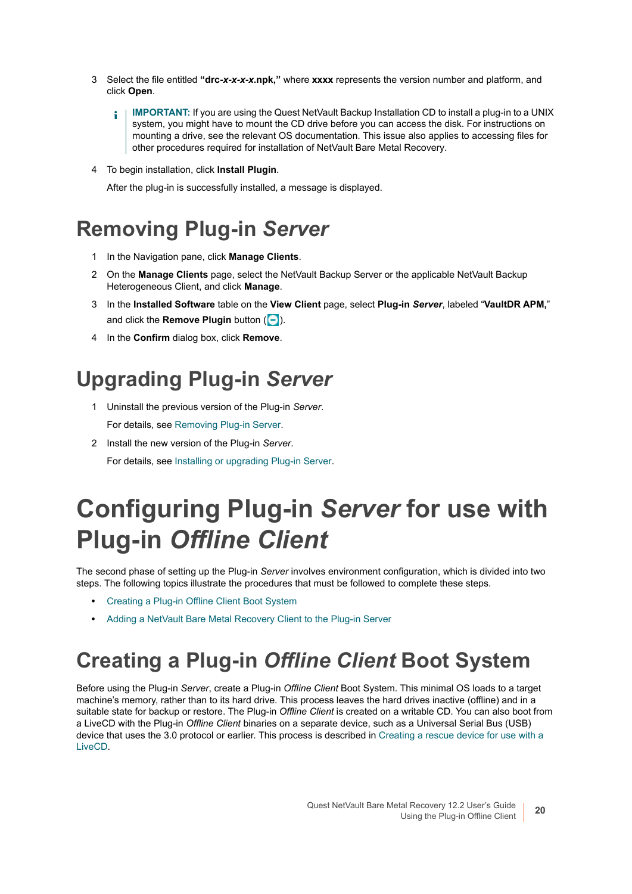3 Select the file entitled **"drc-*x-x-x-x*.npk,"** where **xxxx** represents the version number and platform, and click **Open**.

> **IMPORTANT:** If you are using the Quest NetVault Backup Installation CD to install a plug-in to a UNIX system, you might have to mount the CD drive before you can access the disk. For instructions on mounting a drive, see the relevant OS documentation. This issue also applies to accessing files for other procedures required for installation of NetVault Bare Metal Recovery.

4 To begin installation, click **Install Plugin**.

After the plug-in is successfully installed, a message is displayed.

## Removing Plug-in *Server*

1 In the Navigation pane, click **Manage Clients**.
2 On the **Manage Clients** page, select the NetVault Backup Server or the applicable NetVault Backup Heterogeneous Client, and click **Manage**.
3 In the **Installed Software** table on the **View Client** page, select **Plug-in *Server***, labeled "**VaultDR APM,**" and click the **Remove Plugin** button ( ).
4 In the **Confirm** dialog box, click **Remove**.

## Upgrading Plug-in *Server*

1 Uninstall the previous version of the Plug-in *Server*.

   For details, see Removing Plug-in Server.

2 Install the new version of the Plug-in *Server*.

   For details, see Installing or upgrading Plug-in Server.

# Configuring Plug-in *Server* for use with Plug-in *Offline Client*

The second phase of setting up the Plug-in *Server* involves environment configuration, which is divided into two steps. The following topics illustrate the procedures that must be followed to complete these steps.

- Creating a Plug-in Offline Client Boot System
- Adding a NetVault Bare Metal Recovery Client to the Plug-in Server

## Creating a Plug-in *Offline Client* Boot System

Before using the Plug-in *Server*, create a Plug-in *Offline Client* Boot System. This minimal OS loads to a target machine's memory, rather than to its hard drive. This process leaves the hard drives inactive (offline) and in a suitable state for backup or restore. The Plug-in *Offline Client* is created on a writable CD. You can also boot from a LiveCD with the Plug-in *Offline Client* binaries on a separate device, such as a Universal Serial Bus (USB) device that uses the 3.0 protocol or earlier. This process is described in Creating a rescue device for use with a LiveCD.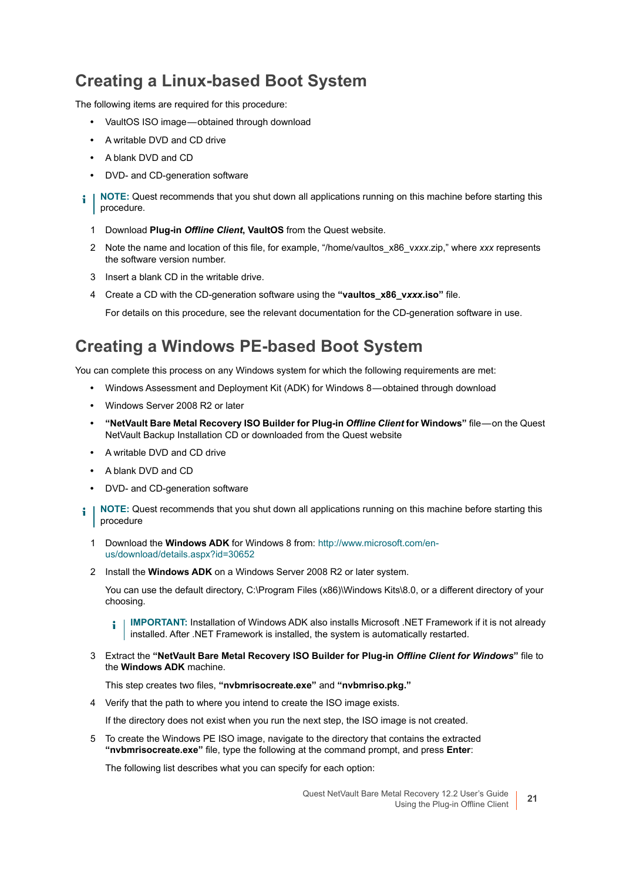## Creating a Linux-based Boot System

The following items are required for this procedure:

- VaultOS ISO image—obtained through download
- A writable DVD and CD drive
- A blank DVD and CD
- DVD- and CD-generation software

**NOTE:** Quest recommends that you shut down all applications running on this machine before starting this procedure.

1. Download **Plug-in *Offline Client*, VaultOS** from the Quest website.
2. Note the name and location of this file, for example, "/home/vaultos_x86_v*xxx*.zip," where *xxx* represents the software version number.
3. Insert a blank CD in the writable drive.
4. Create a CD with the CD-generation software using the **"vaultos_x86_v*xxx*.iso"** file.

   For details on this procedure, see the relevant documentation for the CD-generation software in use.

## Creating a Windows PE-based Boot System

You can complete this process on any Windows system for which the following requirements are met:

- Windows Assessment and Deployment Kit (ADK) for Windows 8—obtained through download
- Windows Server 2008 R2 or later
- **"NetVault Bare Metal Recovery ISO Builder for Plug-in *Offline Client* for Windows"** file—on the Quest NetVault Backup Installation CD or downloaded from the Quest website
- A writable DVD and CD drive
- A blank DVD and CD
- DVD- and CD-generation software

**NOTE:** Quest recommends that you shut down all applications running on this machine before starting this procedure

1. Download the **Windows ADK** for Windows 8 from: http://www.microsoft.com/en-us/download/details.aspx?id=30652
2. Install the **Windows ADK** on a Windows Server 2008 R2 or later system.

   You can use the default directory, C:\Program Files (x86)\Windows Kits\8.0, or a different directory of your choosing.

   **IMPORTANT:** Installation of Windows ADK also installs Microsoft .NET Framework if it is not already installed. After .NET Framework is installed, the system is automatically restarted.

3. Extract the **"NetVault Bare Metal Recovery ISO Builder for Plug-in *Offline Client for Windows*"** file to the **Windows ADK** machine.

   This step creates two files, **"nvbmrisocreate.exe"** and **"nvbmriso.pkg."**

4. Verify that the path to where you intend to create the ISO image exists.

   If the directory does not exist when you run the next step, the ISO image is not created.

5. To create the Windows PE ISO image, navigate to the directory that contains the extracted **"nvbmrisocreate.exe"** file, type the following at the command prompt, and press **Enter**:

   The following list describes what you can specify for each option: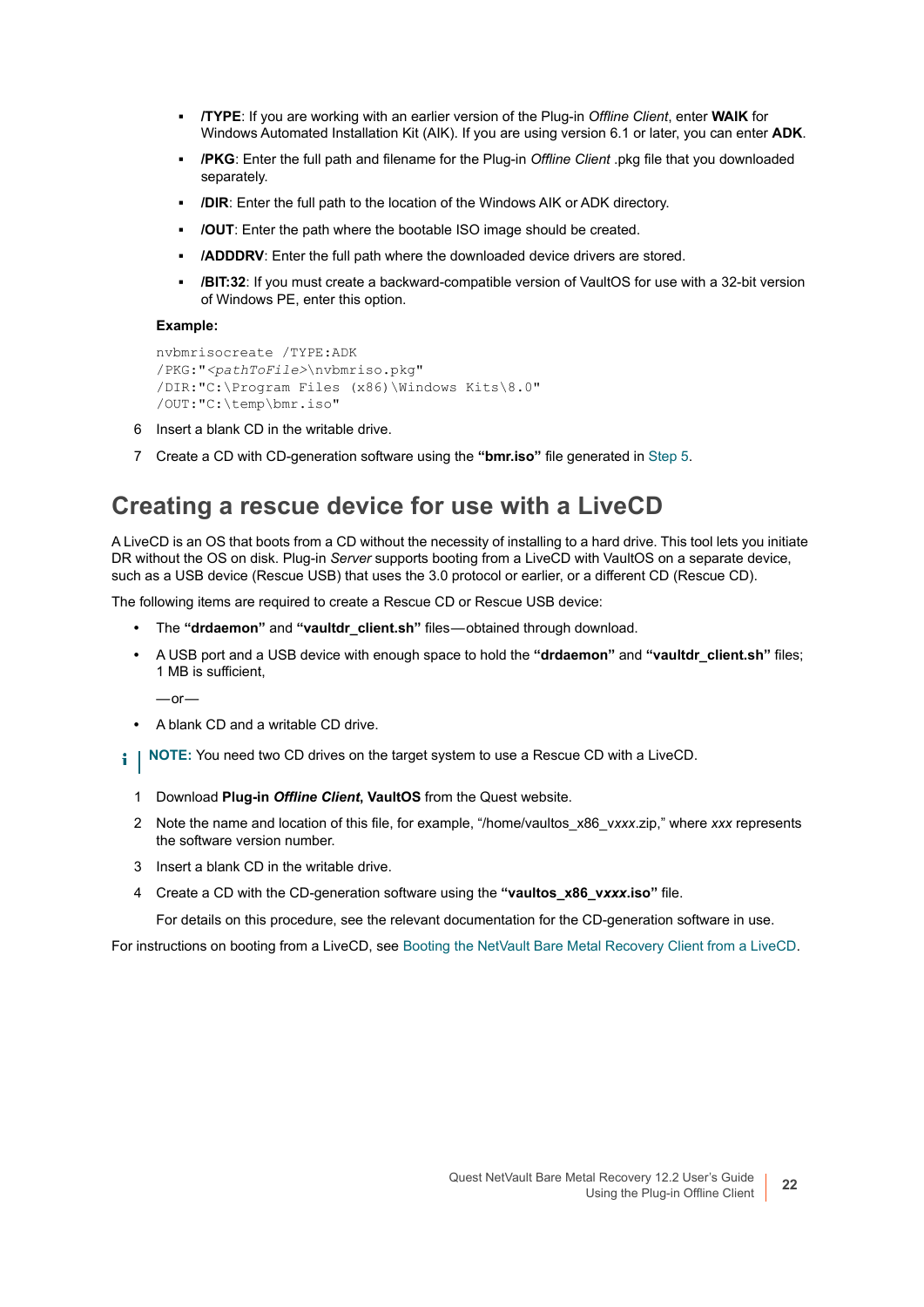- **/TYPE**: If you are working with an earlier version of the Plug-in *Offline Client*, enter **WAIK** for Windows Automated Installation Kit (AIK). If you are using version 6.1 or later, you can enter **ADK**.
- **/PKG**: Enter the full path and filename for the Plug-in *Offline Client* .pkg file that you downloaded separately.
- **/DIR**: Enter the full path to the location of the Windows AIK or ADK directory.
- **/OUT**: Enter the path where the bootable ISO image should be created.
- **/ADDDRV**: Enter the full path where the downloaded device drivers are stored.
- **/BIT:32**: If you must create a backward-compatible version of VaultOS for use with a 32-bit version of Windows PE, enter this option.

**Example:**

```
nvbmrisocreate /TYPE:ADK
/PKG:"<pathToFile>\nvbmriso.pkg"
/DIR:"C:\Program Files (x86)\Windows Kits\8.0"
/OUT:"C:\temp\bmr.iso"
```

6 Insert a blank CD in the writable drive.

7 Create a CD with CD-generation software using the **"bmr.iso"** file generated in Step 5.

## Creating a rescue device for use with a LiveCD

A LiveCD is an OS that boots from a CD without the necessity of installing to a hard drive. This tool lets you initiate DR without the OS on disk. Plug-in *Server* supports booting from a LiveCD with VaultOS on a separate device, such as a USB device (Rescue USB) that uses the 3.0 protocol or earlier, or a different CD (Rescue CD).

The following items are required to create a Rescue CD or Rescue USB device:

- The **"drdaemon"** and **"vaultdr_client.sh"** files—obtained through download.
- A USB port and a USB device with enough space to hold the **"drdaemon"** and **"vaultdr_client.sh"** files; 1 MB is sufficient,

  —or—

- A blank CD and a writable CD drive.

**NOTE:** You need two CD drives on the target system to use a Rescue CD with a LiveCD.

1 Download **Plug-in *Offline Client*, VaultOS** from the Quest website.

2 Note the name and location of this file, for example, "/home/vaultos_x86_v*xxx*.zip," where *xxx* represents the software version number.

3 Insert a blank CD in the writable drive.

4 Create a CD with the CD-generation software using the **"vaultos_x86_v*xxx*.iso"** file.

For details on this procedure, see the relevant documentation for the CD-generation software in use.

For instructions on booting from a LiveCD, see Booting the NetVault Bare Metal Recovery Client from a LiveCD.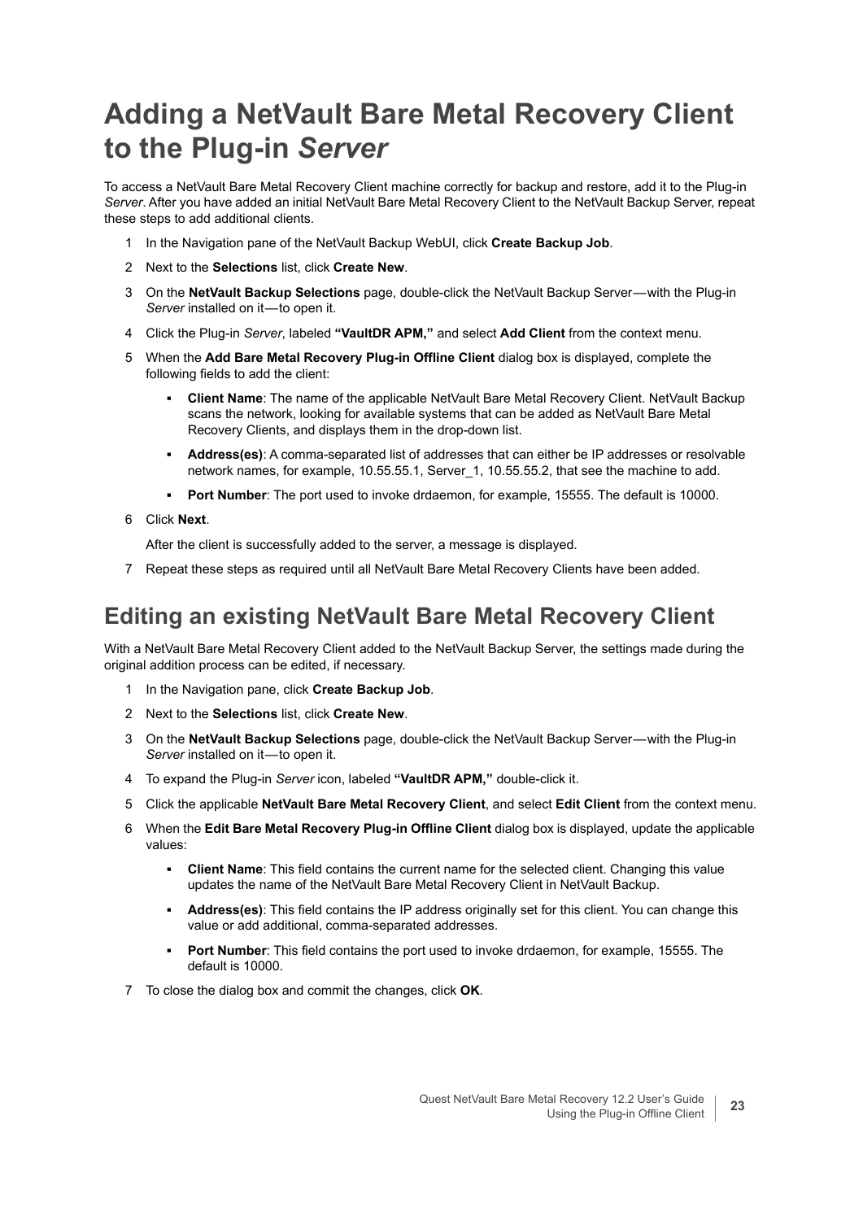# Adding a NetVault Bare Metal Recovery Client to the Plug-in *Server*

To access a NetVault Bare Metal Recovery Client machine correctly for backup and restore, add it to the Plug-in *Server*. After you have added an initial NetVault Bare Metal Recovery Client to the NetVault Backup Server, repeat these steps to add additional clients.

1. In the Navigation pane of the NetVault Backup WebUI, click **Create Backup Job**.
2. Next to the **Selections** list, click **Create New**.
3. On the **NetVault Backup Selections** page, double-click the NetVault Backup Server—with the Plug-in *Server* installed on it—to open it.
4. Click the Plug-in *Server*, labeled **"VaultDR APM,"** and select **Add Client** from the context menu.
5. When the **Add Bare Metal Recovery Plug-in Offline Client** dialog box is displayed, complete the following fields to add the client:
   - **Client Name**: The name of the applicable NetVault Bare Metal Recovery Client. NetVault Backup scans the network, looking for available systems that can be added as NetVault Bare Metal Recovery Clients, and displays them in the drop-down list.
   - **Address(es)**: A comma-separated list of addresses that can either be IP addresses or resolvable network names, for example, 10.55.55.1, Server_1, 10.55.55.2, that see the machine to add.
   - **Port Number**: The port used to invoke drdaemon, for example, 15555. The default is 10000.
6. Click **Next**.

   After the client is successfully added to the server, a message is displayed.
7. Repeat these steps as required until all NetVault Bare Metal Recovery Clients have been added.

## Editing an existing NetVault Bare Metal Recovery Client

With a NetVault Bare Metal Recovery Client added to the NetVault Backup Server, the settings made during the original addition process can be edited, if necessary.

1. In the Navigation pane, click **Create Backup Job**.
2. Next to the **Selections** list, click **Create New**.
3. On the **NetVault Backup Selections** page, double-click the NetVault Backup Server—with the Plug-in *Server* installed on it—to open it.
4. To expand the Plug-in *Server* icon, labeled **"VaultDR APM,"** double-click it.
5. Click the applicable **NetVault Bare Metal Recovery Client**, and select **Edit Client** from the context menu.
6. When the **Edit Bare Metal Recovery Plug-in Offline Client** dialog box is displayed, update the applicable values:
   - **Client Name**: This field contains the current name for the selected client. Changing this value updates the name of the NetVault Bare Metal Recovery Client in NetVault Backup.
   - **Address(es)**: This field contains the IP address originally set for this client. You can change this value or add additional, comma-separated addresses.
   - **Port Number**: This field contains the port used to invoke drdaemon, for example, 15555. The default is 10000.
7. To close the dialog box and commit the changes, click **OK**.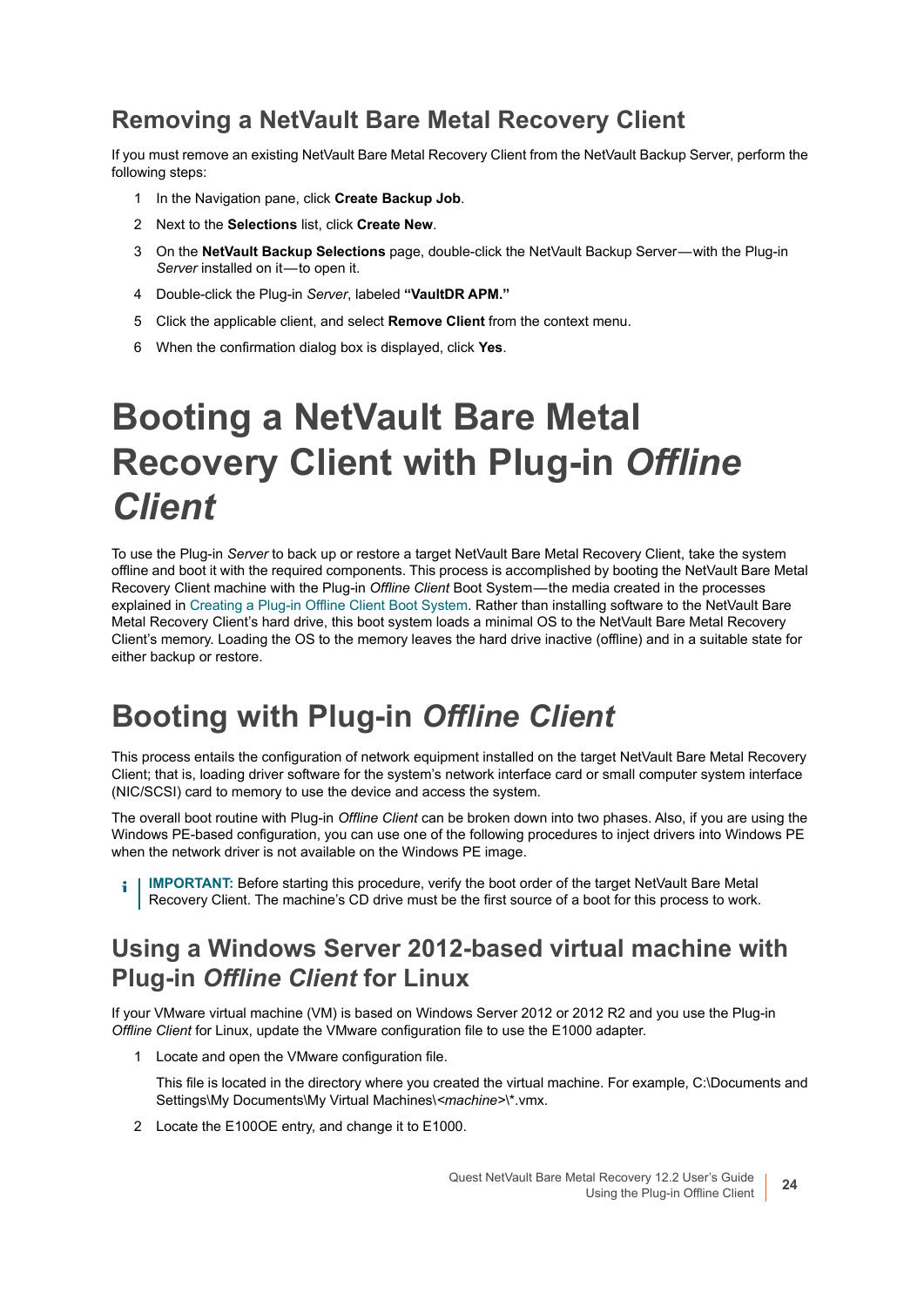## Removing a NetVault Bare Metal Recovery Client

If you must remove an existing NetVault Bare Metal Recovery Client from the NetVault Backup Server, perform the following steps:

1. In the Navigation pane, click **Create Backup Job**.
2. Next to the **Selections** list, click **Create New**.
3. On the **NetVault Backup Selections** page, double-click the NetVault Backup Server—with the Plug-in *Server* installed on it—to open it.
4. Double-click the Plug-in *Server*, labeled **"VaultDR APM."**
5. Click the applicable client, and select **Remove Client** from the context menu.
6. When the confirmation dialog box is displayed, click **Yes**.

# Booting a NetVault Bare Metal Recovery Client with Plug-in *Offline Client*

To use the Plug-in *Server* to back up or restore a target NetVault Bare Metal Recovery Client, take the system offline and boot it with the required components. This process is accomplished by booting the NetVault Bare Metal Recovery Client machine with the Plug-in *Offline Client* Boot System—the media created in the processes explained in Creating a Plug-in Offline Client Boot System. Rather than installing software to the NetVault Bare Metal Recovery Client's hard drive, this boot system loads a minimal OS to the NetVault Bare Metal Recovery Client's memory. Loading the OS to the memory leaves the hard drive inactive (offline) and in a suitable state for either backup or restore.

## Booting with Plug-in *Offline Client*

This process entails the configuration of network equipment installed on the target NetVault Bare Metal Recovery Client; that is, loading driver software for the system's network interface card or small computer system interface (NIC/SCSI) card to memory to use the device and access the system.

The overall boot routine with Plug-in *Offline Client* can be broken down into two phases. Also, if you are using the Windows PE-based configuration, you can use one of the following procedures to inject drivers into Windows PE when the network driver is not available on the Windows PE image.

> **IMPORTANT:** Before starting this procedure, verify the boot order of the target NetVault Bare Metal Recovery Client. The machine's CD drive must be the first source of a boot for this process to work.

### Using a Windows Server 2012-based virtual machine with Plug-in *Offline Client* for Linux

If your VMware virtual machine (VM) is based on Windows Server 2012 or 2012 R2 and you use the Plug-in *Offline Client* for Linux, update the VMware configuration file to use the E1000 adapter.

1. Locate and open the VMware configuration file.

   This file is located in the directory where you created the virtual machine. For example, C:\Documents and Settings\My Documents\My Virtual Machines\<*machine*>\*.vmx.

2. Locate the E100OE entry, and change it to E1000.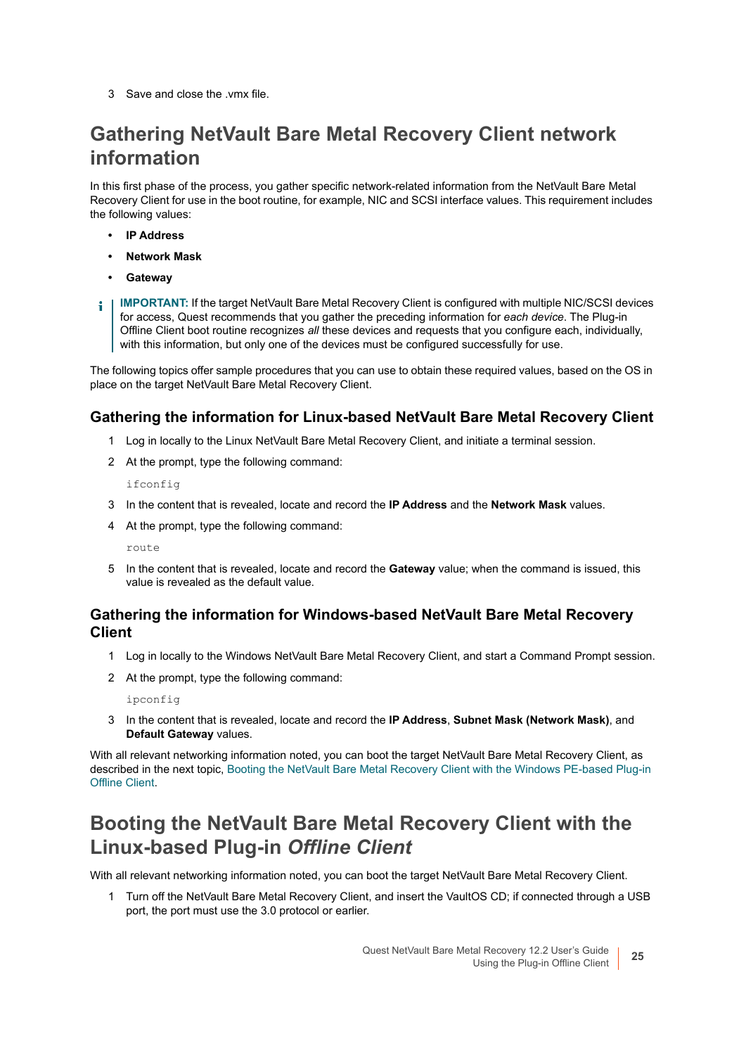3 Save and close the .vmx file.

# Gathering NetVault Bare Metal Recovery Client network information

In this first phase of the process, you gather specific network-related information from the NetVault Bare Metal Recovery Client for use in the boot routine, for example, NIC and SCSI interface values. This requirement includes the following values:

- **IP Address**
- **Network Mask**
- **Gateway**

> **IMPORTANT:** If the target NetVault Bare Metal Recovery Client is configured with multiple NIC/SCSI devices for access, Quest recommends that you gather the preceding information for *each device*. The Plug-in Offline Client boot routine recognizes *all* these devices and requests that you configure each, individually, with this information, but only one of the devices must be configured successfully for use.

The following topics offer sample procedures that you can use to obtain these required values, based on the OS in place on the target NetVault Bare Metal Recovery Client.

### Gathering the information for Linux-based NetVault Bare Metal Recovery Client

1. Log in locally to the Linux NetVault Bare Metal Recovery Client, and initiate a terminal session.
2. At the prompt, type the following command:

   ```
   ifconfig
   ```

3. In the content that is revealed, locate and record the **IP Address** and the **Network Mask** values.
4. At the prompt, type the following command:

   ```
   route
   ```

5. In the content that is revealed, locate and record the **Gateway** value; when the command is issued, this value is revealed as the default value.

### Gathering the information for Windows-based NetVault Bare Metal Recovery Client

1. Log in locally to the Windows NetVault Bare Metal Recovery Client, and start a Command Prompt session.
2. At the prompt, type the following command:

   ```
   ipconfig
   ```

3. In the content that is revealed, locate and record the **IP Address**, **Subnet Mask (Network Mask)**, and **Default Gateway** values.

With all relevant networking information noted, you can boot the target NetVault Bare Metal Recovery Client, as described in the next topic, Booting the NetVault Bare Metal Recovery Client with the Windows PE-based Plug-in Offline Client.

# Booting the NetVault Bare Metal Recovery Client with the Linux-based Plug-in *Offline Client*

With all relevant networking information noted, you can boot the target NetVault Bare Metal Recovery Client.

1. Turn off the NetVault Bare Metal Recovery Client, and insert the VaultOS CD; if connected through a USB port, the port must use the 3.0 protocol or earlier.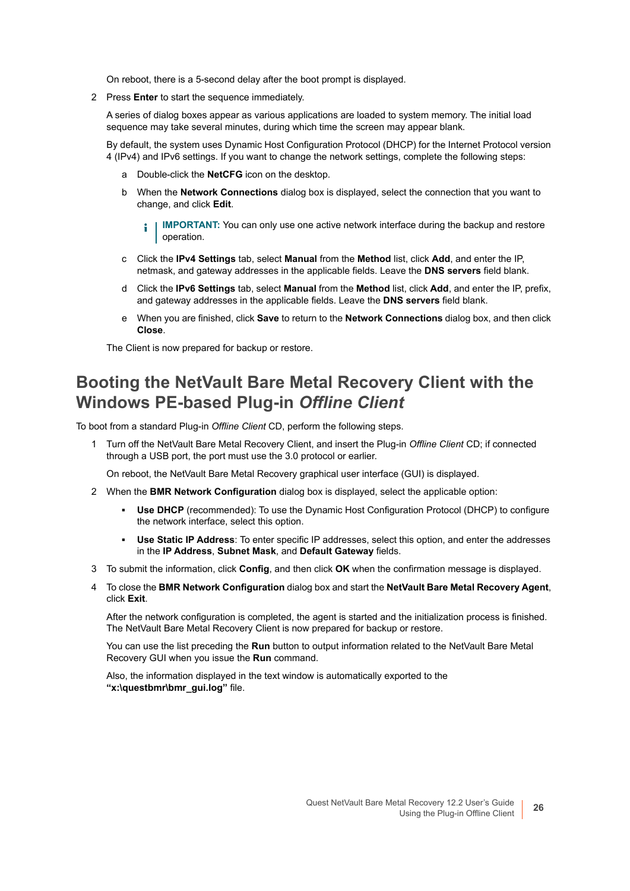On reboot, there is a 5-second delay after the boot prompt is displayed.

2 Press **Enter** to start the sequence immediately.

   A series of dialog boxes appear as various applications are loaded to system memory. The initial load sequence may take several minutes, during which time the screen may appear blank.

   By default, the system uses Dynamic Host Configuration Protocol (DHCP) for the Internet Protocol version 4 (IPv4) and IPv6 settings. If you want to change the network settings, complete the following steps:

   a Double-click the **NetCFG** icon on the desktop.

   b When the **Network Connections** dialog box is displayed, select the connection that you want to change, and click **Edit**.

   > **IMPORTANT:** You can only use one active network interface during the backup and restore operation.

   c Click the **IPv4 Settings** tab, select **Manual** from the **Method** list, click **Add**, and enter the IP, netmask, and gateway addresses in the applicable fields. Leave the **DNS servers** field blank.

   d Click the **IPv6 Settings** tab, select **Manual** from the **Method** list, click **Add**, and enter the IP, prefix, and gateway addresses in the applicable fields. Leave the **DNS servers** field blank.

   e When you are finished, click **Save** to return to the **Network Connections** dialog box, and then click **Close**.

   The Client is now prepared for backup or restore.

## Booting the NetVault Bare Metal Recovery Client with the Windows PE-based Plug-in *Offline Client*

To boot from a standard Plug-in *Offline Client* CD, perform the following steps.

1 Turn off the NetVault Bare Metal Recovery Client, and insert the Plug-in *Offline Client* CD; if connected through a USB port, the port must use the 3.0 protocol or earlier.

   On reboot, the NetVault Bare Metal Recovery graphical user interface (GUI) is displayed.

2 When the **BMR Network Configuration** dialog box is displayed, select the applicable option:

   - **Use DHCP** (recommended): To use the Dynamic Host Configuration Protocol (DHCP) to configure the network interface, select this option.
   - **Use Static IP Address**: To enter specific IP addresses, select this option, and enter the addresses in the **IP Address**, **Subnet Mask**, and **Default Gateway** fields.

3 To submit the information, click **Config**, and then click **OK** when the confirmation message is displayed.

4 To close the **BMR Network Configuration** dialog box and start the **NetVault Bare Metal Recovery Agent**, click **Exit**.

   After the network configuration is completed, the agent is started and the initialization process is finished. The NetVault Bare Metal Recovery Client is now prepared for backup or restore.

   You can use the list preceding the **Run** button to output information related to the NetVault Bare Metal Recovery GUI when you issue the **Run** command.

   Also, the information displayed in the text window is automatically exported to the **"x:\questbmr\bmr_gui.log"** file.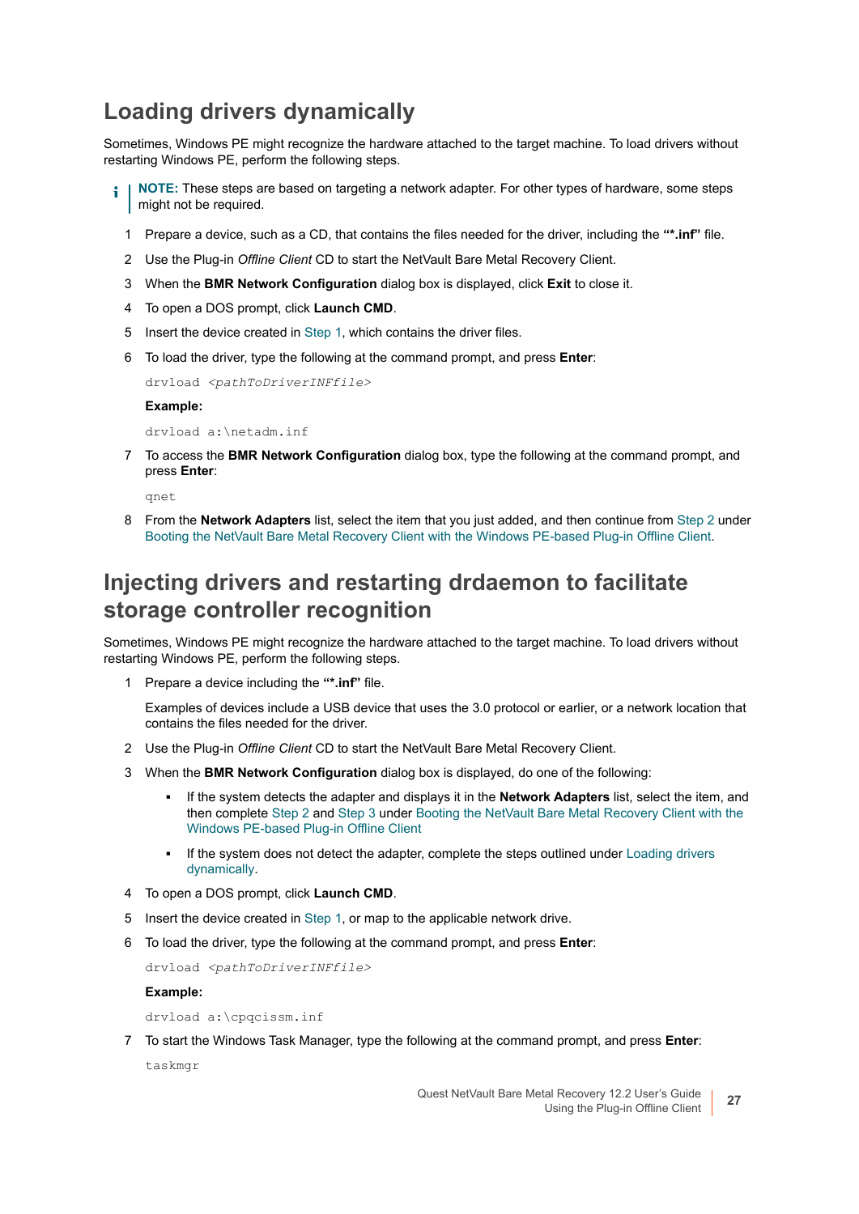## Loading drivers dynamically

Sometimes, Windows PE might recognize the hardware attached to the target machine. To load drivers without restarting Windows PE, perform the following steps.

> **NOTE:** These steps are based on targeting a network adapter. For other types of hardware, some steps might not be required.

1. Prepare a device, such as a CD, that contains the files needed for the driver, including the **"*.inf"** file.
2. Use the Plug-in *Offline Client* CD to start the NetVault Bare Metal Recovery Client.
3. When the **BMR Network Configuration** dialog box is displayed, click **Exit** to close it.
4. To open a DOS prompt, click **Launch CMD**.
5. Insert the device created in Step 1, which contains the driver files.
6. To load the driver, type the following at the command prompt, and press **Enter**:

   ```
   drvload <pathToDriverINFfile>
   ```

   **Example:**

   ```
   drvload a:\netadm.inf
   ```

7. To access the **BMR Network Configuration** dialog box, type the following at the command prompt, and press **Enter**:

   ```
   qnet
   ```

8. From the **Network Adapters** list, select the item that you just added, and then continue from Step 2 under Booting the NetVault Bare Metal Recovery Client with the Windows PE-based Plug-in Offline Client.

## Injecting drivers and restarting drdaemon to facilitate storage controller recognition

Sometimes, Windows PE might recognize the hardware attached to the target machine. To load drivers without restarting Windows PE, perform the following steps.

1. Prepare a device including the **"*.inf"** file.

   Examples of devices include a USB device that uses the 3.0 protocol or earlier, or a network location that contains the files needed for the driver.

2. Use the Plug-in *Offline Client* CD to start the NetVault Bare Metal Recovery Client.
3. When the **BMR Network Configuration** dialog box is displayed, do one of the following:
   - If the system detects the adapter and displays it in the **Network Adapters** list, select the item, and then complete Step 2 and Step 3 under Booting the NetVault Bare Metal Recovery Client with the Windows PE-based Plug-in Offline Client
   - If the system does not detect the adapter, complete the steps outlined under Loading drivers dynamically.
4. To open a DOS prompt, click **Launch CMD**.
5. Insert the device created in Step 1, or map to the applicable network drive.
6. To load the driver, type the following at the command prompt, and press **Enter**:

   ```
   drvload <pathToDriverINFfile>
   ```

   **Example:**

   ```
   drvload a:\cpqcissm.inf
   ```

7. To start the Windows Task Manager, type the following at the command prompt, and press **Enter**:

   ```
   taskmgr
   ```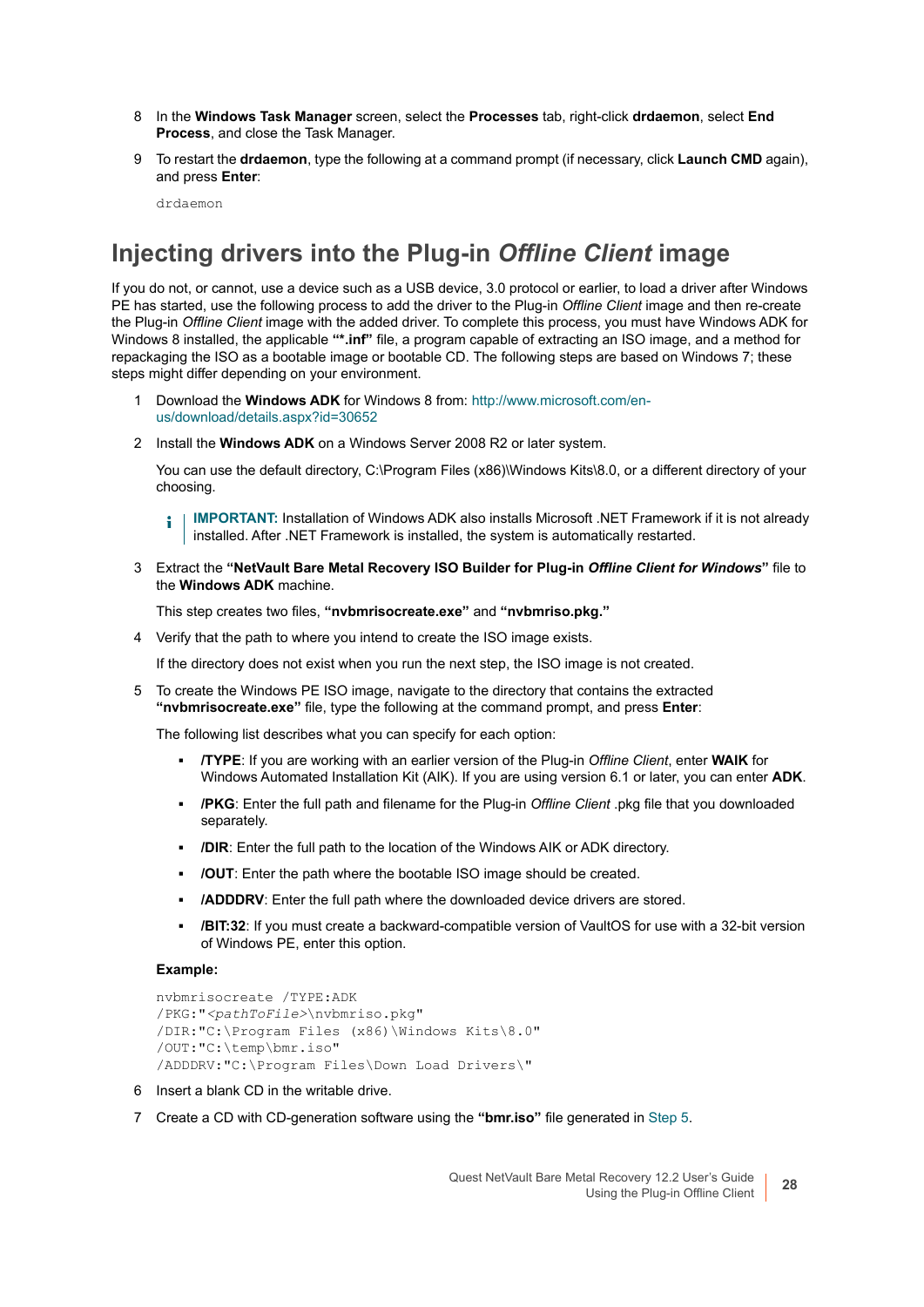8 In the **Windows Task Manager** screen, select the **Processes** tab, right-click **drdaemon**, select **End Process**, and close the Task Manager.

9 To restart the **drdaemon**, type the following at a command prompt (if necessary, click **Launch CMD** again), and press **Enter**:

```
drdaemon
```

## Injecting drivers into the Plug-in *Offline Client* image

If you do not, or cannot, use a device such as a USB device, 3.0 protocol or earlier, to load a driver after Windows PE has started, use the following process to add the driver to the Plug-in *Offline Client* image and then re-create the Plug-in *Offline Client* image with the added driver. To complete this process, you must have Windows ADK for Windows 8 installed, the applicable **"*.inf"** file, a program capable of extracting an ISO image, and a method for repackaging the ISO as a bootable image or bootable CD. The following steps are based on Windows 7; these steps might differ depending on your environment.

1 Download the **Windows ADK** for Windows 8 from: http://www.microsoft.com/en-us/download/details.aspx?id=30652

2 Install the **Windows ADK** on a Windows Server 2008 R2 or later system.

You can use the default directory, C:\Program Files (x86)\Windows Kits\8.0, or a different directory of your choosing.

> **IMPORTANT:** Installation of Windows ADK also installs Microsoft .NET Framework if it is not already installed. After .NET Framework is installed, the system is automatically restarted.

3 Extract the **"NetVault Bare Metal Recovery ISO Builder for Plug-in *Offline Client for Windows*"** file to the **Windows ADK** machine.

This step creates two files, **"nvbmrisocreate.exe"** and **"nvbmriso.pkg."**

4 Verify that the path to where you intend to create the ISO image exists.

If the directory does not exist when you run the next step, the ISO image is not created.

5 To create the Windows PE ISO image, navigate to the directory that contains the extracted **"nvbmrisocreate.exe"** file, type the following at the command prompt, and press **Enter**:

The following list describes what you can specify for each option:

- **/TYPE**: If you are working with an earlier version of the Plug-in *Offline Client*, enter **WAIK** for Windows Automated Installation Kit (AIK). If you are using version 6.1 or later, you can enter **ADK**.
- **/PKG**: Enter the full path and filename for the Plug-in *Offline Client* .pkg file that you downloaded separately.
- **/DIR**: Enter the full path to the location of the Windows AIK or ADK directory.
- **/OUT**: Enter the path where the bootable ISO image should be created.
- **/ADDDRV**: Enter the full path where the downloaded device drivers are stored.
- **/BIT:32**: If you must create a backward-compatible version of VaultOS for use with a 32-bit version of Windows PE, enter this option.

**Example:**

```
nvbmrisocreate /TYPE:ADK
/PKG:"<pathToFile>\nvbmriso.pkg"
/DIR:"C:\Program Files (x86)\Windows Kits\8.0"
/OUT:"C:\temp\bmr.iso"
/ADDDRV:"C:\Program Files\Down Load Drivers\"
```

6 Insert a blank CD in the writable drive.

7 Create a CD with CD-generation software using the **"bmr.iso"** file generated in Step 5.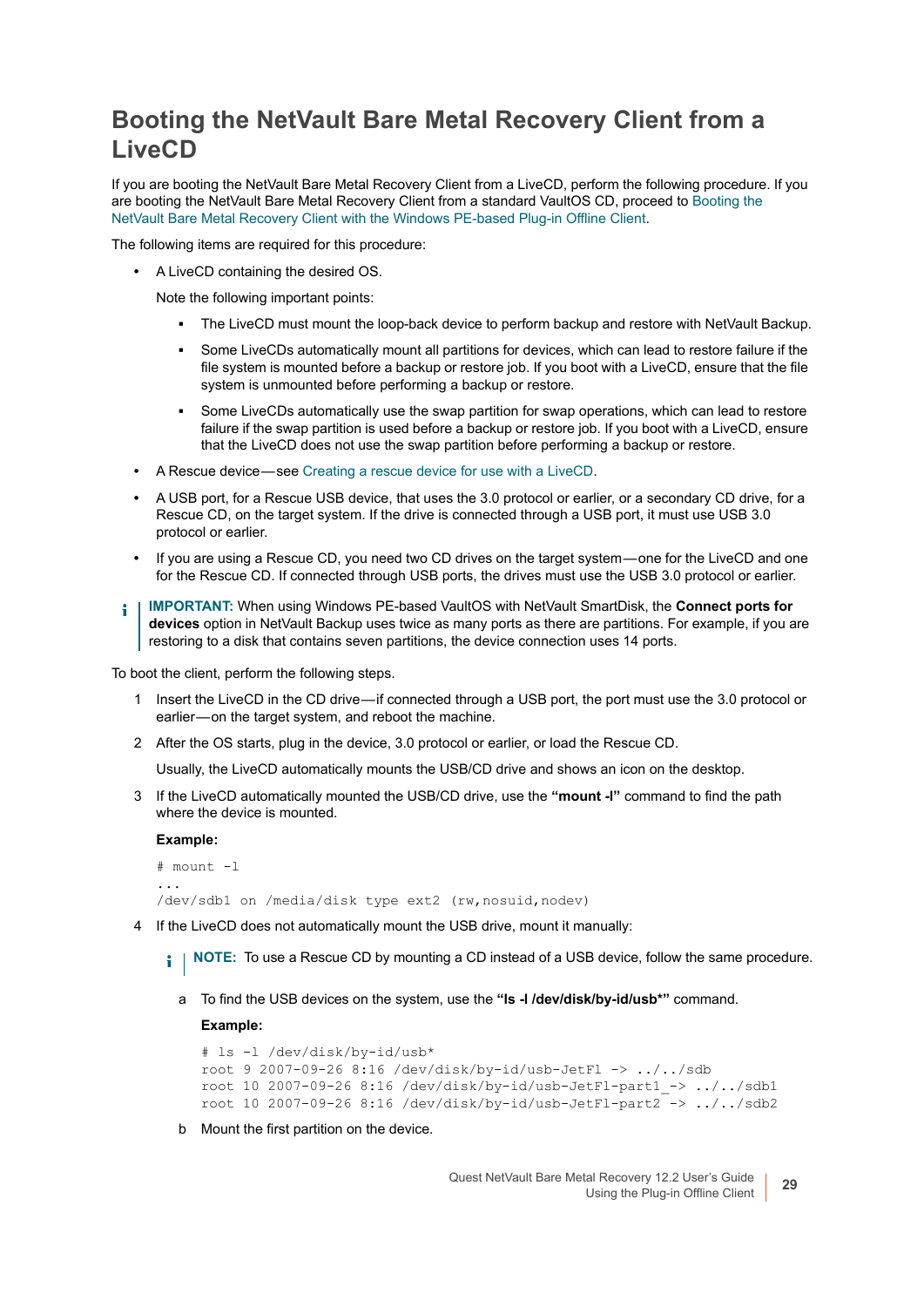# Booting the NetVault Bare Metal Recovery Client from a LiveCD

If you are booting the NetVault Bare Metal Recovery Client from a LiveCD, perform the following procedure. If you are booting the NetVault Bare Metal Recovery Client from a standard VaultOS CD, proceed to Booting the NetVault Bare Metal Recovery Client with the Windows PE-based Plug-in Offline Client.

The following items are required for this procedure:

- A LiveCD containing the desired OS.

  Note the following important points:

  - The LiveCD must mount the loop-back device to perform backup and restore with NetVault Backup.
  - Some LiveCDs automatically mount all partitions for devices, which can lead to restore failure if the file system is mounted before a backup or restore job. If you boot with a LiveCD, ensure that the file system is unmounted before performing a backup or restore.
  - Some LiveCDs automatically use the swap partition for swap operations, which can lead to restore failure if the swap partition is used before a backup or restore job. If you boot with a LiveCD, ensure that the LiveCD does not use the swap partition before performing a backup or restore.
- A Rescue device — see Creating a rescue device for use with a LiveCD.
- A USB port, for a Rescue USB device, that uses the 3.0 protocol or earlier, or a secondary CD drive, for a Rescue CD, on the target system. If the drive is connected through a USB port, it must use USB 3.0 protocol or earlier.
- If you are using a Rescue CD, you need two CD drives on the target system — one for the LiveCD and one for the Rescue CD. If connected through USB ports, the drives must use the USB 3.0 protocol or earlier.

> **IMPORTANT:** When using Windows PE-based VaultOS with NetVault SmartDisk, the **Connect ports for devices** option in NetVault Backup uses twice as many ports as there are partitions. For example, if you are restoring to a disk that contains seven partitions, the device connection uses 14 ports.

To boot the client, perform the following steps.

1. Insert the LiveCD in the CD drive — if connected through a USB port, the port must use the 3.0 protocol or earlier — on the target system, and reboot the machine.
2. After the OS starts, plug in the device, 3.0 protocol or earlier, or load the Rescue CD.

   Usually, the LiveCD automatically mounts the USB/CD drive and shows an icon on the desktop.
3. If the LiveCD automatically mounted the USB/CD drive, use the **"mount -l"** command to find the path where the device is mounted.

   **Example:**

   ```
   # mount -l
   ...
   /dev/sdb1 on /media/disk type ext2 (rw,nosuid,nodev)
   ```
4. If the LiveCD does not automatically mount the USB drive, mount it manually:

   > **NOTE:** To use a Rescue CD by mounting a CD instead of a USB device, follow the same procedure.

   a. To find the USB devices on the system, use the **"ls -l /dev/disk/by-id/usb*"** command.

      **Example:**

      ```
      # ls -l /dev/disk/by-id/usb*
      root 9 2007-09-26 8:16 /dev/disk/by-id/usb-JetFl -> ../../sdb
      root 10 2007-09-26 8:16 /dev/disk/by-id/usb-JetFl-part1_-> ../../sdb1
      root 10 2007-09-26 8:16 /dev/disk/by-id/usb-JetFl-part2 -> ../../sdb2
      ```

   b. Mount the first partition on the device.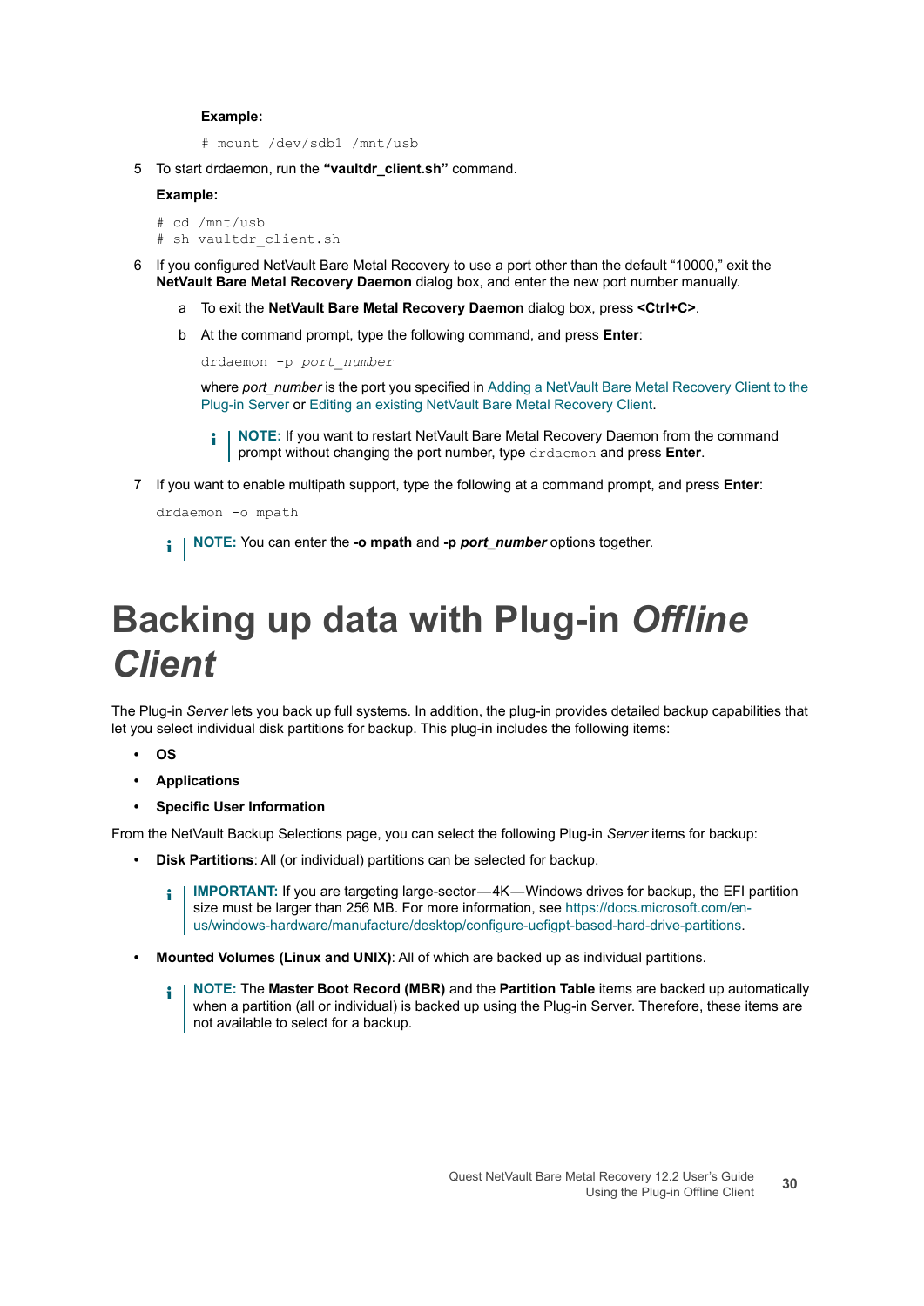**Example:**

```
# mount /dev/sdb1 /mnt/usb
```

5 To start drdaemon, run the **“vaultdr_client.sh”** command.

**Example:**

```
# cd /mnt/usb
# sh vaultdr_client.sh
```

6 If you configured NetVault Bare Metal Recovery to use a port other than the default “10000,” exit the **NetVault Bare Metal Recovery Daemon** dialog box, and enter the new port number manually.

   a To exit the **NetVault Bare Metal Recovery Daemon** dialog box, press **<Ctrl+C>**.

   b At the command prompt, type the following command, and press **Enter**:

   ```
   drdaemon -p port_number
   ```

   where *port_number* is the port you specified in Adding a NetVault Bare Metal Recovery Client to the Plug-in Server or Editing an existing NetVault Bare Metal Recovery Client.

   > **NOTE:** If you want to restart NetVault Bare Metal Recovery Daemon from the command prompt without changing the port number, type `drdaemon` and press **Enter**.

7 If you want to enable multipath support, type the following at a command prompt, and press **Enter**:

```
drdaemon -o mpath
```

> **NOTE:** You can enter the **-o mpath** and **-p *port_number*** options together.

# Backing up data with Plug-in *Offline Client*

The Plug-in *Server* lets you back up full systems. In addition, the plug-in provides detailed backup capabilities that let you select individual disk partitions for backup. This plug-in includes the following items:

- **OS**
- **Applications**
- **Specific User Information**

From the NetVault Backup Selections page, you can select the following Plug-in *Server* items for backup:

- **Disk Partitions**: All (or individual) partitions can be selected for backup.

  > **IMPORTANT:** If you are targeting large-sector—4K—Windows drives for backup, the EFI partition size must be larger than 256 MB. For more information, see https://docs.microsoft.com/en-us/windows-hardware/manufacture/desktop/configure-uefigpt-based-hard-drive-partitions.

- **Mounted Volumes (Linux and UNIX)**: All of which are backed up as individual partitions.

  > **NOTE:** The **Master Boot Record (MBR)** and the **Partition Table** items are backed up automatically when a partition (all or individual) is backed up using the Plug-in Server. Therefore, these items are not available to select for a backup.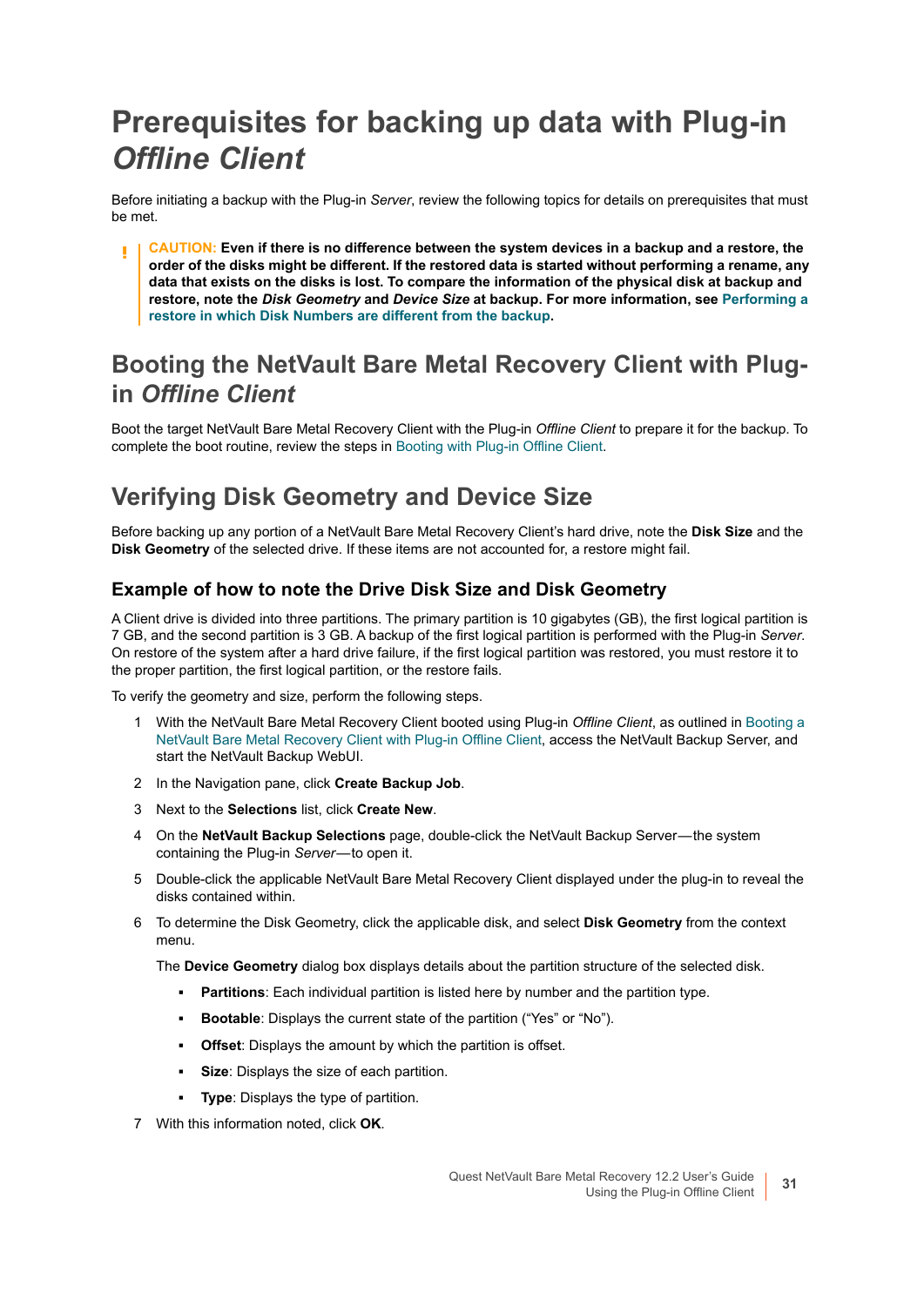# Prerequisites for backing up data with Plug-in *Offline Client*

Before initiating a backup with the Plug-in *Server*, review the following topics for details on prerequisites that must be met.

> **CAUTION: Even if there is no difference between the system devices in a backup and a restore, the order of the disks might be different. If the restored data is started without performing a rename, any data that exists on the disks is lost. To compare the information of the physical disk at backup and restore, note the *Disk Geometry* and *Device Size* at backup. For more information, see Performing a restore in which Disk Numbers are different from the backup.**

## Booting the NetVault Bare Metal Recovery Client with Plug-in *Offline Client*

Boot the target NetVault Bare Metal Recovery Client with the Plug-in *Offline Client* to prepare it for the backup. To complete the boot routine, review the steps in Booting with Plug-in Offline Client.

## Verifying Disk Geometry and Device Size

Before backing up any portion of a NetVault Bare Metal Recovery Client's hard drive, note the **Disk Size** and the **Disk Geometry** of the selected drive. If these items are not accounted for, a restore might fail.

### Example of how to note the Drive Disk Size and Disk Geometry

A Client drive is divided into three partitions. The primary partition is 10 gigabytes (GB), the first logical partition is 7 GB, and the second partition is 3 GB. A backup of the first logical partition is performed with the Plug-in *Server*. On restore of the system after a hard drive failure, if the first logical partition was restored, you must restore it to the proper partition, the first logical partition, or the restore fails.

To verify the geometry and size, perform the following steps.

1. With the NetVault Bare Metal Recovery Client booted using Plug-in *Offline Client*, as outlined in Booting a NetVault Bare Metal Recovery Client with Plug-in Offline Client, access the NetVault Backup Server, and start the NetVault Backup WebUI.
2. In the Navigation pane, click **Create Backup Job**.
3. Next to the **Selections** list, click **Create New**.
4. On the **NetVault Backup Selections** page, double-click the NetVault Backup Server—the system containing the Plug-in *Server*—to open it.
5. Double-click the applicable NetVault Bare Metal Recovery Client displayed under the plug-in to reveal the disks contained within.
6. To determine the Disk Geometry, click the applicable disk, and select **Disk Geometry** from the context menu.

   The **Device Geometry** dialog box displays details about the partition structure of the selected disk.

   - **Partitions**: Each individual partition is listed here by number and the partition type.
   - **Bootable**: Displays the current state of the partition ("Yes" or "No").
   - **Offset**: Displays the amount by which the partition is offset.
   - **Size**: Displays the size of each partition.
   - **Type**: Displays the type of partition.
7. With this information noted, click **OK**.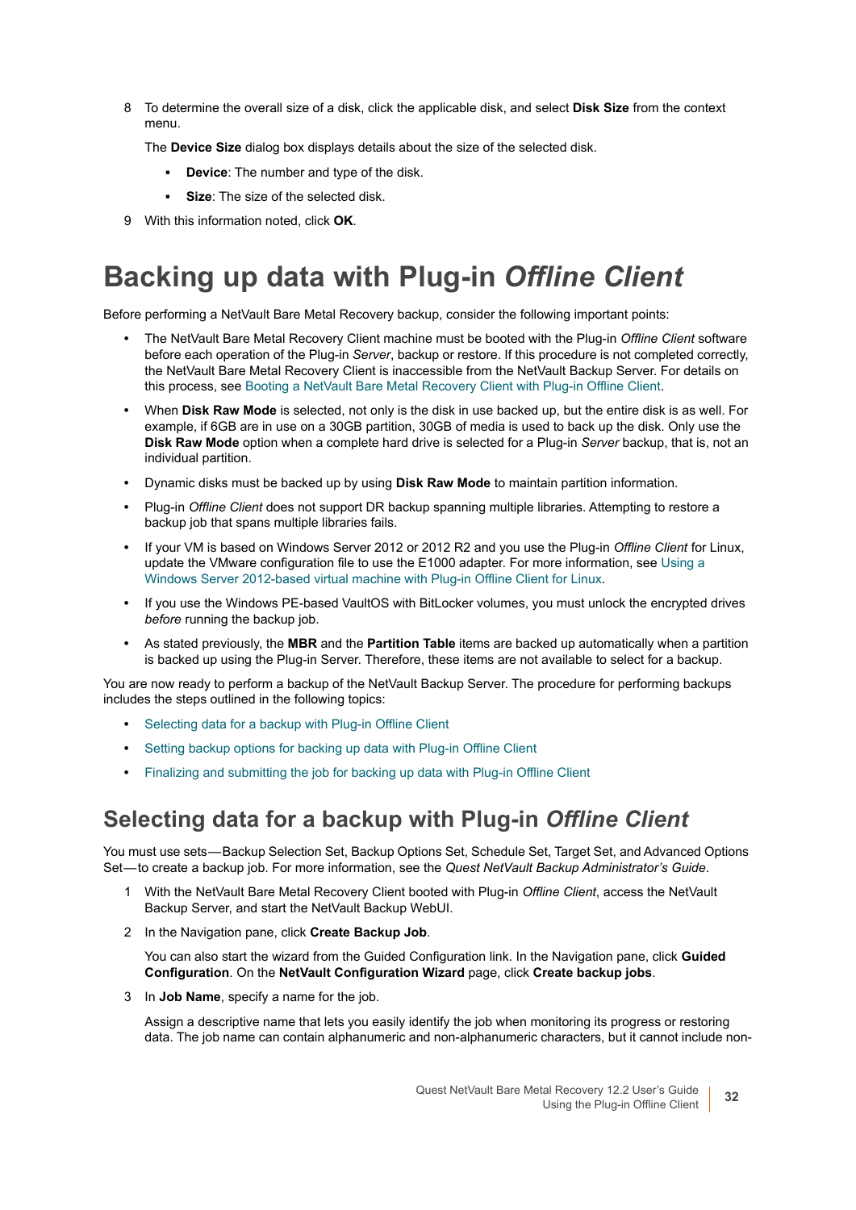8 To determine the overall size of a disk, click the applicable disk, and select **Disk Size** from the context menu.

   The **Device Size** dialog box displays details about the size of the selected disk.

   - **Device**: The number and type of the disk.
   - **Size**: The size of the selected disk.

9 With this information noted, click **OK**.

# Backing up data with Plug-in *Offline Client*

Before performing a NetVault Bare Metal Recovery backup, consider the following important points:

- The NetVault Bare Metal Recovery Client machine must be booted with the Plug-in *Offline Client* software before each operation of the Plug-in *Server*, backup or restore. If this procedure is not completed correctly, the NetVault Bare Metal Recovery Client is inaccessible from the NetVault Backup Server. For details on this process, see Booting a NetVault Bare Metal Recovery Client with Plug-in Offline Client.
- When **Disk Raw Mode** is selected, not only is the disk in use backed up, but the entire disk is as well. For example, if 6GB are in use on a 30GB partition, 30GB of media is used to back up the disk. Only use the **Disk Raw Mode** option when a complete hard drive is selected for a Plug-in *Server* backup, that is, not an individual partition.
- Dynamic disks must be backed up by using **Disk Raw Mode** to maintain partition information.
- Plug-in *Offline Client* does not support DR backup spanning multiple libraries. Attempting to restore a backup job that spans multiple libraries fails.
- If your VM is based on Windows Server 2012 or 2012 R2 and you use the Plug-in *Offline Client* for Linux, update the VMware configuration file to use the E1000 adapter. For more information, see Using a Windows Server 2012-based virtual machine with Plug-in Offline Client for Linux.
- If you use the Windows PE-based VaultOS with BitLocker volumes, you must unlock the encrypted drives *before* running the backup job.
- As stated previously, the **MBR** and the **Partition Table** items are backed up automatically when a partition is backed up using the Plug-in Server. Therefore, these items are not available to select for a backup.

You are now ready to perform a backup of the NetVault Backup Server. The procedure for performing backups includes the steps outlined in the following topics:

- Selecting data for a backup with Plug-in Offline Client
- Setting backup options for backing up data with Plug-in Offline Client
- Finalizing and submitting the job for backing up data with Plug-in Offline Client

## Selecting data for a backup with Plug-in *Offline Client*

You must use sets—Backup Selection Set, Backup Options Set, Schedule Set, Target Set, and Advanced Options Set—to create a backup job. For more information, see the *Quest NetVault Backup Administrator's Guide*.

1 With the NetVault Bare Metal Recovery Client booted with Plug-in *Offline Client*, access the NetVault Backup Server, and start the NetVault Backup WebUI.

2 In the Navigation pane, click **Create Backup Job**.

   You can also start the wizard from the Guided Configuration link. In the Navigation pane, click **Guided Configuration**. On the **NetVault Configuration Wizard** page, click **Create backup jobs**.

3 In **Job Name**, specify a name for the job.

   Assign a descriptive name that lets you easily identify the job when monitoring its progress or restoring data. The job name can contain alphanumeric and non-alphanumeric characters, but it cannot include non-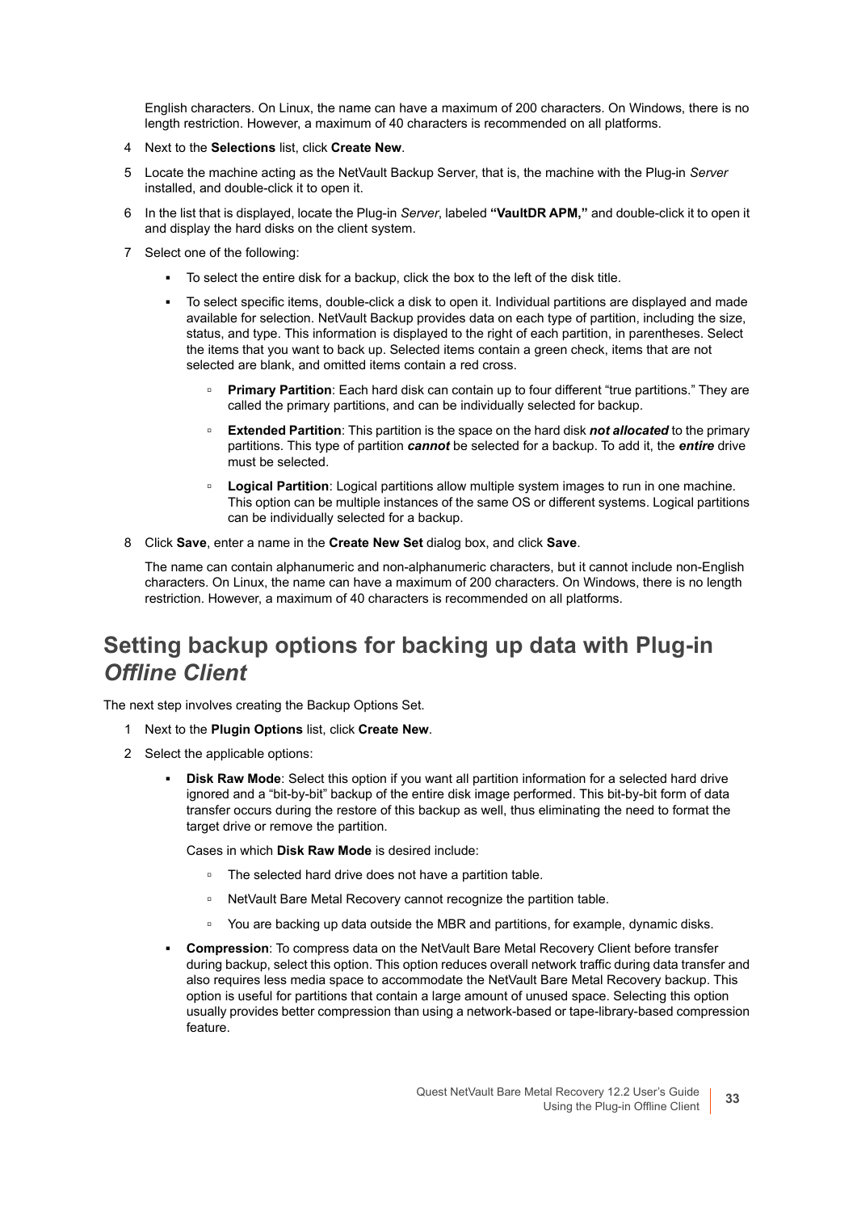English characters. On Linux, the name can have a maximum of 200 characters. On Windows, there is no length restriction. However, a maximum of 40 characters is recommended on all platforms.

4 Next to the **Selections** list, click **Create New**.

5 Locate the machine acting as the NetVault Backup Server, that is, the machine with the Plug-in *Server* installed, and double-click it to open it.

6 In the list that is displayed, locate the Plug-in *Server*, labeled **"VaultDR APM,"** and double-click it to open it and display the hard disks on the client system.

7 Select one of the following:

- To select the entire disk for a backup, click the box to the left of the disk title.
- To select specific items, double-click a disk to open it. Individual partitions are displayed and made available for selection. NetVault Backup provides data on each type of partition, including the size, status, and type. This information is displayed to the right of each partition, in parentheses. Select the items that you want to back up. Selected items contain a green check, items that are not selected are blank, and omitted items contain a red cross.
  - **Primary Partition**: Each hard disk can contain up to four different "true partitions." They are called the primary partitions, and can be individually selected for backup.
  - **Extended Partition**: This partition is the space on the hard disk ***not allocated*** to the primary partitions. This type of partition ***cannot*** be selected for a backup. To add it, the ***entire*** drive must be selected.
  - **Logical Partition**: Logical partitions allow multiple system images to run in one machine. This option can be multiple instances of the same OS or different systems. Logical partitions can be individually selected for a backup.

8 Click **Save**, enter a name in the **Create New Set** dialog box, and click **Save**.

The name can contain alphanumeric and non-alphanumeric characters, but it cannot include non-English characters. On Linux, the name can have a maximum of 200 characters. On Windows, there is no length restriction. However, a maximum of 40 characters is recommended on all platforms.

## Setting backup options for backing up data with Plug-in *Offline Client*

The next step involves creating the Backup Options Set.

1 Next to the **Plugin Options** list, click **Create New**.

2 Select the applicable options:

- **Disk Raw Mode**: Select this option if you want all partition information for a selected hard drive ignored and a "bit-by-bit" backup of the entire disk image performed. This bit-by-bit form of data transfer occurs during the restore of this backup as well, thus eliminating the need to format the target drive or remove the partition.

  Cases in which **Disk Raw Mode** is desired include:

  - The selected hard drive does not have a partition table.
  - NetVault Bare Metal Recovery cannot recognize the partition table.
  - You are backing up data outside the MBR and partitions, for example, dynamic disks.
- **Compression**: To compress data on the NetVault Bare Metal Recovery Client before transfer during backup, select this option. This option reduces overall network traffic during data transfer and also requires less media space to accommodate the NetVault Bare Metal Recovery backup. This option is useful for partitions that contain a large amount of unused space. Selecting this option usually provides better compression than using a network-based or tape-library-based compression feature.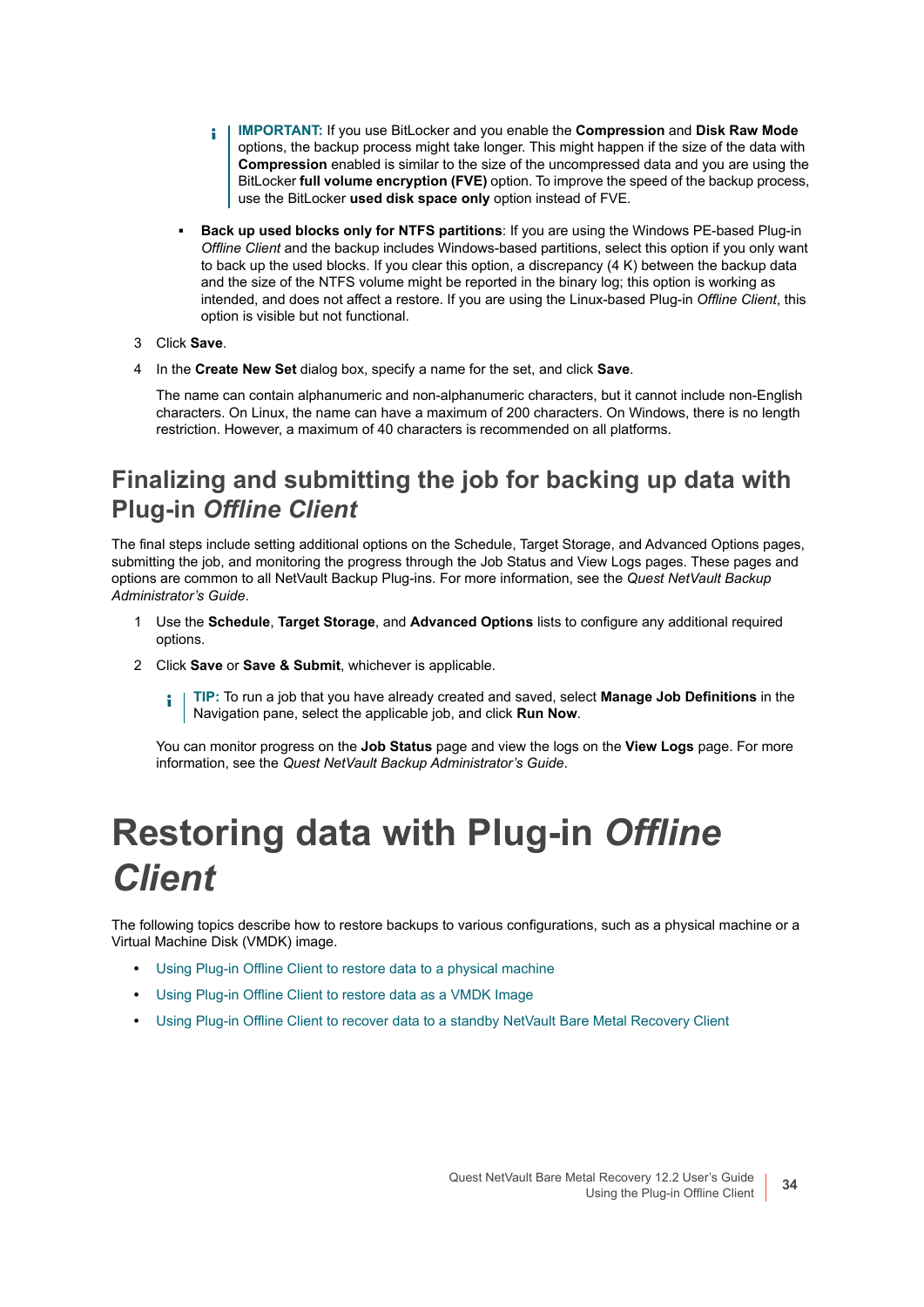> **IMPORTANT:** If you use BitLocker and you enable the **Compression** and **Disk Raw Mode** options, the backup process might take longer. This might happen if the size of the data with **Compression** enabled is similar to the size of the uncompressed data and you are using the BitLocker **full volume encryption (FVE)** option. To improve the speed of the backup process, use the BitLocker **used disk space only** option instead of FVE.

- **Back up used blocks only for NTFS partitions**: If you are using the Windows PE-based Plug-in *Offline Client* and the backup includes Windows-based partitions, select this option if you only want to back up the used blocks. If you clear this option, a discrepancy (4 K) between the backup data and the size of the NTFS volume might be reported in the binary log; this option is working as intended, and does not affect a restore. If you are using the Linux-based Plug-in *Offline Client*, this option is visible but not functional.

3. Click **Save**.
4. In the **Create New Set** dialog box, specify a name for the set, and click **Save**.

   The name can contain alphanumeric and non-alphanumeric characters, but it cannot include non-English characters. On Linux, the name can have a maximum of 200 characters. On Windows, there is no length restriction. However, a maximum of 40 characters is recommended on all platforms.

## Finalizing and submitting the job for backing up data with Plug-in *Offline Client*

The final steps include setting additional options on the Schedule, Target Storage, and Advanced Options pages, submitting the job, and monitoring the progress through the Job Status and View Logs pages. These pages and options are common to all NetVault Backup Plug-ins. For more information, see the *Quest NetVault Backup Administrator's Guide*.

1. Use the **Schedule**, **Target Storage**, and **Advanced Options** lists to configure any additional required options.
2. Click **Save** or **Save & Submit**, whichever is applicable.

   > **TIP:** To run a job that you have already created and saved, select **Manage Job Definitions** in the Navigation pane, select the applicable job, and click **Run Now**.

   You can monitor progress on the **Job Status** page and view the logs on the **View Logs** page. For more information, see the *Quest NetVault Backup Administrator's Guide*.

# Restoring data with Plug-in *Offline Client*

The following topics describe how to restore backups to various configurations, such as a physical machine or a Virtual Machine Disk (VMDK) image.

- Using Plug-in Offline Client to restore data to a physical machine
- Using Plug-in Offline Client to restore data as a VMDK Image
- Using Plug-in Offline Client to recover data to a standby NetVault Bare Metal Recovery Client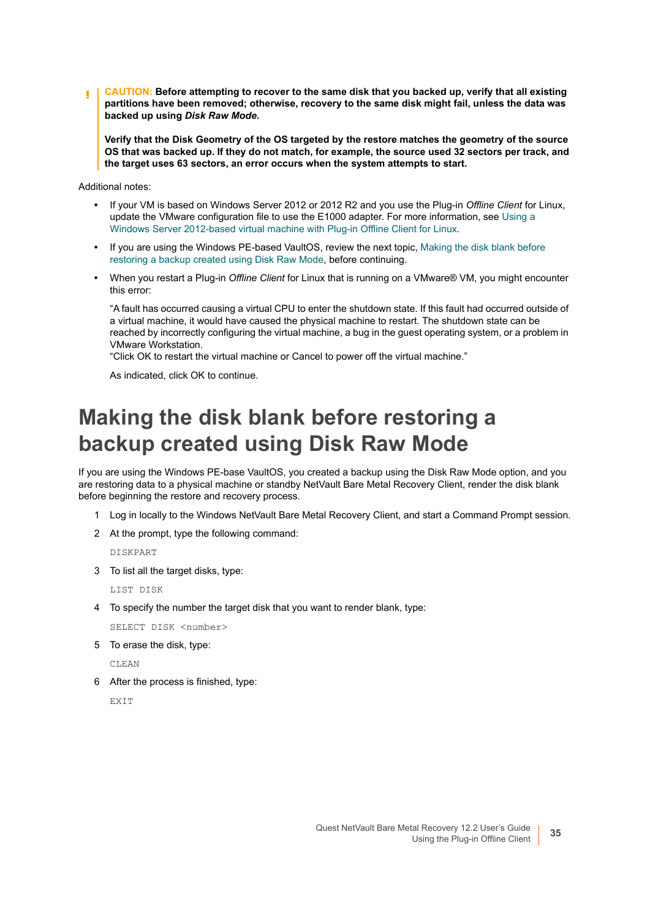**CAUTION: Before attempting to recover to the same disk that you backed up, verify that all existing partitions have been removed; otherwise, recovery to the same disk might fail, unless the data was backed up using *Disk Raw Mode*.**

**Verify that the Disk Geometry of the OS targeted by the restore matches the geometry of the source OS that was backed up. If they do not match, for example, the source used 32 sectors per track, and the target uses 63 sectors, an error occurs when the system attempts to start.**

Additional notes:

- If your VM is based on Windows Server 2012 or 2012 R2 and you use the Plug-in *Offline Client* for Linux, update the VMware configuration file to use the E1000 adapter. For more information, see Using a Windows Server 2012-based virtual machine with Plug-in Offline Client for Linux.
- If you are using the Windows PE-based VaultOS, review the next topic, Making the disk blank before restoring a backup created using Disk Raw Mode, before continuing.
- When you restart a Plug-in *Offline Client* for Linux that is running on a VMware® VM, you might encounter this error:

  "A fault has occurred causing a virtual CPU to enter the shutdown state. If this fault had occurred outside of a virtual machine, it would have caused the physical machine to restart. The shutdown state can be reached by incorrectly configuring the virtual machine, a bug in the guest operating system, or a problem in VMware Workstation.
  "Click OK to restart the virtual machine or Cancel to power off the virtual machine."

  As indicated, click OK to continue.

# Making the disk blank before restoring a backup created using Disk Raw Mode

If you are using the Windows PE-base VaultOS, you created a backup using the Disk Raw Mode option, and you are restoring data to a physical machine or standby NetVault Bare Metal Recovery Client, render the disk blank before beginning the restore and recovery process.

1. Log in locally to the Windows NetVault Bare Metal Recovery Client, and start a Command Prompt session.
2. At the prompt, type the following command:

   ```
   DISKPART
   ```

3. To list all the target disks, type:

   ```
   LIST DISK
   ```

4. To specify the number the target disk that you want to render blank, type:

   ```
   SELECT DISK <number>
   ```

5. To erase the disk, type:

   ```
   CLEAN
   ```

6. After the process is finished, type:

   ```
   EXIT
   ```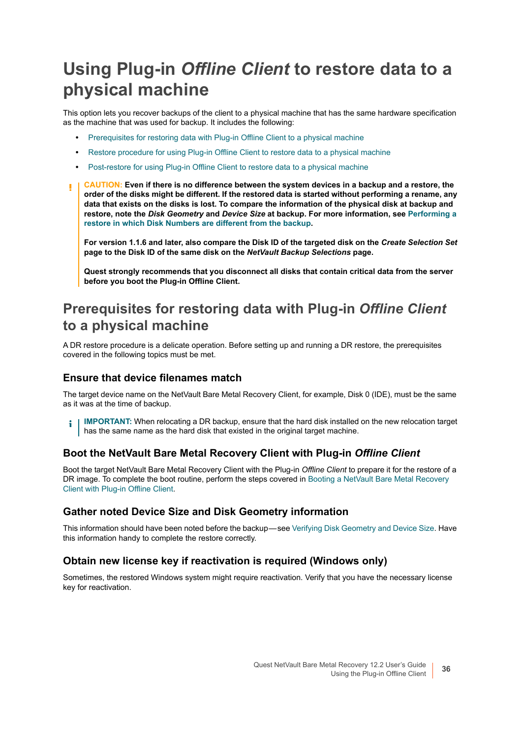# Using Plug-in *Offline Client* to restore data to a physical machine

This option lets you recover backups of the client to a physical machine that has the same hardware specification as the machine that was used for backup. It includes the following:

- Prerequisites for restoring data with Plug-in Offline Client to a physical machine
- Restore procedure for using Plug-in Offline Client to restore data to a physical machine
- Post-restore for using Plug-in Offline Client to restore data to a physical machine

> **CAUTION:** **Even if there is no difference between the system devices in a backup and a restore, the order of the disks might be different. If the restored data is started without performing a rename, any data that exists on the disks is lost. To compare the information of the physical disk at backup and restore, note the *Disk Geometry* and *Device Size* at backup. For more information, see Performing a restore in which Disk Numbers are different from the backup.**
>
> **For version 1.1.6 and later, also compare the Disk ID of the targeted disk on the *Create Selection Set* page to the Disk ID of the same disk on the *NetVault Backup Selections* page.**
>
> **Quest strongly recommends that you disconnect all disks that contain critical data from the server before you boot the Plug-in Offline Client.**

## Prerequisites for restoring data with Plug-in *Offline Client* to a physical machine

A DR restore procedure is a delicate operation. Before setting up and running a DR restore, the prerequisites covered in the following topics must be met.

### Ensure that device filenames match

The target device name on the NetVault Bare Metal Recovery Client, for example, Disk 0 (IDE), must be the same as it was at the time of backup.

> **IMPORTANT:** When relocating a DR backup, ensure that the hard disk installed on the new relocation target has the same name as the hard disk that existed in the original target machine.

### Boot the NetVault Bare Metal Recovery Client with Plug-in *Offline Client*

Boot the target NetVault Bare Metal Recovery Client with the Plug-in *Offline Client* to prepare it for the restore of a DR image. To complete the boot routine, perform the steps covered in Booting a NetVault Bare Metal Recovery Client with Plug-in Offline Client.

### Gather noted Device Size and Disk Geometry information

This information should have been noted before the backup—see Verifying Disk Geometry and Device Size. Have this information handy to complete the restore correctly.

### Obtain new license key if reactivation is required (Windows only)

Sometimes, the restored Windows system might require reactivation. Verify that you have the necessary license key for reactivation.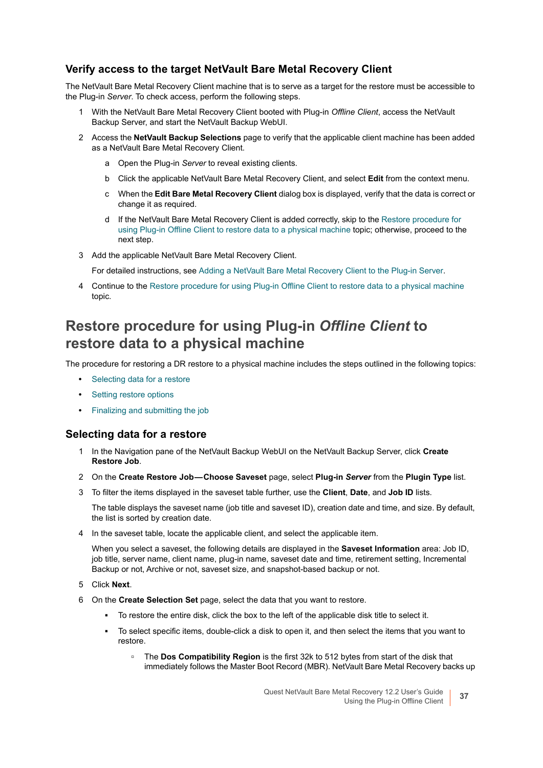### Verify access to the target NetVault Bare Metal Recovery Client

The NetVault Bare Metal Recovery Client machine that is to serve as a target for the restore must be accessible to the Plug-in *Server*. To check access, perform the following steps.

1. With the NetVault Bare Metal Recovery Client booted with Plug-in *Offline Client*, access the NetVault Backup Server, and start the NetVault Backup WebUI.
2. Access the **NetVault Backup Selections** page to verify that the applicable client machine has been added as a NetVault Bare Metal Recovery Client.
    a. Open the Plug-in *Server* to reveal existing clients.
    b. Click the applicable NetVault Bare Metal Recovery Client, and select **Edit** from the context menu.
    c. When the **Edit Bare Metal Recovery Client** dialog box is displayed, verify that the data is correct or change it as required.
    d. If the NetVault Bare Metal Recovery Client is added correctly, skip to the Restore procedure for using Plug-in Offline Client to restore data to a physical machine topic; otherwise, proceed to the next step.
3. Add the applicable NetVault Bare Metal Recovery Client.

    For detailed instructions, see Adding a NetVault Bare Metal Recovery Client to the Plug-in Server.
4. Continue to the Restore procedure for using Plug-in Offline Client to restore data to a physical machine topic.

## Restore procedure for using Plug-in *Offline Client* to restore data to a physical machine

The procedure for restoring a DR restore to a physical machine includes the steps outlined in the following topics:

- Selecting data for a restore
- Setting restore options
- Finalizing and submitting the job

### Selecting data for a restore

1. In the Navigation pane of the NetVault Backup WebUI on the NetVault Backup Server, click **Create Restore Job**.
2. On the **Create Restore Job—Choose Saveset** page, select **Plug-in *Server*** from the **Plugin Type** list.
3. To filter the items displayed in the saveset table further, use the **Client**, **Date**, and **Job ID** lists.

    The table displays the saveset name (job title and saveset ID), creation date and time, and size. By default, the list is sorted by creation date.
4. In the saveset table, locate the applicable client, and select the applicable item.

    When you select a saveset, the following details are displayed in the **Saveset Information** area: Job ID, job title, server name, client name, plug-in name, saveset date and time, retirement setting, Incremental Backup or not, Archive or not, saveset size, and snapshot-based backup or not.
5. Click **Next**.
6. On the **Create Selection Set** page, select the data that you want to restore.
    - To restore the entire disk, click the box to the left of the applicable disk title to select it.
    - To select specific items, double-click a disk to open it, and then select the items that you want to restore.
        - The **Dos Compatibility Region** is the first 32k to 512 bytes from start of the disk that immediately follows the Master Boot Record (MBR). NetVault Bare Metal Recovery backs up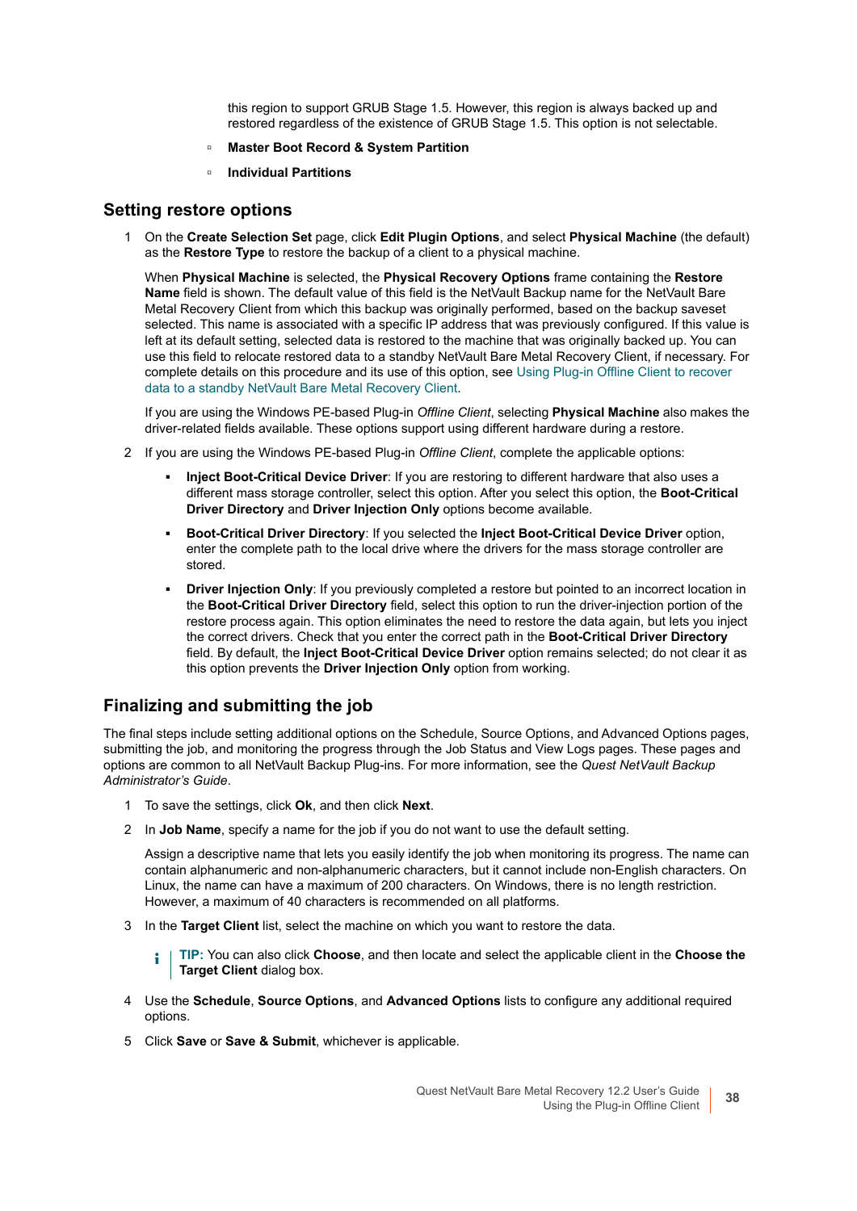this region to support GRUB Stage 1.5. However, this region is always backed up and restored regardless of the existence of GRUB Stage 1.5. This option is not selectable.

- **Master Boot Record & System Partition**
- **Individual Partitions**

## Setting restore options

1. On the **Create Selection Set** page, click **Edit Plugin Options**, and select **Physical Machine** (the default) as the **Restore Type** to restore the backup of a client to a physical machine.

   When **Physical Machine** is selected, the **Physical Recovery Options** frame containing the **Restore Name** field is shown. The default value of this field is the NetVault Backup name for the NetVault Bare Metal Recovery Client from which this backup was originally performed, based on the backup saveset selected. This name is associated with a specific IP address that was previously configured. If this value is left at its default setting, selected data is restored to the machine that was originally backed up. You can use this field to relocate restored data to a standby NetVault Bare Metal Recovery Client, if necessary. For complete details on this procedure and its use of this option, see Using Plug-in Offline Client to recover data to a standby NetVault Bare Metal Recovery Client.

   If you are using the Windows PE-based Plug-in *Offline Client*, selecting **Physical Machine** also makes the driver-related fields available. These options support using different hardware during a restore.

2. If you are using the Windows PE-based Plug-in *Offline Client*, complete the applicable options:
   - **Inject Boot-Critical Device Driver**: If you are restoring to different hardware that also uses a different mass storage controller, select this option. After you select this option, the **Boot-Critical Driver Directory** and **Driver Injection Only** options become available.
   - **Boot-Critical Driver Directory**: If you selected the **Inject Boot-Critical Device Driver** option, enter the complete path to the local drive where the drivers for the mass storage controller are stored.
   - **Driver Injection Only**: If you previously completed a restore but pointed to an incorrect location in the **Boot-Critical Driver Directory** field, select this option to run the driver-injection portion of the restore process again. This option eliminates the need to restore the data again, but lets you inject the correct drivers. Check that you enter the correct path in the **Boot-Critical Driver Directory** field. By default, the **Inject Boot-Critical Device Driver** option remains selected; do not clear it as this option prevents the **Driver Injection Only** option from working.

## Finalizing and submitting the job

The final steps include setting additional options on the Schedule, Source Options, and Advanced Options pages, submitting the job, and monitoring the progress through the Job Status and View Logs pages. These pages and options are common to all NetVault Backup Plug-ins. For more information, see the *Quest NetVault Backup Administrator's Guide*.

1. To save the settings, click **Ok**, and then click **Next**.
2. In **Job Name**, specify a name for the job if you do not want to use the default setting.

   Assign a descriptive name that lets you easily identify the job when monitoring its progress. The name can contain alphanumeric and non-alphanumeric characters, but it cannot include non-English characters. On Linux, the name can have a maximum of 200 characters. On Windows, there is no length restriction. However, a maximum of 40 characters is recommended on all platforms.

3. In the **Target Client** list, select the machine on which you want to restore the data.

   **TIP:** You can also click **Choose**, and then locate and select the applicable client in the **Choose the Target Client** dialog box.

4. Use the **Schedule**, **Source Options**, and **Advanced Options** lists to configure any additional required options.
5. Click **Save** or **Save & Submit**, whichever is applicable.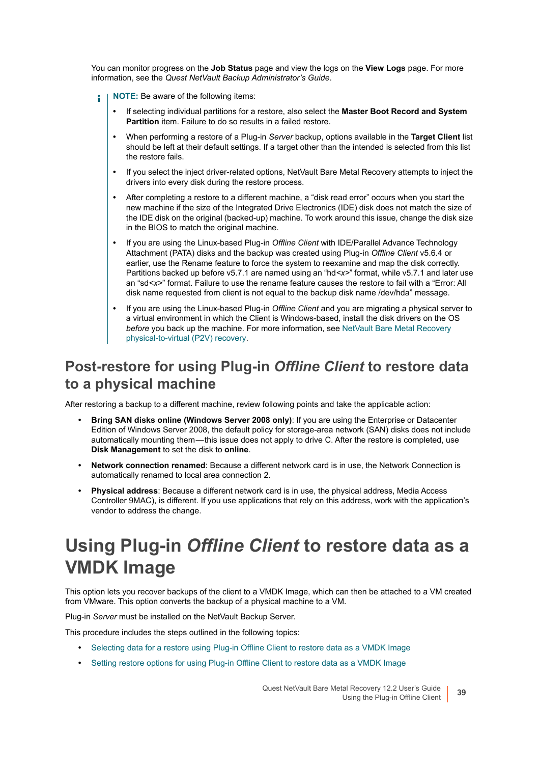You can monitor progress on the **Job Status** page and view the logs on the **View Logs** page. For more information, see the *Quest NetVault Backup Administrator's Guide*.

> **NOTE:** Be aware of the following items:
>
> - If selecting individual partitions for a restore, also select the **Master Boot Record and System Partition** item. Failure to do so results in a failed restore.
> - When performing a restore of a Plug-in *Server* backup, options available in the **Target Client** list should be left at their default settings. If a target other than the intended is selected from this list the restore fails.
> - If you select the inject driver-related options, NetVault Bare Metal Recovery attempts to inject the drivers into every disk during the restore process.
> - After completing a restore to a different machine, a "disk read error" occurs when you start the new machine if the size of the Integrated Drive Electronics (IDE) disk does not match the size of the IDE disk on the original (backed-up) machine. To work around this issue, change the disk size in the BIOS to match the original machine.
> - If you are using the Linux-based Plug-in *Offline Client* with IDE/Parallel Advance Technology Attachment (PATA) disks and the backup was created using Plug-in *Offline Client* v5.6.4 or earlier, use the Rename feature to force the system to reexamine and map the disk correctly. Partitions backed up before v5.7.1 are named using an "hd<*x*>" format, while v5.7.1 and later use an "sd<*x*>" format. Failure to use the rename feature causes the restore to fail with a "Error: All disk name requested from client is not equal to the backup disk name /dev/hda" message.
> - If you are using the Linux-based Plug-in *Offline Client* and you are migrating a physical server to a virtual environment in which the Client is Windows-based, install the disk drivers on the OS *before* you back up the machine. For more information, see NetVault Bare Metal Recovery physical-to-virtual (P2V) recovery.

## Post-restore for using Plug-in *Offline Client* to restore data to a physical machine

After restoring a backup to a different machine, review following points and take the applicable action:

- **Bring SAN disks online (Windows Server 2008 only)**: If you are using the Enterprise or Datacenter Edition of Windows Server 2008, the default policy for storage-area network (SAN) disks does not include automatically mounting them—this issue does not apply to drive C. After the restore is completed, use **Disk Management** to set the disk to **online**.
- **Network connection renamed**: Because a different network card is in use, the Network Connection is automatically renamed to local area connection 2.
- **Physical address**: Because a different network card is in use, the physical address, Media Access Controller 9MAC), is different. If you use applications that rely on this address, work with the application's vendor to address the change.

# Using Plug-in *Offline Client* to restore data as a VMDK Image

This option lets you recover backups of the client to a VMDK Image, which can then be attached to a VM created from VMware. This option converts the backup of a physical machine to a VM.

Plug-in *Server* must be installed on the NetVault Backup Server.

This procedure includes the steps outlined in the following topics:

- Selecting data for a restore using Plug-in Offline Client to restore data as a VMDK Image
- Setting restore options for using Plug-in Offline Client to restore data as a VMDK Image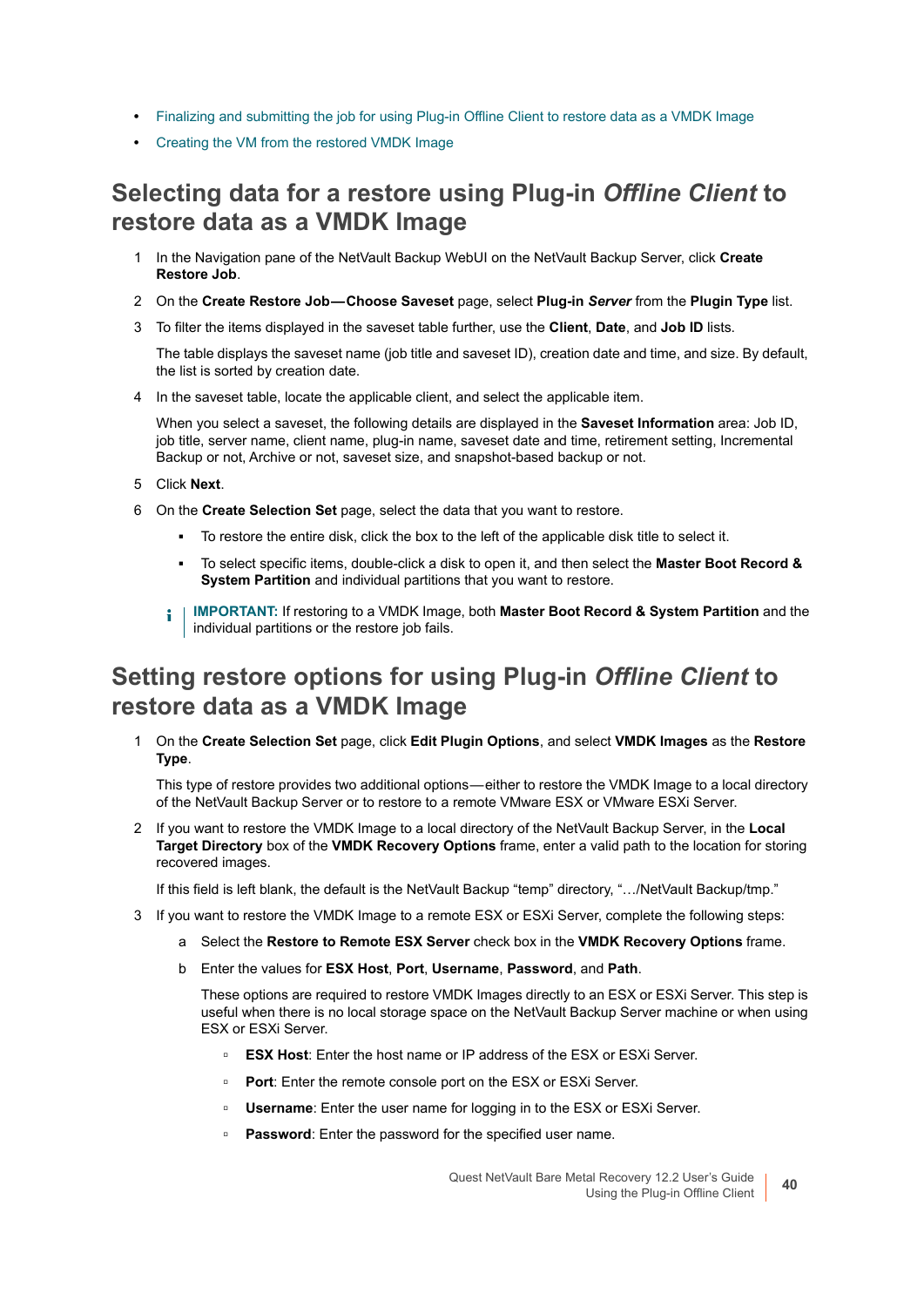- Finalizing and submitting the job for using Plug-in Offline Client to restore data as a VMDK Image
- Creating the VM from the restored VMDK Image

## Selecting data for a restore using Plug-in *Offline Client* to restore data as a VMDK Image

1. In the Navigation pane of the NetVault Backup WebUI on the NetVault Backup Server, click **Create Restore Job**.
2. On the **Create Restore Job—Choose Saveset** page, select **Plug-in *Server*** from the **Plugin Type** list.
3. To filter the items displayed in the saveset table further, use the **Client**, **Date**, and **Job ID** lists.

   The table displays the saveset name (job title and saveset ID), creation date and time, and size. By default, the list is sorted by creation date.
4. In the saveset table, locate the applicable client, and select the applicable item.

   When you select a saveset, the following details are displayed in the **Saveset Information** area: Job ID, job title, server name, client name, plug-in name, saveset date and time, retirement setting, Incremental Backup or not, Archive or not, saveset size, and snapshot-based backup or not.
5. Click **Next**.
6. On the **Create Selection Set** page, select the data that you want to restore.
   - To restore the entire disk, click the box to the left of the applicable disk title to select it.
   - To select specific items, double-click a disk to open it, and then select the **Master Boot Record & System Partition** and individual partitions that you want to restore.

   **IMPORTANT:** If restoring to a VMDK Image, both **Master Boot Record & System Partition** and the individual partitions or the restore job fails.

## Setting restore options for using Plug-in *Offline Client* to restore data as a VMDK Image

1. On the **Create Selection Set** page, click **Edit Plugin Options**, and select **VMDK Images** as the **Restore Type**.

   This type of restore provides two additional options—either to restore the VMDK Image to a local directory of the NetVault Backup Server or to restore to a remote VMware ESX or VMware ESXi Server.
2. If you want to restore the VMDK Image to a local directory of the NetVault Backup Server, in the **Local Target Directory** box of the **VMDK Recovery Options** frame, enter a valid path to the location for storing recovered images.

   If this field is left blank, the default is the NetVault Backup “temp” directory, “…/NetVault Backup/tmp.”
3. If you want to restore the VMDK Image to a remote ESX or ESXi Server, complete the following steps:
   a. Select the **Restore to Remote ESX Server** check box in the **VMDK Recovery Options** frame.
   b. Enter the values for **ESX Host**, **Port**, **Username**, **Password**, and **Path**.

      These options are required to restore VMDK Images directly to an ESX or ESXi Server. This step is useful when there is no local storage space on the NetVault Backup Server machine or when using ESX or ESXi Server.
      - **ESX Host**: Enter the host name or IP address of the ESX or ESXi Server.
      - **Port**: Enter the remote console port on the ESX or ESXi Server.
      - **Username**: Enter the user name for logging in to the ESX or ESXi Server.
      - **Password**: Enter the password for the specified user name.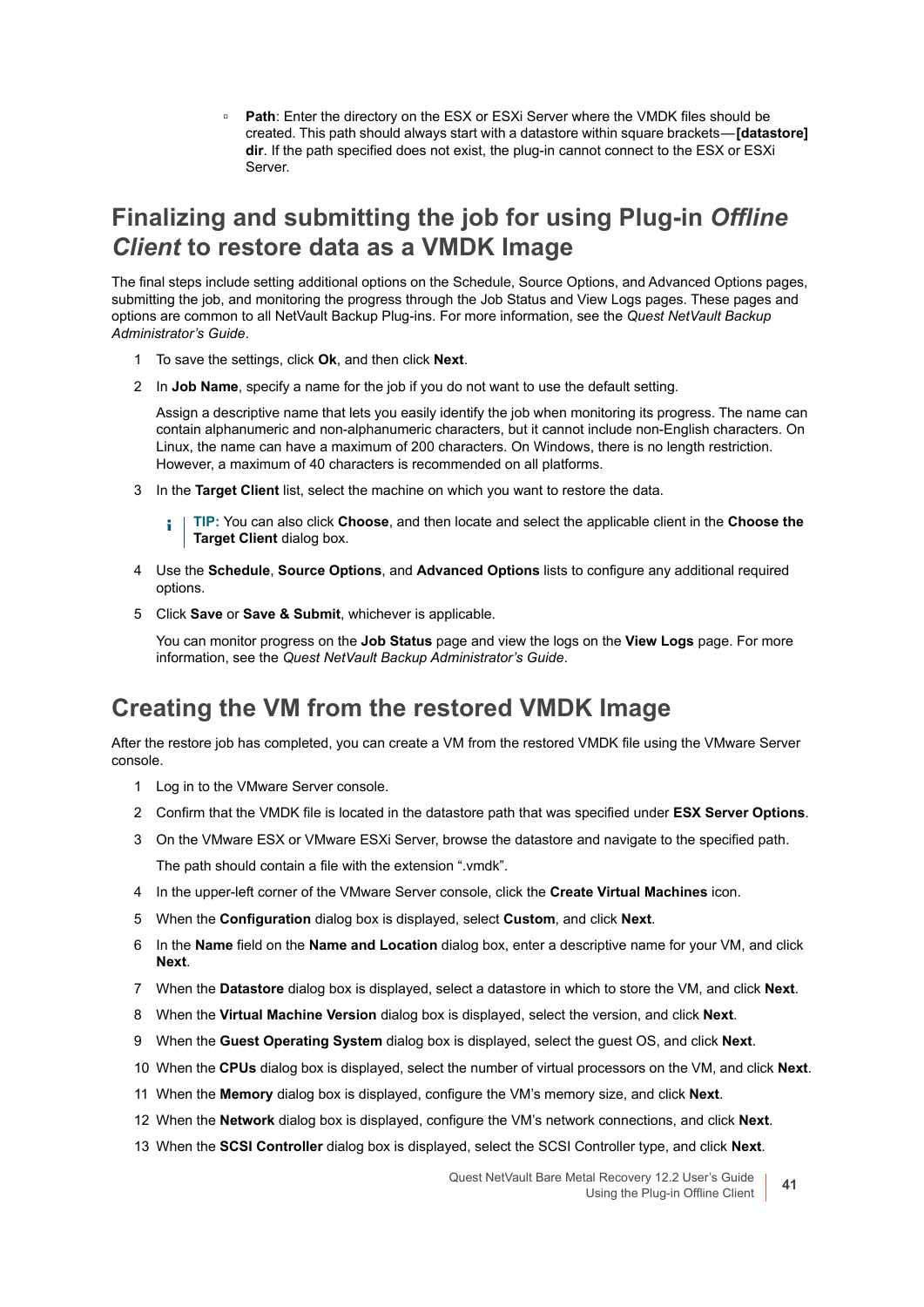- **Path**: Enter the directory on the ESX or ESXi Server where the VMDK files should be created. This path should always start with a datastore within square brackets—**[datastore] dir**. If the path specified does not exist, the plug-in cannot connect to the ESX or ESXi Server.

## Finalizing and submitting the job for using Plug-in *Offline Client* to restore data as a VMDK Image

The final steps include setting additional options on the Schedule, Source Options, and Advanced Options pages, submitting the job, and monitoring the progress through the Job Status and View Logs pages. These pages and options are common to all NetVault Backup Plug-ins. For more information, see the *Quest NetVault Backup Administrator's Guide*.

1. To save the settings, click **Ok**, and then click **Next**.
2. In **Job Name**, specify a name for the job if you do not want to use the default setting.

   Assign a descriptive name that lets you easily identify the job when monitoring its progress. The name can contain alphanumeric and non-alphanumeric characters, but it cannot include non-English characters. On Linux, the name can have a maximum of 200 characters. On Windows, there is no length restriction. However, a maximum of 40 characters is recommended on all platforms.
3. In the **Target Client** list, select the machine on which you want to restore the data.

   **TIP:** You can also click **Choose**, and then locate and select the applicable client in the **Choose the Target Client** dialog box.
4. Use the **Schedule**, **Source Options**, and **Advanced Options** lists to configure any additional required options.
5. Click **Save** or **Save & Submit**, whichever is applicable.

   You can monitor progress on the **Job Status** page and view the logs on the **View Logs** page. For more information, see the *Quest NetVault Backup Administrator's Guide*.

## Creating the VM from the restored VMDK Image

After the restore job has completed, you can create a VM from the restored VMDK file using the VMware Server console.

1. Log in to the VMware Server console.
2. Confirm that the VMDK file is located in the datastore path that was specified under **ESX Server Options**.
3. On the VMware ESX or VMware ESXi Server, browse the datastore and navigate to the specified path.

   The path should contain a file with the extension ".vmdk".
4. In the upper-left corner of the VMware Server console, click the **Create Virtual Machines** icon.
5. When the **Configuration** dialog box is displayed, select **Custom**, and click **Next**.
6. In the **Name** field on the **Name and Location** dialog box, enter a descriptive name for your VM, and click **Next**.
7. When the **Datastore** dialog box is displayed, select a datastore in which to store the VM, and click **Next**.
8. When the **Virtual Machine Version** dialog box is displayed, select the version, and click **Next**.
9. When the **Guest Operating System** dialog box is displayed, select the guest OS, and click **Next**.
10. When the **CPUs** dialog box is displayed, select the number of virtual processors on the VM, and click **Next**.
11. When the **Memory** dialog box is displayed, configure the VM's memory size, and click **Next**.
12. When the **Network** dialog box is displayed, configure the VM's network connections, and click **Next**.
13. When the **SCSI Controller** dialog box is displayed, select the SCSI Controller type, and click **Next**.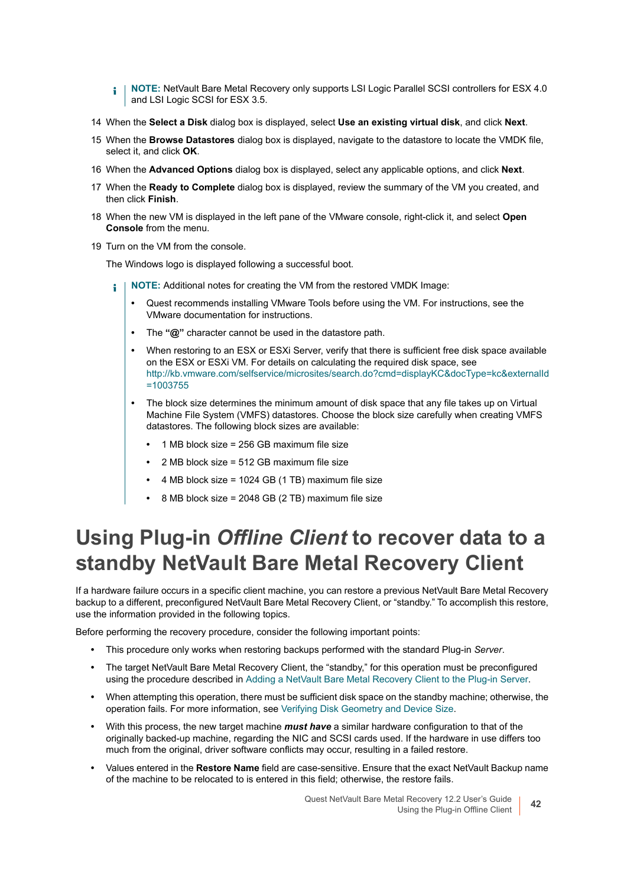> **NOTE:** NetVault Bare Metal Recovery only supports LSI Logic Parallel SCSI controllers for ESX 4.0 and LSI Logic SCSI for ESX 3.5.

14 When the **Select a Disk** dialog box is displayed, select **Use an existing virtual disk**, and click **Next**.

15 When the **Browse Datastores** dialog box is displayed, navigate to the datastore to locate the VMDK file, select it, and click **OK**.

16 When the **Advanced Options** dialog box is displayed, select any applicable options, and click **Next**.

17 When the **Ready to Complete** dialog box is displayed, review the summary of the VM you created, and then click **Finish**.

18 When the new VM is displayed in the left pane of the VMware console, right-click it, and select **Open Console** from the menu.

19 Turn on the VM from the console.

The Windows logo is displayed following a successful boot.

> **NOTE:** Additional notes for creating the VM from the restored VMDK Image:
>
> - Quest recommends installing VMware Tools before using the VM. For instructions, see the VMware documentation for instructions.
> - The **"@"** character cannot be used in the datastore path.
> - When restoring to an ESX or ESXi Server, verify that there is sufficient free disk space available on the ESX or ESXi VM. For details on calculating the required disk space, see http://kb.vmware.com/selfservice/microsites/search.do?cmd=displayKC&docType=kc&externalId=1003755
> - The block size determines the minimum amount of disk space that any file takes up on Virtual Machine File System (VMFS) datastores. Choose the block size carefully when creating VMFS datastores. The following block sizes are available:
>   - 1 MB block size = 256 GB maximum file size
>   - 2 MB block size = 512 GB maximum file size
>   - 4 MB block size = 1024 GB (1 TB) maximum file size
>   - 8 MB block size = 2048 GB (2 TB) maximum file size

# Using Plug-in *Offline Client* to recover data to a standby NetVault Bare Metal Recovery Client

If a hardware failure occurs in a specific client machine, you can restore a previous NetVault Bare Metal Recovery backup to a different, preconfigured NetVault Bare Metal Recovery Client, or "standby." To accomplish this restore, use the information provided in the following topics.

Before performing the recovery procedure, consider the following important points:

- This procedure only works when restoring backups performed with the standard Plug-in *Server*.
- The target NetVault Bare Metal Recovery Client, the "standby," for this operation must be preconfigured using the procedure described in Adding a NetVault Bare Metal Recovery Client to the Plug-in Server.
- When attempting this operation, there must be sufficient disk space on the standby machine; otherwise, the operation fails. For more information, see Verifying Disk Geometry and Device Size.
- With this process, the new target machine ***must have*** a similar hardware configuration to that of the originally backed-up machine, regarding the NIC and SCSI cards used. If the hardware in use differs too much from the original, driver software conflicts may occur, resulting in a failed restore.
- Values entered in the **Restore Name** field are case-sensitive. Ensure that the exact NetVault Backup name of the machine to be relocated to is entered in this field; otherwise, the restore fails.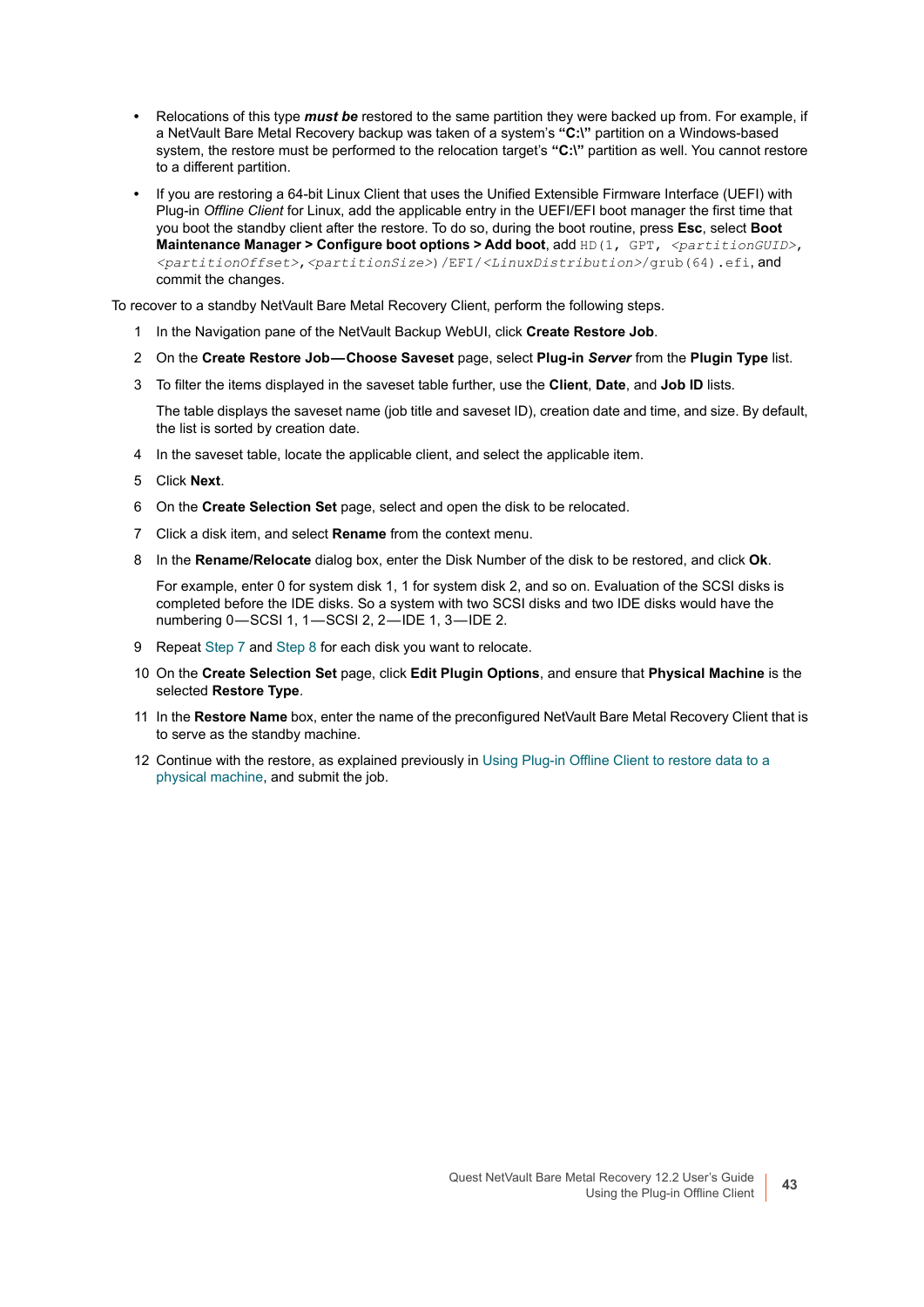- Relocations of this type ***must be*** restored to the same partition they were backed up from. For example, if a NetVault Bare Metal Recovery backup was taken of a system's **"C:\"** partition on a Windows-based system, the restore must be performed to the relocation target's **"C:\"** partition as well. You cannot restore to a different partition.
- If you are restoring a 64-bit Linux Client that uses the Unified Extensible Firmware Interface (UEFI) with Plug-in *Offline Client* for Linux, add the applicable entry in the UEFI/EFI boot manager the first time that you boot the standby client after the restore. To do so, during the boot routine, press **Esc**, select **Boot Maintenance Manager > Configure boot options > Add boot**, add `HD(1, GPT, <partitionGUID>, <partitionOffset>,<partitionSize>)/EFI/<LinuxDistribution>/grub(64).efi`, and commit the changes.

To recover to a standby NetVault Bare Metal Recovery Client, perform the following steps.

1. In the Navigation pane of the NetVault Backup WebUI, click **Create Restore Job**.
2. On the **Create Restore Job—Choose Saveset** page, select **Plug-in *Server*** from the **Plugin Type** list.
3. To filter the items displayed in the saveset table further, use the **Client**, **Date**, and **Job ID** lists.

   The table displays the saveset name (job title and saveset ID), creation date and time, and size. By default, the list is sorted by creation date.
4. In the saveset table, locate the applicable client, and select the applicable item.
5. Click **Next**.
6. On the **Create Selection Set** page, select and open the disk to be relocated.
7. Click a disk item, and select **Rename** from the context menu.
8. In the **Rename/Relocate** dialog box, enter the Disk Number of the disk to be restored, and click **Ok**.

   For example, enter 0 for system disk 1, 1 for system disk 2, and so on. Evaluation of the SCSI disks is completed before the IDE disks. So a system with two SCSI disks and two IDE disks would have the numbering 0—SCSI 1, 1—SCSI 2, 2—IDE 1, 3—IDE 2.
9. Repeat Step 7 and Step 8 for each disk you want to relocate.
10. On the **Create Selection Set** page, click **Edit Plugin Options**, and ensure that **Physical Machine** is the selected **Restore Type**.
11. In the **Restore Name** box, enter the name of the preconfigured NetVault Bare Metal Recovery Client that is to serve as the standby machine.
12. Continue with the restore, as explained previously in Using Plug-in Offline Client to restore data to a physical machine, and submit the job.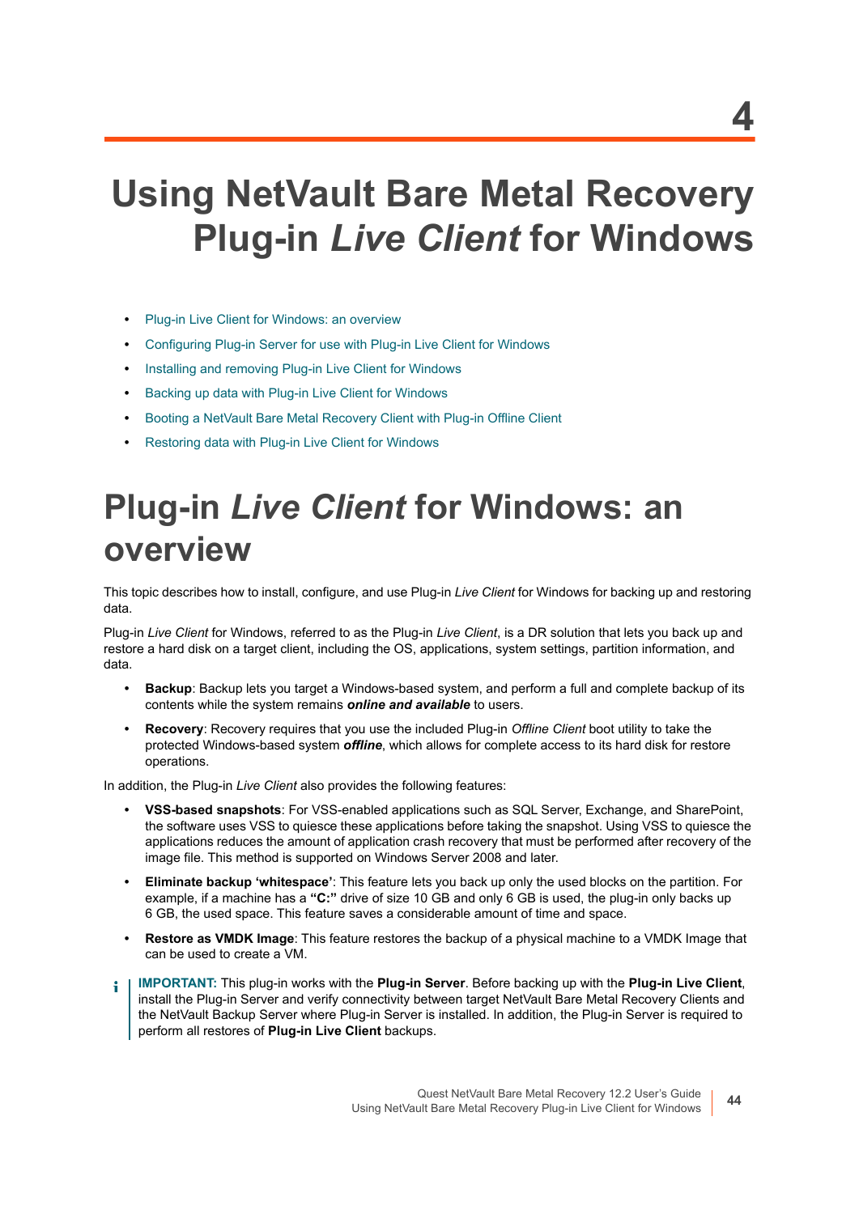# 4

# Using NetVault Bare Metal Recovery Plug-in *Live Client* for Windows

- Plug-in Live Client for Windows: an overview
- Configuring Plug-in Server for use with Plug-in Live Client for Windows
- Installing and removing Plug-in Live Client for Windows
- Backing up data with Plug-in Live Client for Windows
- Booting a NetVault Bare Metal Recovery Client with Plug-in Offline Client
- Restoring data with Plug-in Live Client for Windows

## Plug-in *Live Client* for Windows: an overview

This topic describes how to install, configure, and use Plug-in *Live Client* for Windows for backing up and restoring data.

Plug-in *Live Client* for Windows, referred to as the Plug-in *Live Client*, is a DR solution that lets you back up and restore a hard disk on a target client, including the OS, applications, system settings, partition information, and data.

- **Backup**: Backup lets you target a Windows-based system, and perform a full and complete backup of its contents while the system remains ***online and available*** to users.
- **Recovery**: Recovery requires that you use the included Plug-in *Offline Client* boot utility to take the protected Windows-based system ***offline***, which allows for complete access to its hard disk for restore operations.

In addition, the Plug-in *Live Client* also provides the following features:

- **VSS-based snapshots**: For VSS-enabled applications such as SQL Server, Exchange, and SharePoint, the software uses VSS to quiesce these applications before taking the snapshot. Using VSS to quiesce the applications reduces the amount of application crash recovery that must be performed after recovery of the image file. This method is supported on Windows Server 2008 and later.
- **Eliminate backup 'whitespace'**: This feature lets you back up only the used blocks on the partition. For example, if a machine has a **"C:"** drive of size 10 GB and only 6 GB is used, the plug-in only backs up 6 GB, the used space. This feature saves a considerable amount of time and space.
- **Restore as VMDK Image**: This feature restores the backup of a physical machine to a VMDK Image that can be used to create a VM.

**IMPORTANT:** This plug-in works with the **Plug-in Server**. Before backing up with the **Plug-in Live Client**, install the Plug-in Server and verify connectivity between target NetVault Bare Metal Recovery Clients and the NetVault Backup Server where Plug-in Server is installed. In addition, the Plug-in Server is required to perform all restores of **Plug-in Live Client** backups.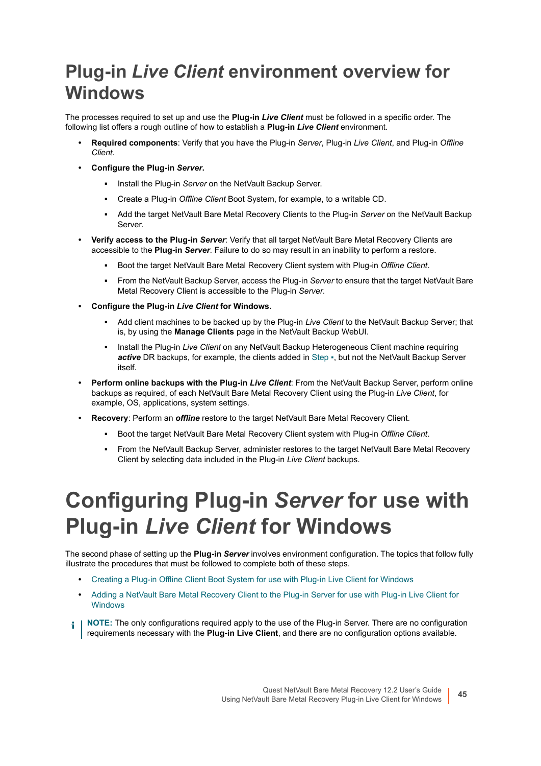# Plug-in *Live Client* environment overview for Windows

The processes required to set up and use the **Plug-in *Live Client*** must be followed in a specific order. The following list offers a rough outline of how to establish a **Plug-in *Live Client*** environment.

- **Required components**: Verify that you have the Plug-in *Server*, Plug-in *Live Client*, and Plug-in *Offline Client*.
- **Configure the Plug-in *Server*.**
  - Install the Plug-in *Server* on the NetVault Backup Server.
  - Create a Plug-in *Offline Client* Boot System, for example, to a writable CD.
  - Add the target NetVault Bare Metal Recovery Clients to the Plug-in *Server* on the NetVault Backup Server.
- **Verify access to the Plug-in *Server***: Verify that all target NetVault Bare Metal Recovery Clients are accessible to the **Plug-in *Server***. Failure to do so may result in an inability to perform a restore.
  - Boot the target NetVault Bare Metal Recovery Client system with Plug-in *Offline Client*.
  - From the NetVault Backup Server, access the Plug-in *Server* to ensure that the target NetVault Bare Metal Recovery Client is accessible to the Plug-in *Server*.
- **Configure the Plug-in *Live Client* for Windows.**
  - Add client machines to be backed up by the Plug-in *Live Client* to the NetVault Backup Server; that is, by using the **Manage Clients** page in the NetVault Backup WebUI.
  - Install the Plug-in *Live Client* on any NetVault Backup Heterogeneous Client machine requiring ***active*** DR backups, for example, the clients added in Step ▪, but not the NetVault Backup Server itself.
- **Perform online backups with the Plug-in *Live Client***: From the NetVault Backup Server, perform online backups as required, of each NetVault Bare Metal Recovery Client using the Plug-in *Live Client*, for example, OS, applications, system settings.
- **Recovery**: Perform an ***offline*** restore to the target NetVault Bare Metal Recovery Client.
  - Boot the target NetVault Bare Metal Recovery Client system with Plug-in *Offline Client*.
  - From the NetVault Backup Server, administer restores to the target NetVault Bare Metal Recovery Client by selecting data included in the Plug-in *Live Client* backups.

# Configuring Plug-in *Server* for use with Plug-in *Live Client* for Windows

The second phase of setting up the **Plug-in *Server*** involves environment configuration. The topics that follow fully illustrate the procedures that must be followed to complete both of these steps.

- Creating a Plug-in Offline Client Boot System for use with Plug-in Live Client for Windows
- Adding a NetVault Bare Metal Recovery Client to the Plug-in Server for use with Plug-in Live Client for Windows

**NOTE:** The only configurations required apply to the use of the Plug-in Server. There are no configuration requirements necessary with the **Plug-in Live Client**, and there are no configuration options available.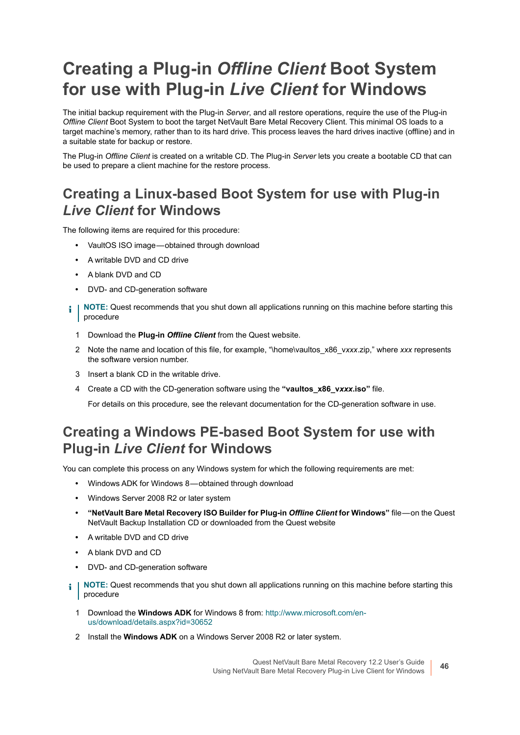# Creating a Plug-in *Offline Client* Boot System for use with Plug-in *Live Client* for Windows

The initial backup requirement with the Plug-in *Server*, and all restore operations, require the use of the Plug-in *Offline Client* Boot System to boot the target NetVault Bare Metal Recovery Client. This minimal OS loads to a target machine's memory, rather than to its hard drive. This process leaves the hard drives inactive (offline) and in a suitable state for backup or restore.

The Plug-in *Offline Client* is created on a writable CD. The Plug-in *Server* lets you create a bootable CD that can be used to prepare a client machine for the restore process.

## Creating a Linux-based Boot System for use with Plug-in *Live Client* for Windows

The following items are required for this procedure:

- VaultOS ISO image—obtained through download
- A writable DVD and CD drive
- A blank DVD and CD
- DVD- and CD-generation software

**NOTE:** Quest recommends that you shut down all applications running on this machine before starting this procedure

1. Download the **Plug-in *Offline Client*** from the Quest website.
2. Note the name and location of this file, for example, "\home\vaultos_x86_v*xxx*.zip," where *xxx* represents the software version number.
3. Insert a blank CD in the writable drive.
4. Create a CD with the CD-generation software using the **"vaultos_x86_v*xxx*.iso"** file.

   For details on this procedure, see the relevant documentation for the CD-generation software in use.

## Creating a Windows PE-based Boot System for use with Plug-in *Live Client* for Windows

You can complete this process on any Windows system for which the following requirements are met:

- Windows ADK for Windows 8—obtained through download
- Windows Server 2008 R2 or later system
- **"NetVault Bare Metal Recovery ISO Builder for Plug-in *Offline Client* for Windows"** file—on the Quest NetVault Backup Installation CD or downloaded from the Quest website
- A writable DVD and CD drive
- A blank DVD and CD
- DVD- and CD-generation software

**NOTE:** Quest recommends that you shut down all applications running on this machine before starting this procedure

1. Download the **Windows ADK** for Windows 8 from: http://www.microsoft.com/en-us/download/details.aspx?id=30652
2. Install the **Windows ADK** on a Windows Server 2008 R2 or later system.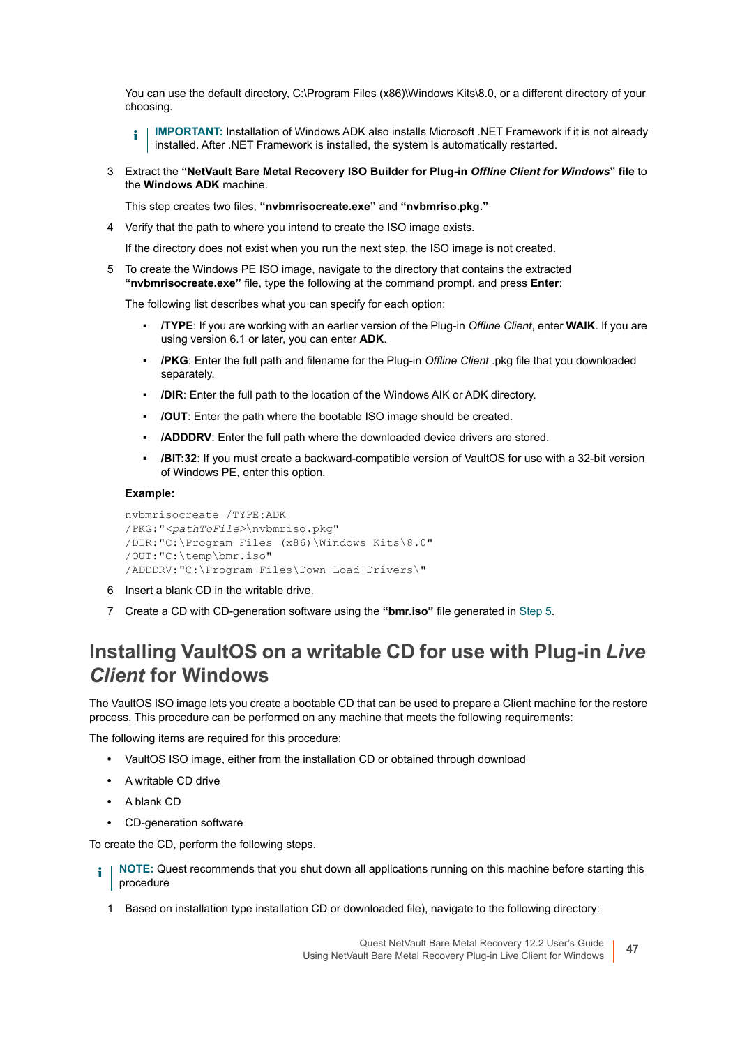You can use the default directory, C:\Program Files (x86)\Windows Kits\8.0, or a different directory of your choosing.

> **IMPORTANT:** Installation of Windows ADK also installs Microsoft .NET Framework if it is not already installed. After .NET Framework is installed, the system is automatically restarted.

3 Extract the **"NetVault Bare Metal Recovery ISO Builder for Plug-in *Offline Client for Windows*" file** to the **Windows ADK** machine.

   This step creates two files, **"nvbmrisocreate.exe"** and **"nvbmriso.pkg."**

4 Verify that the path to where you intend to create the ISO image exists.

   If the directory does not exist when you run the next step, the ISO image is not created.

5 To create the Windows PE ISO image, navigate to the directory that contains the extracted **"nvbmrisocreate.exe"** file, type the following at the command prompt, and press **Enter**:

   The following list describes what you can specify for each option:

   - **/TYPE**: If you are working with an earlier version of the Plug-in *Offline Client*, enter **WAIK**. If you are using version 6.1 or later, you can enter **ADK**.
   - **/PKG**: Enter the full path and filename for the Plug-in *Offline Client* .pkg file that you downloaded separately.
   - **/DIR**: Enter the full path to the location of the Windows AIK or ADK directory.
   - **/OUT**: Enter the path where the bootable ISO image should be created.
   - **/ADDDRV**: Enter the full path where the downloaded device drivers are stored.
   - **/BIT:32**: If you must create a backward-compatible version of VaultOS for use with a 32-bit version of Windows PE, enter this option.

   **Example:**

```
nvbmrisocreate /TYPE:ADK
/PKG:"<pathToFile>\nvbmriso.pkg"
/DIR:"C:\Program Files (x86)\Windows Kits\8.0"
/OUT:"C:\temp\bmr.iso"
/ADDDRV:"C:\Program Files\Down Load Drivers\"
```

6 Insert a blank CD in the writable drive.

7 Create a CD with CD-generation software using the **"bmr.iso"** file generated in Step 5.

## Installing VaultOS on a writable CD for use with Plug-in *Live Client* for Windows

The VaultOS ISO image lets you create a bootable CD that can be used to prepare a Client machine for the restore process. This procedure can be performed on any machine that meets the following requirements:

The following items are required for this procedure:

- VaultOS ISO image, either from the installation CD or obtained through download
- A writable CD drive
- A blank CD
- CD-generation software

To create the CD, perform the following steps.

> **NOTE:** Quest recommends that you shut down all applications running on this machine before starting this procedure

1 Based on installation type installation CD or downloaded file), navigate to the following directory: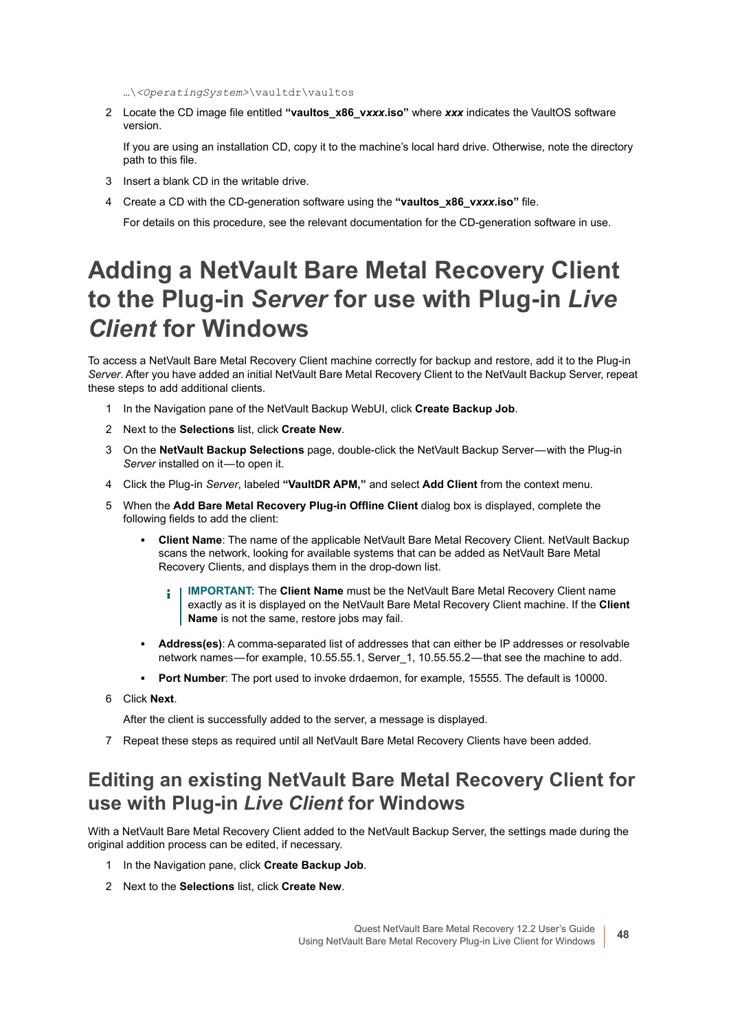…\<*OperatingSystem*>\vaultdr\vaultos

2 Locate the CD image file entitled **“vaultos_x86_v*xxx*.iso”** where ***xxx*** indicates the VaultOS software version.

   If you are using an installation CD, copy it to the machine’s local hard drive. Otherwise, note the directory path to this file.

3 Insert a blank CD in the writable drive.

4 Create a CD with the CD-generation software using the **“vaultos_x86_v*xxx*.iso”** file.

   For details on this procedure, see the relevant documentation for the CD-generation software in use.

# Adding a NetVault Bare Metal Recovery Client to the Plug-in *Server* for use with Plug-in *Live Client* for Windows

To access a NetVault Bare Metal Recovery Client machine correctly for backup and restore, add it to the Plug-in *Server*. After you have added an initial NetVault Bare Metal Recovery Client to the NetVault Backup Server, repeat these steps to add additional clients.

1 In the Navigation pane of the NetVault Backup WebUI, click **Create Backup Job**.

2 Next to the **Selections** list, click **Create New**.

3 On the **NetVault Backup Selections** page, double-click the NetVault Backup Server—with the Plug-in *Server* installed on it—to open it.

4 Click the Plug-in *Server*, labeled **“VaultDR APM,”** and select **Add Client** from the context menu.

5 When the **Add Bare Metal Recovery Plug-in Offline Client** dialog box is displayed, complete the following fields to add the client:

   - **Client Name**: The name of the applicable NetVault Bare Metal Recovery Client. NetVault Backup scans the network, looking for available systems that can be added as NetVault Bare Metal Recovery Clients, and displays them in the drop-down list.

     **IMPORTANT:** The **Client Name** must be the NetVault Bare Metal Recovery Client name exactly as it is displayed on the NetVault Bare Metal Recovery Client machine. If the **Client Name** is not the same, restore jobs may fail.

   - **Address(es)**: A comma-separated list of addresses that can either be IP addresses or resolvable network names—for example, 10.55.55.1, Server_1, 10.55.55.2—that see the machine to add.
   - **Port Number**: The port used to invoke drdaemon, for example, 15555. The default is 10000.

6 Click **Next**.

   After the client is successfully added to the server, a message is displayed.

7 Repeat these steps as required until all NetVault Bare Metal Recovery Clients have been added.

## Editing an existing NetVault Bare Metal Recovery Client for use with Plug-in *Live Client* for Windows

With a NetVault Bare Metal Recovery Client added to the NetVault Backup Server, the settings made during the original addition process can be edited, if necessary.

1 In the Navigation pane, click **Create Backup Job**.

2 Next to the **Selections** list, click **Create New**.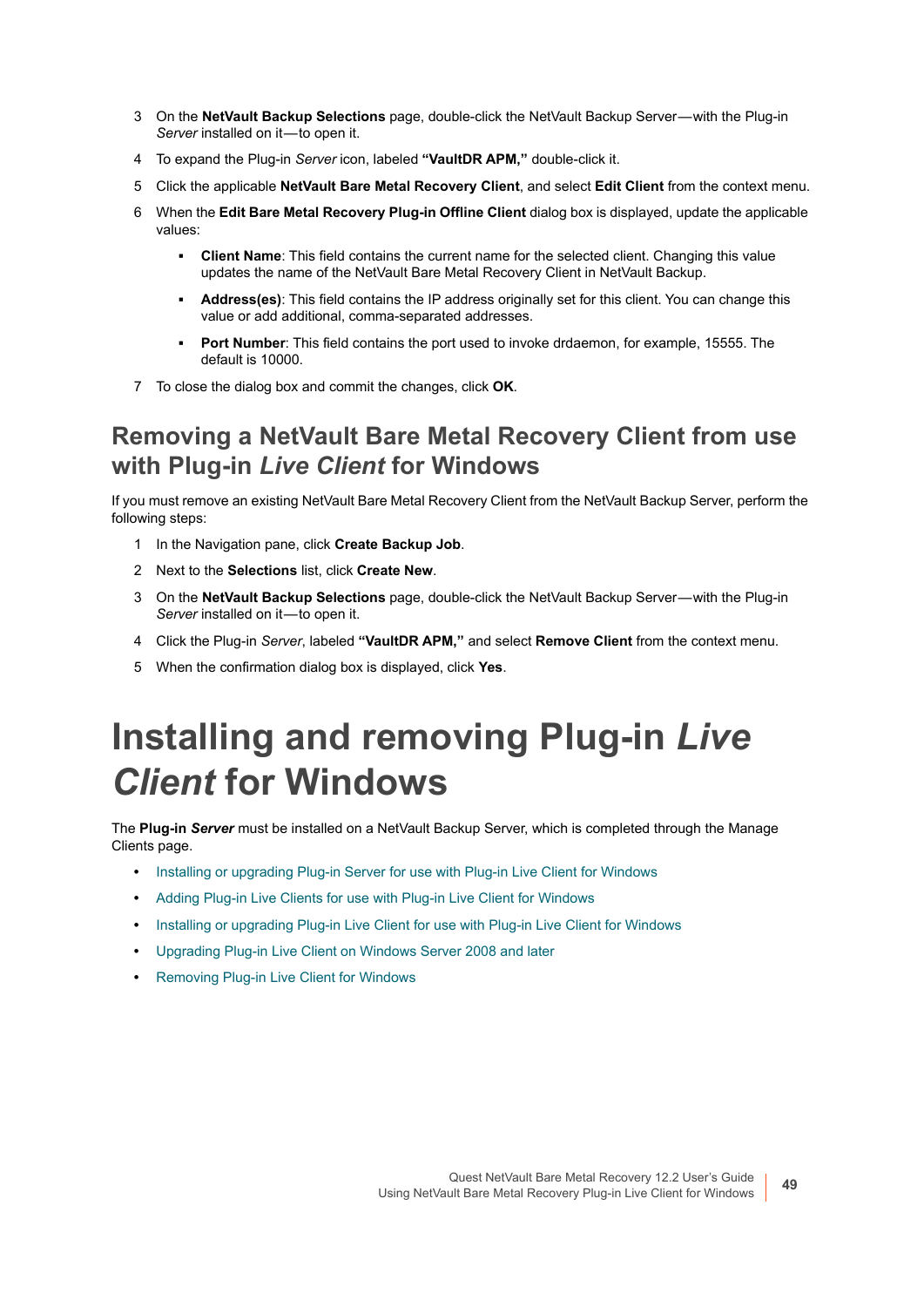3 On the **NetVault Backup Selections** page, double-click the NetVault Backup Server—with the Plug-in *Server* installed on it—to open it.

4 To expand the Plug-in *Server* icon, labeled **"VaultDR APM,"** double-click it.

5 Click the applicable **NetVault Bare Metal Recovery Client**, and select **Edit Client** from the context menu.

6 When the **Edit Bare Metal Recovery Plug-in Offline Client** dialog box is displayed, update the applicable values:

- **Client Name**: This field contains the current name for the selected client. Changing this value updates the name of the NetVault Bare Metal Recovery Client in NetVault Backup.
- **Address(es)**: This field contains the IP address originally set for this client. You can change this value or add additional, comma-separated addresses.
- **Port Number**: This field contains the port used to invoke drdaemon, for example, 15555. The default is 10000.

7 To close the dialog box and commit the changes, click **OK**.

## Removing a NetVault Bare Metal Recovery Client from use with Plug-in *Live Client* for Windows

If you must remove an existing NetVault Bare Metal Recovery Client from the NetVault Backup Server, perform the following steps:

1 In the Navigation pane, click **Create Backup Job**.

2 Next to the **Selections** list, click **Create New**.

3 On the **NetVault Backup Selections** page, double-click the NetVault Backup Server—with the Plug-in *Server* installed on it—to open it.

4 Click the Plug-in *Server*, labeled **"VaultDR APM,"** and select **Remove Client** from the context menu.

5 When the confirmation dialog box is displayed, click **Yes**.

# Installing and removing Plug-in *Live Client* for Windows

The **Plug-in *Server*** must be installed on a NetVault Backup Server, which is completed through the Manage Clients page.

- Installing or upgrading Plug-in Server for use with Plug-in Live Client for Windows
- Adding Plug-in Live Clients for use with Plug-in Live Client for Windows
- Installing or upgrading Plug-in Live Client for use with Plug-in Live Client for Windows
- Upgrading Plug-in Live Client on Windows Server 2008 and later
- Removing Plug-in Live Client for Windows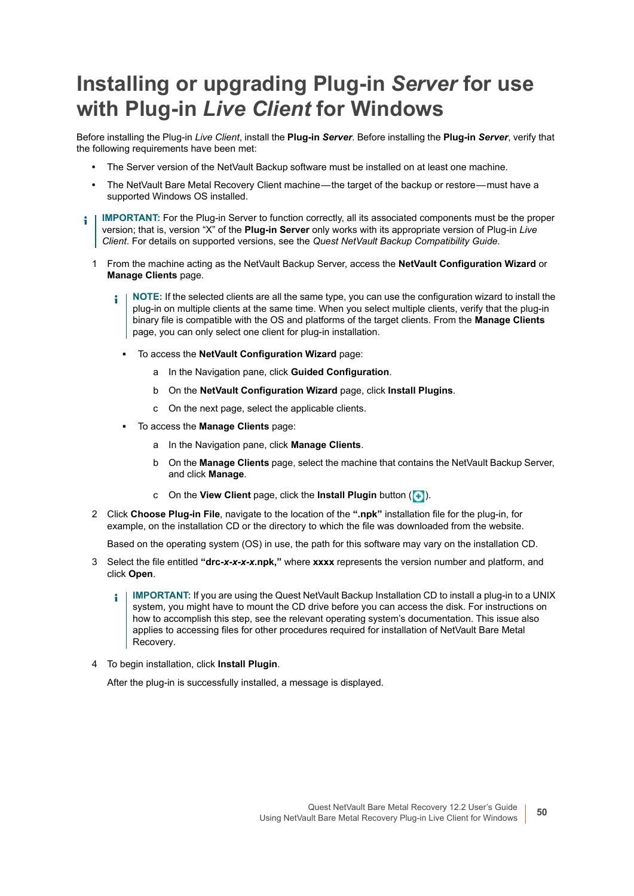# Installing or upgrading Plug-in *Server* for use with Plug-in *Live Client* for Windows

Before installing the Plug-in *Live Client*, install the **Plug-in *Server***. Before installing the **Plug-in *Server***, verify that the following requirements have been met:

- The Server version of the NetVault Backup software must be installed on at least one machine.
- The NetVault Bare Metal Recovery Client machine — the target of the backup or restore — must have a supported Windows OS installed.

> **IMPORTANT:** For the Plug-in Server to function correctly, all its associated components must be the proper version; that is, version "X" of the **Plug-in Server** only works with its appropriate version of Plug-in *Live Client*. For details on supported versions, see the *Quest NetVault Backup Compatibility Guide*.

1. From the machine acting as the NetVault Backup Server, access the **NetVault Configuration Wizard** or **Manage Clients** page.

   > **NOTE:** If the selected clients are all the same type, you can use the configuration wizard to install the plug-in on multiple clients at the same time. When you select multiple clients, verify that the plug-in binary file is compatible with the OS and platforms of the target clients. From the **Manage Clients** page, you can only select one client for plug-in installation.

   - To access the **NetVault Configuration Wizard** page:
     a. In the Navigation pane, click **Guided Configuration**.
     b. On the **NetVault Configuration Wizard** page, click **Install Plugins**.
     c. On the next page, select the applicable clients.
   - To access the **Manage Clients** page:
     a. In the Navigation pane, click **Manage Clients**.
     b. On the **Manage Clients** page, select the machine that contains the NetVault Backup Server, and click **Manage**.
     c. On the **View Client** page, click the **Install Plugin** button ( ).

2. Click **Choose Plug-in File**, navigate to the location of the **".npk"** installation file for the plug-in, for example, on the installation CD or the directory to which the file was downloaded from the website.

   Based on the operating system (OS) in use, the path for this software may vary on the installation CD.

3. Select the file entitled **"drc-*x-x-x-x*.npk,"** where **xxxx** represents the version number and platform, and click **Open**.

   > **IMPORTANT:** If you are using the Quest NetVault Backup Installation CD to install a plug-in to a UNIX system, you might have to mount the CD drive before you can access the disk. For instructions on how to accomplish this step, see the relevant operating system's documentation. This issue also applies to accessing files for other procedures required for installation of NetVault Bare Metal Recovery.

4. To begin installation, click **Install Plugin**.

   After the plug-in is successfully installed, a message is displayed.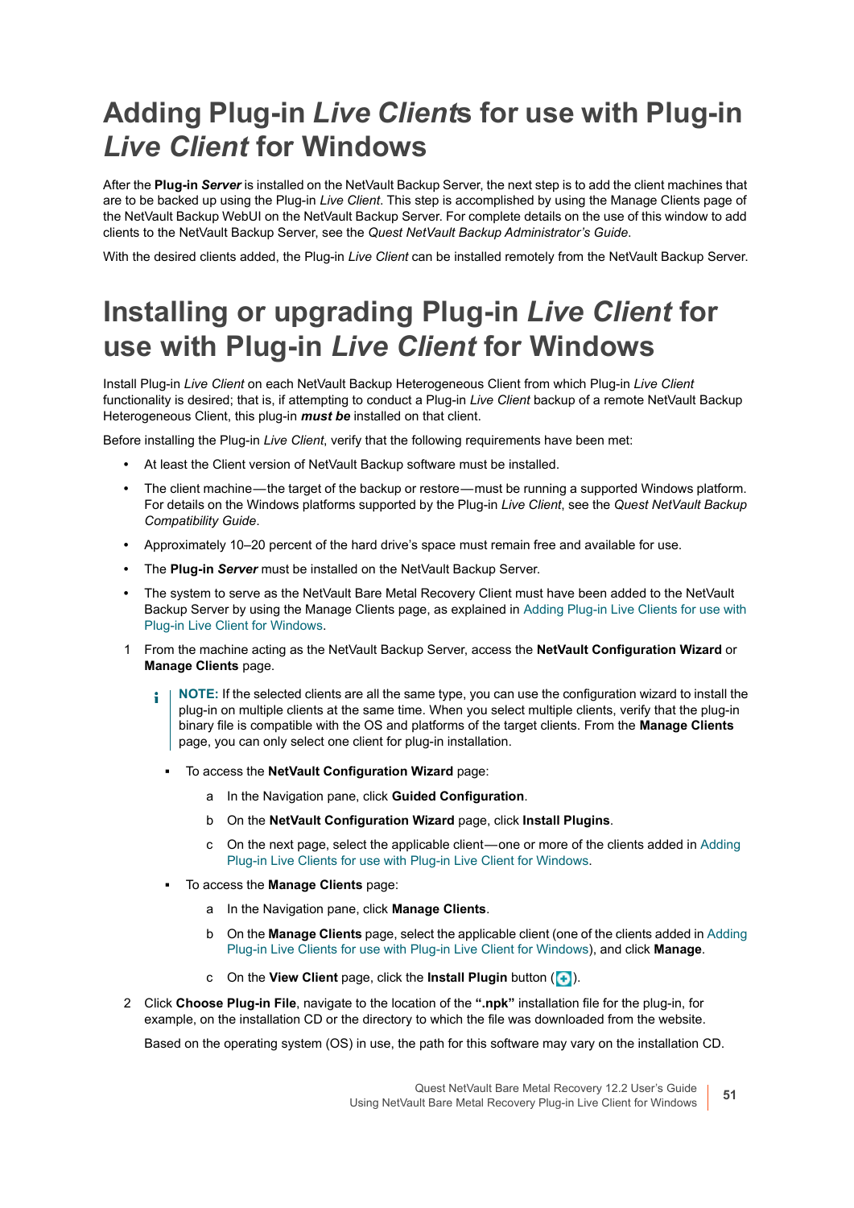# Adding Plug-in *Live Clients* for use with Plug-in *Live Client* for Windows

After the **Plug-in *Server*** is installed on the NetVault Backup Server, the next step is to add the client machines that are to be backed up using the Plug-in *Live Client*. This step is accomplished by using the Manage Clients page of the NetVault Backup WebUI on the NetVault Backup Server. For complete details on the use of this window to add clients to the NetVault Backup Server, see the *Quest NetVault Backup Administrator's Guide*.

With the desired clients added, the Plug-in *Live Client* can be installed remotely from the NetVault Backup Server.

# Installing or upgrading Plug-in *Live Client* for use with Plug-in *Live Client* for Windows

Install Plug-in *Live Client* on each NetVault Backup Heterogeneous Client from which Plug-in *Live Client* functionality is desired; that is, if attempting to conduct a Plug-in *Live Client* backup of a remote NetVault Backup Heterogeneous Client, this plug-in ***must be*** installed on that client.

Before installing the Plug-in *Live Client*, verify that the following requirements have been met:

- At least the Client version of NetVault Backup software must be installed.
- The client machine — the target of the backup or restore — must be running a supported Windows platform. For details on the Windows platforms supported by the Plug-in *Live Client*, see the *Quest NetVault Backup Compatibility Guide*.
- Approximately 10–20 percent of the hard drive's space must remain free and available for use.
- The **Plug-in *Server*** must be installed on the NetVault Backup Server.
- The system to serve as the NetVault Bare Metal Recovery Client must have been added to the NetVault Backup Server by using the Manage Clients page, as explained in Adding Plug-in Live Clients for use with Plug-in Live Client for Windows.

1. From the machine acting as the NetVault Backup Server, access the **NetVault Configuration Wizard** or **Manage Clients** page.

   > **NOTE:** If the selected clients are all the same type, you can use the configuration wizard to install the plug-in on multiple clients at the same time. When you select multiple clients, verify that the plug-in binary file is compatible with the OS and platforms of the target clients. From the **Manage Clients** page, you can only select one client for plug-in installation.

   - To access the **NetVault Configuration Wizard** page:
     a. In the Navigation pane, click **Guided Configuration**.
     b. On the **NetVault Configuration Wizard** page, click **Install Plugins**.
     c. On the next page, select the applicable client — one or more of the clients added in Adding Plug-in Live Clients for use with Plug-in Live Client for Windows.
   - To access the **Manage Clients** page:
     a. In the Navigation pane, click **Manage Clients**.
     b. On the **Manage Clients** page, select the applicable client (one of the clients added in Adding Plug-in Live Clients for use with Plug-in Live Client for Windows), and click **Manage**.
     c. On the **View Client** page, click the **Install Plugin** button ( ).

2. Click **Choose Plug-in File**, navigate to the location of the **".npk"** installation file for the plug-in, for example, on the installation CD or the directory to which the file was downloaded from the website.

   Based on the operating system (OS) in use, the path for this software may vary on the installation CD.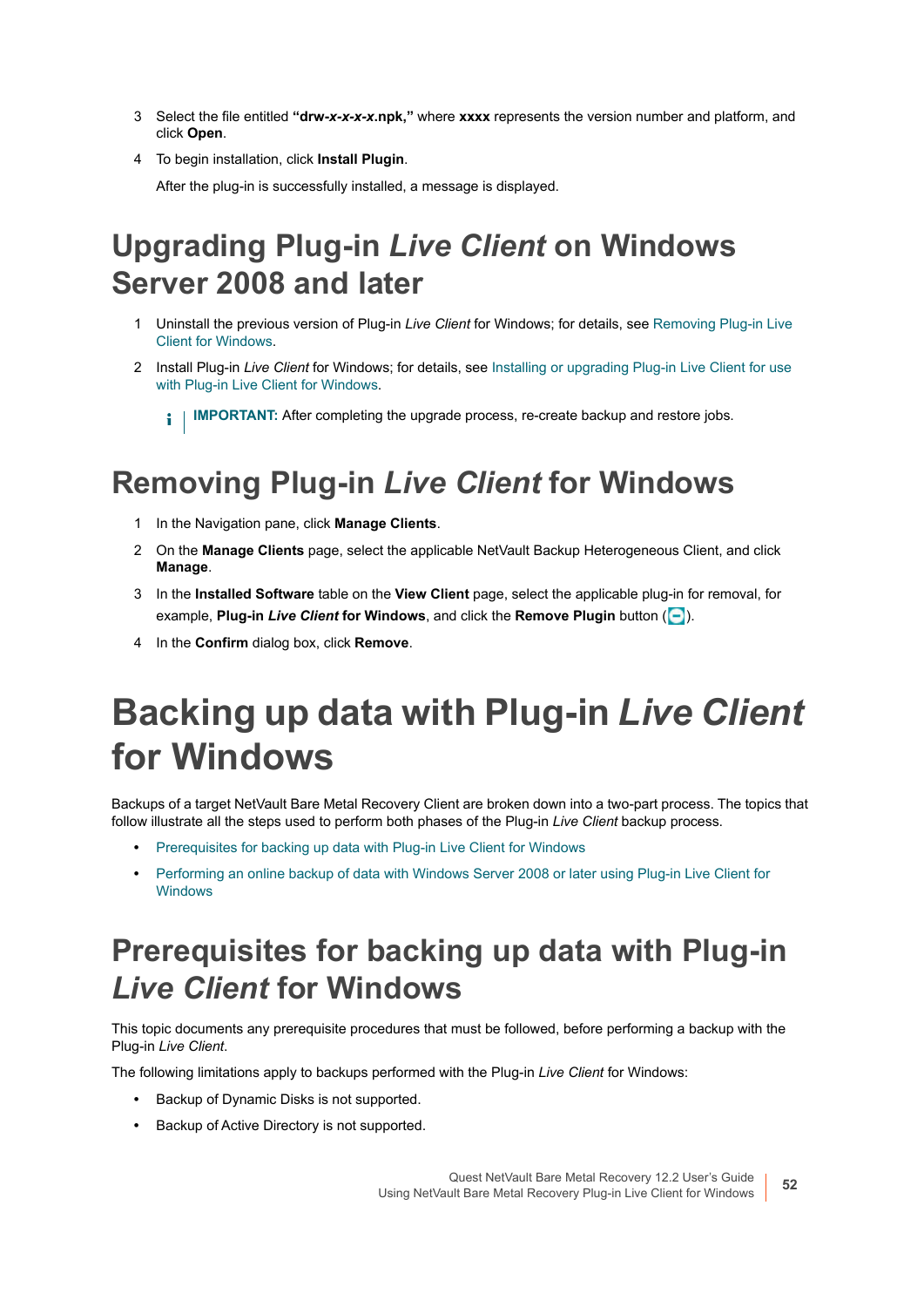3 Select the file entitled **"drw-*x*-*x*-*x*-*x*.npk,"** where **xxxx** represents the version number and platform, and click **Open**.

4 To begin installation, click **Install Plugin**.

After the plug-in is successfully installed, a message is displayed.

## Upgrading Plug-in *Live Client* on Windows Server 2008 and later

1 Uninstall the previous version of Plug-in *Live Client* for Windows; for details, see Removing Plug-in Live Client for Windows.

2 Install Plug-in *Live Client* for Windows; for details, see Installing or upgrading Plug-in Live Client for use with Plug-in Live Client for Windows.

> **IMPORTANT:** After completing the upgrade process, re-create backup and restore jobs.

## Removing Plug-in *Live Client* for Windows

1 In the Navigation pane, click **Manage Clients**.

2 On the **Manage Clients** page, select the applicable NetVault Backup Heterogeneous Client, and click **Manage**.

3 In the **Installed Software** table on the **View Client** page, select the applicable plug-in for removal, for example, **Plug-in *Live Client* for Windows**, and click the **Remove Plugin** button ( ).

4 In the **Confirm** dialog box, click **Remove**.

# Backing up data with Plug-in *Live Client* for Windows

Backups of a target NetVault Bare Metal Recovery Client are broken down into a two-part process. The topics that follow illustrate all the steps used to perform both phases of the Plug-in *Live Client* backup process.

- Prerequisites for backing up data with Plug-in Live Client for Windows
- Performing an online backup of data with Windows Server 2008 or later using Plug-in Live Client for Windows

## Prerequisites for backing up data with Plug-in *Live Client* for Windows

This topic documents any prerequisite procedures that must be followed, before performing a backup with the Plug-in *Live Client*.

The following limitations apply to backups performed with the Plug-in *Live Client* for Windows:

- Backup of Dynamic Disks is not supported.
- Backup of Active Directory is not supported.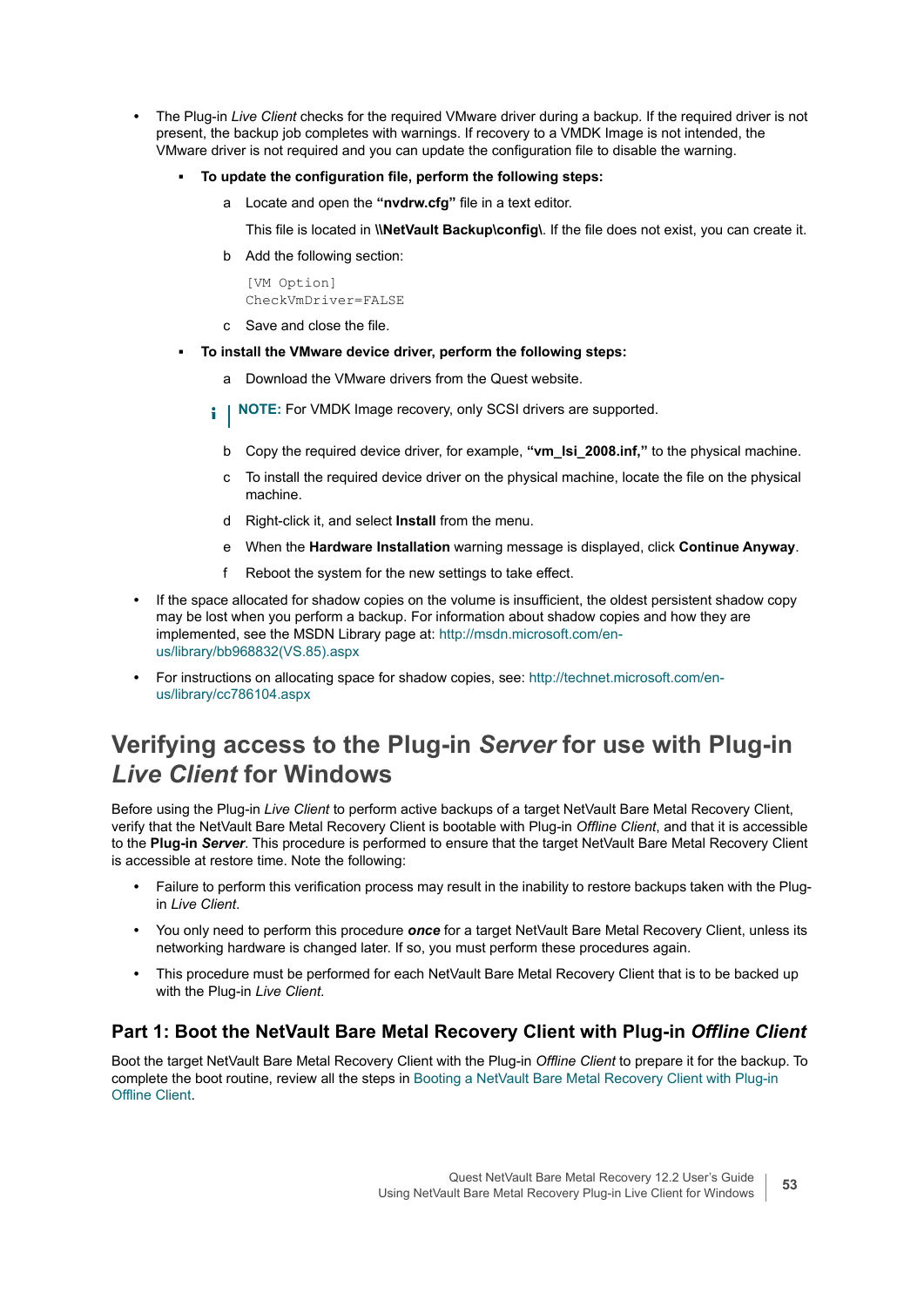- The Plug-in *Live Client* checks for the required VMware driver during a backup. If the required driver is not present, the backup job completes with warnings. If recovery to a VMDK Image is not intended, the VMware driver is not required and you can update the configuration file to disable the warning.
  - **To update the configuration file, perform the following steps:**
    a. Locate and open the **"nvdrw.cfg"** file in a text editor.

       This file is located in **\\NetVault Backup\config\**. If the file does not exist, you can create it.

    b. Add the following section:

       ```
       [VM Option]
       CheckVmDriver=FALSE
       ```

    c. Save and close the file.
  - **To install the VMware device driver, perform the following steps:**
    a. Download the VMware drivers from the Quest website.

       > **NOTE:** For VMDK Image recovery, only SCSI drivers are supported.

    b. Copy the required device driver, for example, **"vm_lsi_2008.inf,"** to the physical machine.
    c. To install the required device driver on the physical machine, locate the file on the physical machine.
    d. Right-click it, and select **Install** from the menu.
    e. When the **Hardware Installation** warning message is displayed, click **Continue Anyway**.
    f. Reboot the system for the new settings to take effect.
- If the space allocated for shadow copies on the volume is insufficient, the oldest persistent shadow copy may be lost when you perform a backup. For information about shadow copies and how they are implemented, see the MSDN Library page at: http://msdn.microsoft.com/en-us/library/bb968832(VS.85).aspx
- For instructions on allocating space for shadow copies, see: http://technet.microsoft.com/en-us/library/cc786104.aspx

# Verifying access to the Plug-in *Server* for use with Plug-in *Live Client* for Windows

Before using the Plug-in *Live Client* to perform active backups of a target NetVault Bare Metal Recovery Client, verify that the NetVault Bare Metal Recovery Client is bootable with Plug-in *Offline Client*, and that it is accessible to the **Plug-in *Server***. This procedure is performed to ensure that the target NetVault Bare Metal Recovery Client is accessible at restore time. Note the following:

- Failure to perform this verification process may result in the inability to restore backups taken with the Plug-in *Live Client*.
- You only need to perform this procedure ***once*** for a target NetVault Bare Metal Recovery Client, unless its networking hardware is changed later. If so, you must perform these procedures again.
- This procedure must be performed for each NetVault Bare Metal Recovery Client that is to be backed up with the Plug-in *Live Client*.

## Part 1: Boot the NetVault Bare Metal Recovery Client with Plug-in *Offline Client*

Boot the target NetVault Bare Metal Recovery Client with the Plug-in *Offline Client* to prepare it for the backup. To complete the boot routine, review all the steps in Booting a NetVault Bare Metal Recovery Client with Plug-in Offline Client.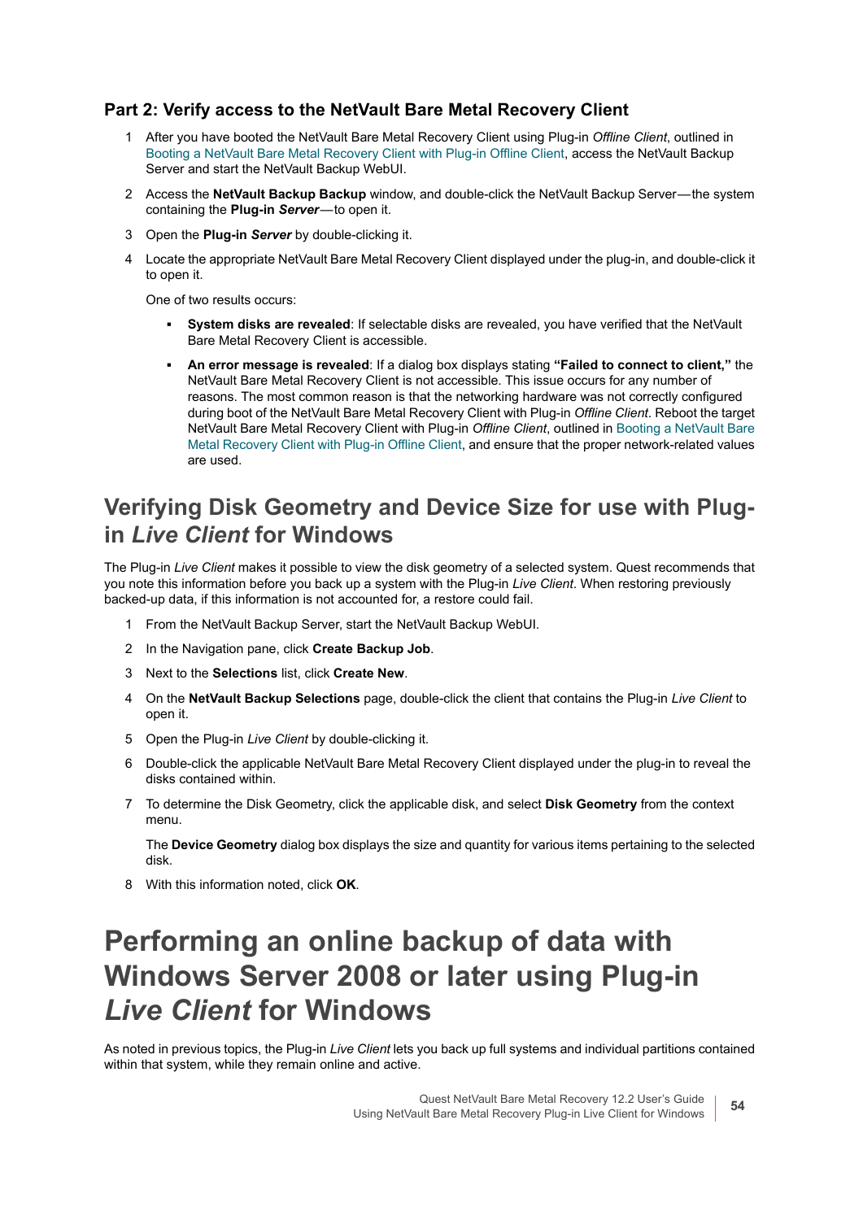### Part 2: Verify access to the NetVault Bare Metal Recovery Client

1. After you have booted the NetVault Bare Metal Recovery Client using Plug-in *Offline Client*, outlined in Booting a NetVault Bare Metal Recovery Client with Plug-in Offline Client, access the NetVault Backup Server and start the NetVault Backup WebUI.
2. Access the **NetVault Backup Backup** window, and double-click the NetVault Backup Server—the system containing the **Plug-in *Server***—to open it.
3. Open the **Plug-in *Server*** by double-clicking it.
4. Locate the appropriate NetVault Bare Metal Recovery Client displayed under the plug-in, and double-click it to open it.

   One of two results occurs:

   - **System disks are revealed**: If selectable disks are revealed, you have verified that the NetVault Bare Metal Recovery Client is accessible.
   - **An error message is revealed**: If a dialog box displays stating **"Failed to connect to client,"** the NetVault Bare Metal Recovery Client is not accessible. This issue occurs for any number of reasons. The most common reason is that the networking hardware was not correctly configured during boot of the NetVault Bare Metal Recovery Client with Plug-in *Offline Client*. Reboot the target NetVault Bare Metal Recovery Client with Plug-in *Offline Client*, outlined in Booting a NetVault Bare Metal Recovery Client with Plug-in Offline Client, and ensure that the proper network-related values are used.

## Verifying Disk Geometry and Device Size for use with Plug-in *Live Client* for Windows

The Plug-in *Live Client* makes it possible to view the disk geometry of a selected system. Quest recommends that you note this information before you back up a system with the Plug-in *Live Client*. When restoring previously backed-up data, if this information is not accounted for, a restore could fail.

1. From the NetVault Backup Server, start the NetVault Backup WebUI.
2. In the Navigation pane, click **Create Backup Job**.
3. Next to the **Selections** list, click **Create New**.
4. On the **NetVault Backup Selections** page, double-click the client that contains the Plug-in *Live Client* to open it.
5. Open the Plug-in *Live Client* by double-clicking it.
6. Double-click the applicable NetVault Bare Metal Recovery Client displayed under the plug-in to reveal the disks contained within.
7. To determine the Disk Geometry, click the applicable disk, and select **Disk Geometry** from the context menu.

   The **Device Geometry** dialog box displays the size and quantity for various items pertaining to the selected disk.
8. With this information noted, click **OK**.

# Performing an online backup of data with Windows Server 2008 or later using Plug-in *Live Client* for Windows

As noted in previous topics, the Plug-in *Live Client* lets you back up full systems and individual partitions contained within that system, while they remain online and active.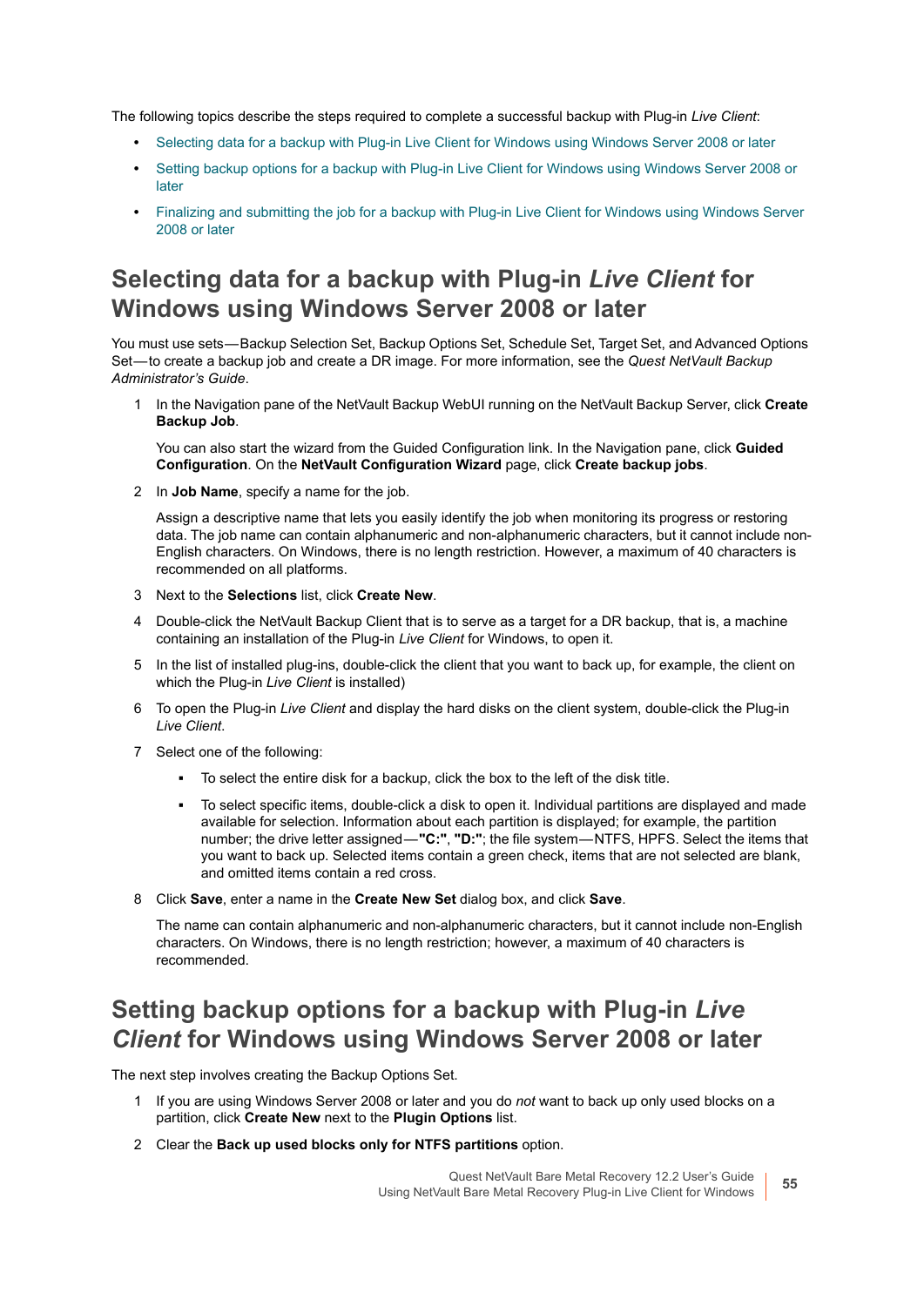The following topics describe the steps required to complete a successful backup with Plug-in *Live Client*:

- Selecting data for a backup with Plug-in Live Client for Windows using Windows Server 2008 or later
- Setting backup options for a backup with Plug-in Live Client for Windows using Windows Server 2008 or later
- Finalizing and submitting the job for a backup with Plug-in Live Client for Windows using Windows Server 2008 or later

## Selecting data for a backup with Plug-in *Live Client* for Windows using Windows Server 2008 or later

You must use sets—Backup Selection Set, Backup Options Set, Schedule Set, Target Set, and Advanced Options Set—to create a backup job and create a DR image. For more information, see the *Quest NetVault Backup Administrator's Guide*.

1. In the Navigation pane of the NetVault Backup WebUI running on the NetVault Backup Server, click **Create Backup Job**.

   You can also start the wizard from the Guided Configuration link. In the Navigation pane, click **Guided Configuration**. On the **NetVault Configuration Wizard** page, click **Create backup jobs**.

2. In **Job Name**, specify a name for the job.

   Assign a descriptive name that lets you easily identify the job when monitoring its progress or restoring data. The job name can contain alphanumeric and non-alphanumeric characters, but it cannot include non-English characters. On Windows, there is no length restriction. However, a maximum of 40 characters is recommended on all platforms.

3. Next to the **Selections** list, click **Create New**.
4. Double-click the NetVault Backup Client that is to serve as a target for a DR backup, that is, a machine containing an installation of the Plug-in *Live Client* for Windows, to open it.
5. In the list of installed plug-ins, double-click the client that you want to back up, for example, the client on which the Plug-in *Live Client* is installed)
6. To open the Plug-in *Live Client* and display the hard disks on the client system, double-click the Plug-in *Live Client*.
7. Select one of the following:
   - To select the entire disk for a backup, click the box to the left of the disk title.
   - To select specific items, double-click a disk to open it. Individual partitions are displayed and made available for selection. Information about each partition is displayed; for example, the partition number; the drive letter assigned—**"C:"**, **"D:"**; the file system—NTFS, HPFS. Select the items that you want to back up. Selected items contain a green check, items that are not selected are blank, and omitted items contain a red cross.
8. Click **Save**, enter a name in the **Create New Set** dialog box, and click **Save**.

   The name can contain alphanumeric and non-alphanumeric characters, but it cannot include non-English characters. On Windows, there is no length restriction; however, a maximum of 40 characters is recommended.

## Setting backup options for a backup with Plug-in *Live Client* for Windows using Windows Server 2008 or later

The next step involves creating the Backup Options Set.

1. If you are using Windows Server 2008 or later and you do *not* want to back up only used blocks on a partition, click **Create New** next to the **Plugin Options** list.
2. Clear the **Back up used blocks only for NTFS partitions** option.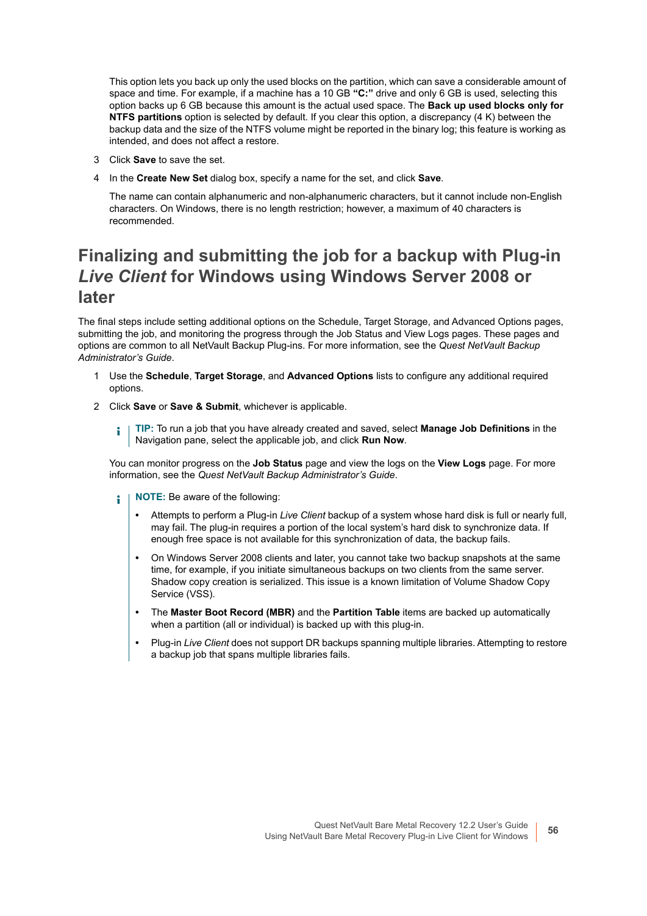This option lets you back up only the used blocks on the partition, which can save a considerable amount of space and time. For example, if a machine has a 10 GB **"C:"** drive and only 6 GB is used, selecting this option backs up 6 GB because this amount is the actual used space. The **Back up used blocks only for NTFS partitions** option is selected by default. If you clear this option, a discrepancy (4 K) between the backup data and the size of the NTFS volume might be reported in the binary log; this feature is working as intended, and does not affect a restore.

3. Click **Save** to save the set.
4. In the **Create New Set** dialog box, specify a name for the set, and click **Save**.

   The name can contain alphanumeric and non-alphanumeric characters, but it cannot include non-English characters. On Windows, there is no length restriction; however, a maximum of 40 characters is recommended.

## Finalizing and submitting the job for a backup with Plug-in *Live Client* for Windows using Windows Server 2008 or later

The final steps include setting additional options on the Schedule, Target Storage, and Advanced Options pages, submitting the job, and monitoring the progress through the Job Status and View Logs pages. These pages and options are common to all NetVault Backup Plug-ins. For more information, see the *Quest NetVault Backup Administrator's Guide*.

1. Use the **Schedule**, **Target Storage**, and **Advanced Options** lists to configure any additional required options.
2. Click **Save** or **Save & Submit**, whichever is applicable.

   **TIP:** To run a job that you have already created and saved, select **Manage Job Definitions** in the Navigation pane, select the applicable job, and click **Run Now**.

   You can monitor progress on the **Job Status** page and view the logs on the **View Logs** page. For more information, see the *Quest NetVault Backup Administrator's Guide*.

   **NOTE:** Be aware of the following:

   - Attempts to perform a Plug-in *Live Client* backup of a system whose hard disk is full or nearly full, may fail. The plug-in requires a portion of the local system's hard disk to synchronize data. If enough free space is not available for this synchronization of data, the backup fails.
   - On Windows Server 2008 clients and later, you cannot take two backup snapshots at the same time, for example, if you initiate simultaneous backups on two clients from the same server. Shadow copy creation is serialized. This issue is a known limitation of Volume Shadow Copy Service (VSS).
   - The **Master Boot Record (MBR)** and the **Partition Table** items are backed up automatically when a partition (all or individual) is backed up with this plug-in.
   - Plug-in *Live Client* does not support DR backups spanning multiple libraries. Attempting to restore a backup job that spans multiple libraries fails.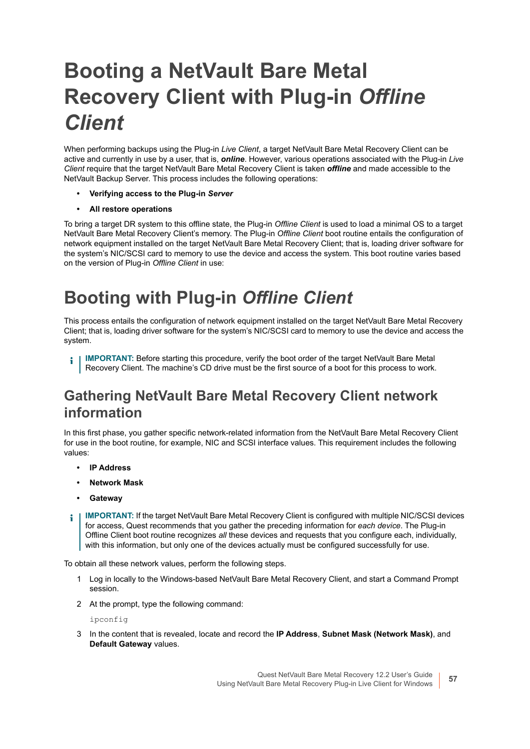# Booting a NetVault Bare Metal Recovery Client with Plug-in *Offline Client*

When performing backups using the Plug-in *Live Client*, a target NetVault Bare Metal Recovery Client can be active and currently in use by a user, that is, ***online***. However, various operations associated with the Plug-in *Live Client* require that the target NetVault Bare Metal Recovery Client is taken ***offline*** and made accessible to the NetVault Backup Server. This process includes the following operations:

- **Verifying access to the Plug-in *Server***
- **All restore operations**

To bring a target DR system to this offline state, the Plug-in *Offline Client* is used to load a minimal OS to a target NetVault Bare Metal Recovery Client's memory. The Plug-in *Offline Client* boot routine entails the configuration of network equipment installed on the target NetVault Bare Metal Recovery Client; that is, loading driver software for the system's NIC/SCSI card to memory to use the device and access the system. This boot routine varies based on the version of Plug-in *Offline Client* in use:

# Booting with Plug-in *Offline Client*

This process entails the configuration of network equipment installed on the target NetVault Bare Metal Recovery Client; that is, loading driver software for the system's NIC/SCSI card to memory to use the device and access the system.

> **IMPORTANT:** Before starting this procedure, verify the boot order of the target NetVault Bare Metal Recovery Client. The machine's CD drive must be the first source of a boot for this process to work.

## Gathering NetVault Bare Metal Recovery Client network information

In this first phase, you gather specific network-related information from the NetVault Bare Metal Recovery Client for use in the boot routine, for example, NIC and SCSI interface values. This requirement includes the following values:

- **IP Address**
- **Network Mask**
- **Gateway**

> **IMPORTANT:** If the target NetVault Bare Metal Recovery Client is configured with multiple NIC/SCSI devices for access, Quest recommends that you gather the preceding information for *each device*. The Plug-in Offline Client boot routine recognizes *all* these devices and requests that you configure each, individually, with this information, but only one of the devices actually must be configured successfully for use.

To obtain all these network values, perform the following steps.

1. Log in locally to the Windows-based NetVault Bare Metal Recovery Client, and start a Command Prompt session.
2. At the prompt, type the following command:

   ```
   ipconfig
   ```

3. In the content that is revealed, locate and record the **IP Address**, **Subnet Mask (Network Mask)**, and **Default Gateway** values.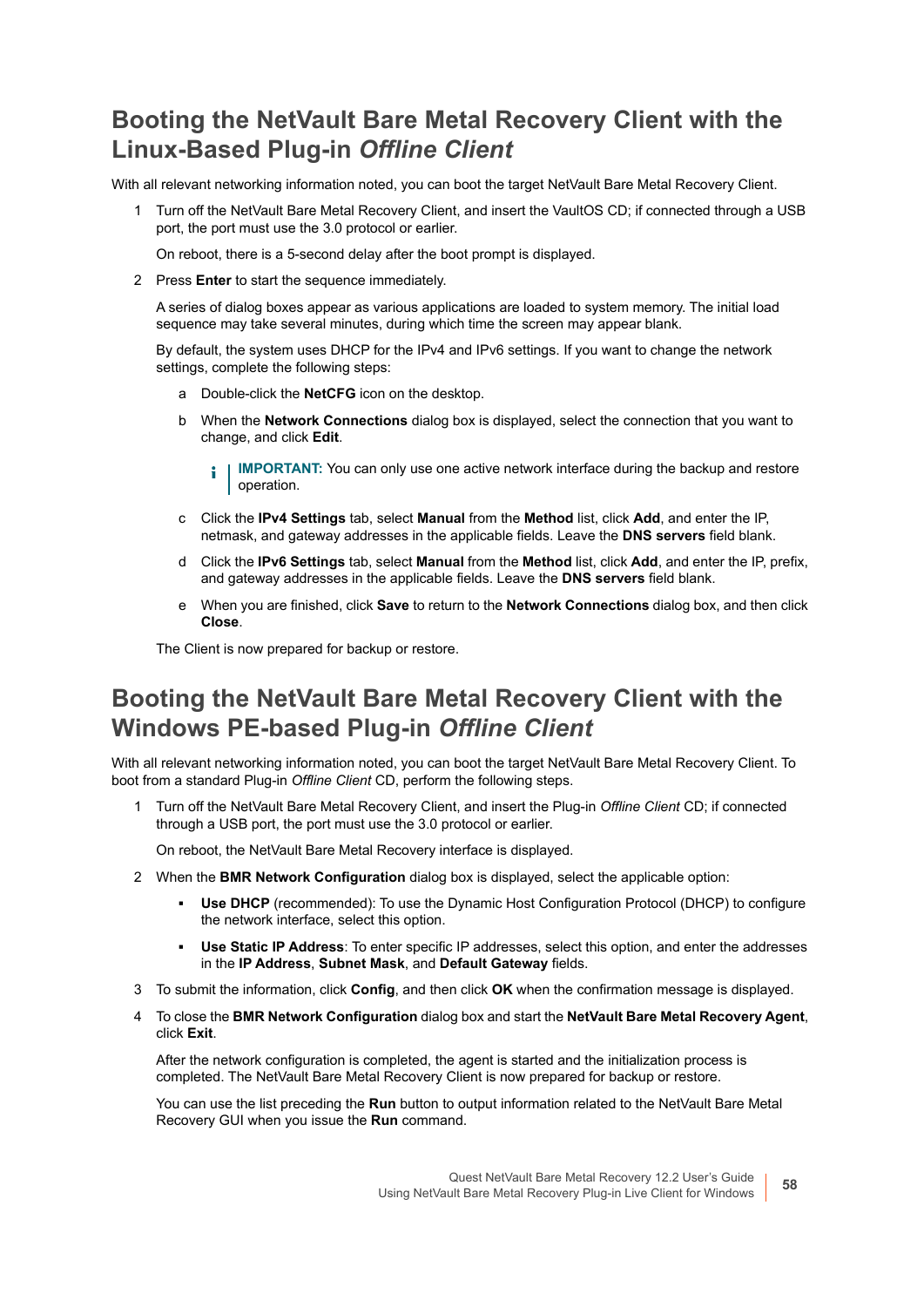## Booting the NetVault Bare Metal Recovery Client with the Linux-Based Plug-in *Offline Client*

With all relevant networking information noted, you can boot the target NetVault Bare Metal Recovery Client.

1. Turn off the NetVault Bare Metal Recovery Client, and insert the VaultOS CD; if connected through a USB port, the port must use the 3.0 protocol or earlier.

   On reboot, there is a 5-second delay after the boot prompt is displayed.

2. Press **Enter** to start the sequence immediately.

   A series of dialog boxes appear as various applications are loaded to system memory. The initial load sequence may take several minutes, during which time the screen may appear blank.

   By default, the system uses DHCP for the IPv4 and IPv6 settings. If you want to change the network settings, complete the following steps:

   a. Double-click the **NetCFG** icon on the desktop.

   b. When the **Network Connections** dialog box is displayed, select the connection that you want to change, and click **Edit**.

      **IMPORTANT:** You can only use one active network interface during the backup and restore operation.

   c. Click the **IPv4 Settings** tab, select **Manual** from the **Method** list, click **Add**, and enter the IP, netmask, and gateway addresses in the applicable fields. Leave the **DNS servers** field blank.

   d. Click the **IPv6 Settings** tab, select **Manual** from the **Method** list, click **Add**, and enter the IP, prefix, and gateway addresses in the applicable fields. Leave the **DNS servers** field blank.

   e. When you are finished, click **Save** to return to the **Network Connections** dialog box, and then click **Close**.

   The Client is now prepared for backup or restore.

## Booting the NetVault Bare Metal Recovery Client with the Windows PE-based Plug-in *Offline Client*

With all relevant networking information noted, you can boot the target NetVault Bare Metal Recovery Client. To boot from a standard Plug-in *Offline Client* CD, perform the following steps.

1. Turn off the NetVault Bare Metal Recovery Client, and insert the Plug-in *Offline Client* CD; if connected through a USB port, the port must use the 3.0 protocol or earlier.

   On reboot, the NetVault Bare Metal Recovery interface is displayed.

2. When the **BMR Network Configuration** dialog box is displayed, select the applicable option:

   - **Use DHCP** (recommended): To use the Dynamic Host Configuration Protocol (DHCP) to configure the network interface, select this option.
   - **Use Static IP Address**: To enter specific IP addresses, select this option, and enter the addresses in the **IP Address**, **Subnet Mask**, and **Default Gateway** fields.

3. To submit the information, click **Config**, and then click **OK** when the confirmation message is displayed.

4. To close the **BMR Network Configuration** dialog box and start the **NetVault Bare Metal Recovery Agent**, click **Exit**.

   After the network configuration is completed, the agent is started and the initialization process is completed. The NetVault Bare Metal Recovery Client is now prepared for backup or restore.

   You can use the list preceding the **Run** button to output information related to the NetVault Bare Metal Recovery GUI when you issue the **Run** command.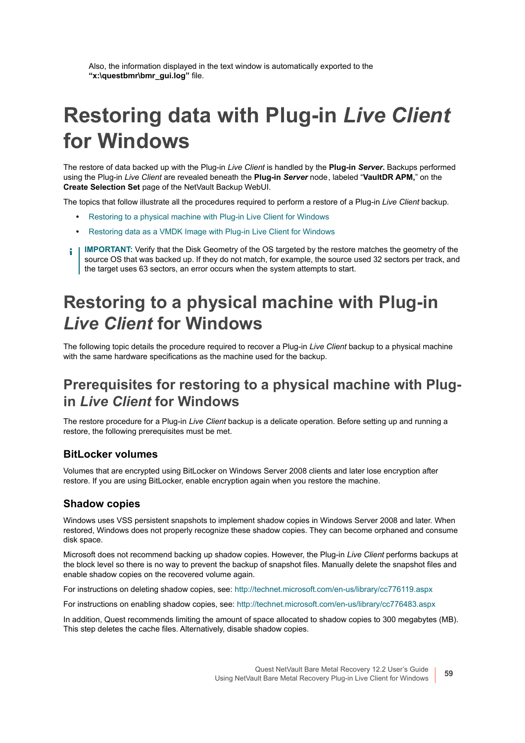Also, the information displayed in the text window is automatically exported to the **“x:\questbmr\bmr_gui.log”** file.

# Restoring data with Plug-in *Live Client* for Windows

The restore of data backed up with the Plug-in *Live Client* is handled by the **Plug-in *Server***. Backups performed using the Plug-in *Live Client* are revealed beneath the **Plug-in *Server*** node, labeled “**VaultDR APM,**” on the **Create Selection Set** page of the NetVault Backup WebUI.

The topics that follow illustrate all the procedures required to perform a restore of a Plug-in *Live Client* backup.

- Restoring to a physical machine with Plug-in Live Client for Windows
- Restoring data as a VMDK Image with Plug-in Live Client for Windows

**IMPORTANT:** Verify that the Disk Geometry of the OS targeted by the restore matches the geometry of the source OS that was backed up. If they do not match, for example, the source used 32 sectors per track, and the target uses 63 sectors, an error occurs when the system attempts to start.

## Restoring to a physical machine with Plug-in *Live Client* for Windows

The following topic details the procedure required to recover a Plug-in *Live Client* backup to a physical machine with the same hardware specifications as the machine used for the backup.

### Prerequisites for restoring to a physical machine with Plug-in *Live Client* for Windows

The restore procedure for a Plug-in *Live Client* backup is a delicate operation. Before setting up and running a restore, the following prerequisites must be met.

#### BitLocker volumes

Volumes that are encrypted using BitLocker on Windows Server 2008 clients and later lose encryption after restore. If you are using BitLocker, enable encryption again when you restore the machine.

#### Shadow copies

Windows uses VSS persistent snapshots to implement shadow copies in Windows Server 2008 and later. When restored, Windows does not properly recognize these shadow copies. They can become orphaned and consume disk space.

Microsoft does not recommend backing up shadow copies. However, the Plug-in *Live Client* performs backups at the block level so there is no way to prevent the backup of snapshot files. Manually delete the snapshot files and enable shadow copies on the recovered volume again.

For instructions on deleting shadow copies, see: http://technet.microsoft.com/en-us/library/cc776119.aspx

For instructions on enabling shadow copies, see: http://technet.microsoft.com/en-us/library/cc776483.aspx

In addition, Quest recommends limiting the amount of space allocated to shadow copies to 300 megabytes (MB). This step deletes the cache files. Alternatively, disable shadow copies.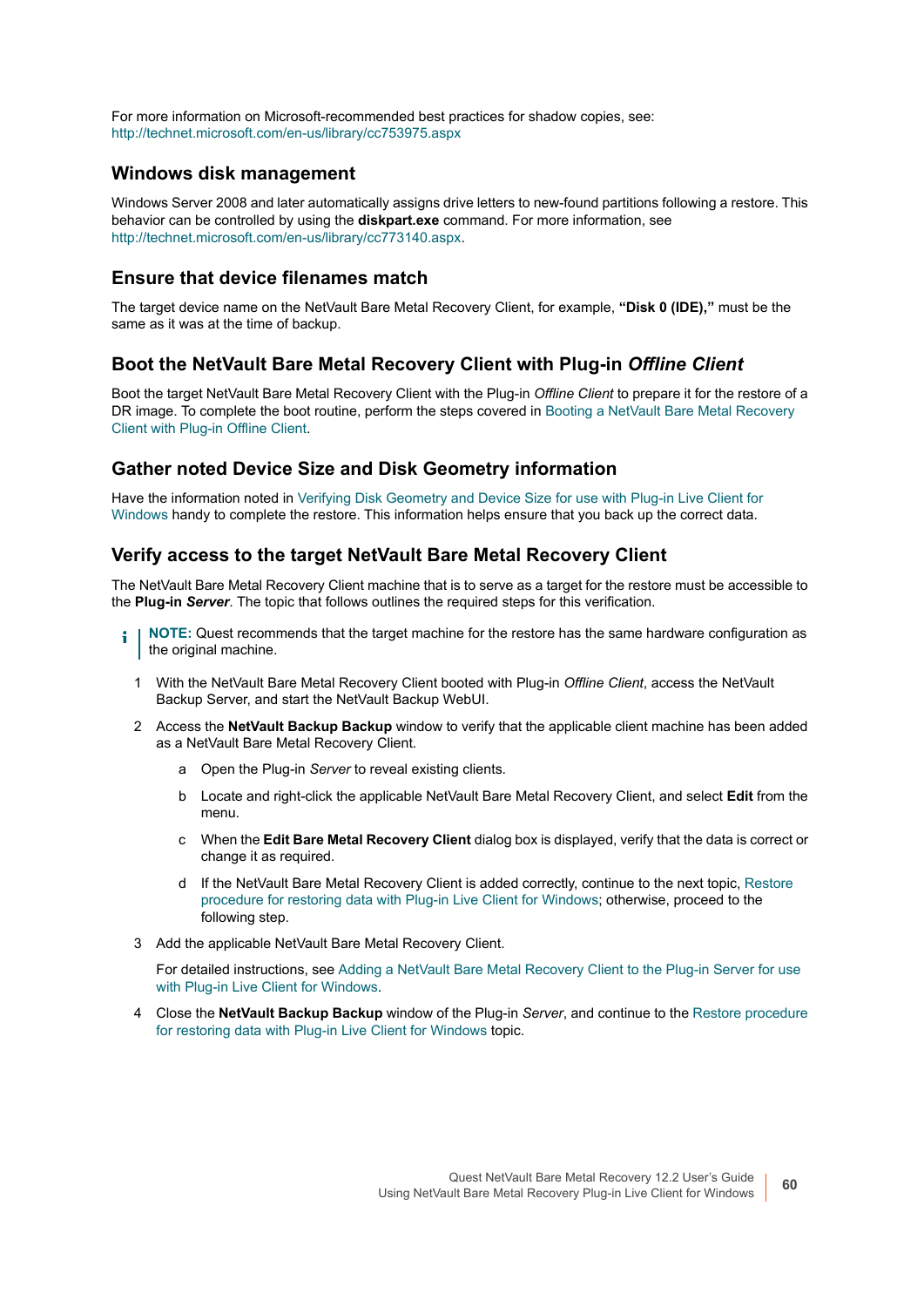For more information on Microsoft-recommended best practices for shadow copies, see: http://technet.microsoft.com/en-us/library/cc753975.aspx

## Windows disk management

Windows Server 2008 and later automatically assigns drive letters to new-found partitions following a restore. This behavior can be controlled by using the **diskpart.exe** command. For more information, see http://technet.microsoft.com/en-us/library/cc773140.aspx.

## Ensure that device filenames match

The target device name on the NetVault Bare Metal Recovery Client, for example, **"Disk 0 (IDE),"** must be the same as it was at the time of backup.

## Boot the NetVault Bare Metal Recovery Client with Plug-in *Offline Client*

Boot the target NetVault Bare Metal Recovery Client with the Plug-in *Offline Client* to prepare it for the restore of a DR image. To complete the boot routine, perform the steps covered in Booting a NetVault Bare Metal Recovery Client with Plug-in Offline Client.

## Gather noted Device Size and Disk Geometry information

Have the information noted in Verifying Disk Geometry and Device Size for use with Plug-in Live Client for Windows handy to complete the restore. This information helps ensure that you back up the correct data.

## Verify access to the target NetVault Bare Metal Recovery Client

The NetVault Bare Metal Recovery Client machine that is to serve as a target for the restore must be accessible to the **Plug-in *Server***. The topic that follows outlines the required steps for this verification.

> **NOTE:** Quest recommends that the target machine for the restore has the same hardware configuration as the original machine.

1. With the NetVault Bare Metal Recovery Client booted with Plug-in *Offline Client*, access the NetVault Backup Server, and start the NetVault Backup WebUI.
2. Access the **NetVault Backup Backup** window to verify that the applicable client machine has been added as a NetVault Bare Metal Recovery Client.
   a. Open the Plug-in *Server* to reveal existing clients.
   b. Locate and right-click the applicable NetVault Bare Metal Recovery Client, and select **Edit** from the menu.
   c. When the **Edit Bare Metal Recovery Client** dialog box is displayed, verify that the data is correct or change it as required.
   d. If the NetVault Bare Metal Recovery Client is added correctly, continue to the next topic, Restore procedure for restoring data with Plug-in Live Client for Windows; otherwise, proceed to the following step.
3. Add the applicable NetVault Bare Metal Recovery Client.

   For detailed instructions, see Adding a NetVault Bare Metal Recovery Client to the Plug-in Server for use with Plug-in Live Client for Windows.
4. Close the **NetVault Backup Backup** window of the Plug-in *Server*, and continue to the Restore procedure for restoring data with Plug-in Live Client for Windows topic.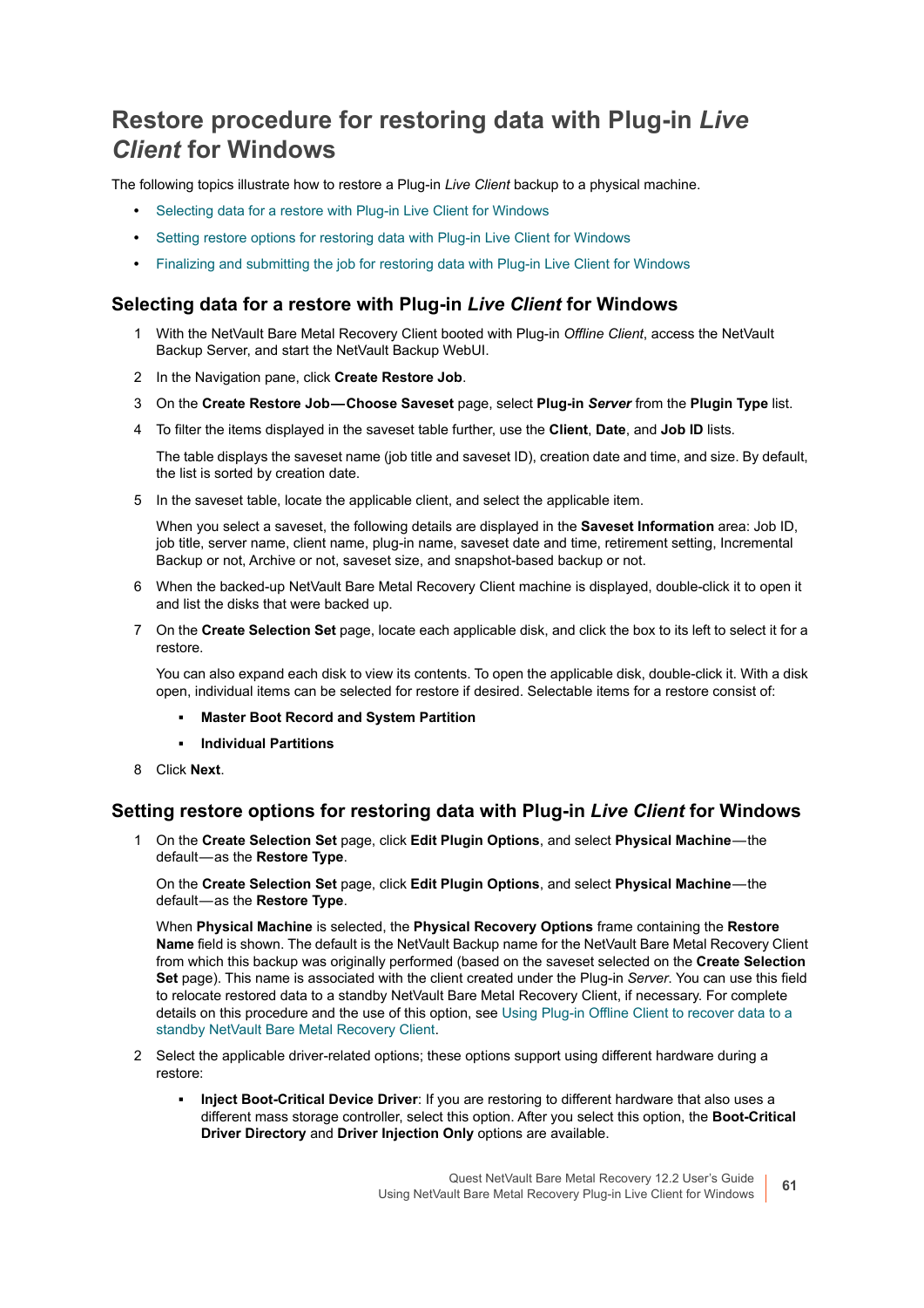# Restore procedure for restoring data with Plug-in *Live Client* for Windows

The following topics illustrate how to restore a Plug-in *Live Client* backup to a physical machine.

- Selecting data for a restore with Plug-in Live Client for Windows
- Setting restore options for restoring data with Plug-in Live Client for Windows
- Finalizing and submitting the job for restoring data with Plug-in Live Client for Windows

## Selecting data for a restore with Plug-in *Live Client* for Windows

1. With the NetVault Bare Metal Recovery Client booted with Plug-in *Offline Client*, access the NetVault Backup Server, and start the NetVault Backup WebUI.
2. In the Navigation pane, click **Create Restore Job**.
3. On the **Create Restore Job—Choose Saveset** page, select **Plug-in *Server*** from the **Plugin Type** list.
4. To filter the items displayed in the saveset table further, use the **Client**, **Date**, and **Job ID** lists.

   The table displays the saveset name (job title and saveset ID), creation date and time, and size. By default, the list is sorted by creation date.
5. In the saveset table, locate the applicable client, and select the applicable item.

   When you select a saveset, the following details are displayed in the **Saveset Information** area: Job ID, job title, server name, client name, plug-in name, saveset date and time, retirement setting, Incremental Backup or not, Archive or not, saveset size, and snapshot-based backup or not.
6. When the backed-up NetVault Bare Metal Recovery Client machine is displayed, double-click it to open it and list the disks that were backed up.
7. On the **Create Selection Set** page, locate each applicable disk, and click the box to its left to select it for a restore.

   You can also expand each disk to view its contents. To open the applicable disk, double-click it. With a disk open, individual items can be selected for restore if desired. Selectable items for a restore consist of:

   - **Master Boot Record and System Partition**
   - **Individual Partitions**
8. Click **Next**.

## Setting restore options for restoring data with Plug-in *Live Client* for Windows

1. On the **Create Selection Set** page, click **Edit Plugin Options**, and select **Physical Machine**—the default—as the **Restore Type**.

   On the **Create Selection Set** page, click **Edit Plugin Options**, and select **Physical Machine**—the default—as the **Restore Type**.

   When **Physical Machine** is selected, the **Physical Recovery Options** frame containing the **Restore Name** field is shown. The default is the NetVault Backup name for the NetVault Bare Metal Recovery Client from which this backup was originally performed (based on the saveset selected on the **Create Selection Set** page). This name is associated with the client created under the Plug-in *Server*. You can use this field to relocate restored data to a standby NetVault Bare Metal Recovery Client, if necessary. For complete details on this procedure and the use of this option, see Using Plug-in Offline Client to recover data to a standby NetVault Bare Metal Recovery Client.
2. Select the applicable driver-related options; these options support using different hardware during a restore:

   - **Inject Boot-Critical Device Driver**: If you are restoring to different hardware that also uses a different mass storage controller, select this option. After you select this option, the **Boot-Critical Driver Directory** and **Driver Injection Only** options are available.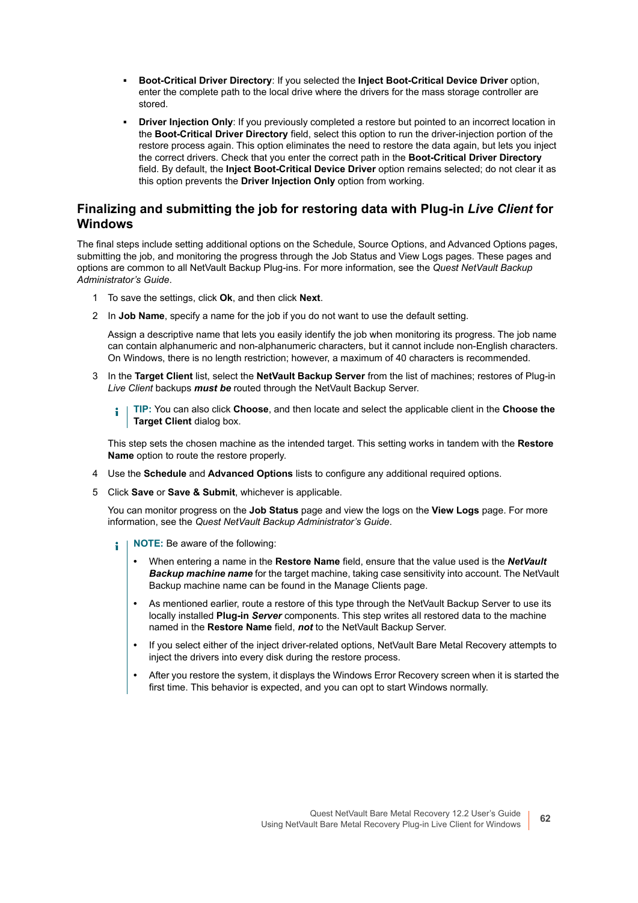- **Boot-Critical Driver Directory**: If you selected the **Inject Boot-Critical Device Driver** option, enter the complete path to the local drive where the drivers for the mass storage controller are stored.
- **Driver Injection Only**: If you previously completed a restore but pointed to an incorrect location in the **Boot-Critical Driver Directory** field, select this option to run the driver-injection portion of the restore process again. This option eliminates the need to restore the data again, but lets you inject the correct drivers. Check that you enter the correct path in the **Boot-Critical Driver Directory** field. By default, the **Inject Boot-Critical Device Driver** option remains selected; do not clear it as this option prevents the **Driver Injection Only** option from working.

## Finalizing and submitting the job for restoring data with Plug-in *Live Client* for Windows

The final steps include setting additional options on the Schedule, Source Options, and Advanced Options pages, submitting the job, and monitoring the progress through the Job Status and View Logs pages. These pages and options are common to all NetVault Backup Plug-ins. For more information, see the *Quest NetVault Backup Administrator's Guide*.

1. To save the settings, click **Ok**, and then click **Next**.
2. In **Job Name**, specify a name for the job if you do not want to use the default setting.

   Assign a descriptive name that lets you easily identify the job when monitoring its progress. The job name can contain alphanumeric and non-alphanumeric characters, but it cannot include non-English characters. On Windows, there is no length restriction; however, a maximum of 40 characters is recommended.

3. In the **Target Client** list, select the **NetVault Backup Server** from the list of machines; restores of Plug-in *Live Client* backups ***must be*** routed through the NetVault Backup Server.

   **TIP:** You can also click **Choose**, and then locate and select the applicable client in the **Choose the Target Client** dialog box.

   This step sets the chosen machine as the intended target. This setting works in tandem with the **Restore Name** option to route the restore properly.

4. Use the **Schedule** and **Advanced Options** lists to configure any additional required options.
5. Click **Save** or **Save & Submit**, whichever is applicable.

   You can monitor progress on the **Job Status** page and view the logs on the **View Logs** page. For more information, see the *Quest NetVault Backup Administrator's Guide*.

   **NOTE:** Be aware of the following:

   - When entering a name in the **Restore Name** field, ensure that the value used is the ***NetVault Backup machine name*** for the target machine, taking case sensitivity into account. The NetVault Backup machine name can be found in the Manage Clients page.
   - As mentioned earlier, route a restore of this type through the NetVault Backup Server to use its locally installed **Plug-in *Server*** components. This step writes all restored data to the machine named in the **Restore Name** field, ***not*** to the NetVault Backup Server.
   - If you select either of the inject driver-related options, NetVault Bare Metal Recovery attempts to inject the drivers into every disk during the restore process.
   - After you restore the system, it displays the Windows Error Recovery screen when it is started the first time. This behavior is expected, and you can opt to start Windows normally.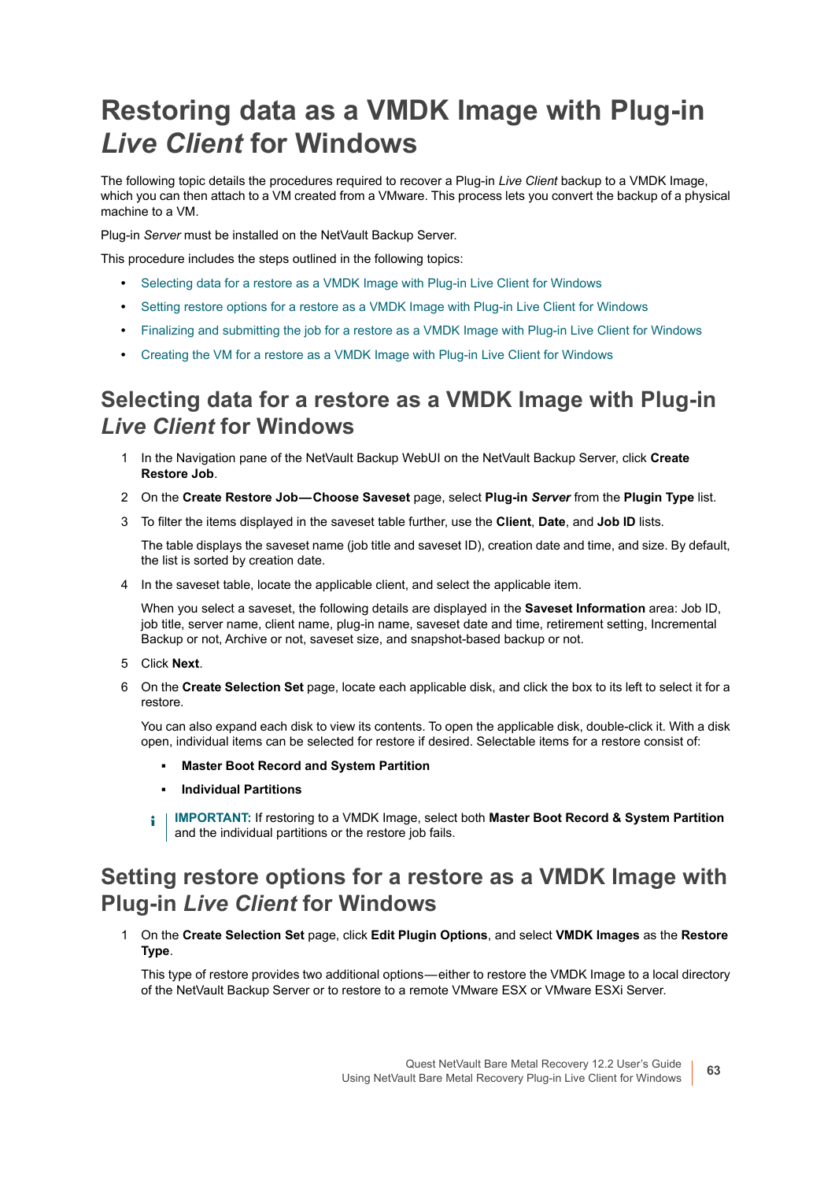# Restoring data as a VMDK Image with Plug-in *Live Client* for Windows

The following topic details the procedures required to recover a Plug-in *Live Client* backup to a VMDK Image, which you can then attach to a VM created from a VMware. This process lets you convert the backup of a physical machine to a VM.

Plug-in *Server* must be installed on the NetVault Backup Server.

This procedure includes the steps outlined in the following topics:

- Selecting data for a restore as a VMDK Image with Plug-in Live Client for Windows
- Setting restore options for a restore as a VMDK Image with Plug-in Live Client for Windows
- Finalizing and submitting the job for a restore as a VMDK Image with Plug-in Live Client for Windows
- Creating the VM for a restore as a VMDK Image with Plug-in Live Client for Windows

## Selecting data for a restore as a VMDK Image with Plug-in *Live Client* for Windows

1. In the Navigation pane of the NetVault Backup WebUI on the NetVault Backup Server, click **Create Restore Job**.
2. On the **Create Restore Job—Choose Saveset** page, select **Plug-in *Server*** from the **Plugin Type** list.
3. To filter the items displayed in the saveset table further, use the **Client**, **Date**, and **Job ID** lists.

   The table displays the saveset name (job title and saveset ID), creation date and time, and size. By default, the list is sorted by creation date.
4. In the saveset table, locate the applicable client, and select the applicable item.

   When you select a saveset, the following details are displayed in the **Saveset Information** area: Job ID, job title, server name, client name, plug-in name, saveset date and time, retirement setting, Incremental Backup or not, Archive or not, saveset size, and snapshot-based backup or not.
5. Click **Next**.
6. On the **Create Selection Set** page, locate each applicable disk, and click the box to its left to select it for a restore.

   You can also expand each disk to view its contents. To open the applicable disk, double-click it. With a disk open, individual items can be selected for restore if desired. Selectable items for a restore consist of:

   - **Master Boot Record and System Partition**
   - **Individual Partitions**

   **IMPORTANT:** If restoring to a VMDK Image, select both **Master Boot Record & System Partition** and the individual partitions or the restore job fails.

## Setting restore options for a restore as a VMDK Image with Plug-in *Live Client* for Windows

1. On the **Create Selection Set** page, click **Edit Plugin Options**, and select **VMDK Images** as the **Restore Type**.

   This type of restore provides two additional options—either to restore the VMDK Image to a local directory of the NetVault Backup Server or to restore to a remote VMware ESX or VMware ESXi Server.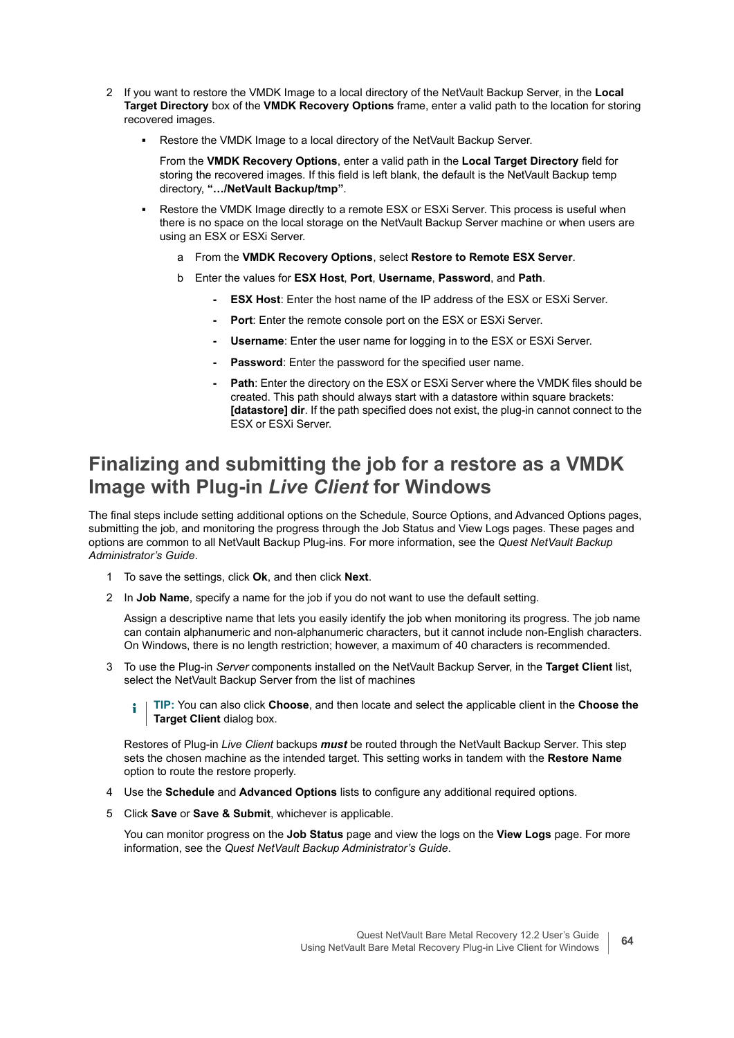2 If you want to restore the VMDK Image to a local directory of the NetVault Backup Server, in the **Local Target Directory** box of the **VMDK Recovery Options** frame, enter a valid path to the location for storing recovered images.

- Restore the VMDK Image to a local directory of the NetVault Backup Server.

  From the **VMDK Recovery Options**, enter a valid path in the **Local Target Directory** field for storing the recovered images. If this field is left blank, the default is the NetVault Backup temp directory, **"…/NetVault Backup/tmp"**.

- Restore the VMDK Image directly to a remote ESX or ESXi Server. This process is useful when there is no space on the local storage on the NetVault Backup Server machine or when users are using an ESX or ESXi Server.

  a From the **VMDK Recovery Options**, select **Restore to Remote ESX Server**.

  b Enter the values for **ESX Host**, **Port**, **Username**, **Password**, and **Path**.

  - **ESX Host**: Enter the host name of the IP address of the ESX or ESXi Server.
  - **Port**: Enter the remote console port on the ESX or ESXi Server.
  - **Username**: Enter the user name for logging in to the ESX or ESXi Server.
  - **Password**: Enter the password for the specified user name.
  - **Path**: Enter the directory on the ESX or ESXi Server where the VMDK files should be created. This path should always start with a datastore within square brackets: **[datastore] dir**. If the path specified does not exist, the plug-in cannot connect to the ESX or ESXi Server.

## Finalizing and submitting the job for a restore as a VMDK Image with Plug-in *Live Client* for Windows

The final steps include setting additional options on the Schedule, Source Options, and Advanced Options pages, submitting the job, and monitoring the progress through the Job Status and View Logs pages. These pages and options are common to all NetVault Backup Plug-ins. For more information, see the *Quest NetVault Backup Administrator's Guide*.

1 To save the settings, click **Ok**, and then click **Next**.

2 In **Job Name**, specify a name for the job if you do not want to use the default setting.

Assign a descriptive name that lets you easily identify the job when monitoring its progress. The job name can contain alphanumeric and non-alphanumeric characters, but it cannot include non-English characters. On Windows, there is no length restriction; however, a maximum of 40 characters is recommended.

3 To use the Plug-in *Server* components installed on the NetVault Backup Server, in the **Target Client** list, select the NetVault Backup Server from the list of machines

> **TIP:** You can also click **Choose**, and then locate and select the applicable client in the **Choose the Target Client** dialog box.

Restores of Plug-in *Live Client* backups ***must*** be routed through the NetVault Backup Server. This step sets the chosen machine as the intended target. This setting works in tandem with the **Restore Name** option to route the restore properly.

4 Use the **Schedule** and **Advanced Options** lists to configure any additional required options.

5 Click **Save** or **Save & Submit**, whichever is applicable.

You can monitor progress on the **Job Status** page and view the logs on the **View Logs** page. For more information, see the *Quest NetVault Backup Administrator's Guide*.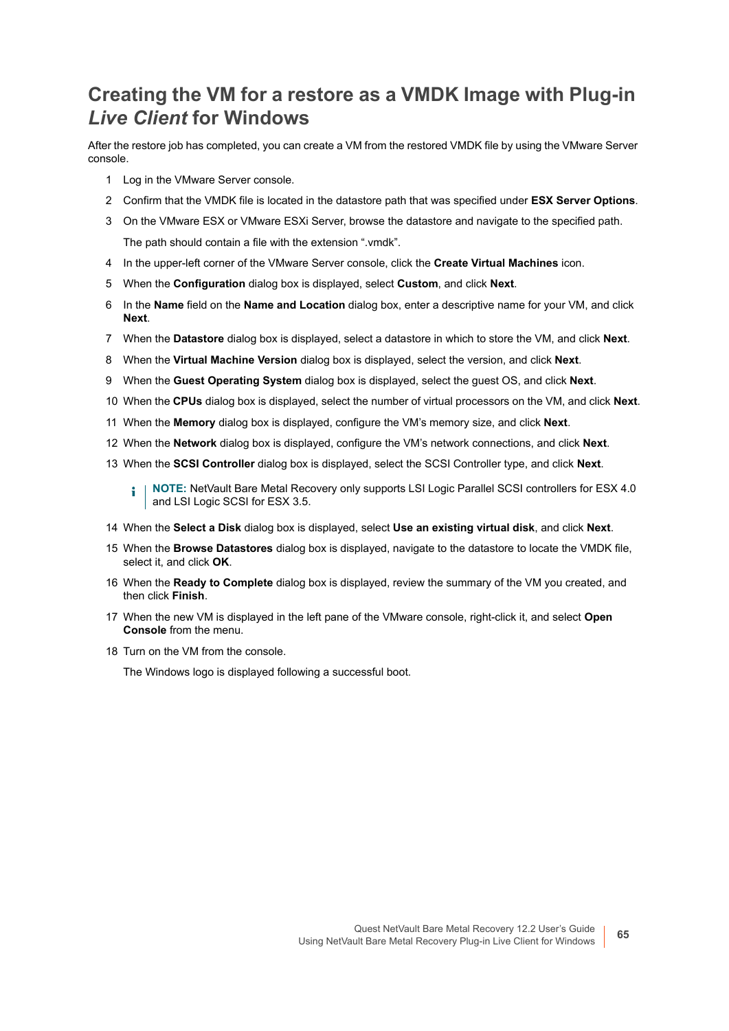## Creating the VM for a restore as a VMDK Image with Plug-in *Live Client* for Windows

After the restore job has completed, you can create a VM from the restored VMDK file by using the VMware Server console.

1. Log in the VMware Server console.
2. Confirm that the VMDK file is located in the datastore path that was specified under **ESX Server Options**.
3. On the VMware ESX or VMware ESXi Server, browse the datastore and navigate to the specified path.

   The path should contain a file with the extension ".vmdk".
4. In the upper-left corner of the VMware Server console, click the **Create Virtual Machines** icon.
5. When the **Configuration** dialog box is displayed, select **Custom**, and click **Next**.
6. In the **Name** field on the **Name and Location** dialog box, enter a descriptive name for your VM, and click **Next**.
7. When the **Datastore** dialog box is displayed, select a datastore in which to store the VM, and click **Next**.
8. When the **Virtual Machine Version** dialog box is displayed, select the version, and click **Next**.
9. When the **Guest Operating System** dialog box is displayed, select the guest OS, and click **Next**.
10. When the **CPUs** dialog box is displayed, select the number of virtual processors on the VM, and click **Next**.
11. When the **Memory** dialog box is displayed, configure the VM's memory size, and click **Next**.
12. When the **Network** dialog box is displayed, configure the VM's network connections, and click **Next**.
13. When the **SCSI Controller** dialog box is displayed, select the SCSI Controller type, and click **Next**.

    **NOTE:** NetVault Bare Metal Recovery only supports LSI Logic Parallel SCSI controllers for ESX 4.0 and LSI Logic SCSI for ESX 3.5.
14. When the **Select a Disk** dialog box is displayed, select **Use an existing virtual disk**, and click **Next**.
15. When the **Browse Datastores** dialog box is displayed, navigate to the datastore to locate the VMDK file, select it, and click **OK**.
16. When the **Ready to Complete** dialog box is displayed, review the summary of the VM you created, and then click **Finish**.
17. When the new VM is displayed in the left pane of the VMware console, right-click it, and select **Open Console** from the menu.
18. Turn on the VM from the console.

    The Windows logo is displayed following a successful boot.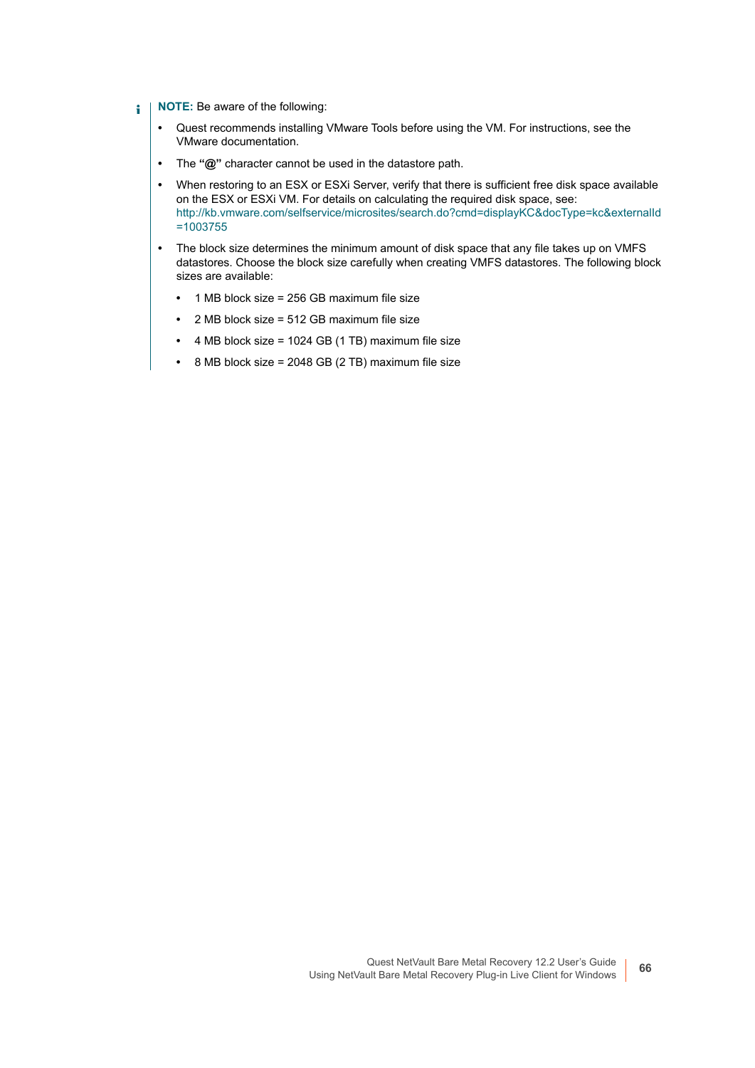**NOTE:** Be aware of the following:

- Quest recommends installing VMware Tools before using the VM. For instructions, see the VMware documentation.
- The **"@"** character cannot be used in the datastore path.
- When restoring to an ESX or ESXi Server, verify that there is sufficient free disk space available on the ESX or ESXi VM. For details on calculating the required disk space, see: http://kb.vmware.com/selfservice/microsites/search.do?cmd=displayKC&docType=kc&externalId=1003755
- The block size determines the minimum amount of disk space that any file takes up on VMFS datastores. Choose the block size carefully when creating VMFS datastores. The following block sizes are available:
  - 1 MB block size = 256 GB maximum file size
  - 2 MB block size = 512 GB maximum file size
  - 4 MB block size = 1024 GB (1 TB) maximum file size
  - 8 MB block size = 2048 GB (2 TB) maximum file size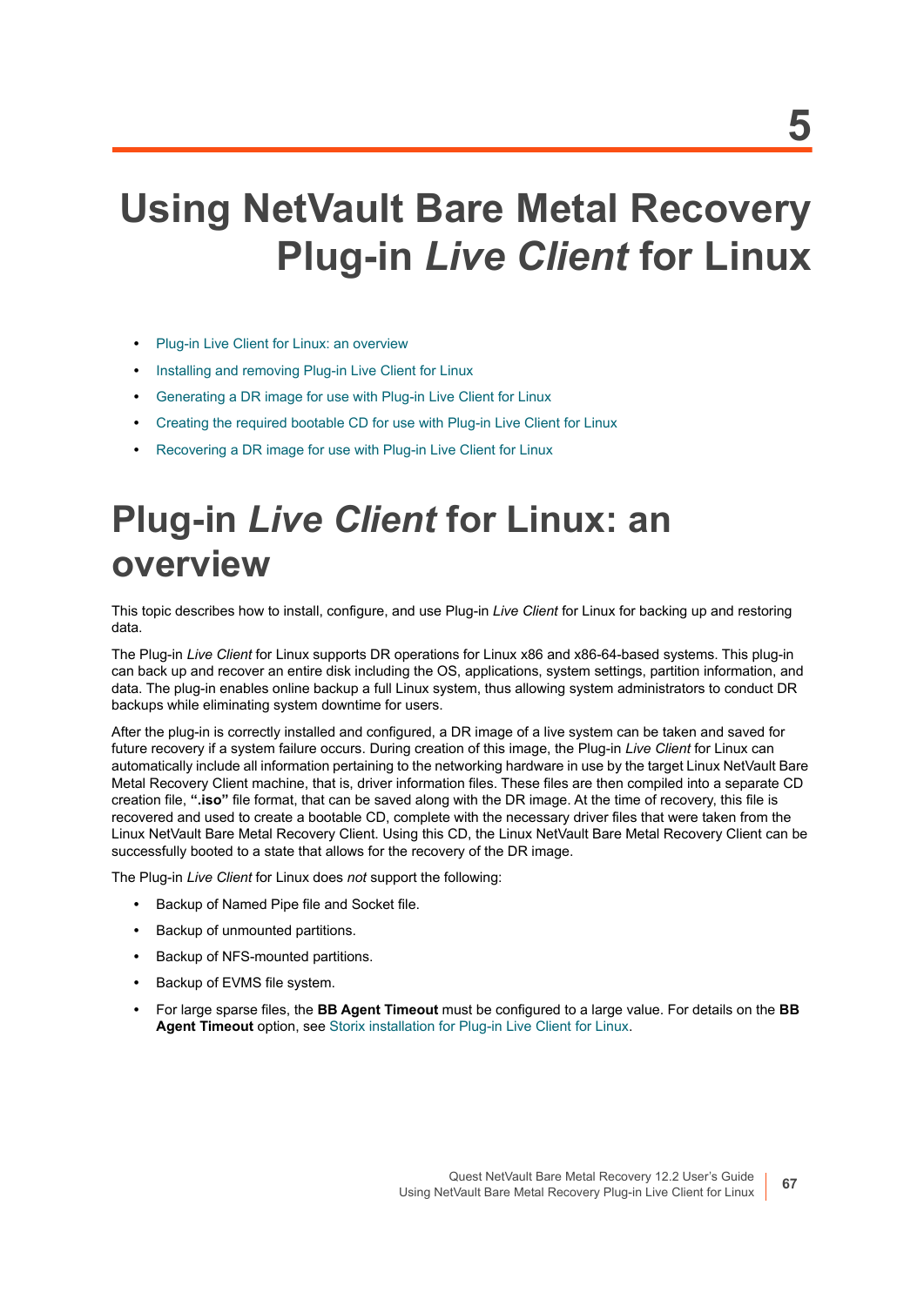# 5

# Using NetVault Bare Metal Recovery Plug-in *Live Client* for Linux

- Plug-in Live Client for Linux: an overview
- Installing and removing Plug-in Live Client for Linux
- Generating a DR image for use with Plug-in Live Client for Linux
- Creating the required bootable CD for use with Plug-in Live Client for Linux
- Recovering a DR image for use with Plug-in Live Client for Linux

## Plug-in *Live Client* for Linux: an overview

This topic describes how to install, configure, and use Plug-in *Live Client* for Linux for backing up and restoring data.

The Plug-in *Live Client* for Linux supports DR operations for Linux x86 and x86-64-based systems. This plug-in can back up and recover an entire disk including the OS, applications, system settings, partition information, and data. The plug-in enables online backup a full Linux system, thus allowing system administrators to conduct DR backups while eliminating system downtime for users.

After the plug-in is correctly installed and configured, a DR image of a live system can be taken and saved for future recovery if a system failure occurs. During creation of this image, the Plug-in *Live Client* for Linux can automatically include all information pertaining to the networking hardware in use by the target Linux NetVault Bare Metal Recovery Client machine, that is, driver information files. These files are then compiled into a separate CD creation file, **".iso"** file format, that can be saved along with the DR image. At the time of recovery, this file is recovered and used to create a bootable CD, complete with the necessary driver files that were taken from the Linux NetVault Bare Metal Recovery Client. Using this CD, the Linux NetVault Bare Metal Recovery Client can be successfully booted to a state that allows for the recovery of the DR image.

The Plug-in *Live Client* for Linux does *not* support the following:

- Backup of Named Pipe file and Socket file.
- Backup of unmounted partitions.
- Backup of NFS-mounted partitions.
- Backup of EVMS file system.
- For large sparse files, the **BB Agent Timeout** must be configured to a large value. For details on the **BB Agent Timeout** option, see Storix installation for Plug-in Live Client for Linux.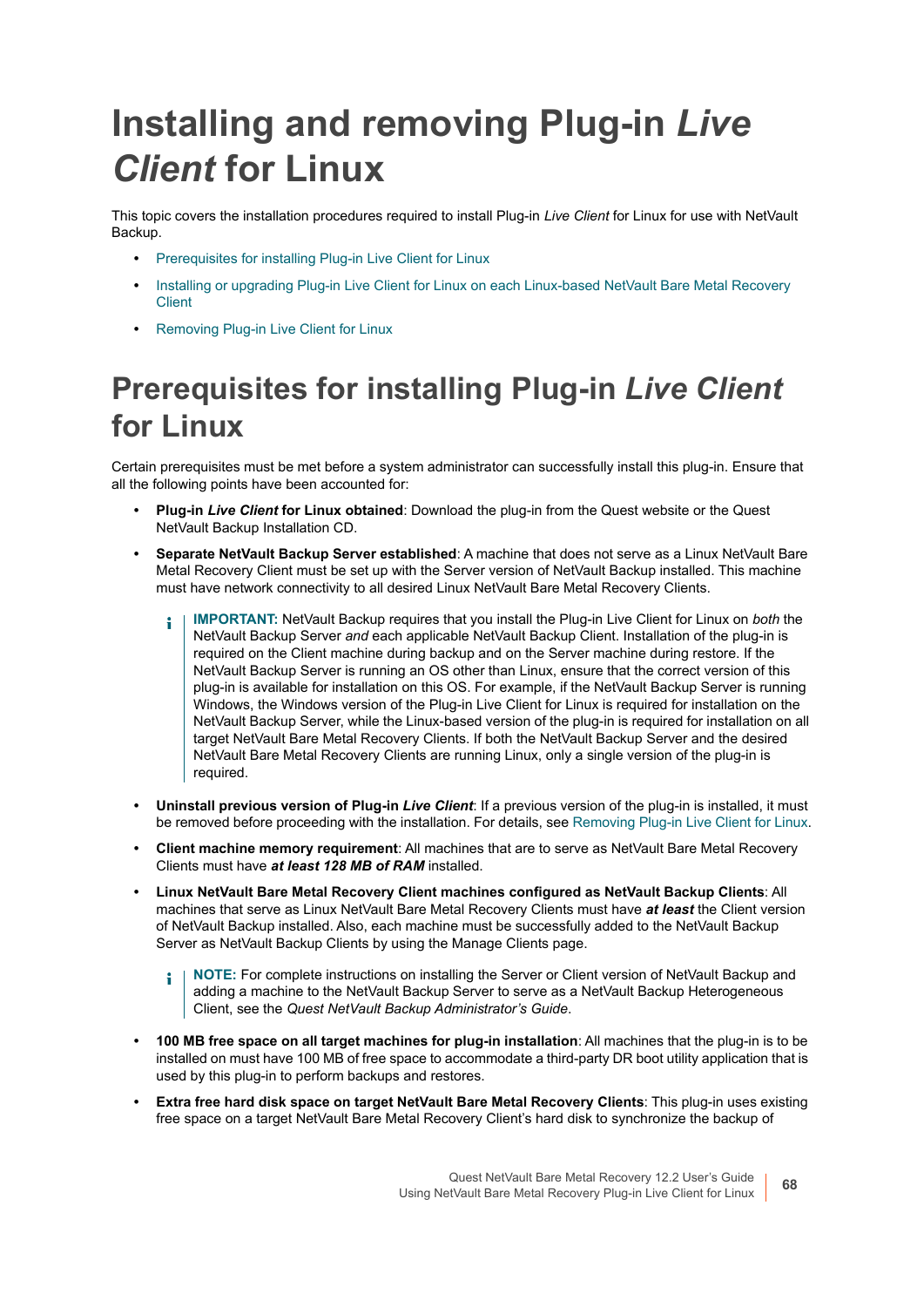# Installing and removing Plug-in *Live Client* for Linux

This topic covers the installation procedures required to install Plug-in *Live Client* for Linux for use with NetVault Backup.

- Prerequisites for installing Plug-in Live Client for Linux
- Installing or upgrading Plug-in Live Client for Linux on each Linux-based NetVault Bare Metal Recovery Client
- Removing Plug-in Live Client for Linux

# Prerequisites for installing Plug-in *Live Client* for Linux

Certain prerequisites must be met before a system administrator can successfully install this plug-in. Ensure that all the following points have been accounted for:

- **Plug-in *Live Client* for Linux obtained**: Download the plug-in from the Quest website or the Quest NetVault Backup Installation CD.
- **Separate NetVault Backup Server established**: A machine that does not serve as a Linux NetVault Bare Metal Recovery Client must be set up with the Server version of NetVault Backup installed. This machine must have network connectivity to all desired Linux NetVault Bare Metal Recovery Clients.

> **IMPORTANT:** NetVault Backup requires that you install the Plug-in Live Client for Linux on *both* the NetVault Backup Server *and* each applicable NetVault Backup Client. Installation of the plug-in is required on the Client machine during backup and on the Server machine during restore. If the NetVault Backup Server is running an OS other than Linux, ensure that the correct version of this plug-in is available for installation on this OS. For example, if the NetVault Backup Server is running Windows, the Windows version of the Plug-in Live Client for Linux is required for installation on the NetVault Backup Server, while the Linux-based version of the plug-in is required for installation on all target NetVault Bare Metal Recovery Clients. If both the NetVault Backup Server and the desired NetVault Bare Metal Recovery Clients are running Linux, only a single version of the plug-in is required.

- **Uninstall previous version of Plug-in *Live Client***: If a previous version of the plug-in is installed, it must be removed before proceeding with the installation. For details, see Removing Plug-in Live Client for Linux.
- **Client machine memory requirement**: All machines that are to serve as NetVault Bare Metal Recovery Clients must have ***at least 128 MB of RAM*** installed.
- **Linux NetVault Bare Metal Recovery Client machines configured as NetVault Backup Clients**: All machines that serve as Linux NetVault Bare Metal Recovery Clients must have ***at least*** the Client version of NetVault Backup installed. Also, each machine must be successfully added to the NetVault Backup Server as NetVault Backup Clients by using the Manage Clients page.

> **NOTE:** For complete instructions on installing the Server or Client version of NetVault Backup and adding a machine to the NetVault Backup Server to serve as a NetVault Backup Heterogeneous Client, see the *Quest NetVault Backup Administrator's Guide*.

- **100 MB free space on all target machines for plug-in installation**: All machines that the plug-in is to be installed on must have 100 MB of free space to accommodate a third-party DR boot utility application that is used by this plug-in to perform backups and restores.
- **Extra free hard disk space on target NetVault Bare Metal Recovery Clients**: This plug-in uses existing free space on a target NetVault Bare Metal Recovery Client's hard disk to synchronize the backup of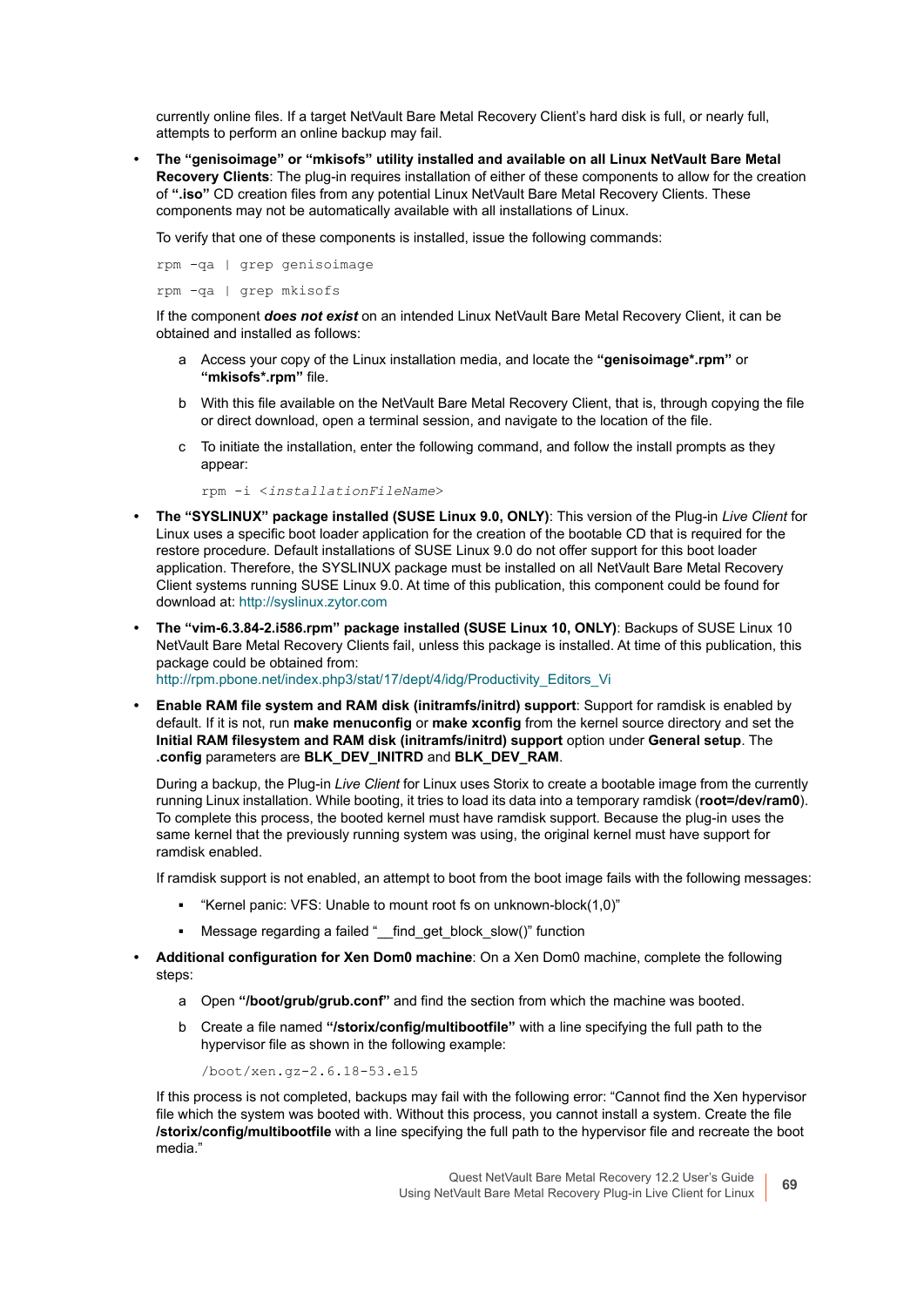currently online files. If a target NetVault Bare Metal Recovery Client's hard disk is full, or nearly full, attempts to perform an online backup may fail.

- **The "genisoimage" or "mkisofs" utility installed and available on all Linux NetVault Bare Metal Recovery Clients**: The plug-in requires installation of either of these components to allow for the creation of **".iso"** CD creation files from any potential Linux NetVault Bare Metal Recovery Clients. These components may not be automatically available with all installations of Linux.

  To verify that one of these components is installed, issue the following commands:

  ```
  rpm -qa | grep genisoimage
  ```

  ```
  rpm -qa | grep mkisofs
  ```

  If the component ***does not exist*** on an intended Linux NetVault Bare Metal Recovery Client, it can be obtained and installed as follows:

  a. Access your copy of the Linux installation media, and locate the **"genisoimage*.rpm"** or **"mkisofs*.rpm"** file.

  b. With this file available on the NetVault Bare Metal Recovery Client, that is, through copying the file or direct download, open a terminal session, and navigate to the location of the file.

  c. To initiate the installation, enter the following command, and follow the install prompts as they appear:

  ```
  rpm -i <installationFileName>
  ```

- **The "SYSLINUX" package installed (SUSE Linux 9.0, ONLY)**: This version of the Plug-in *Live Client* for Linux uses a specific boot loader application for the creation of the bootable CD that is required for the restore procedure. Default installations of SUSE Linux 9.0 do not offer support for this boot loader application. Therefore, the SYSLINUX package must be installed on all NetVault Bare Metal Recovery Client systems running SUSE Linux 9.0. At time of this publication, this component could be found for download at: http://syslinux.zytor.com

- **The "vim-6.3.84-2.i586.rpm" package installed (SUSE Linux 10, ONLY)**: Backups of SUSE Linux 10 NetVault Bare Metal Recovery Clients fail, unless this package is installed. At time of this publication, this package could be obtained from: http://rpm.pbone.net/index.php3/stat/17/dept/4/idg/Productivity_Editors_Vi

- **Enable RAM file system and RAM disk (initramfs/initrd) support**: Support for ramdisk is enabled by default. If it is not, run **make menuconfig** or **make xconfig** from the kernel source directory and set the **Initial RAM filesystem and RAM disk (initramfs/initrd) support** option under **General setup**. The **.config** parameters are **BLK_DEV_INITRD** and **BLK_DEV_RAM**.

  During a backup, the Plug-in *Live Client* for Linux uses Storix to create a bootable image from the currently running Linux installation. While booting, it tries to load its data into a temporary ramdisk (**root=/dev/ram0**). To complete this process, the booted kernel must have ramdisk support. Because the plug-in uses the same kernel that the previously running system was using, the original kernel must have support for ramdisk enabled.

  If ramdisk support is not enabled, an attempt to boot from the boot image fails with the following messages:

  - "Kernel panic: VFS: Unable to mount root fs on unknown-block(1,0)"
  - Message regarding a failed "__find_get_block_slow()" function

- **Additional configuration for Xen Dom0 machine**: On a Xen Dom0 machine, complete the following steps:

  a. Open **"/boot/grub/grub.conf"** and find the section from which the machine was booted.

  b. Create a file named **"/storix/config/multibootfile"** with a line specifying the full path to the hypervisor file as shown in the following example:

  ```
  /boot/xen.gz-2.6.18-53.el5
  ```

  If this process is not completed, backups may fail with the following error: "Cannot find the Xen hypervisor file which the system was booted with. Without this process, you cannot install a system. Create the file **/storix/config/multibootfile** with a line specifying the full path to the hypervisor file and recreate the boot media."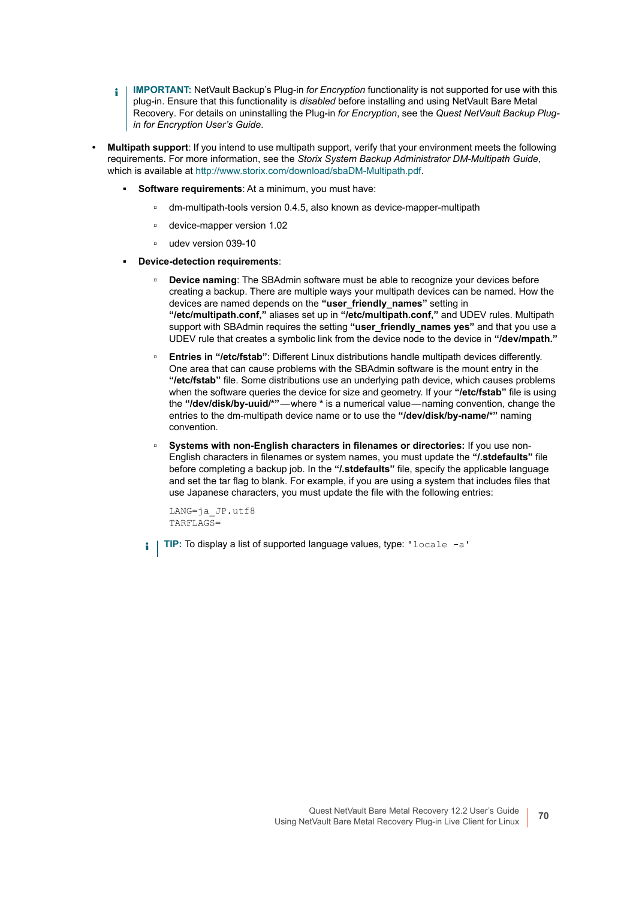> **IMPORTANT:** NetVault Backup's Plug-in *for Encryption* functionality is not supported for use with this plug-in. Ensure that this functionality is *disabled* before installing and using NetVault Bare Metal Recovery. For details on uninstalling the Plug-in *for Encryption*, see the *Quest NetVault Backup Plug-in for Encryption User's Guide.*

- **Multipath support**: If you intend to use multipath support, verify that your environment meets the following requirements. For more information, see the *Storix System Backup Administrator DM-Multipath Guide*, which is available at http://www.storix.com/download/sbaDM-Multipath.pdf.
  - **Software requirements**: At a minimum, you must have:
    - dm-multipath-tools version 0.4.5, also known as device-mapper-multipath
    - device-mapper version 1.02
    - udev version 039-10
  - **Device-detection requirements**:
    - **Device naming**: The SBAdmin software must be able to recognize your devices before creating a backup. There are multiple ways your multipath devices can be named. How the devices are named depends on the **"user_friendly_names"** setting in **"/etc/multipath.conf,"** aliases set up in **"/etc/multipath.conf,"** and UDEV rules. Multipath support with SBAdmin requires the setting **"user_friendly_names yes"** and that you use a UDEV rule that creates a symbolic link from the device node to the device in **"/dev/mpath."**
    - **Entries in "/etc/fstab"**: Different Linux distributions handle multipath devices differently. One area that can cause problems with the SBAdmin software is the mount entry in the **"/etc/fstab"** file. Some distributions use an underlying path device, which causes problems when the software queries the device for size and geometry. If your **"/etc/fstab"** file is using the **"/dev/disk/by-uuid/*"**—where **\*** is a numerical value—naming convention, change the entries to the dm-multipath device name or to use the **"/dev/disk/by-name/*"** naming convention.
    - **Systems with non-English characters in filenames or directories:** If you use non-English characters in filenames or system names, you must update the **"/.stdefaults"** file before completing a backup job. In the **"/.stdefaults"** file, specify the applicable language and set the tar flag to blank. For example, if you are using a system that includes files that use Japanese characters, you must update the file with the following entries:

      ```
      LANG=ja_JP.utf8
      TARFLAGS=
      ```

  > **TIP:** To display a list of supported language values, type: `'locale -a'`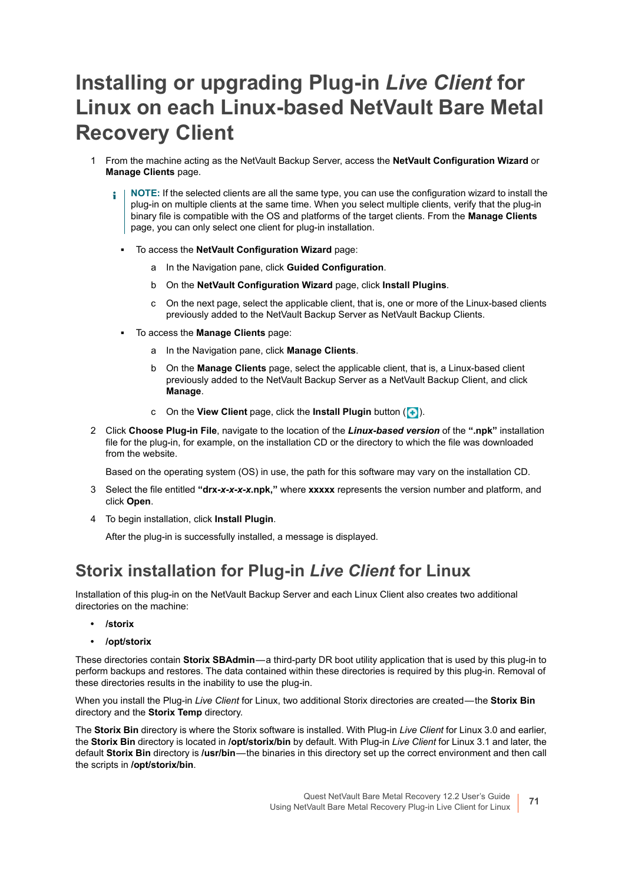# Installing or upgrading Plug-in *Live Client* for Linux on each Linux-based NetVault Bare Metal Recovery Client

1. From the machine acting as the NetVault Backup Server, access the **NetVault Configuration Wizard** or **Manage Clients** page.

   **NOTE:** If the selected clients are all the same type, you can use the configuration wizard to install the plug-in on multiple clients at the same time. When you select multiple clients, verify that the plug-in binary file is compatible with the OS and platforms of the target clients. From the **Manage Clients** page, you can only select one client for plug-in installation.

   - To access the **NetVault Configuration Wizard** page:
     a. In the Navigation pane, click **Guided Configuration**.
     b. On the **NetVault Configuration Wizard** page, click **Install Plugins**.
     c. On the next page, select the applicable client, that is, one or more of the Linux-based clients previously added to the NetVault Backup Server as NetVault Backup Clients.
   - To access the **Manage Clients** page:
     a. In the Navigation pane, click **Manage Clients**.
     b. On the **Manage Clients** page, select the applicable client, that is, a Linux-based client previously added to the NetVault Backup Server as a NetVault Backup Client, and click **Manage**.
     c. On the **View Client** page, click the **Install Plugin** button ( ).
2. Click **Choose Plug-in File**, navigate to the location of the ***Linux-based version*** of the **".npk"** installation file for the plug-in, for example, on the installation CD or the directory to which the file was downloaded from the website.

   Based on the operating system (OS) in use, the path for this software may vary on the installation CD.
3. Select the file entitled **"drx-*x-x-x-x*.npk,"** where **xxxxx** represents the version number and platform, and click **Open**.
4. To begin installation, click **Install Plugin**.

   After the plug-in is successfully installed, a message is displayed.

## Storix installation for Plug-in *Live Client* for Linux

Installation of this plug-in on the NetVault Backup Server and each Linux Client also creates two additional directories on the machine:

- **/storix**
- **/opt/storix**

These directories contain **Storix SBAdmin**—a third-party DR boot utility application that is used by this plug-in to perform backups and restores. The data contained within these directories is required by this plug-in. Removal of these directories results in the inability to use the plug-in.

When you install the Plug-in *Live Client* for Linux, two additional Storix directories are created—the **Storix Bin** directory and the **Storix Temp** directory.

The **Storix Bin** directory is where the Storix software is installed. With Plug-in *Live Client* for Linux 3.0 and earlier, the **Storix Bin** directory is located in **/opt/storix/bin** by default. With Plug-in *Live Client* for Linux 3.1 and later, the default **Storix Bin** directory is **/usr/bin**—the binaries in this directory set up the correct environment and then call the scripts in **/opt/storix/bin**.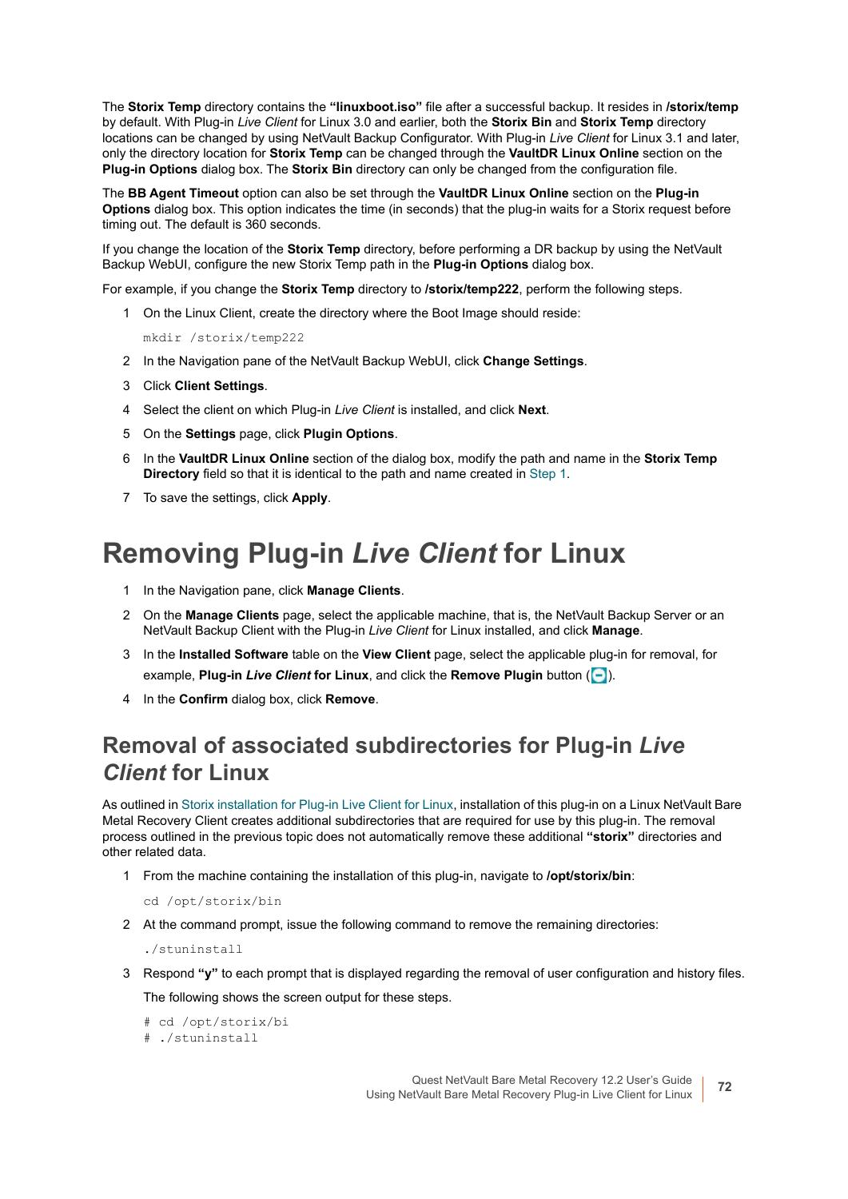The **Storix Temp** directory contains the **"linuxboot.iso"** file after a successful backup. It resides in **/storix/temp** by default. With Plug-in *Live Client* for Linux 3.0 and earlier, both the **Storix Bin** and **Storix Temp** directory locations can be changed by using NetVault Backup Configurator. With Plug-in *Live Client* for Linux 3.1 and later, only the directory location for **Storix Temp** can be changed through the **VaultDR Linux Online** section on the **Plug-in Options** dialog box. The **Storix Bin** directory can only be changed from the configuration file.

The **BB Agent Timeout** option can also be set through the **VaultDR Linux Online** section on the **Plug-in Options** dialog box. This option indicates the time (in seconds) that the plug-in waits for a Storix request before timing out. The default is 360 seconds.

If you change the location of the **Storix Temp** directory, before performing a DR backup by using the NetVault Backup WebUI, configure the new Storix Temp path in the **Plug-in Options** dialog box.

For example, if you change the **Storix Temp** directory to **/storix/temp222**, perform the following steps.

1. On the Linux Client, create the directory where the Boot Image should reside:

   ```
   mkdir /storix/temp222
   ```

2. In the Navigation pane of the NetVault Backup WebUI, click **Change Settings**.
3. Click **Client Settings**.
4. Select the client on which Plug-in *Live Client* is installed, and click **Next**.
5. On the **Settings** page, click **Plugin Options**.
6. In the **VaultDR Linux Online** section of the dialog box, modify the path and name in the **Storix Temp Directory** field so that it is identical to the path and name created in Step 1.
7. To save the settings, click **Apply**.

# Removing Plug-in *Live Client* for Linux

1. In the Navigation pane, click **Manage Clients**.
2. On the **Manage Clients** page, select the applicable machine, that is, the NetVault Backup Server or an NetVault Backup Client with the Plug-in *Live Client* for Linux installed, and click **Manage**.
3. In the **Installed Software** table on the **View Client** page, select the applicable plug-in for removal, for example, **Plug-in *Live Client* for Linux**, and click the **Remove Plugin** button ( ).
4. In the **Confirm** dialog box, click **Remove**.

## Removal of associated subdirectories for Plug-in *Live Client* for Linux

As outlined in Storix installation for Plug-in Live Client for Linux, installation of this plug-in on a Linux NetVault Bare Metal Recovery Client creates additional subdirectories that are required for use by this plug-in. The removal process outlined in the previous topic does not automatically remove these additional **"storix"** directories and other related data.

1. From the machine containing the installation of this plug-in, navigate to **/opt/storix/bin**:

   ```
   cd /opt/storix/bin
   ```

2. At the command prompt, issue the following command to remove the remaining directories:

   ```
   ./stuninstall
   ```

3. Respond **"y"** to each prompt that is displayed regarding the removal of user configuration and history files.

   The following shows the screen output for these steps.

   ```
   # cd /opt/storix/bi
   # ./stuninstall
   ```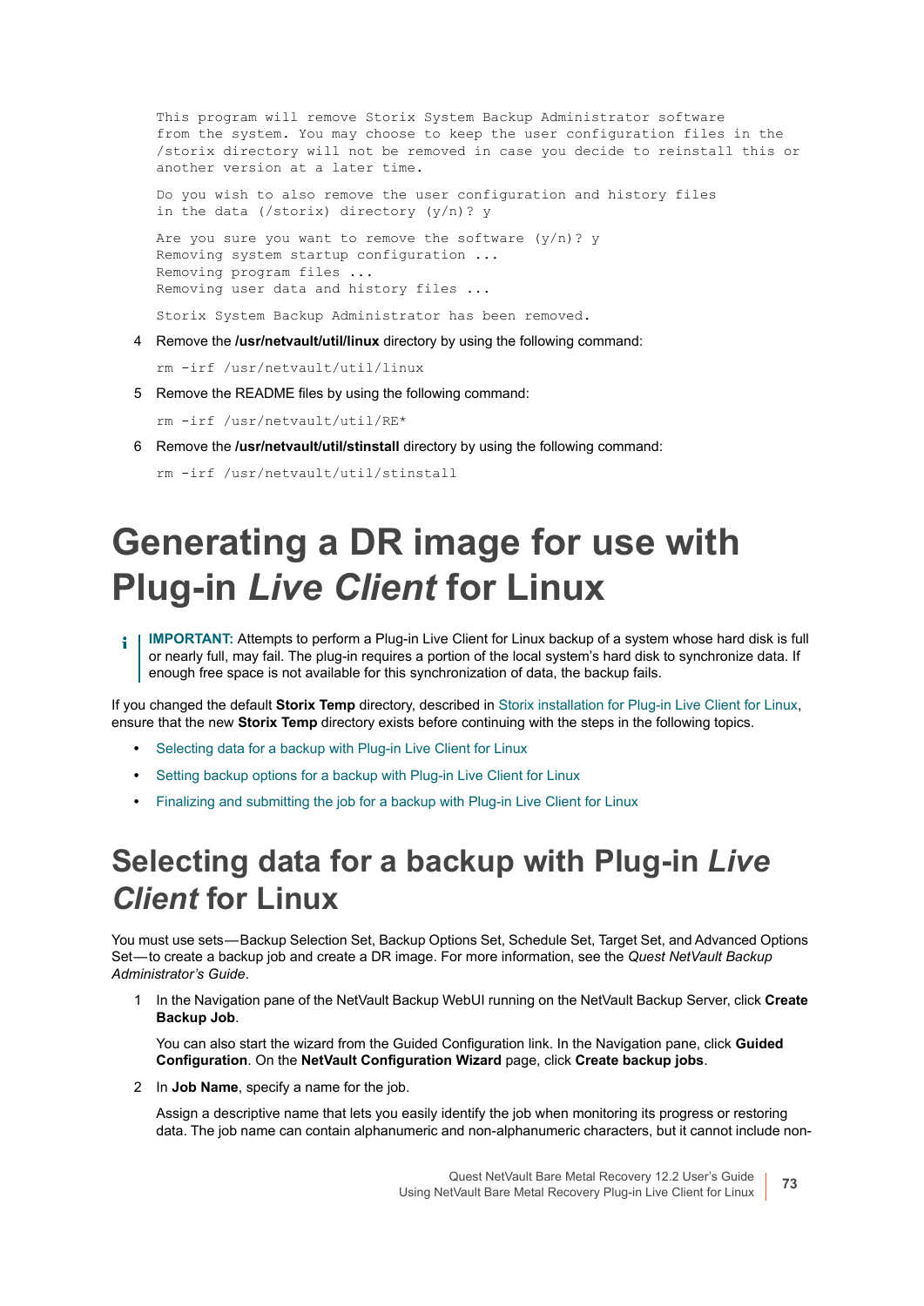```
This program will remove Storix System Backup Administrator software
from the system. You may choose to keep the user configuration files in the
/storix directory will not be removed in case you decide to reinstall this or
another version at a later time.

Do you wish to also remove the user configuration and history files
in the data (/storix) directory (y/n)? y

Are you sure you want to remove the software (y/n)? y
Removing system startup configuration ...
Removing program files ...
Removing user data and history files ...

Storix System Backup Administrator has been removed.
```

4 Remove the **/usr/netvault/util/linux** directory by using the following command:

```
rm -irf /usr/netvault/util/linux
```

5 Remove the README files by using the following command:

```
rm -irf /usr/netvault/util/RE*
```

6 Remove the **/usr/netvault/util/stinstall** directory by using the following command:

```
rm -irf /usr/netvault/util/stinstall
```

# Generating a DR image for use with Plug-in *Live Client* for Linux

**IMPORTANT:** Attempts to perform a Plug-in Live Client for Linux backup of a system whose hard disk is full or nearly full, may fail. The plug-in requires a portion of the local system's hard disk to synchronize data. If enough free space is not available for this synchronization of data, the backup fails.

If you changed the default **Storix Temp** directory, described in Storix installation for Plug-in Live Client for Linux, ensure that the new **Storix Temp** directory exists before continuing with the steps in the following topics.

- Selecting data for a backup with Plug-in Live Client for Linux
- Setting backup options for a backup with Plug-in Live Client for Linux
- Finalizing and submitting the job for a backup with Plug-in Live Client for Linux

## Selecting data for a backup with Plug-in *Live Client* for Linux

You must use sets—Backup Selection Set, Backup Options Set, Schedule Set, Target Set, and Advanced Options Set—to create a backup job and create a DR image. For more information, see the *Quest NetVault Backup Administrator's Guide*.

1 In the Navigation pane of the NetVault Backup WebUI running on the NetVault Backup Server, click **Create Backup Job**.

   You can also start the wizard from the Guided Configuration link. In the Navigation pane, click **Guided Configuration**. On the **NetVault Configuration Wizard** page, click **Create backup jobs**.

2 In **Job Name**, specify a name for the job.

   Assign a descriptive name that lets you easily identify the job when monitoring its progress or restoring data. The job name can contain alphanumeric and non-alphanumeric characters, but it cannot include non-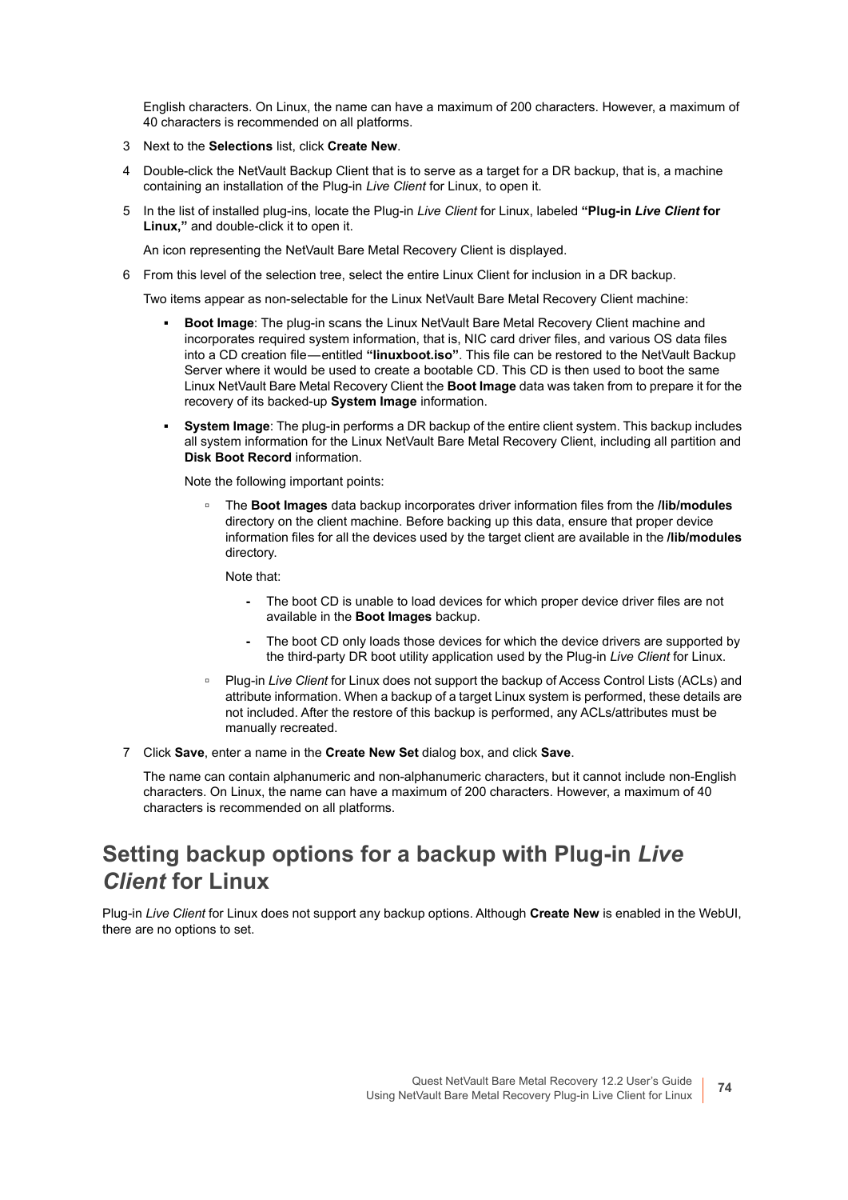English characters. On Linux, the name can have a maximum of 200 characters. However, a maximum of 40 characters is recommended on all platforms.

3 Next to the **Selections** list, click **Create New**.

4 Double-click the NetVault Backup Client that is to serve as a target for a DR backup, that is, a machine containing an installation of the Plug-in *Live Client* for Linux, to open it.

5 In the list of installed plug-ins, locate the Plug-in *Live Client* for Linux, labeled **"Plug-in *Live Client* for Linux,"** and double-click it to open it.

   An icon representing the NetVault Bare Metal Recovery Client is displayed.

6 From this level of the selection tree, select the entire Linux Client for inclusion in a DR backup.

   Two items appear as non-selectable for the Linux NetVault Bare Metal Recovery Client machine:

   - **Boot Image**: The plug-in scans the Linux NetVault Bare Metal Recovery Client machine and incorporates required system information, that is, NIC card driver files, and various OS data files into a CD creation file — entitled **"linuxboot.iso"**. This file can be restored to the NetVault Backup Server where it would be used to create a bootable CD. This CD is then used to boot the same Linux NetVault Bare Metal Recovery Client the **Boot Image** data was taken from to prepare it for the recovery of its backed-up **System Image** information.
   - **System Image**: The plug-in performs a DR backup of the entire client system. This backup includes all system information for the Linux NetVault Bare Metal Recovery Client, including all partition and **Disk Boot Record** information.

     Note the following important points:

     - The **Boot Images** data backup incorporates driver information files from the **/lib/modules** directory on the client machine. Before backing up this data, ensure that proper device information files for all the devices used by the target client are available in the **/lib/modules** directory.

       Note that:

       - The boot CD is unable to load devices for which proper device driver files are not available in the **Boot Images** backup.
       - The boot CD only loads those devices for which the device drivers are supported by the third-party DR boot utility application used by the Plug-in *Live Client* for Linux.
     - Plug-in *Live Client* for Linux does not support the backup of Access Control Lists (ACLs) and attribute information. When a backup of a target Linux system is performed, these details are not included. After the restore of this backup is performed, any ACLs/attributes must be manually recreated.

7 Click **Save**, enter a name in the **Create New Set** dialog box, and click **Save**.

   The name can contain alphanumeric and non-alphanumeric characters, but it cannot include non-English characters. On Linux, the name can have a maximum of 200 characters. However, a maximum of 40 characters is recommended on all platforms.

## Setting backup options for a backup with Plug-in *Live Client* for Linux

Plug-in *Live Client* for Linux does not support any backup options. Although **Create New** is enabled in the WebUI, there are no options to set.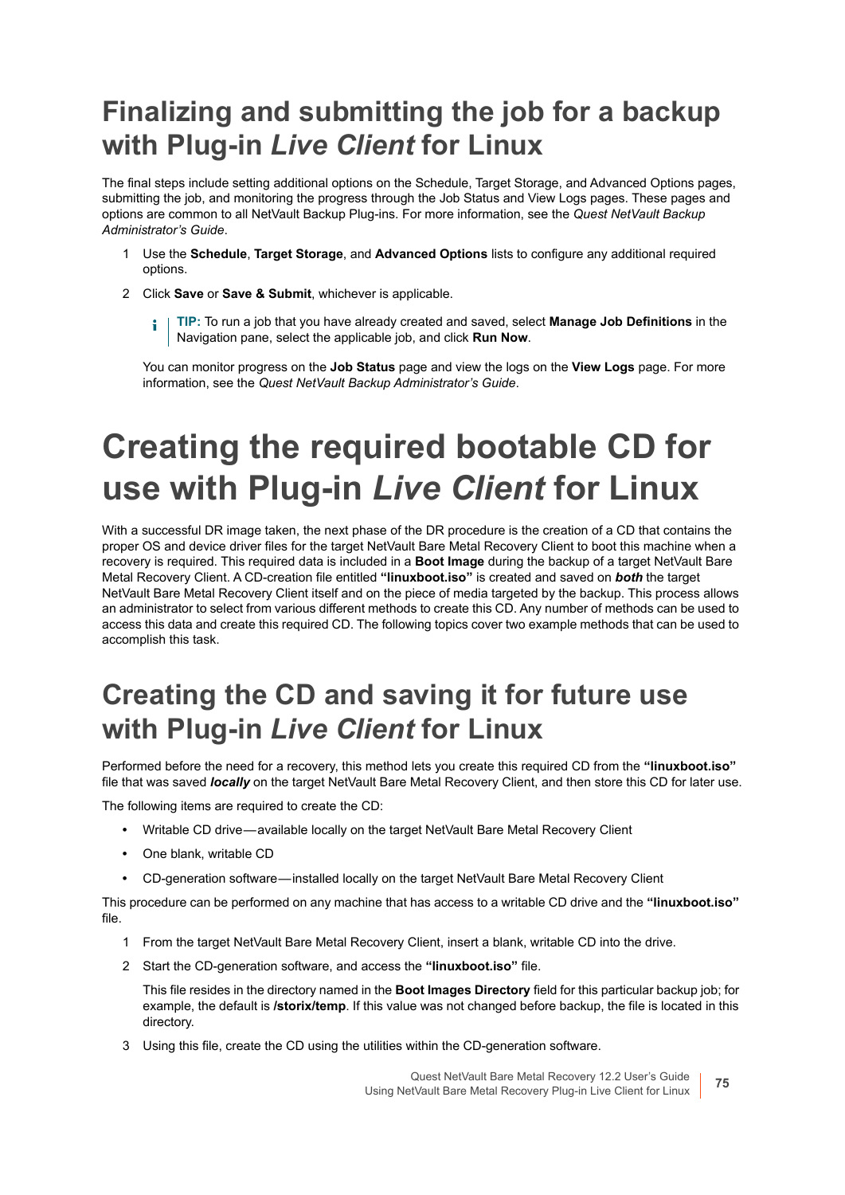## Finalizing and submitting the job for a backup with Plug-in *Live Client* for Linux

The final steps include setting additional options on the Schedule, Target Storage, and Advanced Options pages, submitting the job, and monitoring the progress through the Job Status and View Logs pages. These pages and options are common to all NetVault Backup Plug-ins. For more information, see the *Quest NetVault Backup Administrator's Guide*.

1. Use the **Schedule**, **Target Storage**, and **Advanced Options** lists to configure any additional required options.
2. Click **Save** or **Save & Submit**, whichever is applicable.

   **TIP:** To run a job that you have already created and saved, select **Manage Job Definitions** in the Navigation pane, select the applicable job, and click **Run Now**.

   You can monitor progress on the **Job Status** page and view the logs on the **View Logs** page. For more information, see the *Quest NetVault Backup Administrator's Guide*.

# Creating the required bootable CD for use with Plug-in *Live Client* for Linux

With a successful DR image taken, the next phase of the DR procedure is the creation of a CD that contains the proper OS and device driver files for the target NetVault Bare Metal Recovery Client to boot this machine when a recovery is required. This required data is included in a **Boot Image** during the backup of a target NetVault Bare Metal Recovery Client. A CD-creation file entitled **"linuxboot.iso"** is created and saved on ***both*** the target NetVault Bare Metal Recovery Client itself and on the piece of media targeted by the backup. This process allows an administrator to select from various different methods to create this CD. Any number of methods can be used to access this data and create this required CD. The following topics cover two example methods that can be used to accomplish this task.

## Creating the CD and saving it for future use with Plug-in *Live Client* for Linux

Performed before the need for a recovery, this method lets you create this required CD from the **"linuxboot.iso"** file that was saved ***locally*** on the target NetVault Bare Metal Recovery Client, and then store this CD for later use.

The following items are required to create the CD:

- Writable CD drive—available locally on the target NetVault Bare Metal Recovery Client
- One blank, writable CD
- CD-generation software—installed locally on the target NetVault Bare Metal Recovery Client

This procedure can be performed on any machine that has access to a writable CD drive and the **"linuxboot.iso"** file.

1. From the target NetVault Bare Metal Recovery Client, insert a blank, writable CD into the drive.
2. Start the CD-generation software, and access the **"linuxboot.iso"** file.

   This file resides in the directory named in the **Boot Images Directory** field for this particular backup job; for example, the default is **/storix/temp**. If this value was not changed before backup, the file is located in this directory.
3. Using this file, create the CD using the utilities within the CD-generation software.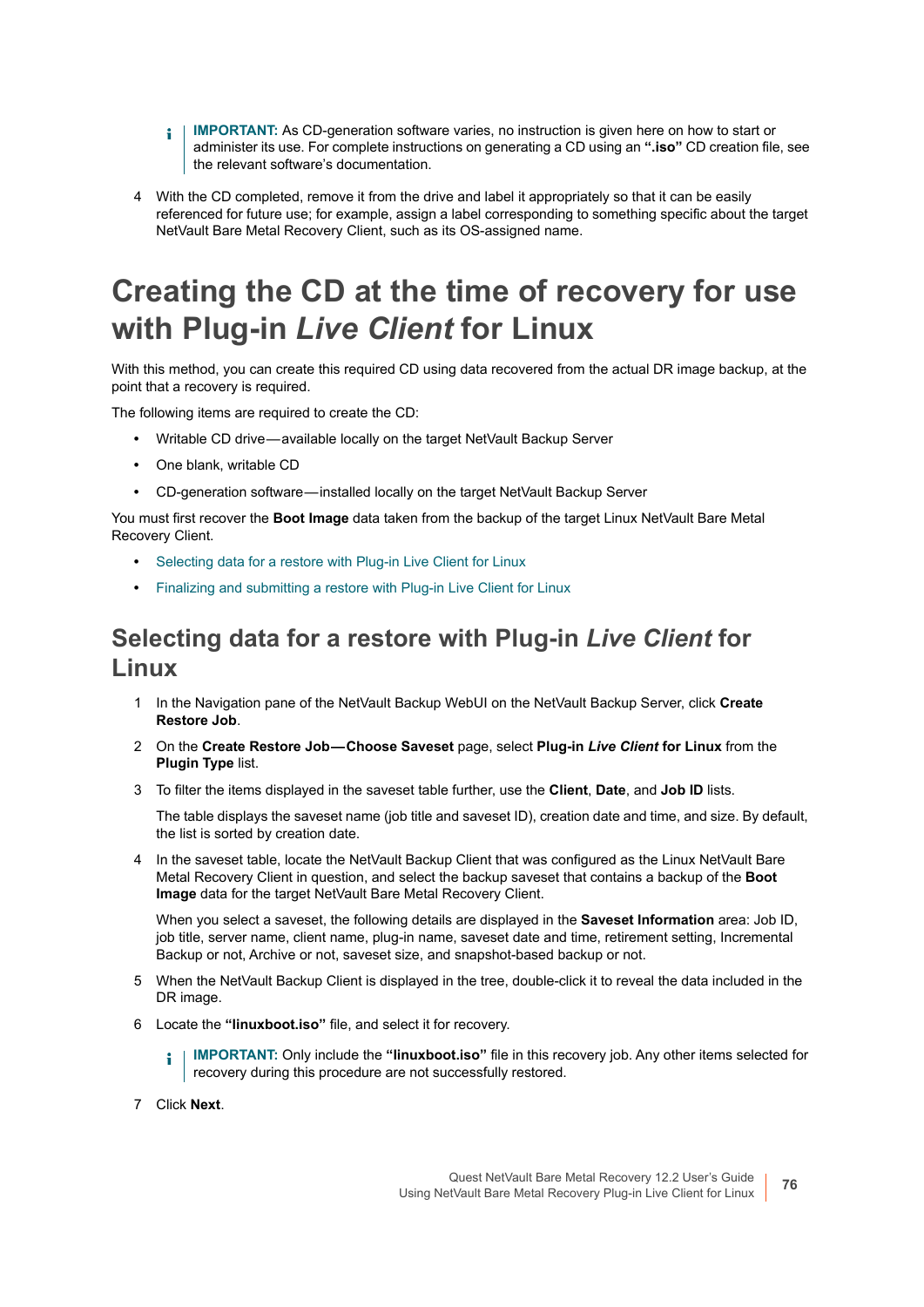> **IMPORTANT:** As CD-generation software varies, no instruction is given here on how to start or administer its use. For complete instructions on generating a CD using an **".iso"** CD creation file, see the relevant software's documentation.

4. With the CD completed, remove it from the drive and label it appropriately so that it can be easily referenced for future use; for example, assign a label corresponding to something specific about the target NetVault Bare Metal Recovery Client, such as its OS-assigned name.

# Creating the CD at the time of recovery for use with Plug-in *Live Client* for Linux

With this method, you can create this required CD using data recovered from the actual DR image backup, at the point that a recovery is required.

The following items are required to create the CD:

- Writable CD drive—available locally on the target NetVault Backup Server
- One blank, writable CD
- CD-generation software—installed locally on the target NetVault Backup Server

You must first recover the **Boot Image** data taken from the backup of the target Linux NetVault Bare Metal Recovery Client.

- Selecting data for a restore with Plug-in Live Client for Linux
- Finalizing and submitting a restore with Plug-in Live Client for Linux

## Selecting data for a restore with Plug-in *Live Client* for Linux

1. In the Navigation pane of the NetVault Backup WebUI on the NetVault Backup Server, click **Create Restore Job**.
2. On the **Create Restore Job—Choose Saveset** page, select **Plug-in *Live Client* for Linux** from the **Plugin Type** list.
3. To filter the items displayed in the saveset table further, use the **Client**, **Date**, and **Job ID** lists.

   The table displays the saveset name (job title and saveset ID), creation date and time, and size. By default, the list is sorted by creation date.
4. In the saveset table, locate the NetVault Backup Client that was configured as the Linux NetVault Bare Metal Recovery Client in question, and select the backup saveset that contains a backup of the **Boot Image** data for the target NetVault Bare Metal Recovery Client.

   When you select a saveset, the following details are displayed in the **Saveset Information** area: Job ID, job title, server name, client name, plug-in name, saveset date and time, retirement setting, Incremental Backup or not, Archive or not, saveset size, and snapshot-based backup or not.
5. When the NetVault Backup Client is displayed in the tree, double-click it to reveal the data included in the DR image.
6. Locate the **"linuxboot.iso"** file, and select it for recovery.

   > **IMPORTANT:** Only include the **"linuxboot.iso"** file in this recovery job. Any other items selected for recovery during this procedure are not successfully restored.
7. Click **Next**.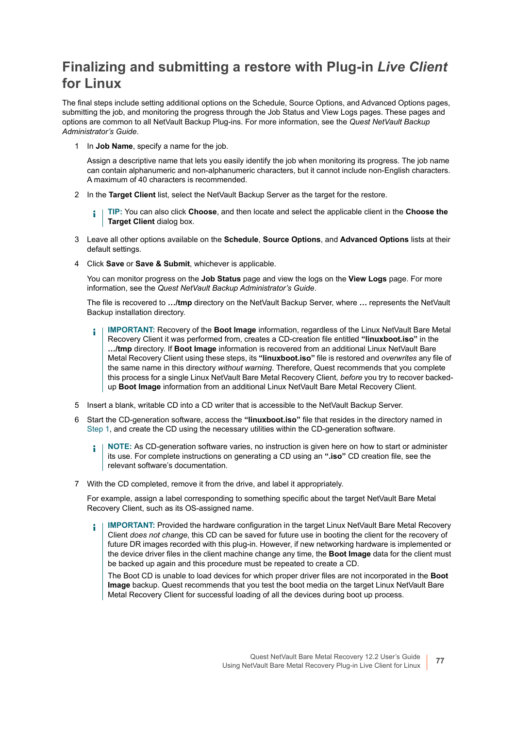## Finalizing and submitting a restore with Plug-in *Live Client* for Linux

The final steps include setting additional options on the Schedule, Source Options, and Advanced Options pages, submitting the job, and monitoring the progress through the Job Status and View Logs pages. These pages and options are common to all NetVault Backup Plug-ins. For more information, see the *Quest NetVault Backup Administrator's Guide*.

1. In **Job Name**, specify a name for the job.

   Assign a descriptive name that lets you easily identify the job when monitoring its progress. The job name can contain alphanumeric and non-alphanumeric characters, but it cannot include non-English characters. A maximum of 40 characters is recommended.

2. In the **Target Client** list, select the NetVault Backup Server as the target for the restore.

   > **TIP:** You can also click **Choose**, and then locate and select the applicable client in the **Choose the Target Client** dialog box.

3. Leave all other options available on the **Schedule**, **Source Options**, and **Advanced Options** lists at their default settings.

4. Click **Save** or **Save & Submit**, whichever is applicable.

   You can monitor progress on the **Job Status** page and view the logs on the **View Logs** page. For more information, see the *Quest NetVault Backup Administrator's Guide*.

   The file is recovered to **.../tmp** directory on the NetVault Backup Server, where **...** represents the NetVault Backup installation directory.

   > **IMPORTANT:** Recovery of the **Boot Image** information, regardless of the Linux NetVault Bare Metal Recovery Client it was performed from, creates a CD-creation file entitled **"linuxboot.iso"** in the **.../tmp** directory. If **Boot Image** information is recovered from an additional Linux NetVault Bare Metal Recovery Client using these steps, its **"linuxboot.iso"** file is restored and *overwrites* any file of the same name in this directory *without warning*. Therefore, Quest recommends that you complete this process for a single Linux NetVault Bare Metal Recovery Client, *before* you try to recover backed-up **Boot Image** information from an additional Linux NetVault Bare Metal Recovery Client.

5. Insert a blank, writable CD into a CD writer that is accessible to the NetVault Backup Server.

6. Start the CD-generation software, access the **"linuxboot.iso"** file that resides in the directory named in Step 1, and create the CD using the necessary utilities within the CD-generation software.

   > **NOTE:** As CD-generation software varies, no instruction is given here on how to start or administer its use. For complete instructions on generating a CD using an **".iso"** CD creation file, see the relevant software's documentation.

7. With the CD completed, remove it from the drive, and label it appropriately.

   For example, assign a label corresponding to something specific about the target NetVault Bare Metal Recovery Client, such as its OS-assigned name.

   > **IMPORTANT:** Provided the hardware configuration in the target Linux NetVault Bare Metal Recovery Client *does not change*, this CD can be saved for future use in booting the client for the recovery of future DR images recorded with this plug-in. However, if new networking hardware is implemented or the device driver files in the client machine change any time, the **Boot Image** data for the client must be backed up again and this procedure must be repeated to create a CD.
   >
   > The Boot CD is unable to load devices for which proper driver files are not incorporated in the **Boot Image** backup. Quest recommends that you test the boot media on the target Linux NetVault Bare Metal Recovery Client for successful loading of all the devices during boot up process.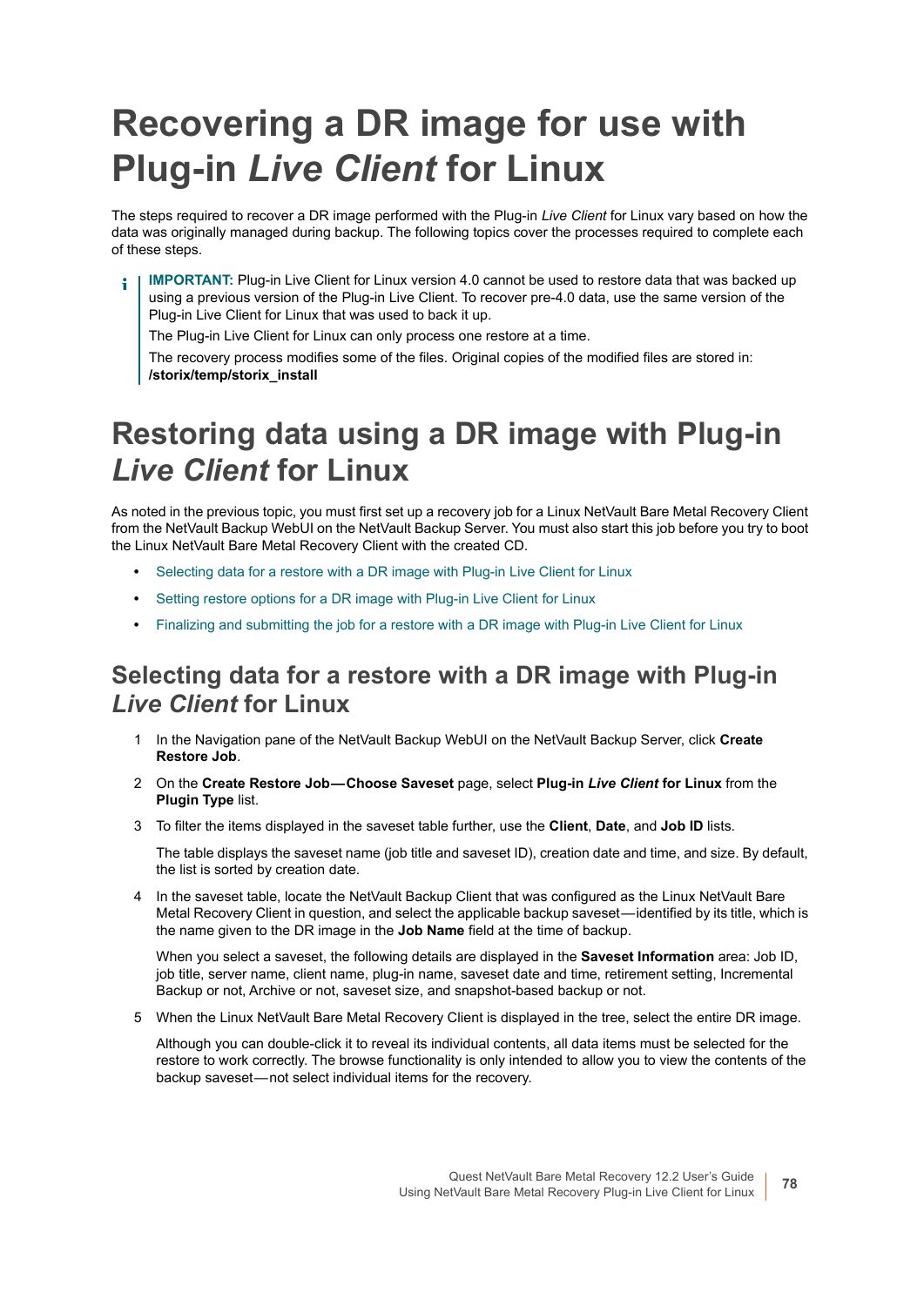# Recovering a DR image for use with Plug-in *Live Client* for Linux

The steps required to recover a DR image performed with the Plug-in *Live Client* for Linux vary based on how the data was originally managed during backup. The following topics cover the processes required to complete each of these steps.

> **IMPORTANT:** Plug-in Live Client for Linux version 4.0 cannot be used to restore data that was backed up using a previous version of the Plug-in Live Client. To recover pre-4.0 data, use the same version of the Plug-in Live Client for Linux that was used to back it up.
>
> The Plug-in Live Client for Linux can only process one restore at a time.
>
> The recovery process modifies some of the files. Original copies of the modified files are stored in: **/storix/temp/storix_install**

# Restoring data using a DR image with Plug-in *Live Client* for Linux

As noted in the previous topic, you must first set up a recovery job for a Linux NetVault Bare Metal Recovery Client from the NetVault Backup WebUI on the NetVault Backup Server. You must also start this job before you try to boot the Linux NetVault Bare Metal Recovery Client with the created CD.

- Selecting data for a restore with a DR image with Plug-in Live Client for Linux
- Setting restore options for a DR image with Plug-in Live Client for Linux
- Finalizing and submitting the job for a restore with a DR image with Plug-in Live Client for Linux

## Selecting data for a restore with a DR image with Plug-in *Live Client* for Linux

1. In the Navigation pane of the NetVault Backup WebUI on the NetVault Backup Server, click **Create Restore Job**.
2. On the **Create Restore Job—Choose Saveset** page, select **Plug-in *Live Client* for Linux** from the **Plugin Type** list.
3. To filter the items displayed in the saveset table further, use the **Client**, **Date**, and **Job ID** lists.

   The table displays the saveset name (job title and saveset ID), creation date and time, and size. By default, the list is sorted by creation date.
4. In the saveset table, locate the NetVault Backup Client that was configured as the Linux NetVault Bare Metal Recovery Client in question, and select the applicable backup saveset—identified by its title, which is the name given to the DR image in the **Job Name** field at the time of backup.

   When you select a saveset, the following details are displayed in the **Saveset Information** area: Job ID, job title, server name, client name, plug-in name, saveset date and time, retirement setting, Incremental Backup or not, Archive or not, saveset size, and snapshot-based backup or not.
5. When the Linux NetVault Bare Metal Recovery Client is displayed in the tree, select the entire DR image.

   Although you can double-click it to reveal its individual contents, all data items must be selected for the restore to work correctly. The browse functionality is only intended to allow you to view the contents of the backup saveset—not select individual items for the recovery.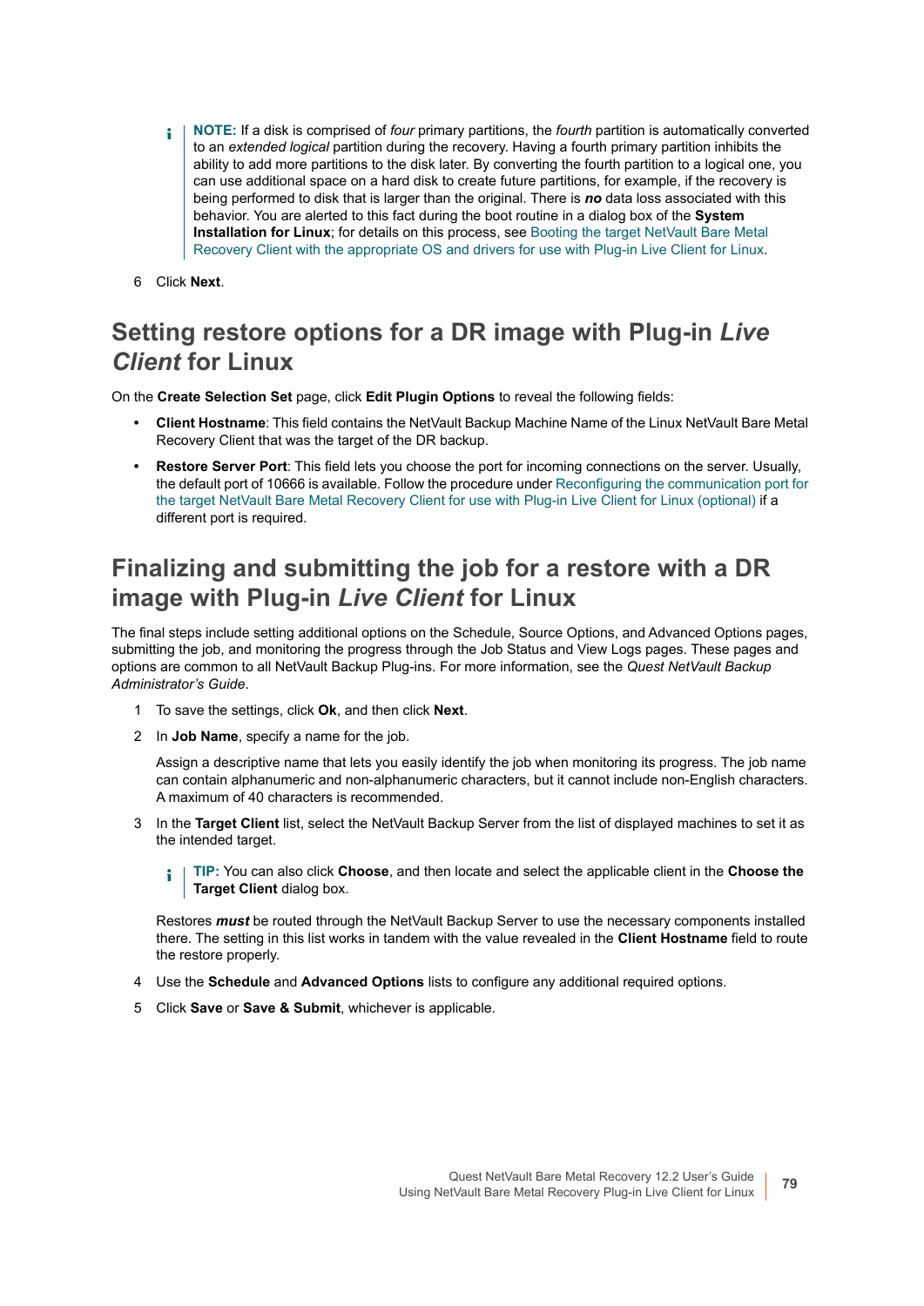> **NOTE:** If a disk is comprised of *four* primary partitions, the *fourth* partition is automatically converted to an *extended logical* partition during the recovery. Having a fourth primary partition inhibits the ability to add more partitions to the disk later. By converting the fourth partition to a logical one, you can use additional space on a hard disk to create future partitions, for example, if the recovery is being performed to disk that is larger than the original. There is ***no*** data loss associated with this behavior. You are alerted to this fact during the boot routine in a dialog box of the **System Installation for Linux**; for details on this process, see Booting the target NetVault Bare Metal Recovery Client with the appropriate OS and drivers for use with Plug-in Live Client for Linux.

6 Click **Next**.

## Setting restore options for a DR image with Plug-in *Live Client* for Linux

On the **Create Selection Set** page, click **Edit Plugin Options** to reveal the following fields:

- **Client Hostname**: This field contains the NetVault Backup Machine Name of the Linux NetVault Bare Metal Recovery Client that was the target of the DR backup.
- **Restore Server Port**: This field lets you choose the port for incoming connections on the server. Usually, the default port of 10666 is available. Follow the procedure under Reconfiguring the communication port for the target NetVault Bare Metal Recovery Client for use with Plug-in Live Client for Linux (optional) if a different port is required.

## Finalizing and submitting the job for a restore with a DR image with Plug-in *Live Client* for Linux

The final steps include setting additional options on the Schedule, Source Options, and Advanced Options pages, submitting the job, and monitoring the progress through the Job Status and View Logs pages. These pages and options are common to all NetVault Backup Plug-ins. For more information, see the *Quest NetVault Backup Administrator's Guide*.

1 To save the settings, click **Ok**, and then click **Next**.

2 In **Job Name**, specify a name for the job.

   Assign a descriptive name that lets you easily identify the job when monitoring its progress. The job name can contain alphanumeric and non-alphanumeric characters, but it cannot include non-English characters. A maximum of 40 characters is recommended.

3 In the **Target Client** list, select the NetVault Backup Server from the list of displayed machines to set it as the intended target.

   > **TIP:** You can also click **Choose**, and then locate and select the applicable client in the **Choose the Target Client** dialog box.

   Restores ***must*** be routed through the NetVault Backup Server to use the necessary components installed there. The setting in this list works in tandem with the value revealed in the **Client Hostname** field to route the restore properly.

4 Use the **Schedule** and **Advanced Options** lists to configure any additional required options.

5 Click **Save** or **Save & Submit**, whichever is applicable.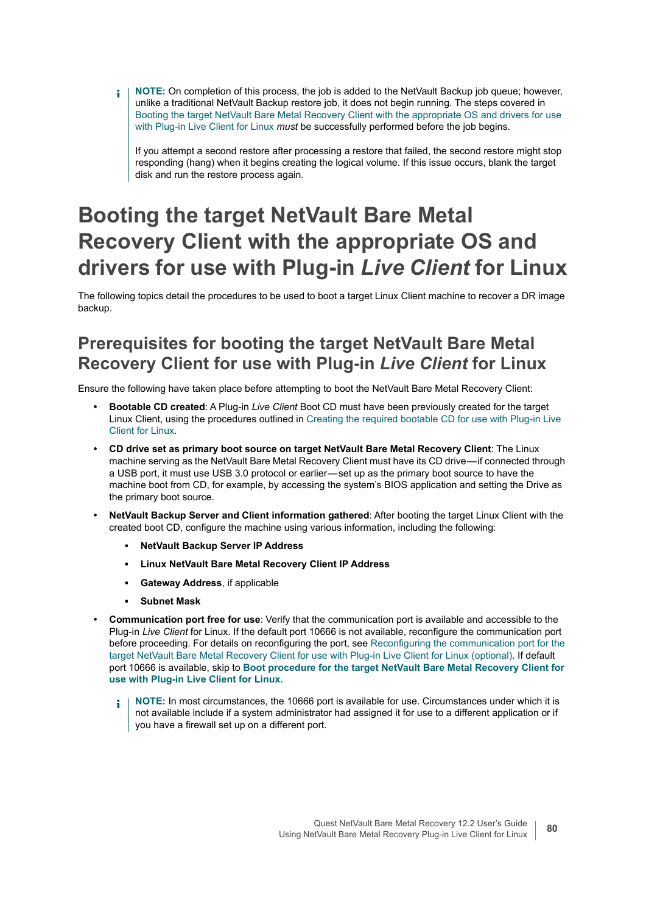> **NOTE:** On completion of this process, the job is added to the NetVault Backup job queue; however, unlike a traditional NetVault Backup restore job, it does not begin running. The steps covered in Booting the target NetVault Bare Metal Recovery Client with the appropriate OS and drivers for use with Plug-in Live Client for Linux *must* be successfully performed before the job begins.
>
> If you attempt a second restore after processing a restore that failed, the second restore might stop responding (hang) when it begins creating the logical volume. If this issue occurs, blank the target disk and run the restore process again.

# Booting the target NetVault Bare Metal Recovery Client with the appropriate OS and drivers for use with Plug-in *Live Client* for Linux

The following topics detail the procedures to be used to boot a target Linux Client machine to recover a DR image backup.

## Prerequisites for booting the target NetVault Bare Metal Recovery Client for use with Plug-in *Live Client* for Linux

Ensure the following have taken place before attempting to boot the NetVault Bare Metal Recovery Client:

- **Bootable CD created**: A Plug-in *Live Client* Boot CD must have been previously created for the target Linux Client, using the procedures outlined in Creating the required bootable CD for use with Plug-in Live Client for Linux.
- **CD drive set as primary boot source on target NetVault Bare Metal Recovery Client**: The Linux machine serving as the NetVault Bare Metal Recovery Client must have its CD drive—if connected through a USB port, it must use USB 3.0 protocol or earlier—set up as the primary boot source to have the machine boot from CD, for example, by accessing the system's BIOS application and setting the Drive as the primary boot source.
- **NetVault Backup Server and Client information gathered**: After booting the target Linux Client with the created boot CD, configure the machine using various information, including the following:
  - **NetVault Backup Server IP Address**
  - **Linux NetVault Bare Metal Recovery Client IP Address**
  - **Gateway Address**, if applicable
  - **Subnet Mask**
- **Communication port free for use**: Verify that the communication port is available and accessible to the Plug-in *Live Client* for Linux. If the default port 10666 is not available, reconfigure the communication port before proceeding. For details on reconfiguring the port, see Reconfiguring the communication port for the target NetVault Bare Metal Recovery Client for use with Plug-in Live Client for Linux (optional). If default port 10666 is available, skip to **Boot procedure for the target NetVault Bare Metal Recovery Client for use with Plug-in Live Client for Linux**.

  > **NOTE:** In most circumstances, the 10666 port is available for use. Circumstances under which it is not available include if a system administrator had assigned it for use to a different application or if you have a firewall set up on a different port.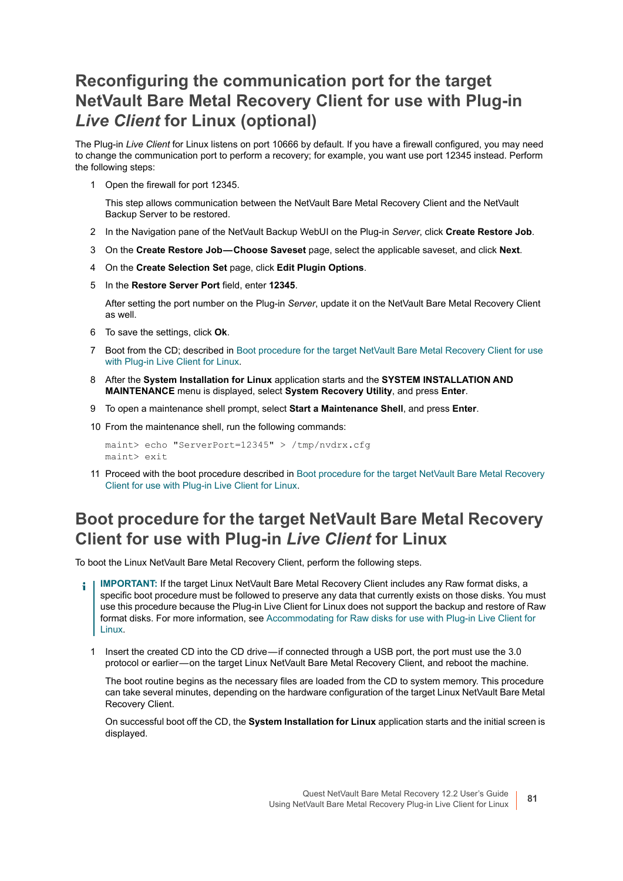## Reconfiguring the communication port for the target NetVault Bare Metal Recovery Client for use with Plug-in *Live Client* for Linux (optional)

The Plug-in *Live Client* for Linux listens on port 10666 by default. If you have a firewall configured, you may need to change the communication port to perform a recovery; for example, you want use port 12345 instead. Perform the following steps:

1. Open the firewall for port 12345.

   This step allows communication between the NetVault Bare Metal Recovery Client and the NetVault Backup Server to be restored.

2. In the Navigation pane of the NetVault Backup WebUI on the Plug-in *Server*, click **Create Restore Job**.
3. On the **Create Restore Job—Choose Saveset** page, select the applicable saveset, and click **Next**.
4. On the **Create Selection Set** page, click **Edit Plugin Options**.
5. In the **Restore Server Port** field, enter **12345**.

   After setting the port number on the Plug-in *Server*, update it on the NetVault Bare Metal Recovery Client as well.

6. To save the settings, click **Ok**.
7. Boot from the CD; described in Boot procedure for the target NetVault Bare Metal Recovery Client for use with Plug-in Live Client for Linux.
8. After the **System Installation for Linux** application starts and the **SYSTEM INSTALLATION AND MAINTENANCE** menu is displayed, select **System Recovery Utility**, and press **Enter**.
9. To open a maintenance shell prompt, select **Start a Maintenance Shell**, and press **Enter**.
10. From the maintenance shell, run the following commands:

```
maint> echo "ServerPort=12345" > /tmp/nvdrx.cfg
maint> exit
```

11. Proceed with the boot procedure described in Boot procedure for the target NetVault Bare Metal Recovery Client for use with Plug-in Live Client for Linux.

## Boot procedure for the target NetVault Bare Metal Recovery Client for use with Plug-in *Live Client* for Linux

To boot the Linux NetVault Bare Metal Recovery Client, perform the following steps.

> **IMPORTANT:** If the target Linux NetVault Bare Metal Recovery Client includes any Raw format disks, a specific boot procedure must be followed to preserve any data that currently exists on those disks. You must use this procedure because the Plug-in Live Client for Linux does not support the backup and restore of Raw format disks. For more information, see Accommodating for Raw disks for use with Plug-in Live Client for Linux.

1. Insert the created CD into the CD drive—if connected through a USB port, the port must use the 3.0 protocol or earlier—on the target Linux NetVault Bare Metal Recovery Client, and reboot the machine.

   The boot routine begins as the necessary files are loaded from the CD to system memory. This procedure can take several minutes, depending on the hardware configuration of the target Linux NetVault Bare Metal Recovery Client.

   On successful boot off the CD, the **System Installation for Linux** application starts and the initial screen is displayed.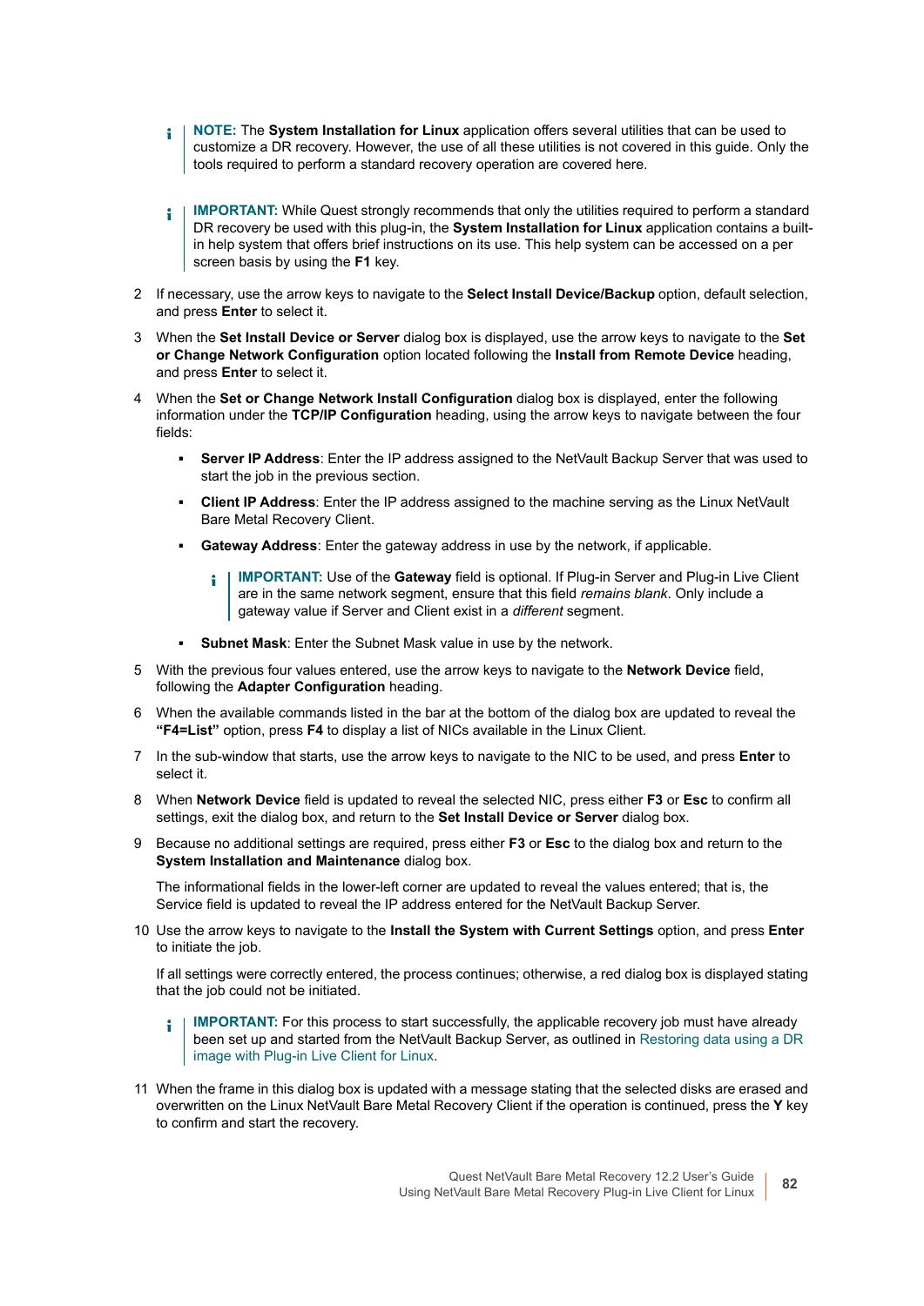> **NOTE:** The **System Installation for Linux** application offers several utilities that can be used to customize a DR recovery. However, the use of all these utilities is not covered in this guide. Only the tools required to perform a standard recovery operation are covered here.

> **IMPORTANT:** While Quest strongly recommends that only the utilities required to perform a standard DR recovery be used with this plug-in, the **System Installation for Linux** application contains a built-in help system that offers brief instructions on its use. This help system can be accessed on a per screen basis by using the **F1** key.

2 If necessary, use the arrow keys to navigate to the **Select Install Device/Backup** option, default selection, and press **Enter** to select it.

3 When the **Set Install Device or Server** dialog box is displayed, use the arrow keys to navigate to the **Set or Change Network Configuration** option located following the **Install from Remote Device** heading, and press **Enter** to select it.

4 When the **Set or Change Network Install Configuration** dialog box is displayed, enter the following information under the **TCP/IP Configuration** heading, using the arrow keys to navigate between the four fields:

- **Server IP Address**: Enter the IP address assigned to the NetVault Backup Server that was used to start the job in the previous section.
- **Client IP Address**: Enter the IP address assigned to the machine serving as the Linux NetVault Bare Metal Recovery Client.
- **Gateway Address**: Enter the gateway address in use by the network, if applicable.

  > **IMPORTANT:** Use of the **Gateway** field is optional. If Plug-in Server and Plug-in Live Client are in the same network segment, ensure that this field *remains blank*. Only include a gateway value if Server and Client exist in a *different* segment.

- **Subnet Mask**: Enter the Subnet Mask value in use by the network.

5 With the previous four values entered, use the arrow keys to navigate to the **Network Device** field, following the **Adapter Configuration** heading.

6 When the available commands listed in the bar at the bottom of the dialog box are updated to reveal the **"F4=List"** option, press **F4** to display a list of NICs available in the Linux Client.

7 In the sub-window that starts, use the arrow keys to navigate to the NIC to be used, and press **Enter** to select it.

8 When **Network Device** field is updated to reveal the selected NIC, press either **F3** or **Esc** to confirm all settings, exit the dialog box, and return to the **Set Install Device or Server** dialog box.

9 Because no additional settings are required, press either **F3** or **Esc** to the dialog box and return to the **System Installation and Maintenance** dialog box.

   The informational fields in the lower-left corner are updated to reveal the values entered; that is, the Service field is updated to reveal the IP address entered for the NetVault Backup Server.

10 Use the arrow keys to navigate to the **Install the System with Current Settings** option, and press **Enter** to initiate the job.

   If all settings were correctly entered, the process continues; otherwise, a red dialog box is displayed stating that the job could not be initiated.

   > **IMPORTANT:** For this process to start successfully, the applicable recovery job must have already been set up and started from the NetVault Backup Server, as outlined in Restoring data using a DR image with Plug-in Live Client for Linux.

11 When the frame in this dialog box is updated with a message stating that the selected disks are erased and overwritten on the Linux NetVault Bare Metal Recovery Client if the operation is continued, press the **Y** key to confirm and start the recovery.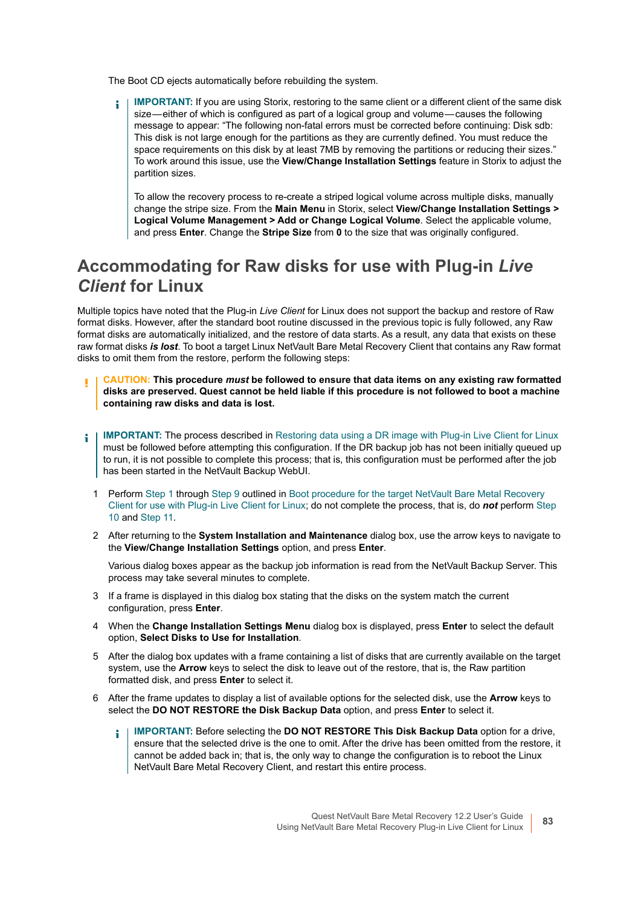The Boot CD ejects automatically before rebuilding the system.

> **IMPORTANT:** If you are using Storix, restoring to the same client or a different client of the same disk size—either of which is configured as part of a logical group and volume—causes the following message to appear: "The following non-fatal errors must be corrected before continuing: Disk sdb: This disk is not large enough for the partitions as they are currently defined. You must reduce the space requirements on this disk by at least 7MB by removing the partitions or reducing their sizes." To work around this issue, use the **View/Change Installation Settings** feature in Storix to adjust the partition sizes.
>
> To allow the recovery process to re-create a striped logical volume across multiple disks, manually change the stripe size. From the **Main Menu** in Storix, select **View/Change Installation Settings > Logical Volume Management > Add or Change Logical Volume**. Select the applicable volume, and press **Enter**. Change the **Stripe Size** from **0** to the size that was originally configured.

## Accommodating for Raw disks for use with Plug-in *Live Client* for Linux

Multiple topics have noted that the Plug-in *Live Client* for Linux does not support the backup and restore of Raw format disks. However, after the standard boot routine discussed in the previous topic is fully followed, any Raw format disks are automatically initialized, and the restore of data starts. As a result, any data that exists on these raw format disks ***is lost***. To boot a target Linux NetVault Bare Metal Recovery Client that contains any Raw format disks to omit them from the restore, perform the following steps:

> **CAUTION: This procedure *must* be followed to ensure that data items on any existing raw formatted disks are preserved. Quest cannot be held liable if this procedure is not followed to boot a machine containing raw disks and data is lost.**

> **IMPORTANT:** The process described in Restoring data using a DR image with Plug-in Live Client for Linux must be followed before attempting this configuration. If the DR backup job has not been initially queued up to run, it is not possible to complete this process; that is, this configuration must be performed after the job has been started in the NetVault Backup WebUI.

1. Perform Step 1 through Step 9 outlined in Boot procedure for the target NetVault Bare Metal Recovery Client for use with Plug-in Live Client for Linux; do not complete the process, that is, do ***not*** perform Step 10 and Step 11.
2. After returning to the **System Installation and Maintenance** dialog box, use the arrow keys to navigate to the **View/Change Installation Settings** option, and press **Enter**.

   Various dialog boxes appear as the backup job information is read from the NetVault Backup Server. This process may take several minutes to complete.
3. If a frame is displayed in this dialog box stating that the disks on the system match the current configuration, press **Enter**.
4. When the **Change Installation Settings Menu** dialog box is displayed, press **Enter** to select the default option, **Select Disks to Use for Installation**.
5. After the dialog box updates with a frame containing a list of disks that are currently available on the target system, use the **Arrow** keys to select the disk to leave out of the restore, that is, the Raw partition formatted disk, and press **Enter** to select it.
6. After the frame updates to display a list of available options for the selected disk, use the **Arrow** keys to select the **DO NOT RESTORE the Disk Backup Data** option, and press **Enter** to select it.

   > **IMPORTANT:** Before selecting the **DO NOT RESTORE This Disk Backup Data** option for a drive, ensure that the selected drive is the one to omit. After the drive has been omitted from the restore, it cannot be added back in; that is, the only way to change the configuration is to reboot the Linux NetVault Bare Metal Recovery Client, and restart this entire process.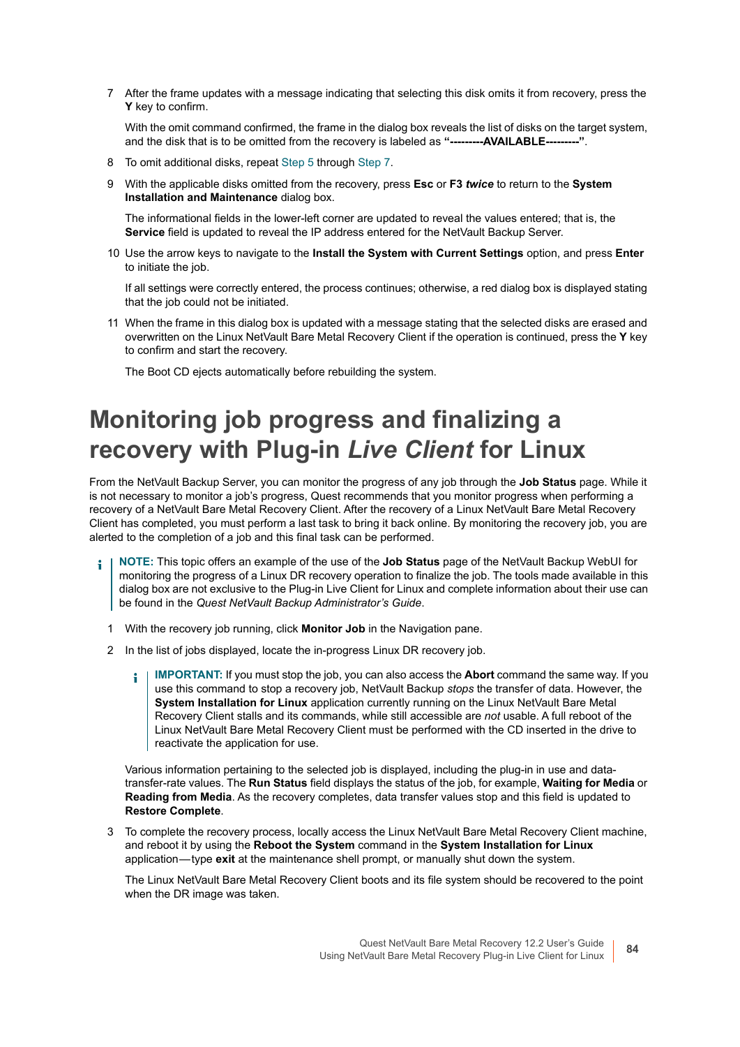7 After the frame updates with a message indicating that selecting this disk omits it from recovery, press the **Y** key to confirm.

   With the omit command confirmed, the frame in the dialog box reveals the list of disks on the target system, and the disk that is to be omitted from the recovery is labeled as **"---------AVAILABLE---------"**.

8 To omit additional disks, repeat Step 5 through Step 7.

9 With the applicable disks omitted from the recovery, press **Esc** or **F3** ***twice*** to return to the **System Installation and Maintenance** dialog box.

   The informational fields in the lower-left corner are updated to reveal the values entered; that is, the **Service** field is updated to reveal the IP address entered for the NetVault Backup Server.

10 Use the arrow keys to navigate to the **Install the System with Current Settings** option, and press **Enter** to initiate the job.

   If all settings were correctly entered, the process continues; otherwise, a red dialog box is displayed stating that the job could not be initiated.

11 When the frame in this dialog box is updated with a message stating that the selected disks are erased and overwritten on the Linux NetVault Bare Metal Recovery Client if the operation is continued, press the **Y** key to confirm and start the recovery.

   The Boot CD ejects automatically before rebuilding the system.

# Monitoring job progress and finalizing a recovery with Plug-in *Live Client* for Linux

From the NetVault Backup Server, you can monitor the progress of any job through the **Job Status** page. While it is not necessary to monitor a job's progress, Quest recommends that you monitor progress when performing a recovery of a NetVault Bare Metal Recovery Client. After the recovery of a Linux NetVault Bare Metal Recovery Client has completed, you must perform a last task to bring it back online. By monitoring the recovery job, you are alerted to the completion of a job and this final task can be performed.

> **NOTE:** This topic offers an example of the use of the **Job Status** page of the NetVault Backup WebUI for monitoring the progress of a Linux DR recovery operation to finalize the job. The tools made available in this dialog box are not exclusive to the Plug-in Live Client for Linux and complete information about their use can be found in the *Quest NetVault Backup Administrator's Guide*.

1 With the recovery job running, click **Monitor Job** in the Navigation pane.

2 In the list of jobs displayed, locate the in-progress Linux DR recovery job.

   > **IMPORTANT:** If you must stop the job, you can also access the **Abort** command the same way. If you use this command to stop a recovery job, NetVault Backup *stops* the transfer of data. However, the **System Installation for Linux** application currently running on the Linux NetVault Bare Metal Recovery Client stalls and its commands, while still accessible are *not* usable. A full reboot of the Linux NetVault Bare Metal Recovery Client must be performed with the CD inserted in the drive to reactivate the application for use.

   Various information pertaining to the selected job is displayed, including the plug-in in use and data-transfer-rate values. The **Run Status** field displays the status of the job, for example, **Waiting for Media** or **Reading from Media**. As the recovery completes, data transfer values stop and this field is updated to **Restore Complete**.

3 To complete the recovery process, locally access the Linux NetVault Bare Metal Recovery Client machine, and reboot it by using the **Reboot the System** command in the **System Installation for Linux** application—type **exit** at the maintenance shell prompt, or manually shut down the system.

   The Linux NetVault Bare Metal Recovery Client boots and its file system should be recovered to the point when the DR image was taken.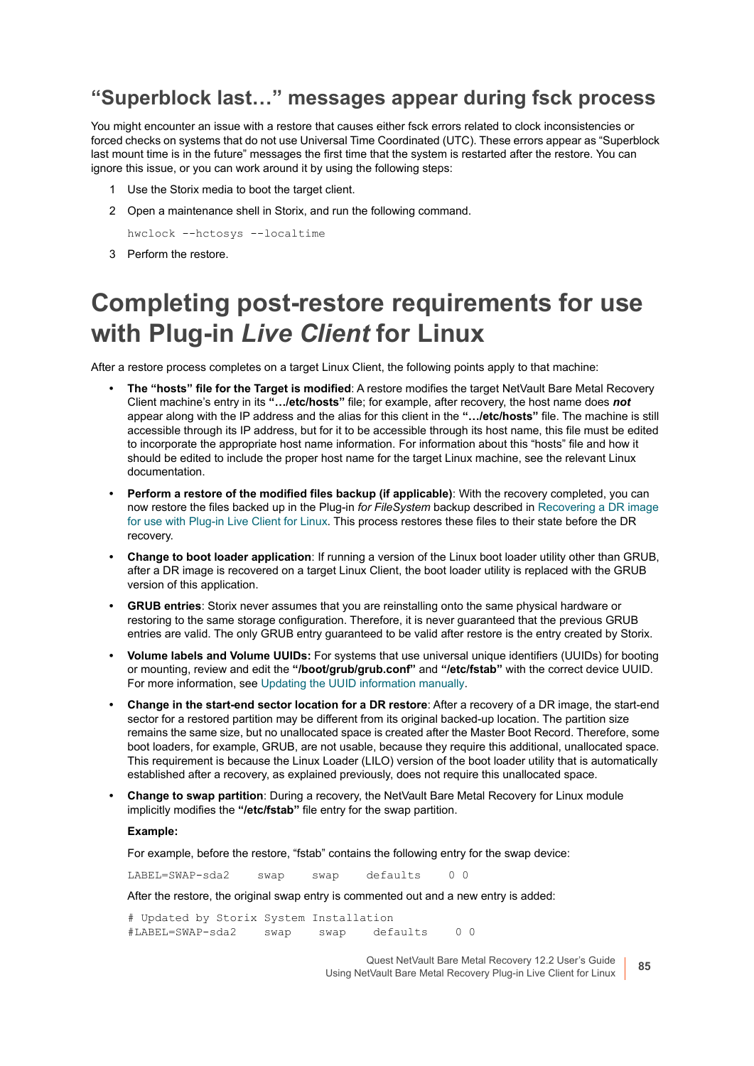## “Superblock last…” messages appear during fsck process

You might encounter an issue with a restore that causes either fsck errors related to clock inconsistencies or forced checks on systems that do not use Universal Time Coordinated (UTC). These errors appear as “Superblock last mount time is in the future” messages the first time that the system is restarted after the restore. You can ignore this issue, or you can work around it by using the following steps:

1. Use the Storix media to boot the target client.
2. Open a maintenance shell in Storix, and run the following command.

   ```
   hwclock --hctosys --localtime
   ```

3. Perform the restore.

# Completing post-restore requirements for use with Plug-in *Live Client* for Linux

After a restore process completes on a target Linux Client, the following points apply to that machine:

- **The “hosts” file for the Target is modified**: A restore modifies the target NetVault Bare Metal Recovery Client machine’s entry in its **“…/etc/hosts”** file; for example, after recovery, the host name does ***not*** appear along with the IP address and the alias for this client in the **“…/etc/hosts”** file. The machine is still accessible through its IP address, but for it to be accessible through its host name, this file must be edited to incorporate the appropriate host name information. For information about this “hosts” file and how it should be edited to include the proper host name for the target Linux machine, see the relevant Linux documentation.
- **Perform a restore of the modified files backup (if applicable)**: With the recovery completed, you can now restore the files backed up in the Plug-in *for FileSystem* backup described in Recovering a DR image for use with Plug-in Live Client for Linux. This process restores these files to their state before the DR recovery.
- **Change to boot loader application**: If running a version of the Linux boot loader utility other than GRUB, after a DR image is recovered on a target Linux Client, the boot loader utility is replaced with the GRUB version of this application.
- **GRUB entries**: Storix never assumes that you are reinstalling onto the same physical hardware or restoring to the same storage configuration. Therefore, it is never guaranteed that the previous GRUB entries are valid. The only GRUB entry guaranteed to be valid after restore is the entry created by Storix.
- **Volume labels and Volume UUIDs:** For systems that use universal unique identifiers (UUIDs) for booting or mounting, review and edit the **“/boot/grub/grub.conf”** and **“/etc/fstab”** with the correct device UUID. For more information, see Updating the UUID information manually.
- **Change in the start-end sector location for a DR restore**: After a recovery of a DR image, the start-end sector for a restored partition may be different from its original backed-up location. The partition size remains the same size, but no unallocated space is created after the Master Boot Record. Therefore, some boot loaders, for example, GRUB, are not usable, because they require this additional, unallocated space. This requirement is because the Linux Loader (LILO) version of the boot loader utility that is automatically established after a recovery, as explained previously, does not require this unallocated space.
- **Change to swap partition**: During a recovery, the NetVault Bare Metal Recovery for Linux module implicitly modifies the **“/etc/fstab”** file entry for the swap partition.

  **Example:**

  For example, before the restore, “fstab” contains the following entry for the swap device:

  ```
  LABEL=SWAP-sda2     swap     swap     defaults     0 0
  ```

  After the restore, the original swap entry is commented out and a new entry is added:

  ```
  # Updated by Storix System Installation
  #LABEL=SWAP-sda2     swap     swap     defaults     0 0
  ```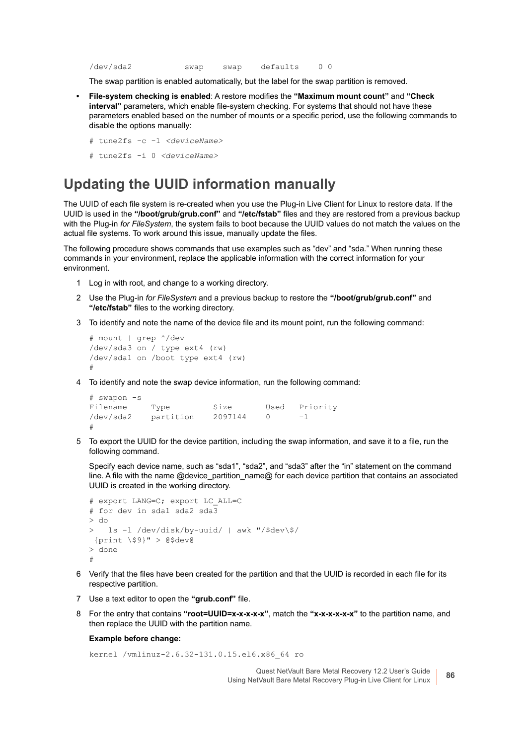```
/dev/sda2           swap    swap    defaults    0 0
```

The swap partition is enabled automatically, but the label for the swap partition is removed.

- **File-system checking is enabled**: A restore modifies the **"Maximum mount count"** and **"Check interval"** parameters, which enable file-system checking. For systems that should not have these parameters enabled based on the number of mounts or a specific period, use the following commands to disable the options manually:

```
# tune2fs -c -1 <deviceName>
```

```
# tune2fs -i 0 <deviceName>
```

## Updating the UUID information manually

The UUID of each file system is re-created when you use the Plug-in Live Client for Linux to restore data. If the UUID is used in the **"/boot/grub/grub.conf"** and **"/etc/fstab"** files and they are restored from a previous backup with the Plug-in *for FileSystem*, the system fails to boot because the UUID values do not match the values on the actual file systems. To work around this issue, manually update the files.

The following procedure shows commands that use examples such as "dev" and "sda." When running these commands in your environment, replace the applicable information with the correct information for your environment.

1. Log in with root, and change to a working directory.
2. Use the Plug-in *for FileSystem* and a previous backup to restore the **"/boot/grub/grub.conf"** and **"/etc/fstab"** files to the working directory.
3. To identify and note the name of the device file and its mount point, run the following command:

```
# mount | grep ^/dev
/dev/sda3 on / type ext4 (rw)
/dev/sda1 on /boot type ext4 (rw)
#
```

4. To identify and note the swap device information, run the following command:

```
# swapon -s
Filename     Type         Size       Used   Priority
/dev/sda2    partition    2097144    0      -1
#
```

5. To export the UUID for the device partition, including the swap information, and save it to a file, run the following command.

   Specify each device name, such as "sda1", "sda2", and "sda3" after the "in" statement on the command line. A file with the name @device_partition_name@ for each device partition that contains an associated UUID is created in the working directory.

```
# export LANG=C; export LC_ALL=C
# for dev in sda1 sda2 sda3
> do
>   ls -l /dev/disk/by-uuid/ | awk "/$dev\$/
 {print \$9}" > @$dev@
> done
#
```

6. Verify that the files have been created for the partition and that the UUID is recorded in each file for its respective partition.
7. Use a text editor to open the **"grub.conf"** file.
8. For the entry that contains **"root=UUID=x-x-x-x-x"**, match the **"x-x-x-x-x-x"** to the partition name, and then replace the UUID with the partition name.

   **Example before change:**

```
kernel /vmlinuz-2.6.32-131.0.15.el6.x86_64 ro
```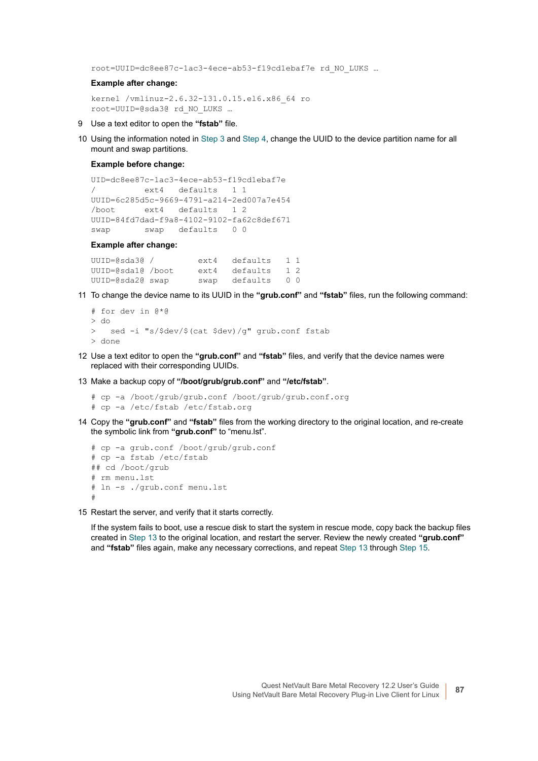```
root=UUID=dc8ee87c-1ac3-4ece-ab53-f19cd1ebaf7e rd_NO_LUKS …
```

**Example after change:**

```
kernel /vmlinuz-2.6.32-131.0.15.el6.x86_64 ro
root=UUID=@sda3@ rd_NO_LUKS …
```

9 Use a text editor to open the **“fstab”** file.

10 Using the information noted in Step 3 and Step 4, change the UUID to the device partition name for all mount and swap partitions.

**Example before change:**

```
UID=dc8ee87c-1ac3-4ece-ab53-f19cd1ebaf7e
/          ext4   defaults    1 1
UUID=6c285d5c-9669-4791-a214-2ed007a7e454
/boot      ext4   defaults    1 2
UUID=84fd7dad-f9a8-4102-9102-fa62c8def671
swap       swap   defaults    0 0
```

**Example after change:**

```
UUID=@sda3@ /          ext4   defaults   1 1
UUID=@sda1@ /boot      ext4   defaults   1 2
UUID=@sda2@ swap       swap   defaults   0 0
```

11 To change the device name to its UUID in the **“grub.conf”** and **“fstab”** files, run the following command:

```
# for dev in @*@
> do
>   sed -i "s/$dev/$(cat $dev)/g" grub.conf fstab
> done
```

12 Use a text editor to open the **“grub.conf”** and **“fstab”** files, and verify that the device names were replaced with their corresponding UUIDs.

13 Make a backup copy of **“/boot/grub/grub.conf”** and **“/etc/fstab”**.

```
# cp -a /boot/grub/grub.conf /boot/grub/grub.conf.org
# cp -a /etc/fstab /etc/fstab.org
```

14 Copy the **“grub.conf”** and **“fstab”** files from the working directory to the original location, and re-create the symbolic link from **“grub.conf”** to “menu.lst”.

```
# cp -a grub.conf /boot/grub/grub.conf
# cp -a fstab /etc/fstab
## cd /boot/grub
# rm menu.lst
# ln -s ./grub.conf menu.lst
#
```

15 Restart the server, and verify that it starts correctly.

If the system fails to boot, use a rescue disk to start the system in rescue mode, copy back the backup files created in Step 13 to the original location, and restart the server. Review the newly created **“grub.conf”** and **“fstab”** files again, make any necessary corrections, and repeat Step 13 through Step 15.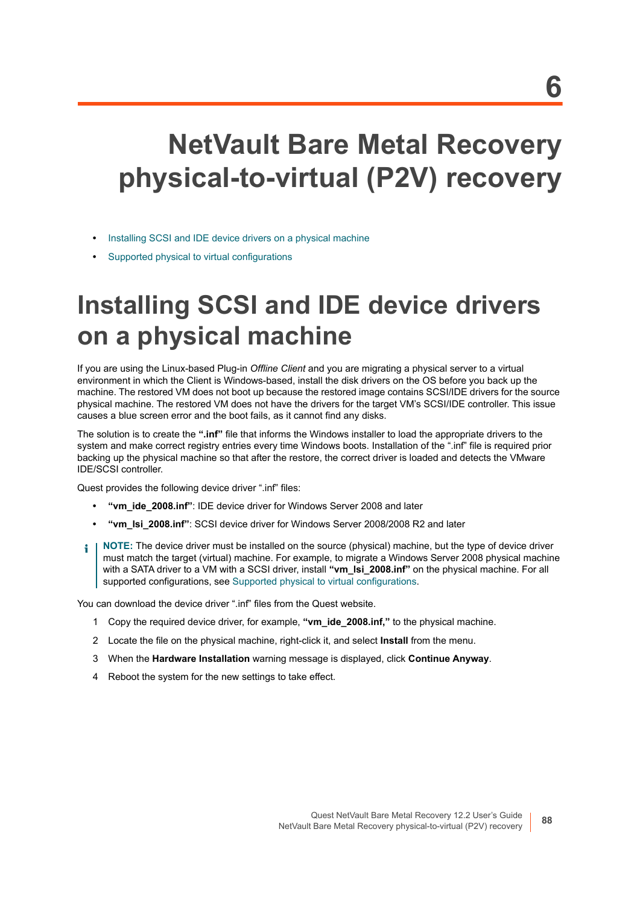# 6 NetVault Bare Metal Recovery physical-to-virtual (P2V) recovery

- Installing SCSI and IDE device drivers on a physical machine
- Supported physical to virtual configurations

## Installing SCSI and IDE device drivers on a physical machine

If you are using the Linux-based Plug-in *Offline Client* and you are migrating a physical server to a virtual environment in which the Client is Windows-based, install the disk drivers on the OS before you back up the machine. The restored VM does not boot up because the restored image contains SCSI/IDE drivers for the source physical machine. The restored VM does not have the drivers for the target VM's SCSI/IDE controller. This issue causes a blue screen error and the boot fails, as it cannot find any disks.

The solution is to create the **".inf"** file that informs the Windows installer to load the appropriate drivers to the system and make correct registry entries every time Windows boots. Installation of the ".inf" file is required prior backing up the physical machine so that after the restore, the correct driver is loaded and detects the VMware IDE/SCSI controller.

Quest provides the following device driver ".inf" files:

- **"vm_ide_2008.inf"**: IDE device driver for Windows Server 2008 and later
- **"vm_lsi_2008.inf"**: SCSI device driver for Windows Server 2008/2008 R2 and later

> **NOTE:** The device driver must be installed on the source (physical) machine, but the type of device driver must match the target (virtual) machine. For example, to migrate a Windows Server 2008 physical machine with a SATA driver to a VM with a SCSI driver, install **"vm_lsi_2008.inf"** on the physical machine. For all supported configurations, see Supported physical to virtual configurations.

You can download the device driver ".inf" files from the Quest website.

1. Copy the required device driver, for example, **"vm_ide_2008.inf,"** to the physical machine.
2. Locate the file on the physical machine, right-click it, and select **Install** from the menu.
3. When the **Hardware Installation** warning message is displayed, click **Continue Anyway**.
4. Reboot the system for the new settings to take effect.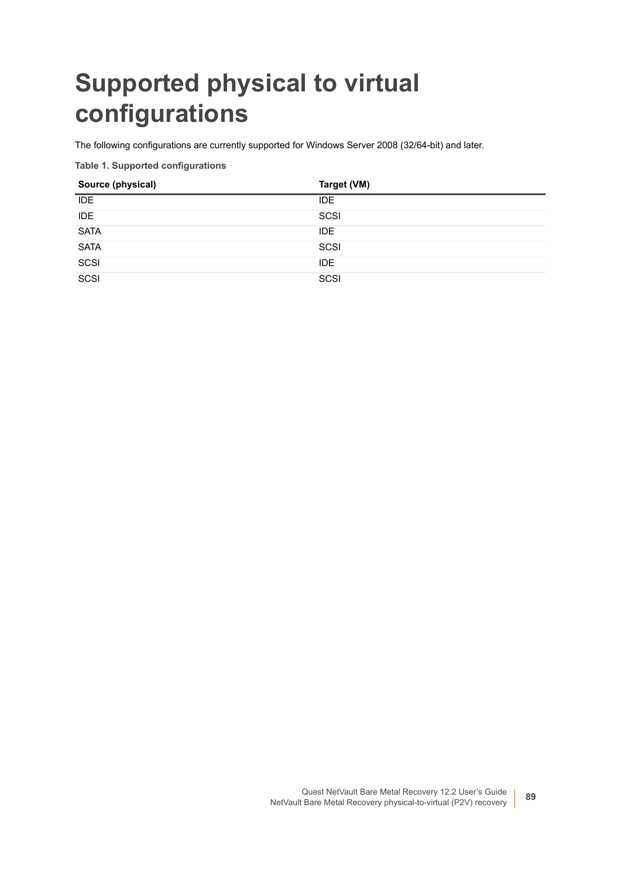# Supported physical to virtual configurations

The following configurations are currently supported for Windows Server 2008 (32/64-bit) and later.

**Table 1. Supported configurations**

| Source (physical) | Target (VM) |
| --- | --- |
| IDE | IDE |
| IDE | SCSI |
| SATA | IDE |
| SATA | SCSI |
| SCSI | IDE |
| SCSI | SCSI |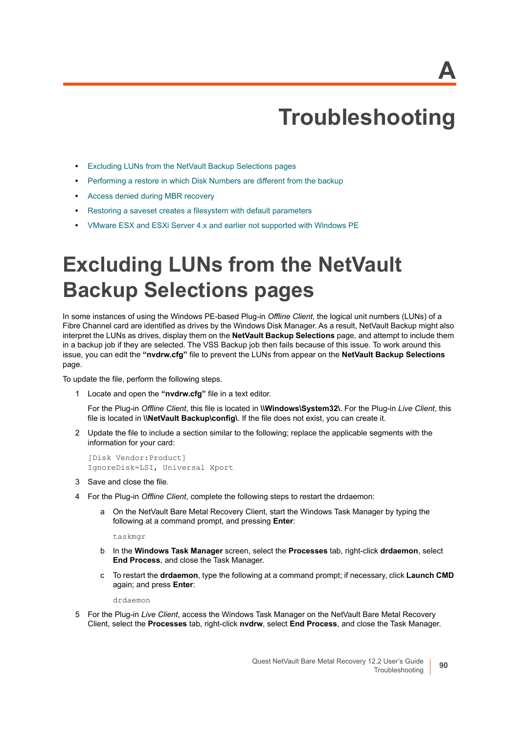A

# Troubleshooting

- Excluding LUNs from the NetVault Backup Selections pages
- Performing a restore in which Disk Numbers are different from the backup
- Access denied during MBR recovery
- Restoring a saveset creates a filesystem with default parameters
- VMware ESX and ESXi Server 4.x and earlier not supported with Windows PE

# Excluding LUNs from the NetVault Backup Selections pages

In some instances of using the Windows PE-based Plug-in *Offline Client*, the logical unit numbers (LUNs) of a Fibre Channel card are identified as drives by the Windows Disk Manager. As a result, NetVault Backup might also interpret the LUNs as drives, display them on the **NetVault Backup Selections** page, and attempt to include them in a backup job if they are selected. The VSS Backup job then fails because of this issue. To work around this issue, you can edit the **"nvdrw.cfg"** file to prevent the LUNs from appear on the **NetVault Backup Selections** page.

To update the file, perform the following steps.

1. Locate and open the **"nvdrw.cfg"** file in a text editor.

   For the Plug-in *Offline Client*, this file is located in **\\Windows\System32\**. For the Plug-in *Live Client*, this file is located in **\\NetVault Backup\config\**. If the file does not exist, you can create it.

2. Update the file to include a section similar to the following; replace the applicable segments with the information for your card:

   ```
   [Disk Vendor:Product]
   IgnoreDisk=LSI, Universal Xport
   ```

3. Save and close the file.

4. For the Plug-in *Offline Client*, complete the following steps to restart the drdaemon:

   a. On the NetVault Bare Metal Recovery Client, start the Windows Task Manager by typing the following at a command prompt, and pressing **Enter**:

      ```
      taskmgr
      ```

   b. In the **Windows Task Manager** screen, select the **Processes** tab, right-click **drdaemon**, select **End Process**, and close the Task Manager.

   c. To restart the **drdaemon**, type the following at a command prompt; if necessary, click **Launch CMD** again; and press **Enter**:

      ```
      drdaemon
      ```

5. For the Plug-in *Live Client*, access the Windows Task Manager on the NetVault Bare Metal Recovery Client, select the **Processes** tab, right-click **nvdrw**, select **End Process**, and close the Task Manager.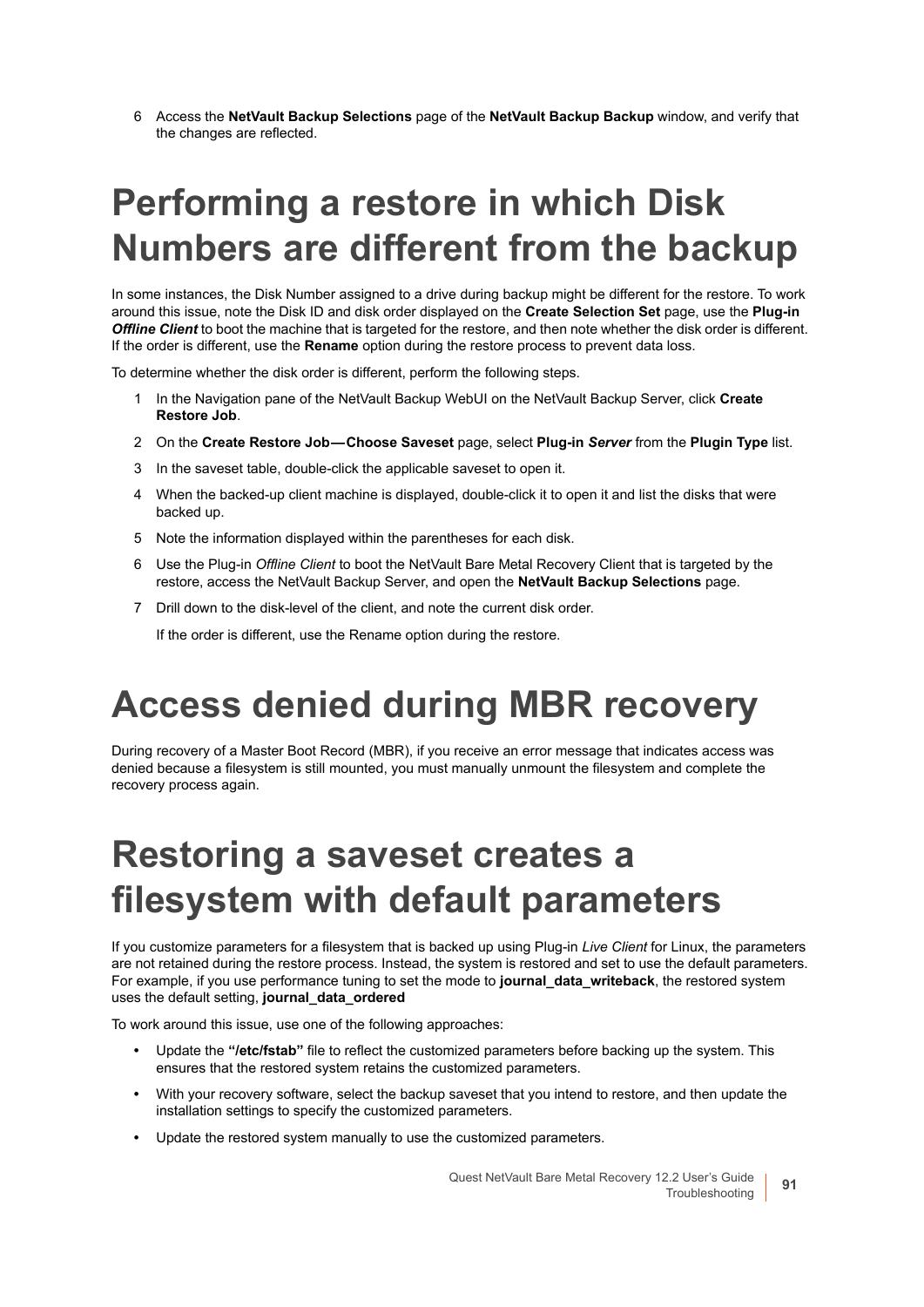6 Access the **NetVault Backup Selections** page of the **NetVault Backup Backup** window, and verify that the changes are reflected.

# Performing a restore in which Disk Numbers are different from the backup

In some instances, the Disk Number assigned to a drive during backup might be different for the restore. To work around this issue, note the Disk ID and disk order displayed on the **Create Selection Set** page, use the **Plug-in *Offline Client*** to boot the machine that is targeted for the restore, and then note whether the disk order is different. If the order is different, use the **Rename** option during the restore process to prevent data loss.

To determine whether the disk order is different, perform the following steps.

1. In the Navigation pane of the NetVault Backup WebUI on the NetVault Backup Server, click **Create Restore Job**.
2. On the **Create Restore Job—Choose Saveset** page, select **Plug-in *Server*** from the **Plugin Type** list.
3. In the saveset table, double-click the applicable saveset to open it.
4. When the backed-up client machine is displayed, double-click it to open it and list the disks that were backed up.
5. Note the information displayed within the parentheses for each disk.
6. Use the Plug-in *Offline Client* to boot the NetVault Bare Metal Recovery Client that is targeted by the restore, access the NetVault Backup Server, and open the **NetVault Backup Selections** page.
7. Drill down to the disk-level of the client, and note the current disk order.

   If the order is different, use the Rename option during the restore.

# Access denied during MBR recovery

During recovery of a Master Boot Record (MBR), if you receive an error message that indicates access was denied because a filesystem is still mounted, you must manually unmount the filesystem and complete the recovery process again.

# Restoring a saveset creates a filesystem with default parameters

If you customize parameters for a filesystem that is backed up using Plug-in *Live Client* for Linux, the parameters are not retained during the restore process. Instead, the system is restored and set to use the default parameters. For example, if you use performance tuning to set the mode to **journal_data_writeback**, the restored system uses the default setting, **journal_data_ordered**

To work around this issue, use one of the following approaches:

- Update the **"/etc/fstab"** file to reflect the customized parameters before backing up the system. This ensures that the restored system retains the customized parameters.
- With your recovery software, select the backup saveset that you intend to restore, and then update the installation settings to specify the customized parameters.
- Update the restored system manually to use the customized parameters.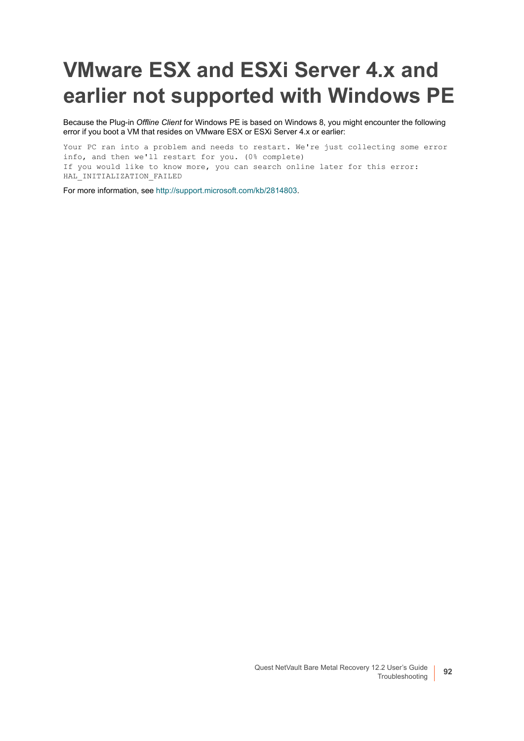# VMware ESX and ESXi Server 4.x and earlier not supported with Windows PE

Because the Plug-in *Offline Client* for Windows PE is based on Windows 8, you might encounter the following error if you boot a VM that resides on VMware ESX or ESXi Server 4.x or earlier:

```
Your PC ran into a problem and needs to restart. We're just collecting some error
info, and then we'll restart for you. (0% complete)
If you would like to know more, you can search online later for this error:
HAL_INITIALIZATION_FAILED
```

For more information, see http://support.microsoft.com/kb/2814803.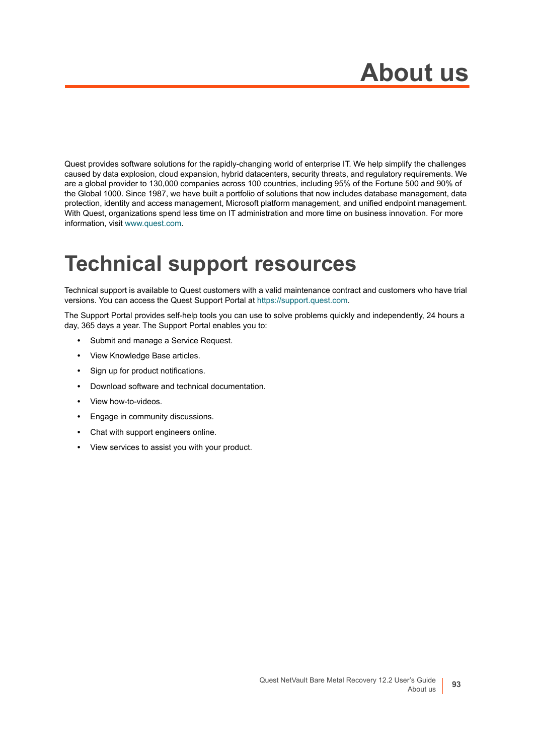# About us

Quest provides software solutions for the rapidly-changing world of enterprise IT. We help simplify the challenges caused by data explosion, cloud expansion, hybrid datacenters, security threats, and regulatory requirements. We are a global provider to 130,000 companies across 100 countries, including 95% of the Fortune 500 and 90% of the Global 1000. Since 1987, we have built a portfolio of solutions that now includes database management, data protection, identity and access management, Microsoft platform management, and unified endpoint management. With Quest, organizations spend less time on IT administration and more time on business innovation. For more information, visit www.quest.com.

# Technical support resources

Technical support is available to Quest customers with a valid maintenance contract and customers who have trial versions. You can access the Quest Support Portal at https://support.quest.com.

The Support Portal provides self-help tools you can use to solve problems quickly and independently, 24 hours a day, 365 days a year. The Support Portal enables you to:

- Submit and manage a Service Request.
- View Knowledge Base articles.
- Sign up for product notifications.
- Download software and technical documentation.
- View how-to-videos.
- Engage in community discussions.
- Chat with support engineers online.
- View services to assist you with your product.